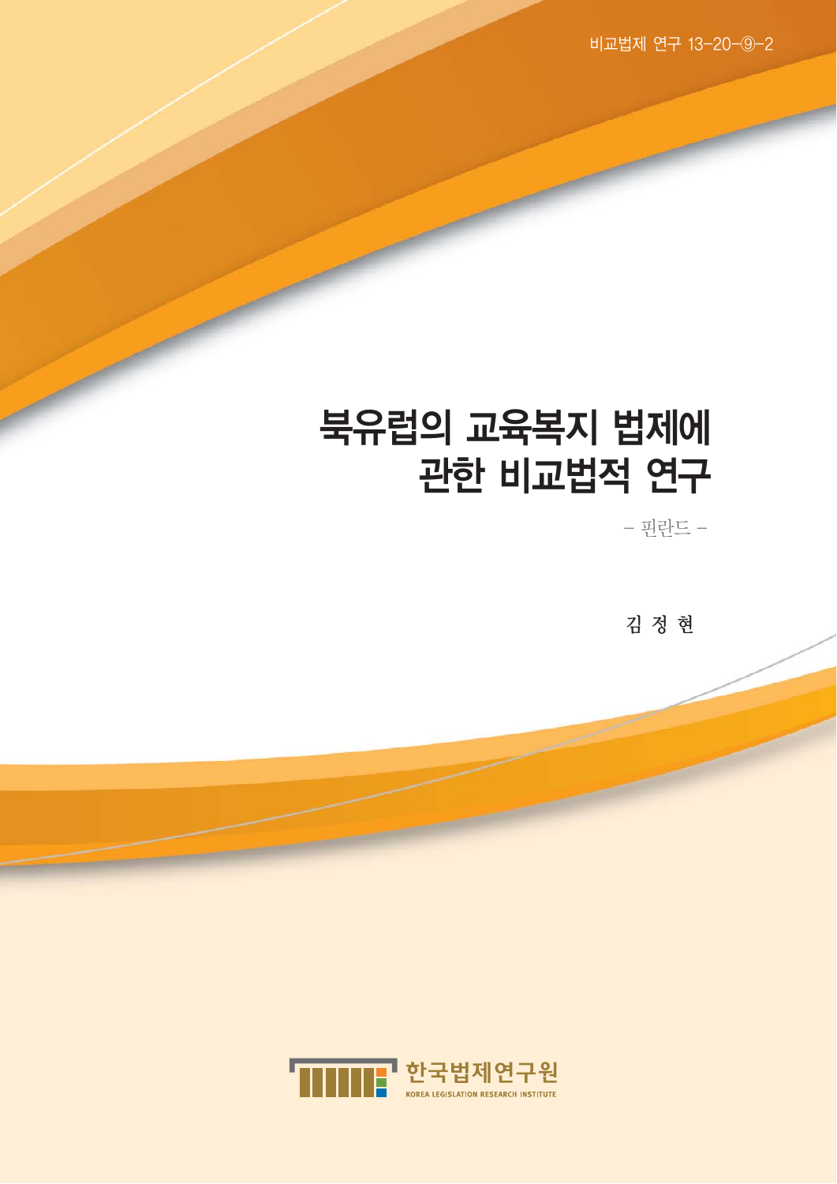비교법제 연구 13-20-⑨-2

# 북유럽의 교육복지 법제에 관한 비교법적 연구

– 핀란드 –

김 정 현

한국법제연구원

KOREA LEGISLATION RESEARCH INSTITUTE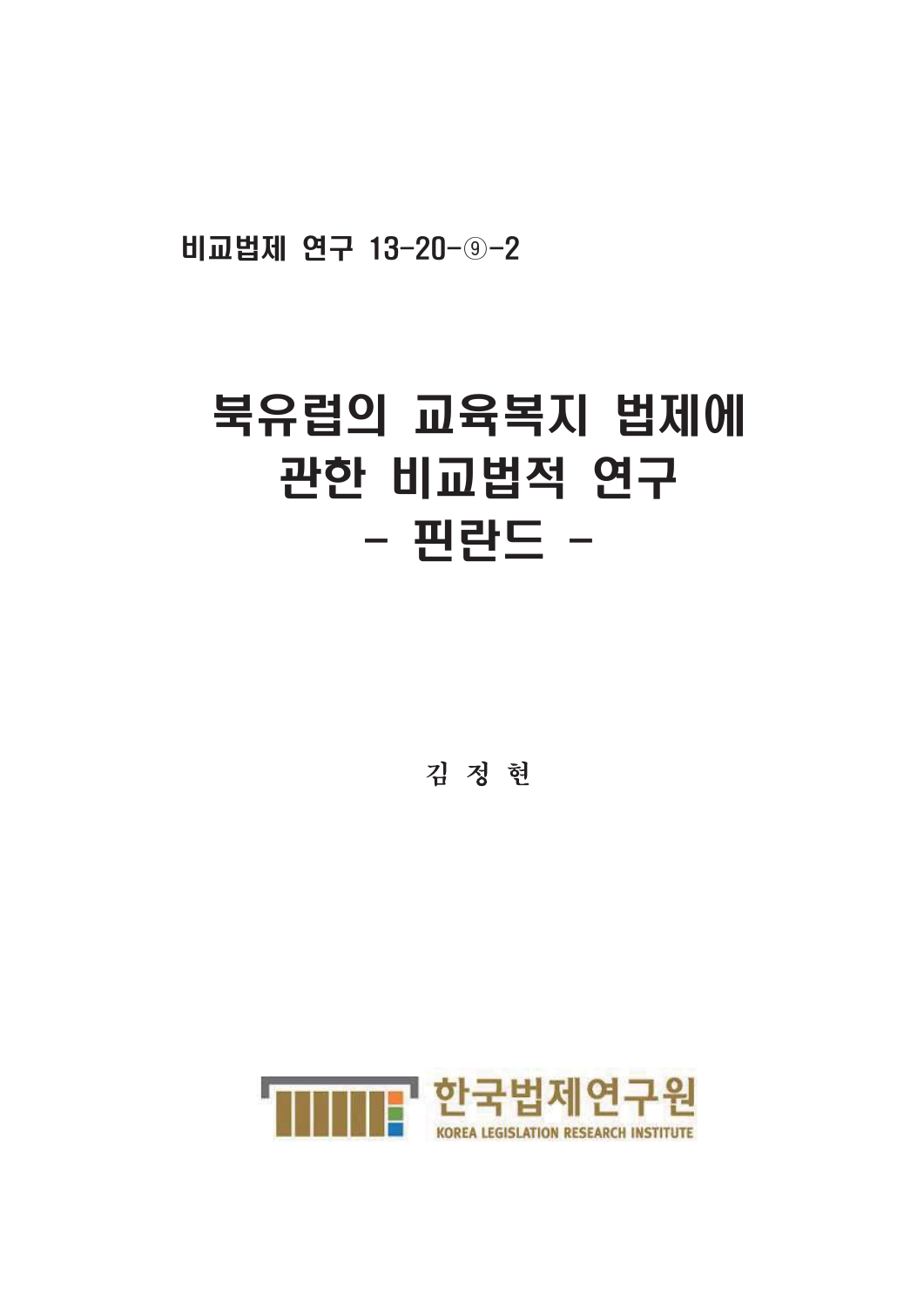비교법제 연구 13-20-⑨-2

# 북유럽의 교육복지 법제에 관한 비교법적 연구 - 핀란드 -

김 정 현

한국법제연구원
KOREA LEGISLATION RESEARCH INSTITUTE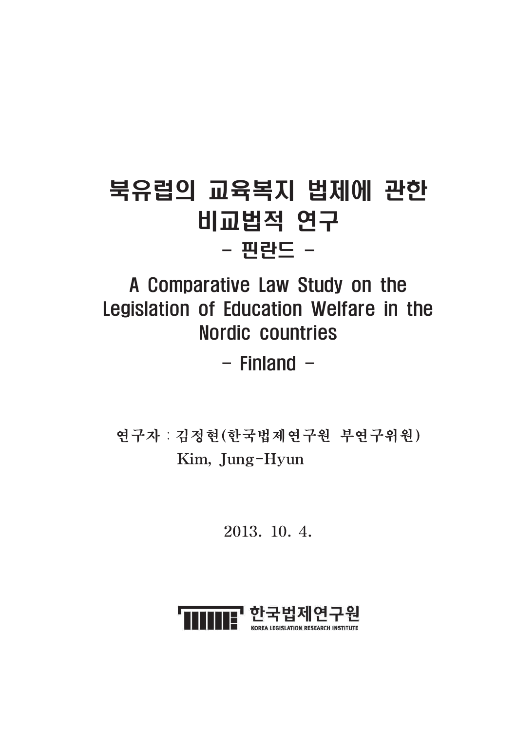# 북유럽의 교육복지 법제에 관한 비교법적 연구

## - 핀란드 -

# A Comparative Law Study on the Legislation of Education Welfare in the Nordic countries

## - Finland -

연구자 : 김정현(한국법제연구원 부연구위원)
Kim, Jung-Hyun

2013. 10. 4.

한국법제연구원
KOREA LEGISLATION RESEARCH INSTITUTE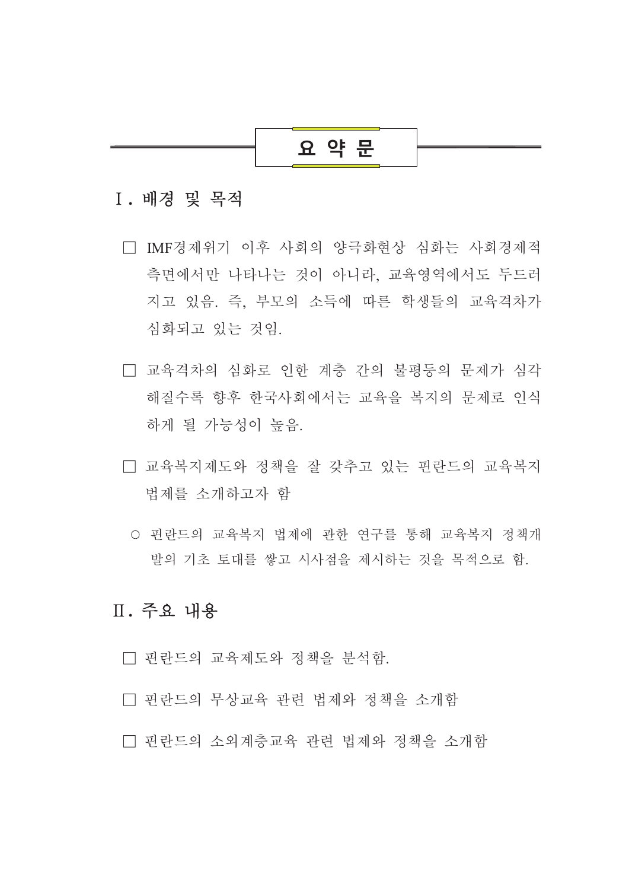# 요 약 문

## Ⅰ. 배경 및 목적

□ IMF경제위기 이후 사회의 양극화현상 심화는 사회경제적 측면에서만 나타나는 것이 아니라, 교육영역에서도 두드러지고 있음. 즉, 부모의 소득에 따른 학생들의 교육격차가 심화되고 있는 것임.

□ 교육격차의 심화로 인한 계층 간의 불평등의 문제가 심각해질수록 향후 한국사회에서는 교육을 복지의 문제로 인식하게 될 가능성이 높음.

□ 교육복지제도와 정책을 잘 갖추고 있는 핀란드의 교육복지 법제를 소개하고자 함

○ 핀란드의 교육복지 법제에 관한 연구를 통해 교육복지 정책개발의 기초 토대를 쌓고 시사점을 제시하는 것을 목적으로 함.

## Ⅱ. 주요 내용

□ 핀란드의 교육제도와 정책을 분석함.

□ 핀란드의 무상교육 관련 법제와 정책을 소개함

□ 핀란드의 소외계층교육 관련 법제와 정책을 소개함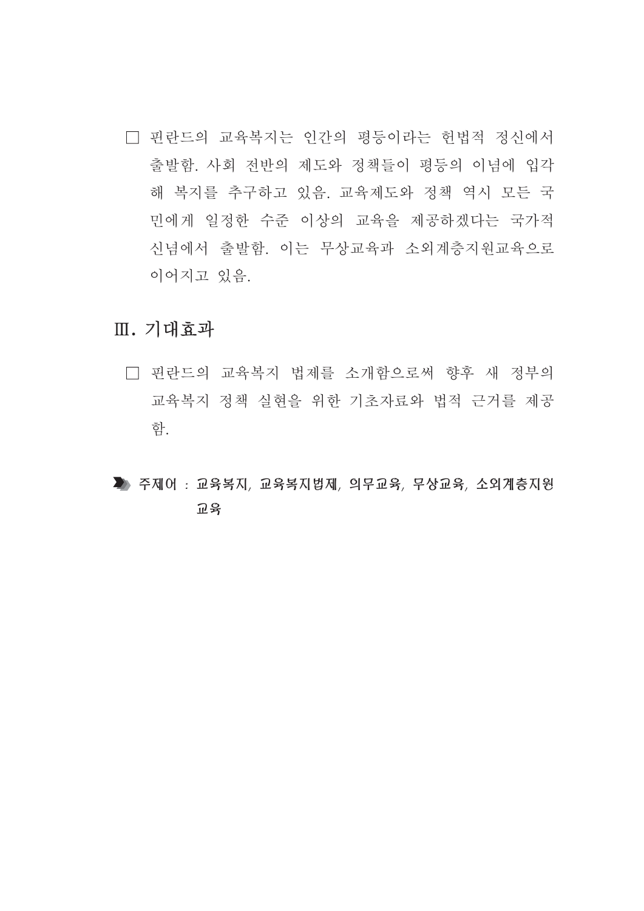□ 핀란드의 교육복지는 인간의 평등이라는 헌법적 정신에서 출발함. 사회 전반의 제도와 정책들이 평등의 이념에 입각해 복지를 추구하고 있음. 교육제도와 정책 역시 모든 국민에게 일정한 수준 이상의 교육을 제공하겠다는 국가적 신념에서 출발함. 이는 무상교육과 소외계층지원교육으로 이어지고 있음.

## Ⅲ. 기대효과

□ 핀란드의 교육복지 법제를 소개함으로써 향후 새 정부의 교육복지 정책 실현을 위한 기초자료와 법적 근거를 제공함.

**주제어 : 교육복지, 교육복지법제, 의무교육, 무상교육, 소외계층지원교육**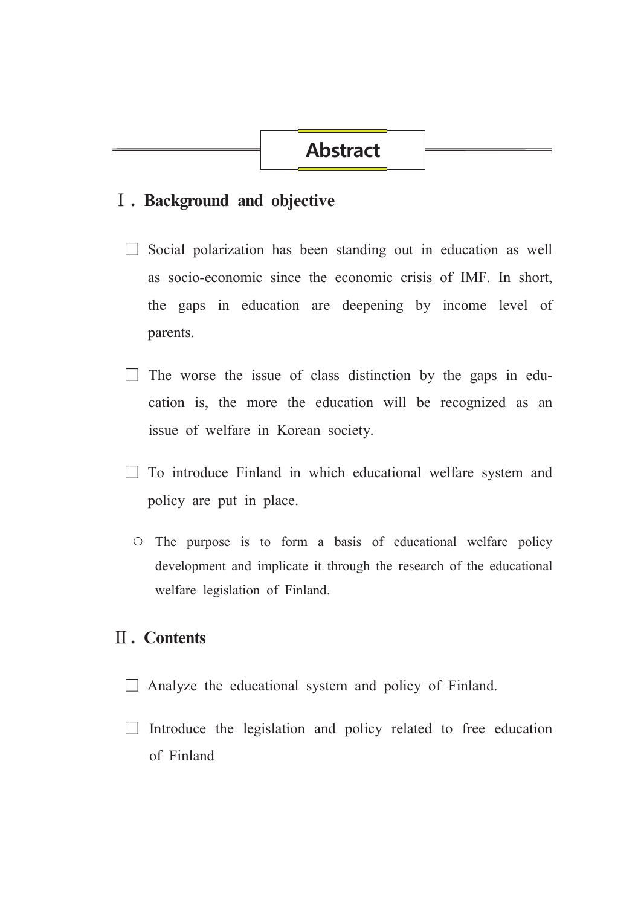# Abstract

## Ⅰ. Background and objective

- Social polarization has been standing out in education as well as socio-economic since the economic crisis of IMF. In short, the gaps in education are deepening by income level of parents.

- The worse the issue of class distinction by the gaps in education is, the more the education will be recognized as an issue of welfare in Korean society.

- To introduce Finland in which educational welfare system and policy are put in place.

  - The purpose is to form a basis of educational welfare policy development and implicate it through the research of the educational welfare legislation of Finland.

## Ⅱ. Contents

- Analyze the educational system and policy of Finland.

- Introduce the legislation and policy related to free education of Finland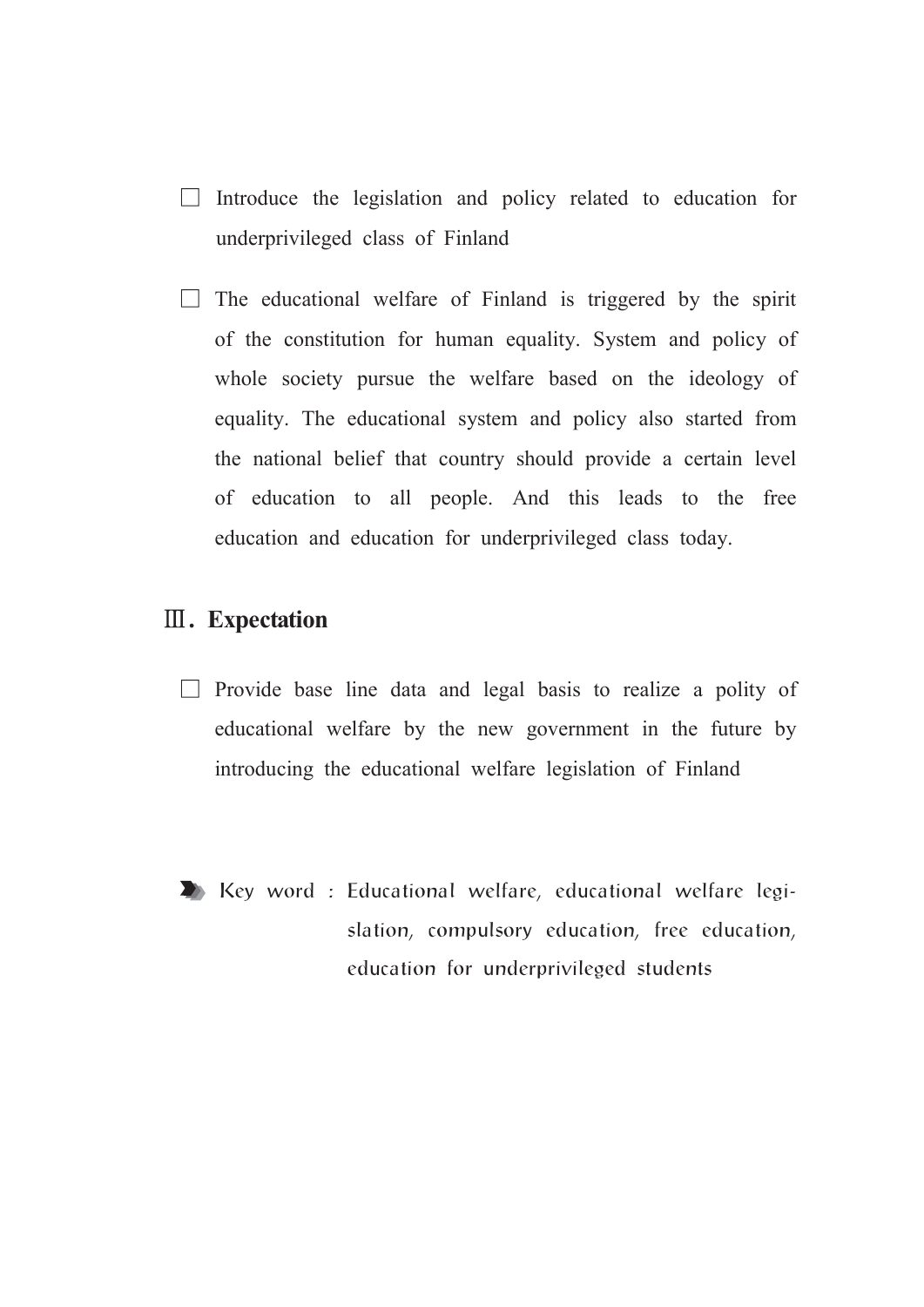- Introduce the legislation and policy related to education for underprivileged class of Finland

- The educational welfare of Finland is triggered by the spirit of the constitution for human equality. System and policy of whole society pursue the welfare based on the ideology of equality. The educational system and policy also started from the national belief that country should provide a certain level of education to all people. And this leads to the free education and education for underprivileged class today.

## Ⅲ. Expectation

- Provide base line data and legal basis to realize a polity of educational welfare by the new government in the future by introducing the educational welfare legislation of Finland

Key word : Educational welfare, educational welfare legislation, compulsory education, free education, education for underprivileged students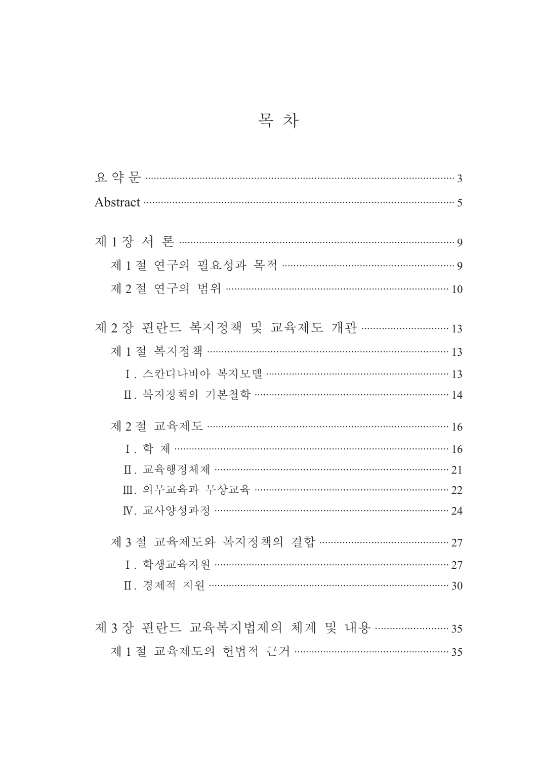# 목 차

요 약 문 ········································································································· 3

Abstract ········································································································· 5

제 1 장 서 론 ································································································ 9

　제 1 절 연구의 필요성과 목적 ································································ 9

　제 2 절 연구의 범위 ·················································································· 10

제 2 장 핀란드 복지정책 및 교육제도 개관 ············································ 13

　제 1 절 복지정책 ························································································ 13

　　Ⅰ. 스칸디나비아 복지모델 ······································································ 13

　　Ⅱ. 복지정책의 기본철학 ·········································································· 14

　제 2 절 교육제도 ························································································ 16

　　Ⅰ. 학 제 ································································································ 16

　　Ⅱ. 교육행정체제 ······················································································ 21

　　Ⅲ. 의무교육과 무상교육 ·········································································· 22

　　Ⅳ. 교사양성과정 ······················································································ 24

　제 3 절 교육제도와 복지정책의 결합 ···················································· 27

　　Ⅰ. 학생교육지원 ······················································································ 27

　　Ⅱ. 경제적 지원 ························································································ 30

제 3 장 핀란드 교육복지법제의 체계 및 내용 ········································ 35

　제 1 절 교육제도의 헌법적 근거 ···························································· 35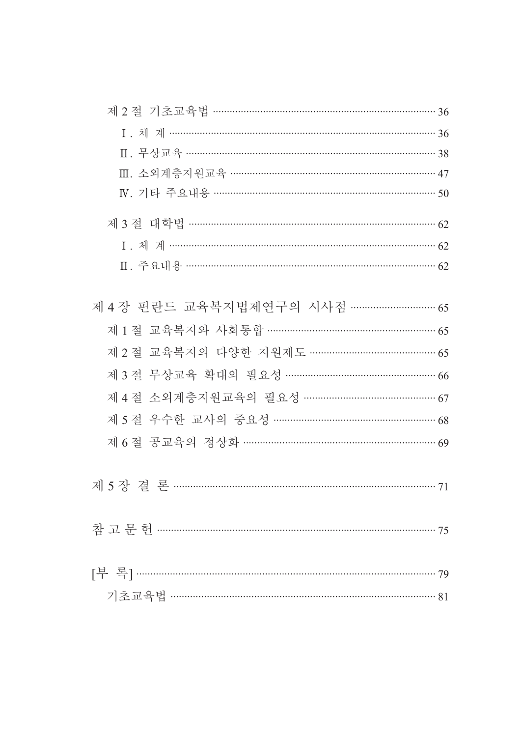제 2 절 기초교육法 ········· 36

Ⅰ. 체 계 ········· 36

Ⅱ. 무상교육 ········· 38

Ⅲ. 소외계층지원교육 ········· 47

Ⅳ. 기타 주요내용 ········· 50

제 3 절 대학법 ········· 62

Ⅰ. 체 계 ········· 62

Ⅱ. 주요내용 ········· 62

제 4 장 핀란드 교육복지법제연구의 시사점 ········· 65

제 1 절 교육복지와 사회통합 ········· 65

제 2 절 교육복지의 다양한 지원제도 ········· 65

제 3 절 무상교육 확대의 필요성 ········· 66

제 4 절 소외계층지원교육의 필요성 ········· 67

제 5 절 우수한 교사의 중요성 ········· 68

제 6 절 공교육의 정상화 ········· 69

제 5 장 결 론 ········· 71

참 고 문 헌 ········· 75

[부 록] ········· 79

기초교육법 ········· 81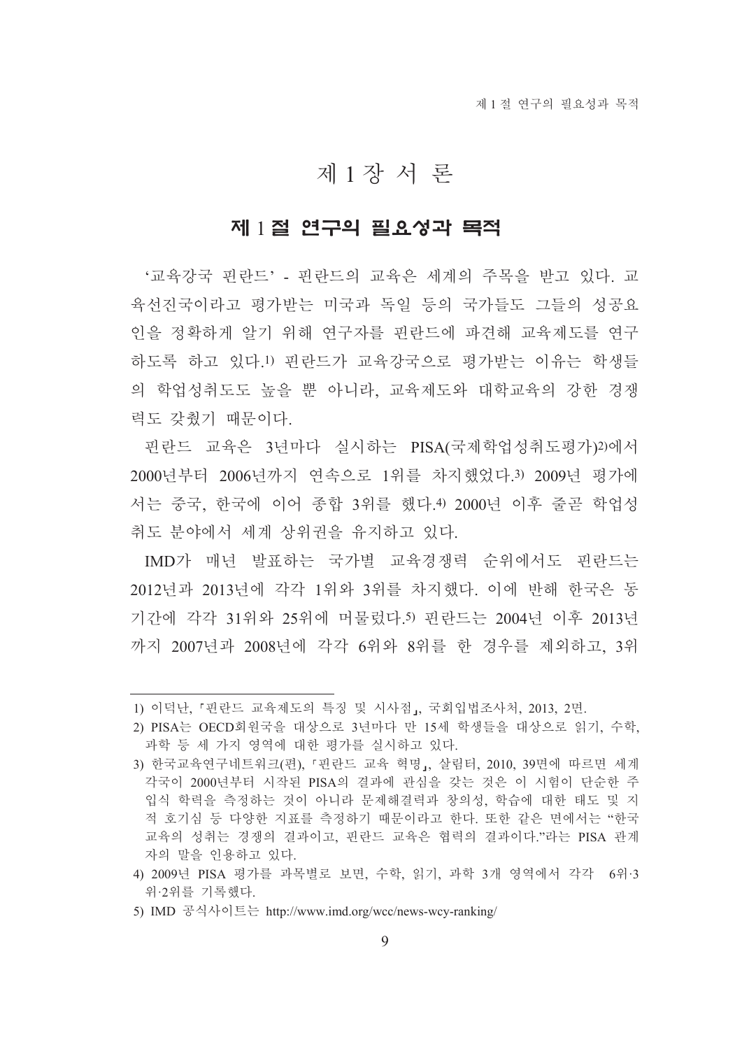# 제 1 장 서 론

## 제 1 절 연구의 필요성과 목적

'교육강국 핀란드' - 핀란드의 교육은 세계의 주목을 받고 있다. 교육선진국이라고 평가받는 미국과 독일 등의 국가들도 그들의 성공요인을 정확하게 알기 위해 연구자를 핀란드에 파견해 교육제도를 연구하도록 하고 있다.[1] 핀란드가 교육강국으로 평가받는 이유는 학생들의 학업성취도도 높을 뿐 아니라, 교육제도와 대학교육의 강한 경쟁력도 갖췄기 때문이다.

핀란드 교육은 3년마다 실시하는 PISA(국제학업성취도평가)[2]에서 2000년부터 2006년까지 연속으로 1위를 차지했었다.[3] 2009년 평가에서는 중국, 한국에 이어 종합 3위를 했다.[4] 2000년 이후 줄곧 학업성취도 분야에서 세계 상위권을 유지하고 있다.

IMD가 매년 발표하는 국가별 교육경쟁력 순위에서도 핀란드는 2012년과 2013년에 각각 1위와 3위를 차지했다. 이에 반해 한국은 동기간에 각각 31위와 25위에 머물렀다.[5] 핀란드는 2004년 이후 2013년까지 2007년과 2008년에 각각 6위와 8위를 한 경우를 제외하고, 3위

---

1) 이덕난, 「핀란드 교육제도의 특징 및 시사점」, 국회입법조사처, 2013, 2면.

2) PISA는 OECD회원국을 대상으로 3년마다 만 15세 학생들을 대상으로 읽기, 수학, 과학 등 세 가지 영역에 대한 평가를 실시하고 있다.

3) 한국교육연구네트워크(편), 「핀란드 교육 혁명」, 살림터, 2010, 39면에 따르면 세계 각국이 2000년부터 시작된 PISA의 결과에 관심을 갖는 것은 이 시험이 단순한 주입식 학력을 측정하는 것이 아니라 문제해결력과 창의성, 학습에 대한 태도 및 지적 호기심 등 다양한 지표를 측정하기 때문이라고 한다. 또한 같은 면에서는 "한국 교육의 성취는 경쟁의 결과이고, 핀란드 교육은 협력의 결과이다."라는 PISA 관계자의 말을 인용하고 있다.

4) 2009년 PISA 평가를 과목별로 보면, 수학, 읽기, 과학 3개 영역에서 각각 6위·3위·2위를 기록했다.

5) IMD 공식사이트는 http://www.imd.org/wcc/news-wcy-ranking/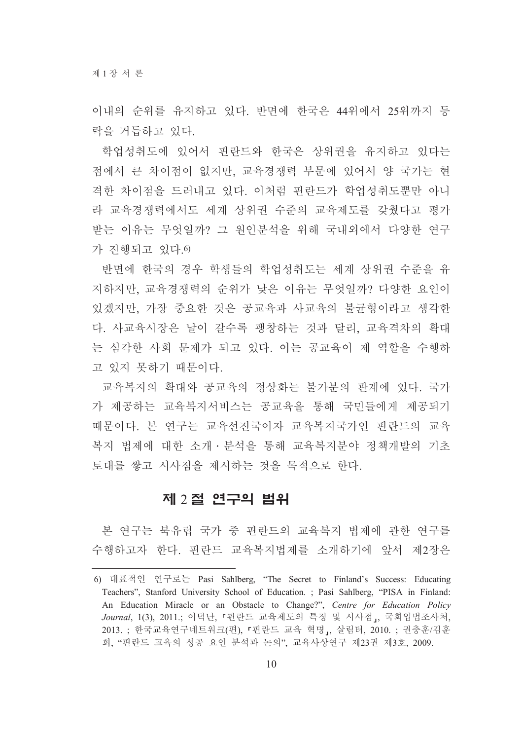이내의 순위를 유지하고 있다. 반면에 한국은 44위에서 25위까지 등락을 거듭하고 있다.

학업성취도에 있어서 핀란드와 한국은 상위권을 유지하고 있다는 점에서 큰 차이점이 없지만, 교육경쟁력 부문에 있어서 양 국가는 현격한 차이점을 드러내고 있다. 이처럼 핀란드가 학업성취도뿐만 아니라 교육경쟁력에서도 세계 상위권 수준의 교육제도를 갖췄다고 평가받는 이유는 무엇일까? 그 원인분석을 위해 국내외에서 다양한 연구가 진행되고 있다.[6)]

반면에 한국의 경우 학생들의 학업성취도는 세계 상위권 수준을 유지하지만, 교육경쟁력의 순위가 낮은 이유는 무엇일까? 다양한 요인이 있겠지만, 가장 중요한 것은 공교육과 사교육의 불균형이라고 생각한다. 사교육시장은 날이 갈수록 팽창하는 것과 달리, 교육격차의 확대는 심각한 사회 문제가 되고 있다. 이는 공교육이 제 역할을 수행하고 있지 못하기 때문이다.

교육복지의 확대와 공교육의 정상화는 불가분의 관계에 있다. 국가가 제공하는 교육복지서비스는 공교육을 통해 국민들에게 제공되기 때문이다. 본 연구는 교육선진국이자 교육복지국가인 핀란드의 교육복지 법제에 대한 소개·분석을 통해 교육복지분야 정책개발의 기초토대를 쌓고 시사점을 제시하는 것을 목적으로 한다.

## 제 2 절 연구의 범위

본 연구는 북유럽 국가 중 핀란드의 교육복지 법제에 관한 연구를 수행하고자 한다. 핀란드 교육복지법제를 소개하기에 앞서 제2장은

---

6) 대표적인 연구로는 Pasi Sahlberg, “The Secret to Finland’s Success: Educating Teachers”, Stanford University School of Education. ; Pasi Sahlberg, “PISA in Finland: An Education Miracle or an Obstacle to Change?”, *Centre for Education Policy Journal*, 1(3), 2011.; 이덕난, 「핀란드 교육제도의 특징 및 시사점」, 국회입법조사처, 2013. ; 한국교육연구네트워크(편), 「핀란드 교육 혁명」, 살림터, 2010. ; 권충훈/김훈희, “핀란드 교육의 성공 요인 분석과 논의”, 교육사상연구 제23권 제3호, 2009.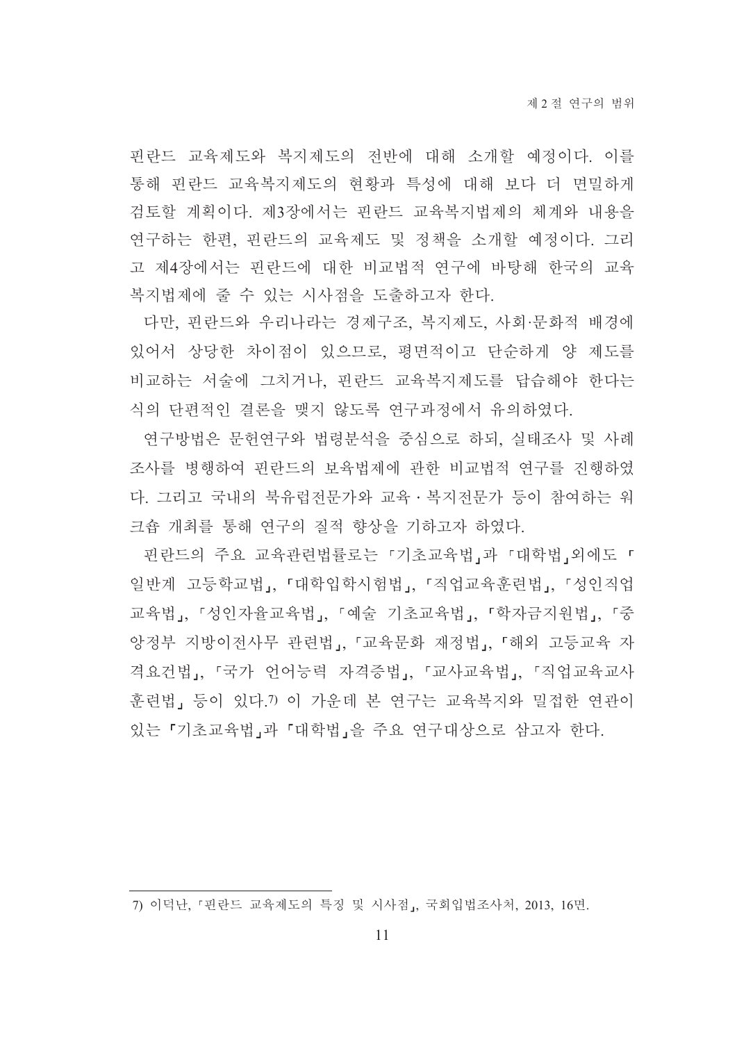핀란드 교육제도와 복지제도의 전반에 대해 소개할 예정이다. 이를 통해 핀란드 교육복지제도의 현황과 특성에 대해 보다 더 면밀하게 검토할 계획이다. 제3장에서는 핀란드 교육복지법제의 체계와 내용을 연구하는 한편, 핀란드의 교육제도 및 정책을 소개할 예정이다. 그리고 제4장에서는 핀란드에 대한 비교법적 연구에 바탕해 한국의 교육복지법제에 줄 수 있는 시사점을 도출하고자 한다.

다만, 핀란드와 우리나라는 경제구조, 복지제도, 사회·문화적 배경에 있어서 상당한 차이점이 있으므로, 평면적이고 단순하게 양 제도를 비교하는 서술에 그치거나, 핀란드 교육복지제도를 답습해야 한다는 식의 단편적인 결론을 맺지 않도록 연구과정에서 유의하였다.

연구방법은 문헌연구와 법령분석을 중심으로 하되, 실태조사 및 사례조사를 병행하여 핀란드의 보육법제에 관한 비교법적 연구를 진행하였다. 그리고 국내의 북유럽전문가와 교육 · 복지전문가 등이 참여하는 워크숍 개최를 통해 연구의 질적 향상을 기하고자 하였다.

핀란드의 주요 교육관련법률로는 「기초교육법」과 「대학법」외에도 「일반계 고등학교법」, 「대학입학시험법」, 「직업교육훈련법」, 「성인직업교육법」, 「성인자율교육법」, 「예술 기초교육법」, 「학자금지원법」, 「중앙정부 지방이전사무 관련법」, 「교육문화 재정법」, 「해외 고등교육 자격요건법」, 「국가 언어능력 자격증법」, 「교사교육법」, 「직업교육교사훈련법」 등이 있다.[7] 이 가운데 본 연구는 교육복지와 밀접한 연관이 있는 「기초교육법」과 「대학법」을 주요 연구대상으로 삼고자 한다.

---

7) 이덕난, 「핀란드 교육제도의 특징 및 시사점」, 국회입법조사처, 2013, 16면.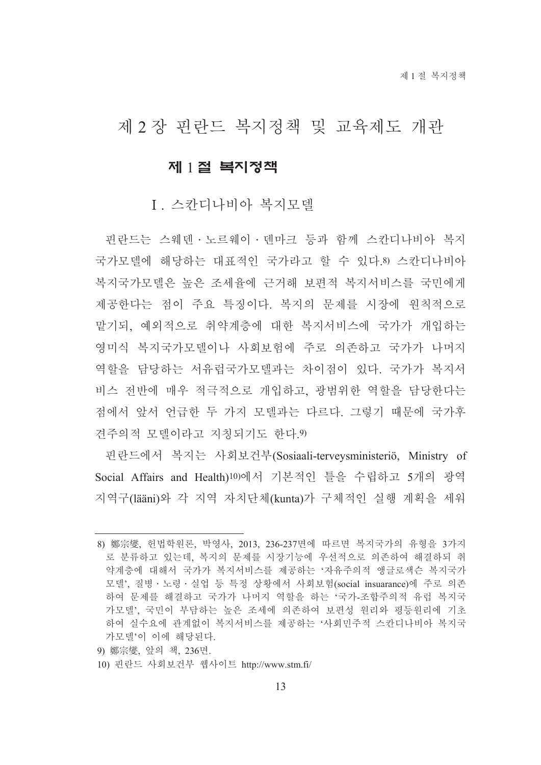# 제 2 장 핀란드 복지정책 및 교육제도 개관

## 제 1 절 복지정책

### I. 스칸디나비아 복지모델

핀란드는 스웨덴 · 노르웨이 · 덴마크 등과 함께 스칸디나비아 복지국가모델에 해당하는 대표적인 국가라고 할 수 있다.[8] 스칸디나비아 복지국가모델은 높은 조세율에 근거해 보편적 복지서비스를 국민에게 제공한다는 점이 주요 특징이다. 복지의 문제를 시장에 원칙적으로 맡기되, 예외적으로 취약계층에 대한 복지서비스에 국가가 개입하는 영미식 복지국가모델이나 사회보험에 주로 의존하고 국가가 나머지 역할을 담당하는 서유럽국가모델과는 차이점이 있다. 국가가 복지서비스 전반에 매우 적극적으로 개입하고, 광범위한 역할을 담당한다는 점에서 앞서 언급한 두 가지 모델과는 다르다. 그렇기 때문에 국가후견주의적 모델이라고 지칭되기도 한다.[9]

핀란드에서 복지는 사회보건부(Sosiaali-terveysministeriö, Ministry of Social Affairs and Health)[10]에서 기본적인 틀을 수립하고 5개의 광역 지역구(lääni)와 각 지역 자치단체(kunta)가 구체적인 실행 계획을 세워

---

8) 鄭宗燮, 헌법학원론, 박영사, 2013, 236-237면에 따르면 복지국가의 유형을 3가지로 분류하고 있는데, 복지의 문제를 시장기능에 우선적으로 의존하여 해결하되 취약계층에 대해서 국가가 복지서비스를 제공하는 '자유주의적 앵글로색슨 복지국가모델', 질병 · 노령 · 실업 등 특정 상황에서 사회보험(social insuarance)에 주로 의존하여 문제를 해결하고 국가가 나머지 역할을 하는 '국가-조합주의적 유럽 복지국가모델', 국민이 부담하는 높은 조세에 의존하여 보편성 원리와 평등원리에 기초하여 실수요에 관계없이 복지서비스를 제공하는 '사회민주적 스칸디나비아 복지국가모델'이 이에 해당된다.

9) 鄭宗燮, 앞의 책, 236면.

10) 핀란드 사회보건부 웹사이트 http://www.stm.fi/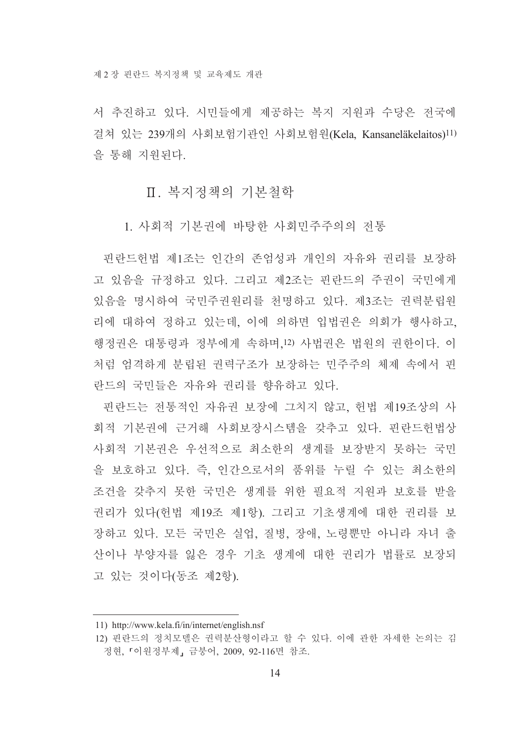서 추진하고 있다. 시민들에게 제공하는 복지 지원과 수당은 전국에 걸쳐 있는 239개의 사회보험기관인 사회보험원(Kela, Kansaneläkelaitos)[11]을 통해 지원된다.

## Ⅱ. 복지정책의 기본철학

### 1. 사회적 기본권에 바탕한 사회민주주의의 전통

핀란드헌법 제1조는 인간의 존엄성과 개인의 자유와 권리를 보장하고 있음을 규정하고 있다. 그리고 제2조는 핀란드의 주권이 국민에게 있음을 명시하여 국민주권원리를 천명하고 있다. 제3조는 권력분립원리에 대하여 정하고 있는데, 이에 의하면 입법권은 의회가 행사하고, 행정권은 대통령과 정부에게 속하며,[12] 사법권은 법원의 권한이다. 이처럼 엄격하게 분립된 권력구조가 보장하는 민주주의 체제 속에서 핀란드의 국민들은 자유와 권리를 향유하고 있다.

핀란드는 전통적인 자유권 보장에 그치지 않고, 헌법 제19조상의 사회적 기본권에 근거해 사회보장시스템을 갖추고 있다. 핀란드헌법상 사회적 기본권은 우선적으로 최소한의 생계를 보장받지 못하는 국민을 보호하고 있다. 즉, 인간으로서의 품위를 누릴 수 있는 최소한의 조건을 갖추지 못한 국민은 생계를 위한 필요적 지원과 보호를 받을 권리가 있다(헌법 제19조 제1항). 그리고 기초생계에 대한 권리를 보장하고 있다. 모든 국민은 실업, 질병, 장애, 노령뿐만 아니라 자녀 출산이나 부양자를 잃은 경우 기초 생계에 대한 권리가 법률로 보장되고 있는 것이다(동조 제2항).

---

11) http://www.kela.fi/in/internet/english.nsf

12) 핀란드의 정치모델은 권력분산형이라고 할 수 있다. 이에 관한 자세한 논의는 김정현, 「이원정부제」 금붕어, 2009, 92-116면 참조.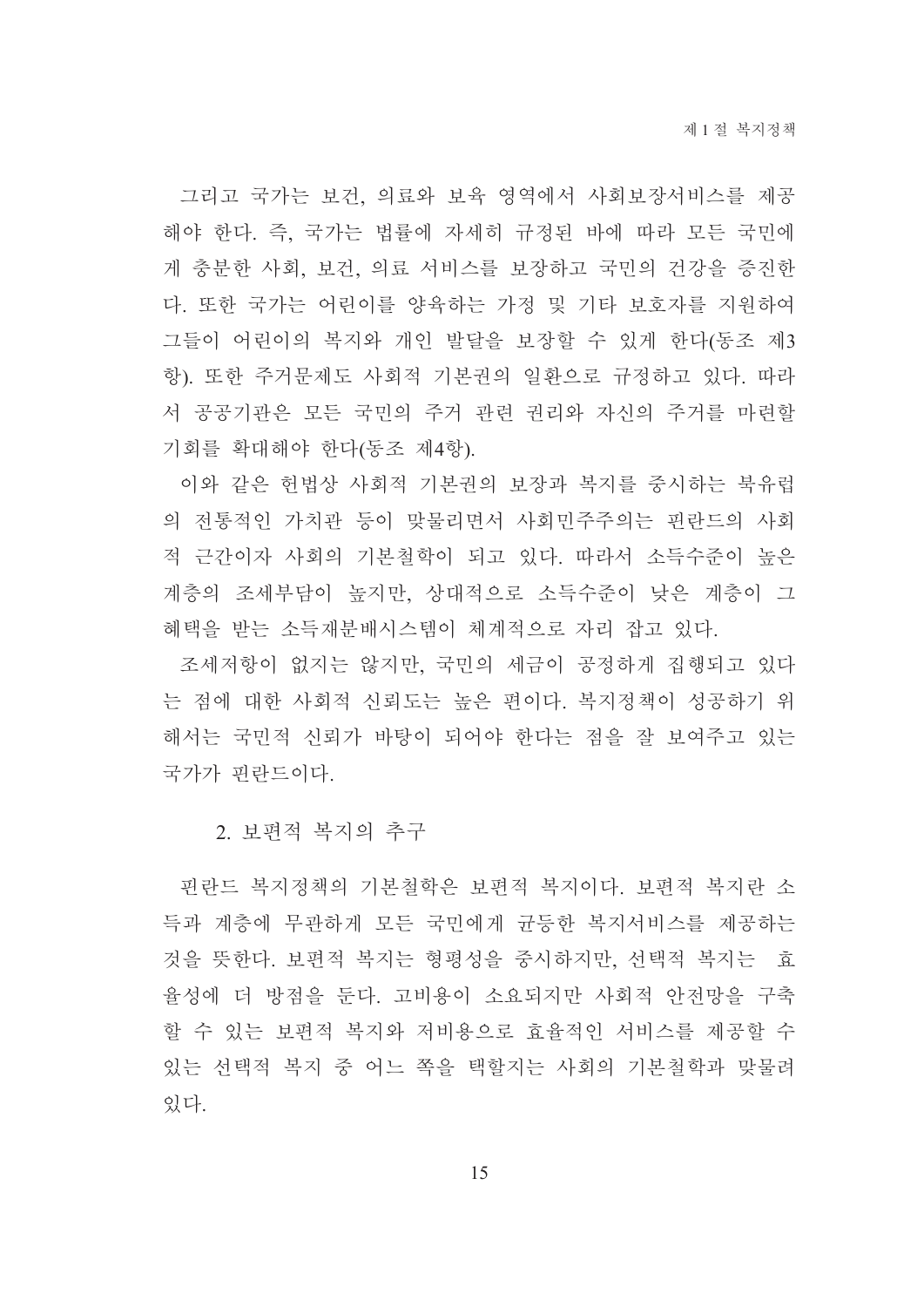그리고 국가는 보건, 의료와 보육 영역에서 사회보장서비스를 제공해야 한다. 즉, 국가는 법률에 자세히 규정된 바에 따라 모든 국민에게 충분한 사회, 보건, 의료 서비스를 보장하고 국민의 건강을 증진한다. 또한 국가는 어린이를 양육하는 가정 및 기타 보호자를 지원하여 그들이 어린이의 복지와 개인 발달을 보장할 수 있게 한다(동조 제3항). 또한 주거문제도 사회적 기본권의 일환으로 규정하고 있다. 따라서 공공기관은 모든 국민의 주거 관련 권리와 자신의 주거를 마련할 기회를 확대해야 한다(동조 제4항).

이와 같은 헌법상 사회적 기본권의 보장과 복지를 중시하는 북유럽의 전통적인 가치관 등이 맞물리면서 사회민주주의는 핀란드의 사회적 근간이자 사회의 기본철학이 되고 있다. 따라서 소득수준이 높은 계층의 조세부담이 높지만, 상대적으로 소득수준이 낮은 계층이 그 혜택을 받는 소득재분배시스템이 체계적으로 자리 잡고 있다.

조세저항이 없지는 않지만, 국민의 세금이 공정하게 집행되고 있다는 점에 대한 사회적 신뢰도는 높은 편이다. 복지정책이 성공하기 위해서는 국민적 신뢰가 바탕이 되어야 한다는 점을 잘 보여주고 있는 국가가 핀란드이다.

## 2. 보편적 복지의 추구

핀란드 복지정책의 기본철학은 보편적 복지이다. 보편적 복지란 소득과 계층에 무관하게 모든 국민에게 균등한 복지서비스를 제공하는 것을 뜻한다. 보편적 복지는 형평성을 중시하지만, 선택적 복지는 효율성에 더 방점을 둔다. 고비용이 소요되지만 사회적 안전망을 구축할 수 있는 보편적 복지와 저비용으로 효율적인 서비스를 제공할 수 있는 선택적 복지 중 어느 쪽을 택할지는 사회의 기본철학과 맞물려 있다.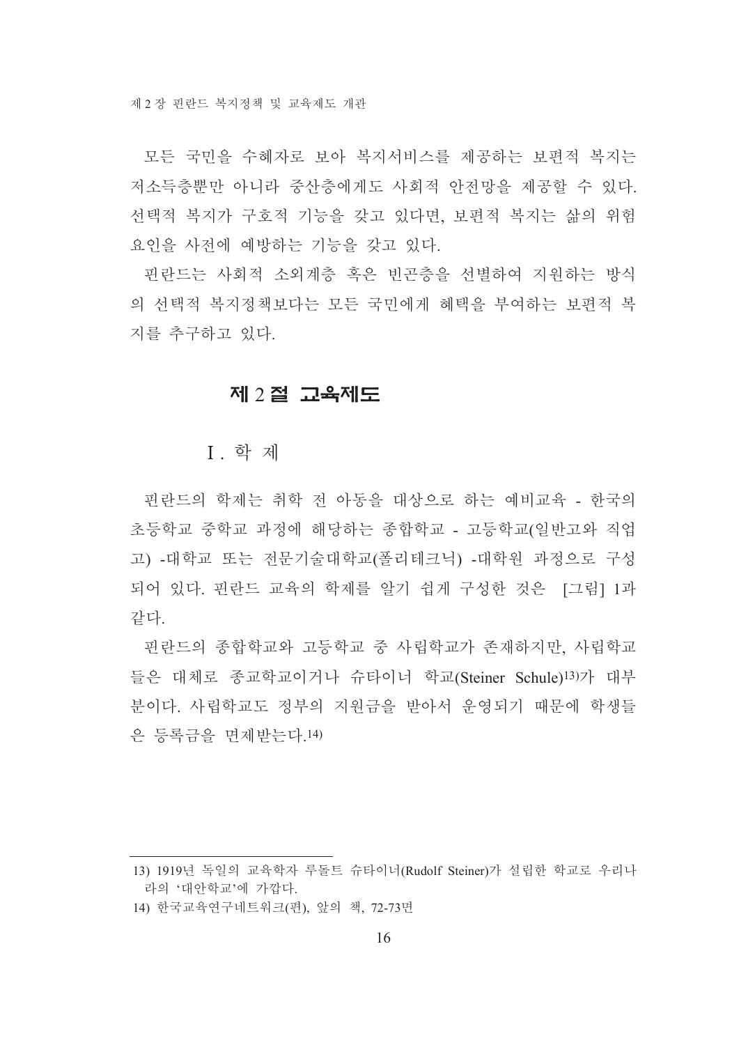모든 국민을 수혜자로 보아 복지서비스를 제공하는 보편적 복지는 저소득층뿐만 아니라 중산층에게도 사회적 안전망을 제공할 수 있다. 선택적 복지가 구호적 기능을 갖고 있다면, 보편적 복지는 삶의 위험 요인을 사전에 예방하는 기능을 갖고 있다.

핀란드는 사회적 소외계층 혹은 빈곤층을 선별하여 지원하는 방식의 선택적 복지정책보다는 모든 국민에게 혜택을 부여하는 보편적 복지를 추구하고 있다.

## 제 2 절 교육제도

### Ⅰ. 학 제

핀란드의 학제는 취학 전 아동을 대상으로 하는 예비교육 - 한국의 초등학교 중학교 과정에 해당하는 종합학교 - 고등학교(일반고와 직업고) -대학교 또는 전문기술대학교(폴리테크닉) -대학원 과정으로 구성되어 있다. 핀란드 교육의 학제를 알기 쉽게 구성한 것은 [그림] 1과 같다.

핀란드의 종합학교와 고등학교 중 사립학교가 존재하지만, 사립학교들은 대체로 종교학교이거나 슈타이너 학교(Steiner Schule)[13]가 대부분이다. 사립학교도 정부의 지원금을 받아서 운영되기 때문에 학생들은 등록금을 면제받는다.[14]

---

13) 1919년 독일의 교육학자 루돌트 슈타이너(Rudolf Steiner)가 설립한 학교로 우리나라의 '대안학교'에 가깝다.

14) 한국교육연구네트워크(편), 앞의 책, 72-73면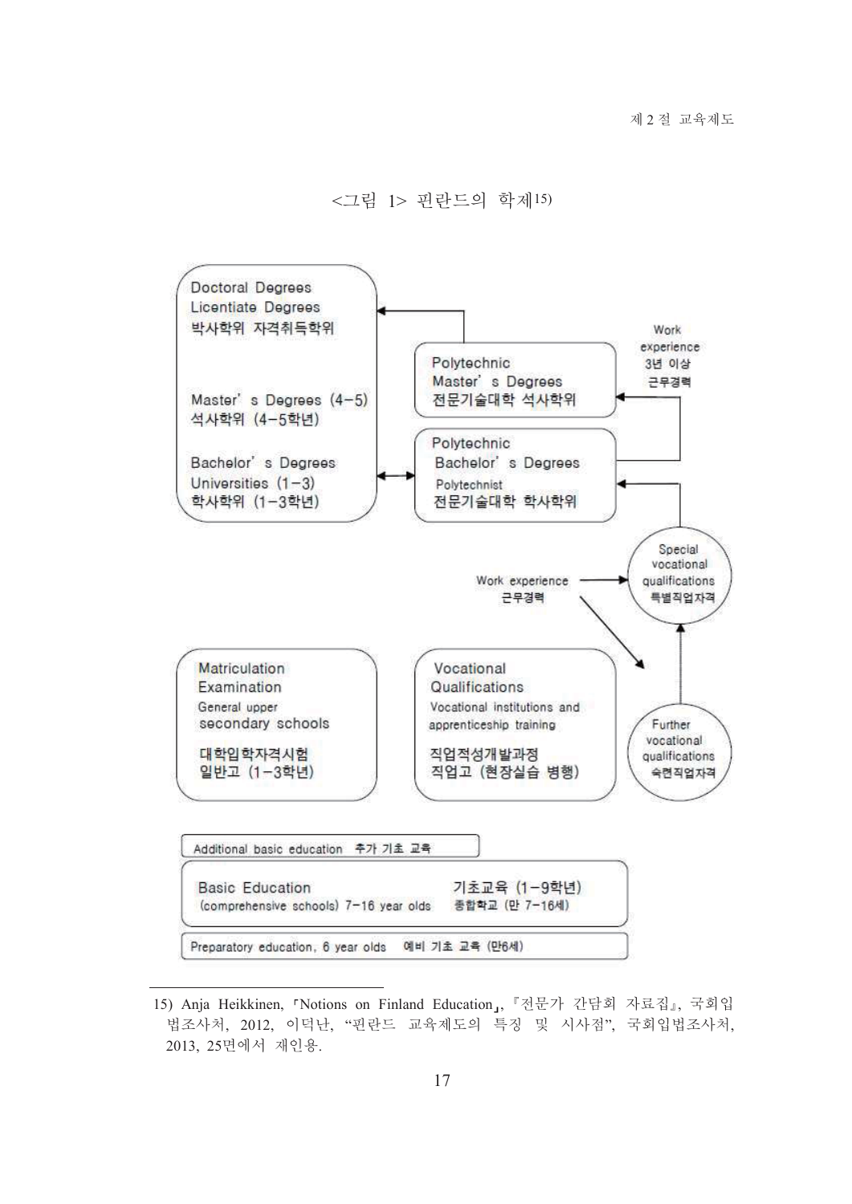<그림 1> 핀란드의 학제[15)]

Doctoral Degrees
Licentiate Degrees
박사학위 자격취득학위

Master's Degrees (4-5)
석사학위 (4-5학년)

Bachelor's Degrees
Universities (1-3)
학사학위 (1-3학년)

Polytechnic
Master's Degrees
전문기술대학 석사학위

Work experience
3년 이상
근무경력

Polytechnic
Bachelor's Degrees
Polytechnist
전문기술대학 학사학위

Special vocational qualifications
특별직업자격

Work experience
근무경력

Matriculation Examination
General upper secondary schools
대학입학자격시험
일반고 (1-3학년)

Vocational Qualifications
Vocational institutions and apprenticeship training
직업적성개발과정
직업고 (현장실습 병행)

Further vocational qualifications
숙련직업자격

Additional basic education 추가 기초 교육

Basic Education (comprehensive schools) 7-16 year olds
기초교육 (1-9학년)
종합학교 (만 7-16세)

Preparatory education, 6 year olds 예비 기초 교육 (만6세)

---

15) Anja Heikkinen, 「Notions on Finland Education」, 『전문가 간담회 자료집』, 국회입법조사처, 2012, 이덕난, "핀란드 교육제도의 특징 및 시사점", 국회입법조사처, 2013, 25면에서 재인용.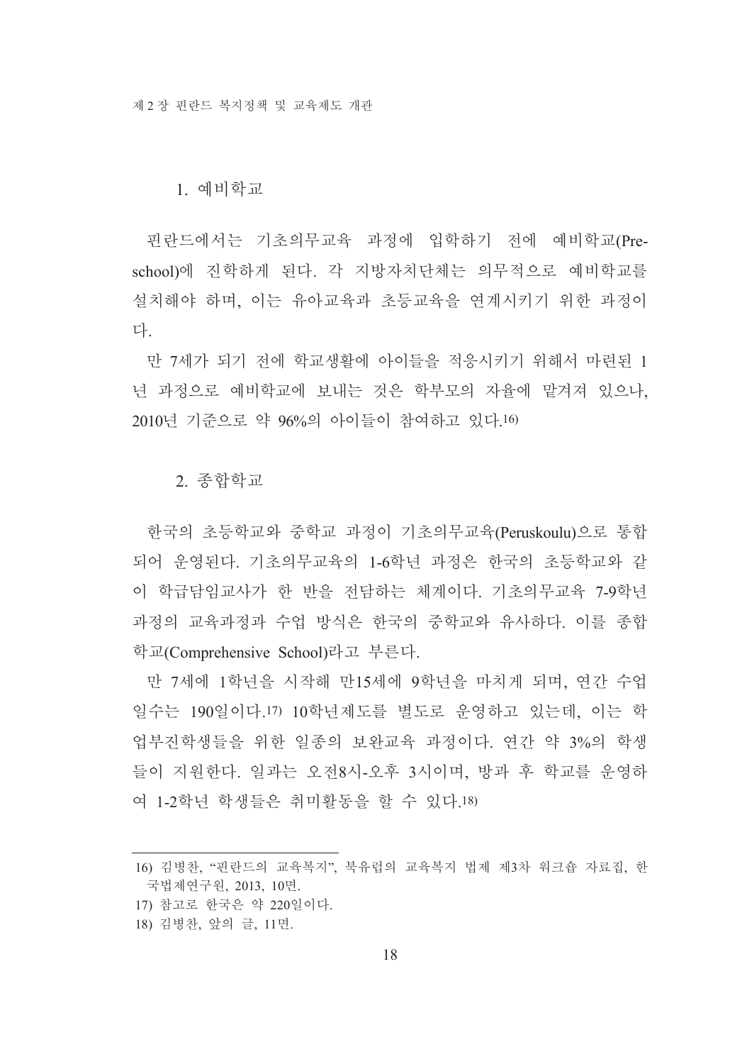### 1. 예비학교

핀란드에서는 기초의무교육 과정에 입학하기 전에 예비학교(Pre-school)에 진학하게 된다. 각 지방자치단체는 의무적으로 예비학교를 설치해야 하며, 이는 유아교육과 초등교육을 연계시키기 위한 과정이다.

만 7세가 되기 전에 학교생활에 아이들을 적응시키기 위해서 마련된 1년 과정으로 예비학교에 보내는 것은 학부모의 자율에 맡겨져 있으나, 2010년 기준으로 약 96%의 아이들이 참여하고 있다.[16)]

### 2. 종합학교

한국의 초등학교와 중학교 과정이 기초의무교육(Peruskoulu)으로 통합되어 운영된다. 기초의무교육의 1-6학년 과정은 한국의 초등학교와 같이 학급담임교사가 한 반을 전담하는 체계이다. 기초의무교육 7-9학년 과정의 교육과정과 수업 방식은 한국의 중학교와 유사하다. 이를 종합학교(Comprehensive School)라고 부른다.

만 7세에 1학년을 시작해 만15세에 9학년을 마치게 되며, 연간 수업일수는 190일이다.[17)] 10학년제도를 별도로 운영하고 있는데, 이는 학업부진학생들을 위한 일종의 보완교육 과정이다. 연간 약 3%의 학생들이 지원한다. 일과는 오전8시-오후 3시이며, 방과 후 학교를 운영하여 1-2학년 학생들은 취미활동을 할 수 있다.[18)]

---

16) 김병찬, "핀란드의 교육복지", 북유럽의 교육복지 법제 제3차 워크숍 자료집, 한국법제연구원, 2013, 10면.

17) 참고로 한국은 약 220일이다.

18) 김병찬, 앞의 글, 11면.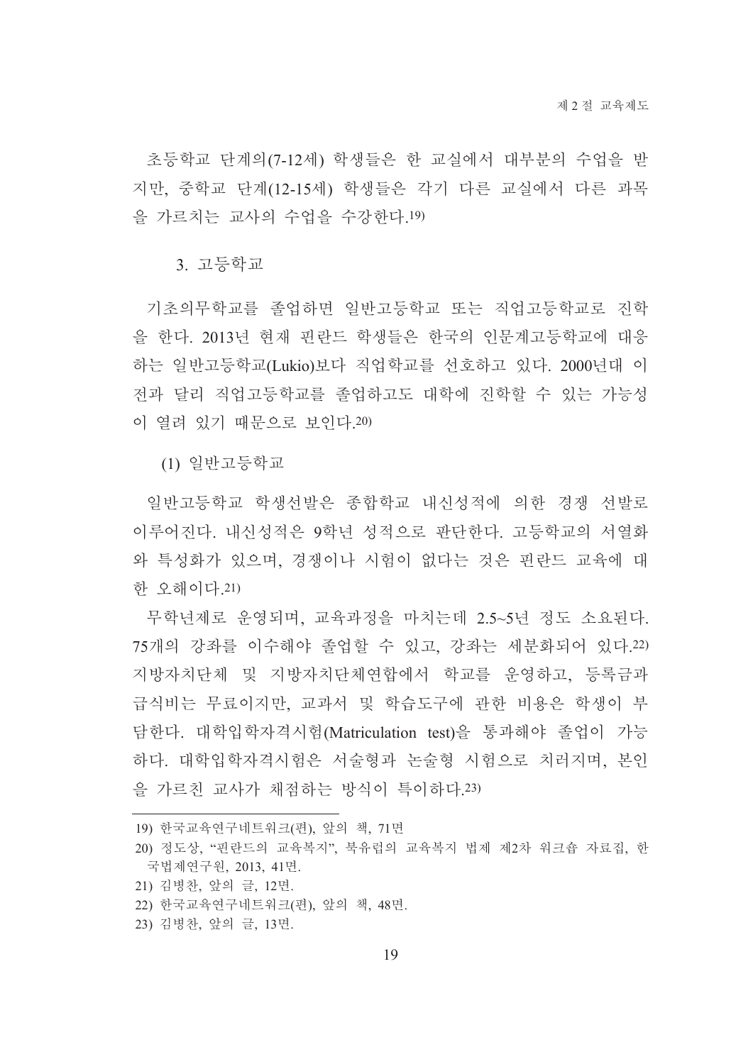초등학교 단계의(7-12세) 학생들은 한 교실에서 대부분의 수업을 받지만, 중학교 단계(12-15세) 학생들은 각기 다른 교실에서 다른 과목을 가르치는 교사의 수업을 수강한다.[19]

### 3. 고등학교

기초의무학교를 졸업하면 일반고등학교 또는 직업고등학교로 진학을 한다. 2013년 현재 핀란드 학생들은 한국의 인문계고등학교에 대응하는 일반고등학교(Lukio)보다 직업학교를 선호하고 있다. 2000년대 이전과 달리 직업고등학교를 졸업하고도 대학에 진학할 수 있는 가능성이 열려 있기 때문으로 보인다.[20]

#### (1) 일반고등학교

일반고등학교 학생선발은 종합학교 내신성적에 의한 경쟁 선발로 이루어진다. 내신성적은 9학년 성적으로 판단한다. 고등학교의 서열화와 특성화가 있으며, 경쟁이나 시험이 없다는 것은 핀란드 교육에 대한 오해이다.[21]

무학년제로 운영되며, 교육과정을 마치는데 2.5~5년 정도 소요된다. 75개의 강좌를 이수해야 졸업할 수 있고, 강좌는 세분화되어 있다.[22] 지방자치단체 및 지방자치단체연합에서 학교를 운영하고, 등록금과 급식비는 무료이지만, 교과서 및 학습도구에 관한 비용은 학생이 부담한다. 대학입학자격시험(Matriculation test)을 통과해야 졸업이 가능하다. 대학입학자격시험은 서술형과 논술형 시험으로 치러지며, 본인을 가르친 교사가 채점하는 방식이 특이하다.[23]

---

19) 한국교육연구네트워크(편), 앞의 책, 71면

20) 정도상, "핀란드의 교육복지", 북유럽의 교육복지 법제 제2차 워크숍 자료집, 한국법제연구원, 2013, 41면.

21) 김병찬, 앞의 글, 12면.

22) 한국교육연구네트워크(편), 앞의 책, 48면.

23) 김병찬, 앞의 글, 13면.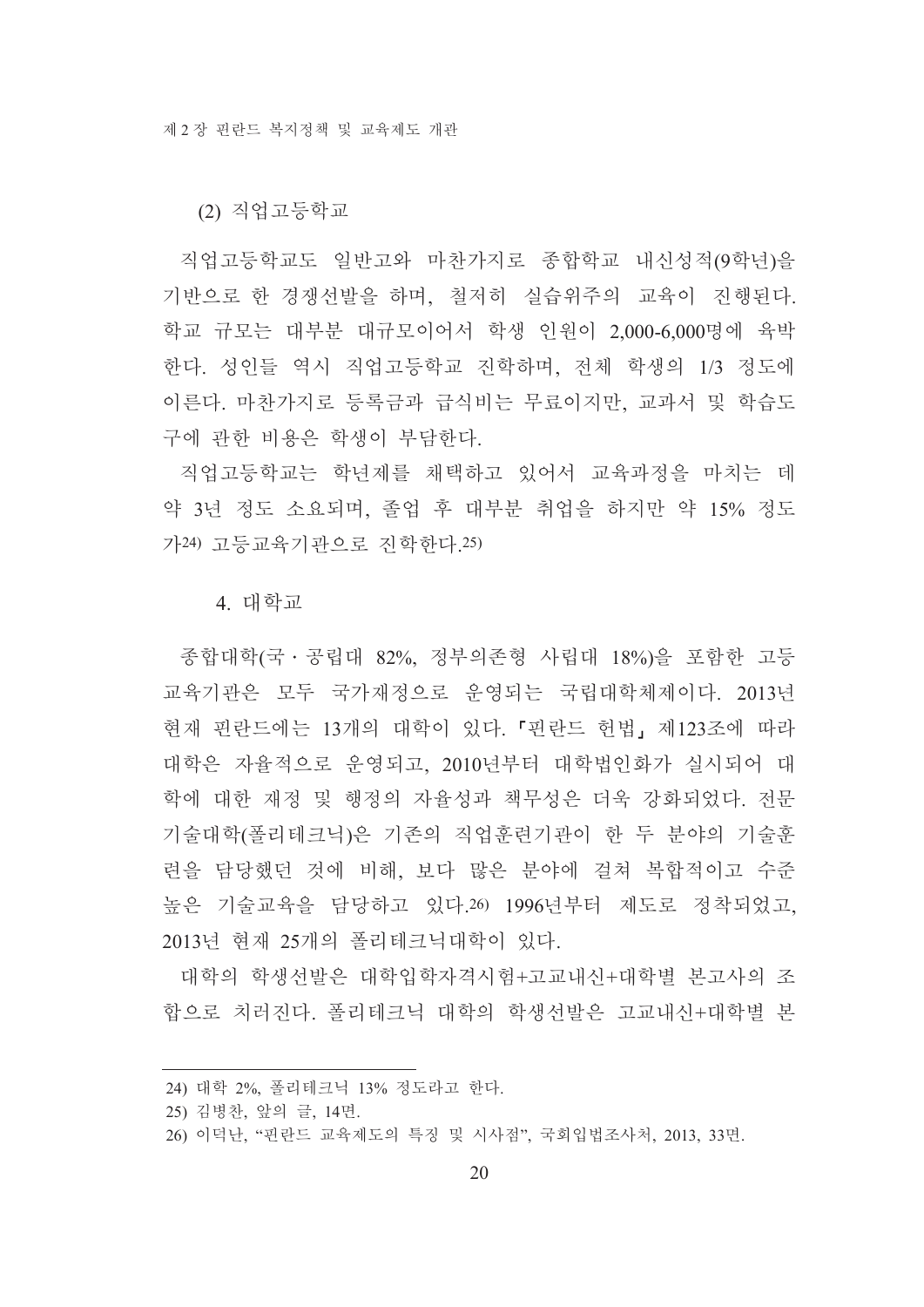(2) 직업고등학교

직업고등학교도 일반고와 마찬가지로 종합학교 내신성적(9학년)을 기반으로 한 경쟁선발을 하며, 철저히 실습위주의 교육이 진행된다. 학교 규모는 대부분 대규모이어서 학생 인원이 2,000-6,000명에 육박한다. 성인들 역시 직업고등학교 진학하며, 전체 학생의 1/3 정도에 이른다. 마찬가지로 등록금과 급식비는 무료이지만, 교과서 및 학습도구에 관한 비용은 학생이 부담한다.

직업고등학교는 학년제를 채택하고 있어서 교육과정을 마치는 데 약 3년 정도 소요되며, 졸업 후 대부분 취업을 하지만 약 15% 정도가[24] 고등교육기관으로 진학한다.[25]

## 4. 대학교

종합대학(국·공립대 82%, 정부의존형 사립대 18%)을 포함한 고등교육기관은 모두 국가재정으로 운영되는 국립대학체제이다. 2013년 현재 핀란드에는 13개의 대학이 있다. 「핀란드 헌법」 제123조에 따라 대학은 자율적으로 운영되고, 2010년부터 대학법인화가 실시되어 대학에 대한 재정 및 행정의 자율성과 책무성은 더욱 강화되었다. 전문기술대학(폴리테크닉)은 기존의 직업훈련기관이 한 두 분야의 기술훈련을 담당했던 것에 비해, 보다 많은 분야에 걸쳐 복합적이고 수준 높은 기술교육을 담당하고 있다.[26] 1996년부터 제도로 정착되었고, 2013년 현재 25개의 폴리테크닉대학이 있다.

대학의 학생선발은 대학입학자격시험+고교내신+대학별 본고사의 조합으로 치러진다. 폴리테크닉 대학의 학생선발은 고교내신+대학별 본

---

24) 대학 2%, 폴리테크닉 13% 정도라고 한다.

25) 김병찬, 앞의 글, 14면.

26) 이덕난, “핀란드 교육제도의 특징 및 시사점”, 국회입법조사처, 2013, 33면.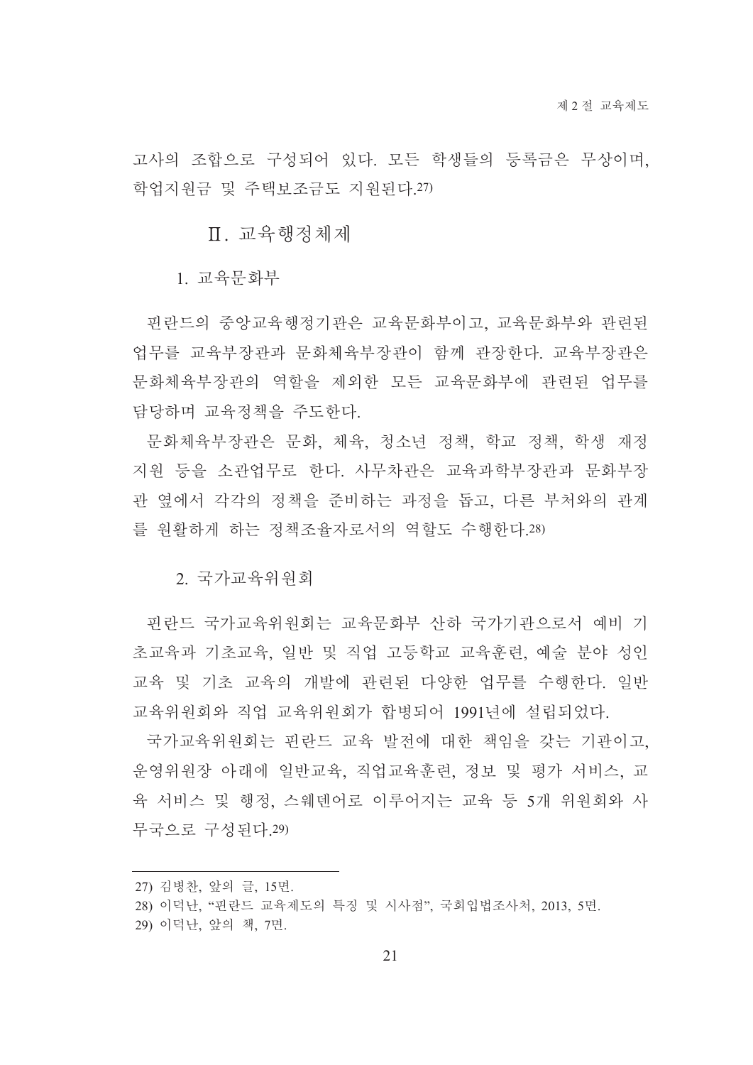고사의 조합으로 구성되어 있다. 모든 학생들의 등록금은 무상이며, 학업지원금 및 주택보조금도 지원된다.[27]

## Ⅱ. 교육행정체제

### 1. 교육문화부

핀란드의 중앙교육행정기관은 교육문화부이고, 교육문화부와 관련된 업무를 교육부장관과 문화체육부장관이 함께 관장한다. 교육부장관은 문화체육부장관의 역할을 제외한 모든 교육문화부에 관련된 업무를 담당하며 교육정책을 주도한다.

문화체육부장관은 문화, 체육, 청소년 정책, 학교 정책, 학생 재정 지원 등을 소관업무로 한다. 사무차관은 교육과학부장관과 문화부장관 옆에서 각각의 정책을 준비하는 과정을 돕고, 다른 부처와의 관계를 원활하게 하는 정책조율자로서의 역할도 수행한다.[28]

### 2. 국가교육위원회

핀란드 국가교육위원회는 교육문화부 산하 국가기관으로서 예비 기초교육과 기초교육, 일반 및 직업 고등학교 교육훈련, 예술 분야 성인 교육 및 기초 교육의 개발에 관련된 다양한 업무를 수행한다. 일반 교육위원회와 직업 교육위원회가 합병되어 1991년에 설립되었다.

국가교육위원회는 핀란드 교육 발전에 대한 책임을 갖는 기관이고, 운영위원장 아래에 일반교육, 직업교육훈련, 정보 및 평가 서비스, 교육 서비스 및 행정, 스웨덴어로 이루어지는 교육 등 5개 위원회와 사무국으로 구성된다.[29]

---

27) 김병찬, 앞의 글, 15면.

28) 이덕난, "핀란드 교육제도의 특징 및 시사점", 국회입법조사처, 2013, 5면.

29) 이덕난, 앞의 책, 7면.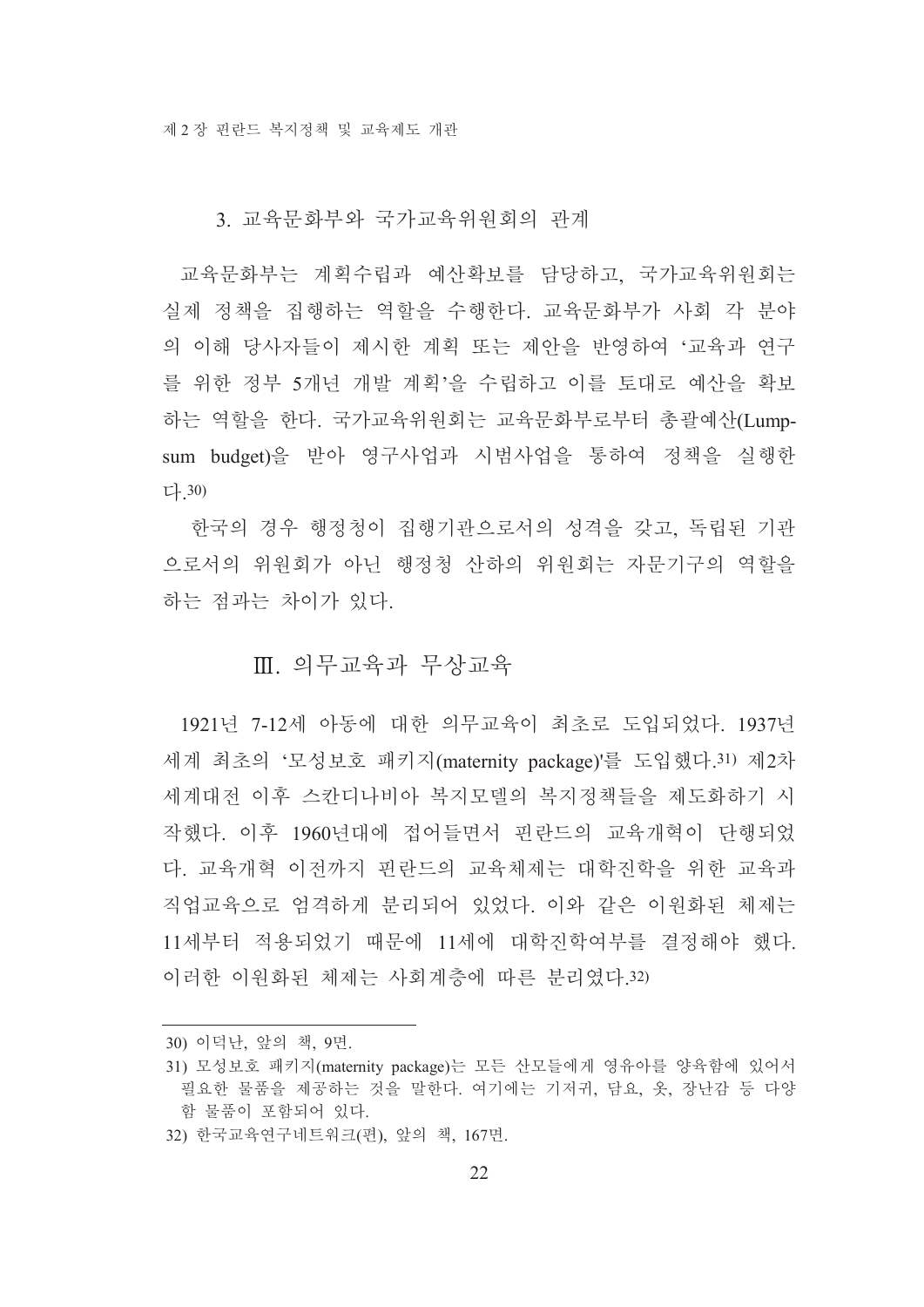### 3. 교육문화부와 국가교육위원회의 관계

교육문화부는 계획수립과 예산확보를 담당하고, 국가교육위원회는 실제 정책을 집행하는 역할을 수행한다. 교육문화부가 사회 각 분야의 이해 당사자들이 제시한 계획 또는 제안을 반영하여 '교육과 연구를 위한 정부 5개년 개발 계획'을 수립하고 이를 토대로 예산을 확보하는 역할을 한다. 국가교육위원회는 교육문화부로부터 총괄예산(Lump-sum budget)을 받아 영구사업과 시범사업을 통하여 정책을 실행한다.[30]

한국의 경우 행정청이 집행기관으로서의 성격을 갖고, 독립된 기관으로서의 위원회가 아닌 행정청 산하의 위원회는 자문기구의 역할을 하는 점과는 차이가 있다.

## Ⅲ. 의무교육과 무상교육

1921년 7-12세 아동에 대한 의무교육이 최초로 도입되었다. 1937년 세계 최초의 '모성보호 패키지(maternity package)'를 도입했다.[31] 제2차 세계대전 이후 스칸디나비아 복지모델의 복지정책들을 제도화하기 시작했다. 이후 1960년대에 접어들면서 핀란드의 교육개혁이 단행되었다. 교육개혁 이전까지 핀란드의 교육체제는 대학진학을 위한 교육과 직업교육으로 엄격하게 분리되어 있었다. 이와 같은 이원화된 체제는 11세부터 적용되었기 때문에 11세에 대학진학여부를 결정해야 했다. 이러한 이원화된 체제는 사회계층에 따른 분리였다.[32]

---

30) 이덕난, 앞의 책, 9면.

31) 모성보호 패키지(maternity package)는 모든 산모들에게 영유아를 양육함에 있어서 필요한 물품을 제공하는 것을 말한다. 여기에는 기저귀, 담요, 옷, 장난감 등 다양함 물품이 포함되어 있다.

32) 한국교육연구네트워크(편), 앞의 책, 167면.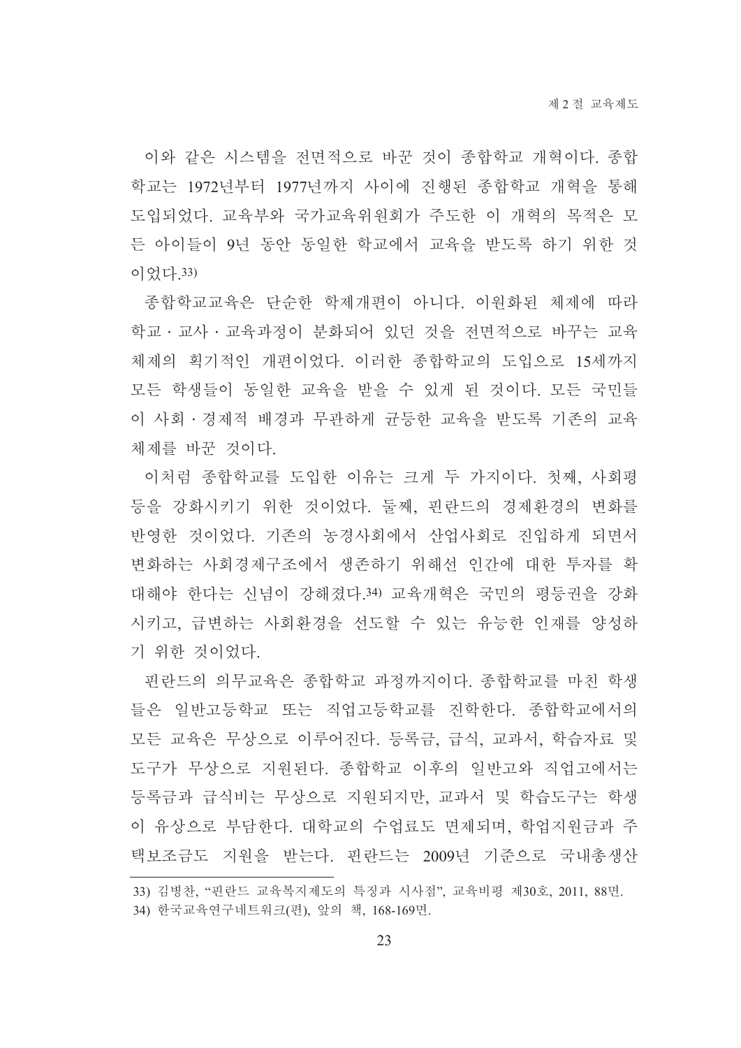이와 같은 시스템을 전면적으로 바꾼 것이 종합학교 개혁이다. 종합학교는 1972년부터 1977년까지 사이에 진행된 종합학교 개혁을 통해 도입되었다. 교육부와 국가교육위원회가 주도한 이 개혁의 목적은 모든 아이들이 9년 동안 동일한 학교에서 교육을 받도록 하기 위한 것이었다.[33)]

종합학교교육은 단순한 학제개편이 아니다. 이원화된 체제에 따라 학교 · 교사 · 교육과정이 분화되어 있던 것을 전면적으로 바꾸는 교육체제의 획기적인 개편이었다. 이러한 종합학교의 도입으로 15세까지 모든 학생들이 동일한 교육을 받을 수 있게 된 것이다. 모든 국민들이 사회 · 경제적 배경과 무관하게 균등한 교육을 받도록 기존의 교육체제를 바꾼 것이다.

이처럼 종합학교를 도입한 이유는 크게 두 가지이다. 첫째, 사회평등을 강화시키기 위한 것이었다. 둘째, 핀란드의 경제환경의 변화를 반영한 것이었다. 기존의 농경사회에서 산업사회로 진입하게 되면서 변화하는 사회경제구조에서 생존하기 위해선 인간에 대한 투자를 확대해야 한다는 신념이 강해졌다.[34)] 교육개혁은 국민의 평등권을 강화시키고, 급변하는 사회환경을 선도할 수 있는 유능한 인재를 양성하기 위한 것이었다.

핀란드의 의무교육은 종합학교 과정까지이다. 종합학교를 마친 학생들은 일반고등학교 또는 직업고등학교를 진학한다. 종합학교에서의 모든 교육은 무상으로 이루어진다. 등록금, 급식, 교과서, 학습자료 및 도구가 무상으로 지원된다. 종합학교 이후의 일반고와 직업고에서는 등록금과 급식비는 무상으로 지원되지만, 교과서 및 학습도구는 학생이 유상으로 부담한다. 대학교의 수업료도 면제되며, 학업지원금과 주택보조금도 지원을 받는다. 핀란드는 2009년 기준으로 국내총생산

---

33) 김병찬, "핀란드 교육복지제도의 특징과 시사점", 교육비평 제30호, 2011, 88면.

34) 한국교육연구네트워크(편), 앞의 책, 168-169면.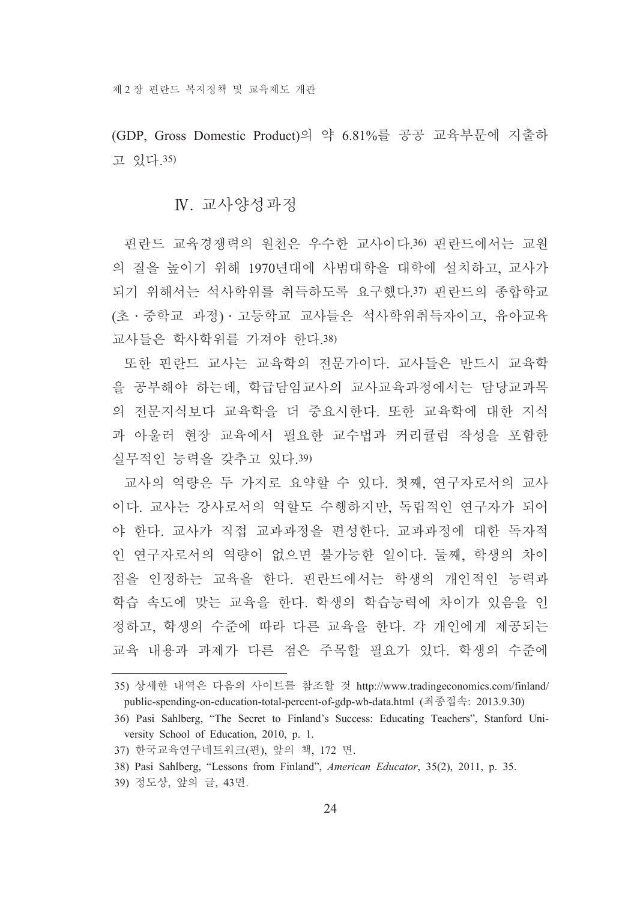(GDP, Gross Domestic Product)의 약 6.81%를 공공 교육부문에 지출하고 있다.[35)]

## Ⅳ. 교사양성과정

핀란드 교육경쟁력의 원천은 우수한 교사이다.[36)] 핀란드에서는 교원의 질을 높이기 위해 1970년대에 사범대학을 대학에 설치하고, 교사가 되기 위해서는 석사학위를 취득하도록 요구했다.[37)] 핀란드의 종합학교(초·중학교 과정)·고등학교 교사들은 석사학위취득자이고, 유아교육 교사들은 학사학위를 가져야 한다.[38)]

또한 핀란드 교사는 교육학의 전문가이다. 교사들은 반드시 교육학을 공부해야 하는데, 학급담임교사의 교사교육과정에서는 담당교과목의 전문지식보다 교육학을 더 중요시한다. 또한 교육학에 대한 지식과 아울러 현장 교육에서 필요한 교수법과 커리큘럼 작성을 포함한 실무적인 능력을 갖추고 있다.[39)]

교사의 역량은 두 가지로 요약할 수 있다. 첫째, 연구자로서의 교사이다. 교사는 강사로서의 역할도 수행하지만, 독립적인 연구자가 되어야 한다. 교사가 직접 교과과정을 편성한다. 교과과정에 대한 독자적인 연구자로서의 역량이 없으면 불가능한 일이다. 둘째, 학생의 차이점을 인정하는 교육을 한다. 핀란드에서는 학생의 개인적인 능력과 학습 속도에 맞는 교육을 한다. 학생의 학습능력에 차이가 있음을 인정하고, 학생의 수준에 따라 다른 교육을 한다. 각 개인에게 제공되는 교육 내용과 과제가 다른 점은 주목할 필요가 있다. 학생의 수준에

---

35) 상세한 내역은 다음의 사이트를 참조할 것 http://www.tradingeconomics.com/finland/public-spending-on-education-total-percent-of-gdp-wb-data.html (최종접속: 2013.9.30)

36) Pasi Sahlberg, "The Secret to Finland's Success: Educating Teachers", Stanford University School of Education, 2010, p. 1.

37) 한국교육연구네트워크(편), 앞의 책, 172 면.

38) Pasi Sahlberg, "Lessons from Finland", *American Educator*, 35(2), 2011, p. 35.

39) 정도상, 앞의 글, 43면.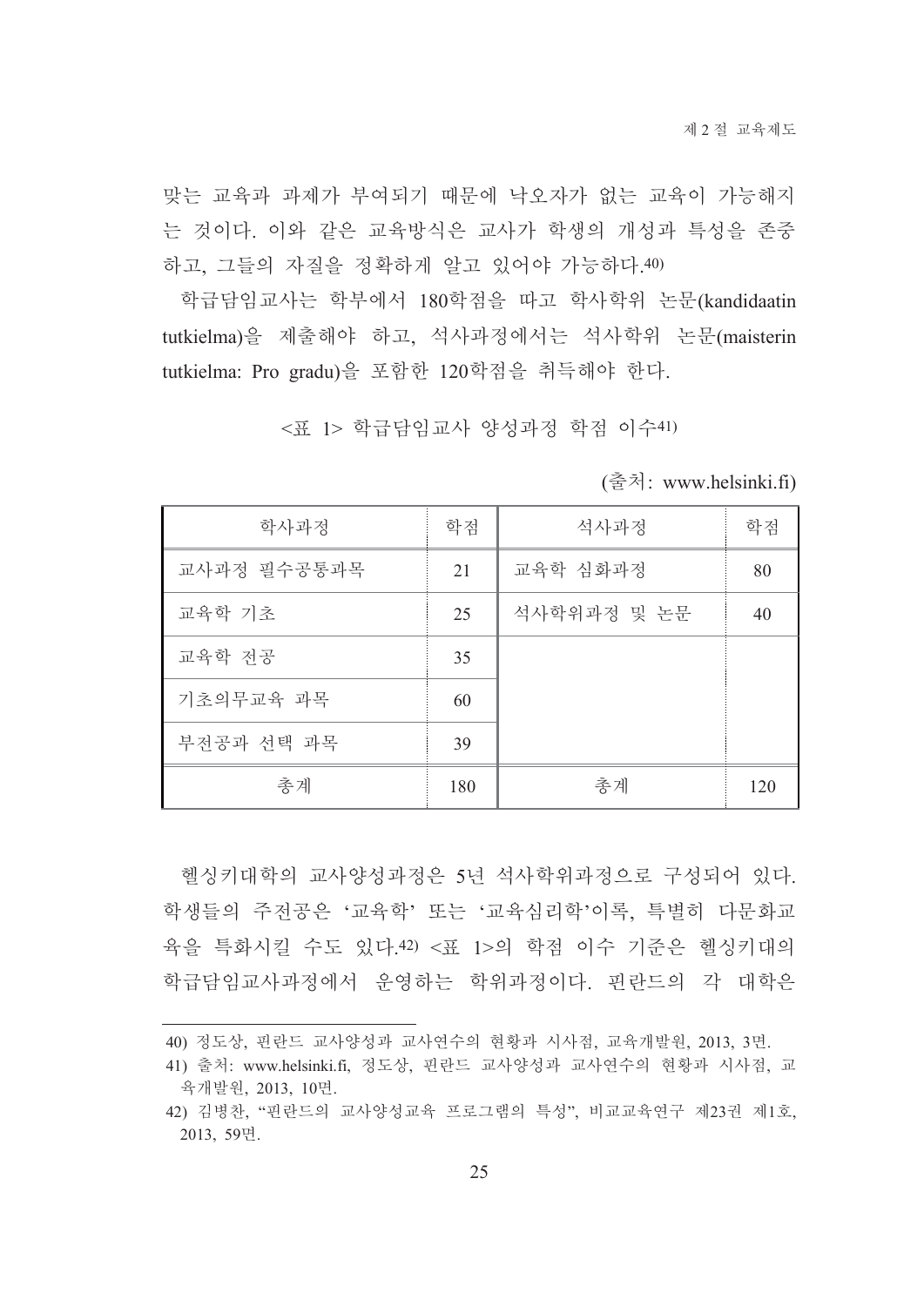맞는 교육과 과제가 부여되기 때문에 낙오자가 없는 교육이 가능해지는 것이다. 이와 같은 교육방식은 교사가 학생의 개성과 특성을 존중하고, 그들의 자질을 정확하게 알고 있어야 가능하다.[40]

학급담임교사는 학부에서 180학점을 따고 학사학위 논문(kandidaatin tutkielma)을 제출해야 하고, 석사과정에서는 석사학위 논문(maisterin tutkielma: Pro gradu)을 포함한 120학점을 취득해야 한다.

<표 1> 학급담임교사 양성과정 학점 이수[41]

(출처: www.helsinki.fi)

| 학사과정 | 학점 | 석사과정 | 학점 |
|---|---|---|---|
| 교사과정 필수공통과목 | 21 | 교육학 심화과정 | 80 |
| 교육학 기초 | 25 | 석사학위과정 및 논문 | 40 |
| 교육학 전공 | 35 | | |
| 기초의무교육 과목 | 60 | | |
| 부전공과 선택 과목 | 39 | | |
| 총계 | 180 | 총계 | 120 |

헬싱키대학의 교사양성과정은 5년 석사학위과정으로 구성되어 있다. 학생들의 주전공은 '교육학' 또는 '교육심리학'이론, 특별히 다문화교육을 특화시킬 수도 있다.[42] <표 1>의 학점 이수 기준은 헬싱키대의 학급담임교사과정에서 운영하는 학위과정이다. 핀란드의 각 대학은

---

40) 정도상, 핀란드 교사양성과 교사연수의 현황과 시사점, 교육개발원, 2013, 3면.

41) 출처: www.helsinki.fi, 정도상, 핀란드 교사양성과 교사연수의 현황과 시사점, 교육개발원, 2013, 10면.

42) 김병찬, "핀란드의 교사양성교육 프로그램의 특성", 비교교육연구 제23권 제1호, 2013, 59면.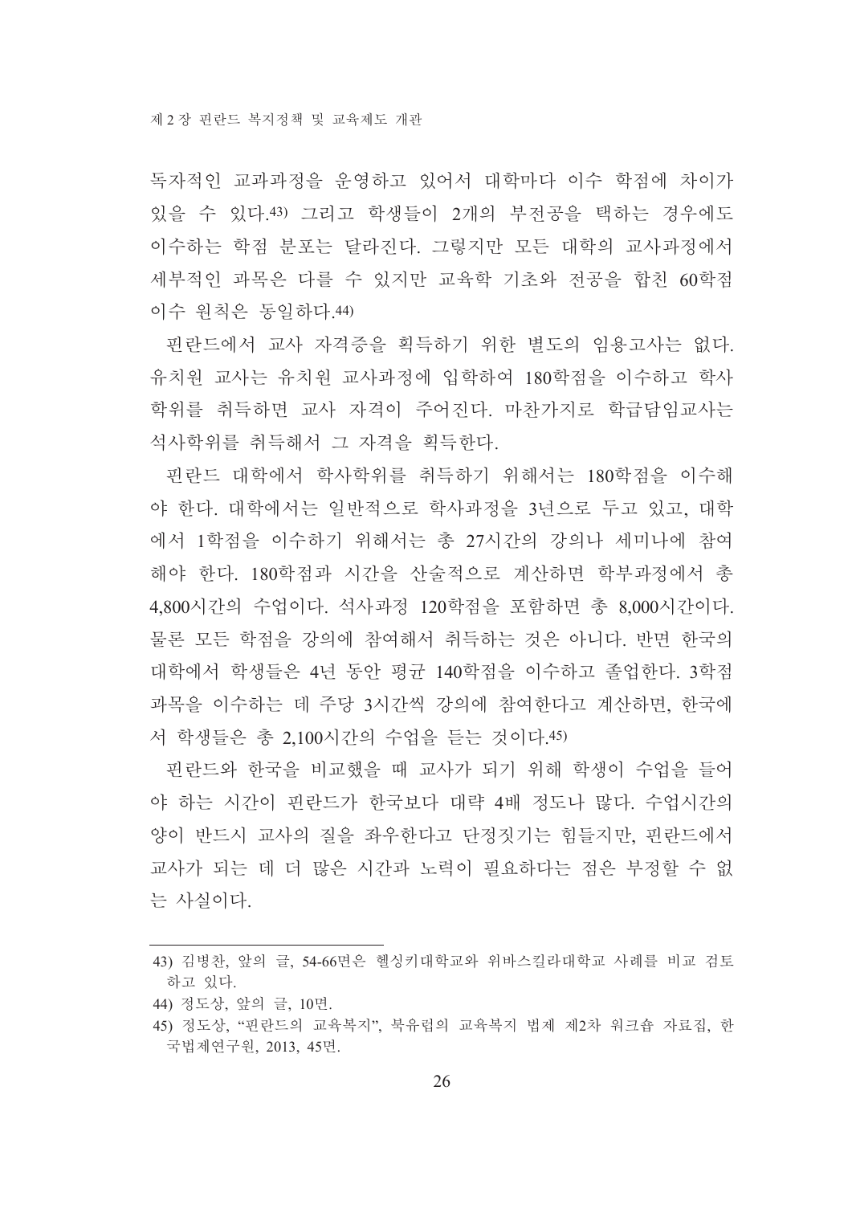독자적인 교과과정을 운영하고 있어서 대학마다 이수 학점에 차이가 있을 수 있다.[43] 그리고 학생들이 2개의 부전공을 택하는 경우에도 이수하는 학점 분포는 달라진다. 그렇지만 모든 대학의 교사과정에서 세부적인 과목은 다를 수 있지만 교육학 기초와 전공을 합친 60학점 이수 원칙은 동일하다.[44]

핀란드에서 교사 자격증을 획득하기 위한 별도의 임용고사는 없다. 유치원 교사는 유치원 교사과정에 입학하여 180학점을 이수하고 학사학위를 취득하면 교사 자격이 주어진다. 마찬가지로 학급담임교사는 석사학위를 취득해서 그 자격을 획득한다.

핀란드 대학에서 학사학위를 취득하기 위해서는 180학점을 이수해야 한다. 대학에서는 일반적으로 학사과정을 3년으로 두고 있고, 대학에서 1학점을 이수하기 위해서는 총 27시간의 강의나 세미나에 참여해야 한다. 180학점과 시간을 산술적으로 계산하면 학부과정에서 총 4,800시간의 수업이다. 석사과정 120학점을 포함하면 총 8,000시간이다. 물론 모든 학점을 강의에 참여해서 취득하는 것은 아니다. 반면 한국의 대학에서 학생들은 4년 동안 평균 140학점을 이수하고 졸업한다. 3학점 과목을 이수하는 데 주당 3시간씩 강의에 참여한다고 계산하면, 한국에서 학생들은 총 2,100시간의 수업을 듣는 것이다.[45]

핀란드와 한국을 비교했을 때 교사가 되기 위해 학생이 수업을 들어야 하는 시간이 핀란드가 한국보다 대략 4배 정도나 많다. 수업시간의 양이 반드시 교사의 질을 좌우한다고 단정짓기는 힘들지만, 핀란드에서 교사가 되는 데 더 많은 시간과 노력이 필요하다는 점은 부정할 수 없는 사실이다.

---

43) 김병찬, 앞의 글, 54-66면은 헬싱키대학교와 위바스킬라대학교 사례를 비교 검토하고 있다.

44) 정도상, 앞의 글, 10면.

45) 정도상, "핀란드의 교육복지", 북유럽의 교육복지 법제 제2차 워크숍 자료집, 한국법제연구원, 2013, 45면.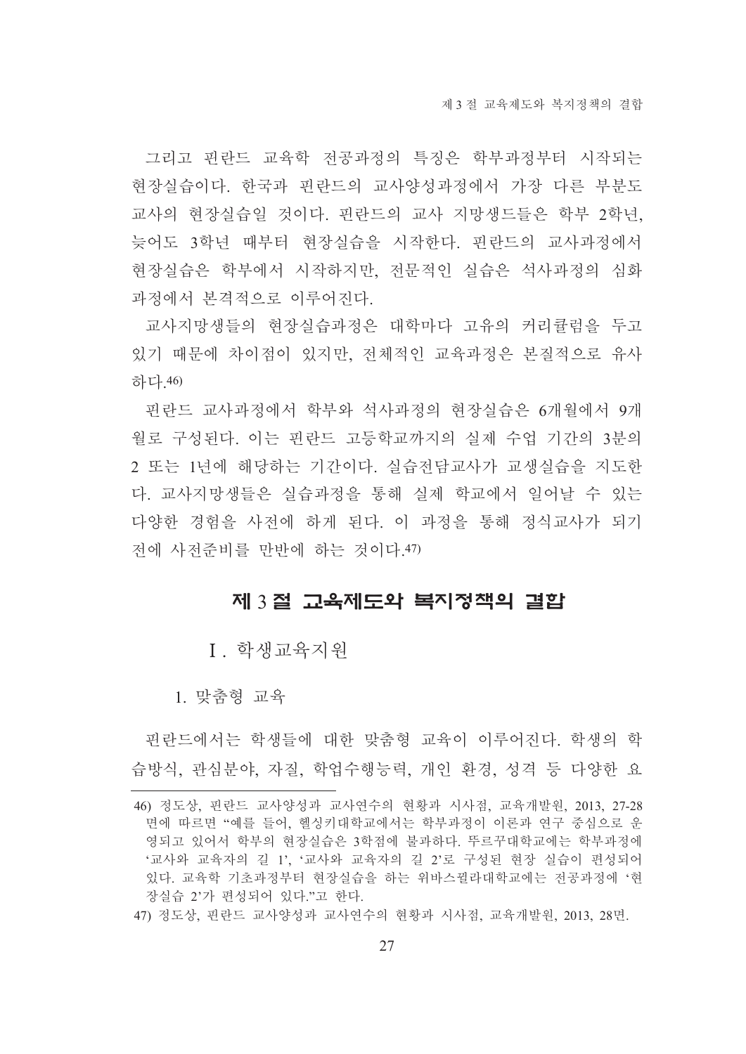그리고 핀란드 교육학 전공과정의 특징은 학부과정부터 시작되는 현장실습이다. 한국과 핀란드의 교사양성과정에서 가장 다른 부분도 교사의 현장실습일 것이다. 핀란드의 교사 지망생드들은 학부 2학년, 늦어도 3학년 때부터 현장실습을 시작한다. 핀란드의 교사과정에서 현장실습은 학부에서 시작하지만, 전문적인 실습은 석사과정의 심화과정에서 본격적으로 이루어진다.

교사지망생들의 현장실습과정은 대학마다 고유의 커리큘럼을 두고 있기 때문에 차이점이 있지만, 전체적인 교육과정은 본질적으로 유사하다.[46]

핀란드 교사과정에서 학부와 석사과정의 현장실습은 6개월에서 9개월로 구성된다. 이는 핀란드 고등학교까지의 실제 수업 기간의 3분의 2 또는 1년에 해당하는 기간이다. 실습전담교사가 교생실습을 지도한다. 교사지망생들은 실습과정을 통해 실제 학교에서 일어날 수 있는 다양한 경험을 사전에 하게 된다. 이 과정을 통해 정식교사가 되기 전에 사전준비를 만반에 하는 것이다.[47]

## 제 3 절 교육제도와 복지정책의 결합

### Ⅰ. 학생교육지원

#### 1. 맞춤형 교육

핀란드에서는 학생들에 대한 맞춤형 교육이 이루어진다. 학생의 학습방식, 관심분야, 자질, 학업수행능력, 개인 환경, 성격 등 다양한 요

---

46) 정도상, 핀란드 교사양성과 교사연수의 현황과 시사점, 교육개발원, 2013, 27-28면에 따르면 "예를 들어, 헬싱키대학교에서는 학부과정이 이론과 연구 중심으로 운영되고 있어서 학부의 현장실습은 3학점에 불과하다. 뚜르꾸대학교에는 학부과정에 '교사와 교육자의 길 1', '교사와 교육자의 길 2'로 구성된 현장 실습이 편성되어 있다. 교육학 기초과정부터 현장실습을 하는 위바스뀔라대학교에는 전공과정에 '현장실습 2'가 편성되어 있다."고 한다.

47) 정도상, 핀란드 교사양성과 교사연수의 현황과 시사점, 교육개발원, 2013, 28면.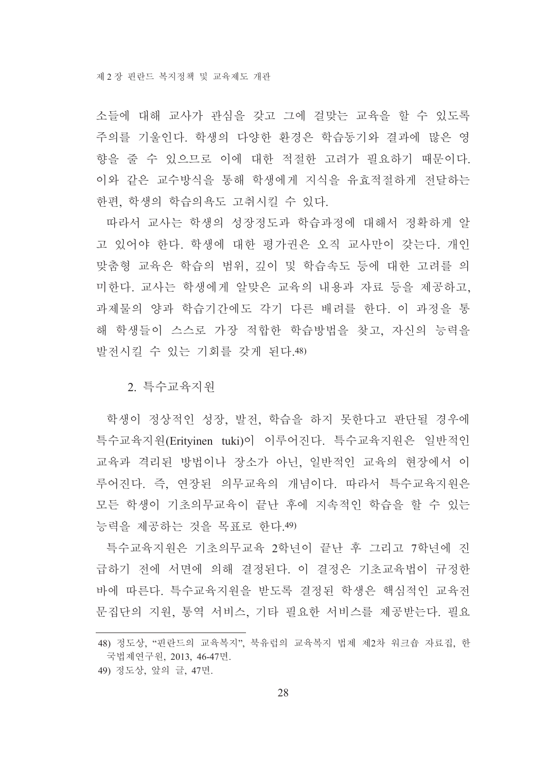소들에 대해 교사가 관심을 갖고 그에 걸맞는 교육을 할 수 있도록 주의를 기울인다. 학생의 다양한 환경은 학습동기와 결과에 많은 영향을 줄 수 있으므로 이에 대한 적절한 고려가 필요하기 때문이다. 이와 같은 교수방식을 통해 학생에게 지식을 유효적절하게 전달하는 한편, 학생의 학습의욕도 고취시킬 수 있다.

따라서 교사는 학생의 성장정도와 학습과정에 대해서 정확하게 알고 있어야 한다. 학생에 대한 평가권은 오직 교사만이 갖는다. 개인맞춤형 교육은 학습의 범위, 깊이 및 학습속도 등에 대한 고려를 의미한다. 교사는 학생에게 알맞은 교육의 내용과 자료 등을 제공하고, 과제물의 양과 학습기간에도 각기 다른 배려를 한다. 이 과정을 통해 학생들이 스스로 가장 적합한 학습방법을 찾고, 자신의 능력을 발전시킬 수 있는 기회를 갖게 된다.[48)]

### 2. 특수교육지원

학생이 정상적인 성장, 발전, 학습을 하지 못한다고 판단될 경우에 특수교육지원(Erityinen tuki)이 이루어진다. 특수교육지원은 일반적인 교육과 격리된 방법이나 장소가 아닌, 일반적인 교육의 현장에서 이루어진다. 즉, 연장된 의무교육의 개념이다. 따라서 특수교육지원은 모든 학생이 기초의무교육이 끝난 후에 지속적인 학습을 할 수 있는 능력을 제공하는 것을 목표로 한다.[49)]

특수교육지원은 기초의무교육 2학년이 끝난 후 그리고 7학년에 진급하기 전에 서면에 의해 결정된다. 이 결정은 기초교육법이 규정한 바에 따른다. 특수교육지원을 받도록 결정된 학생은 핵심적인 교육전문집단의 지원, 통역 서비스, 기타 필요한 서비스를 제공받는다. 필요

---

48) 정도상, "핀란드의 교육복지", 북유럽의 교육복지 법제 제2차 워크숍 자료집, 한국법제연구원, 2013, 46-47면.

49) 정도상, 앞의 글, 47면.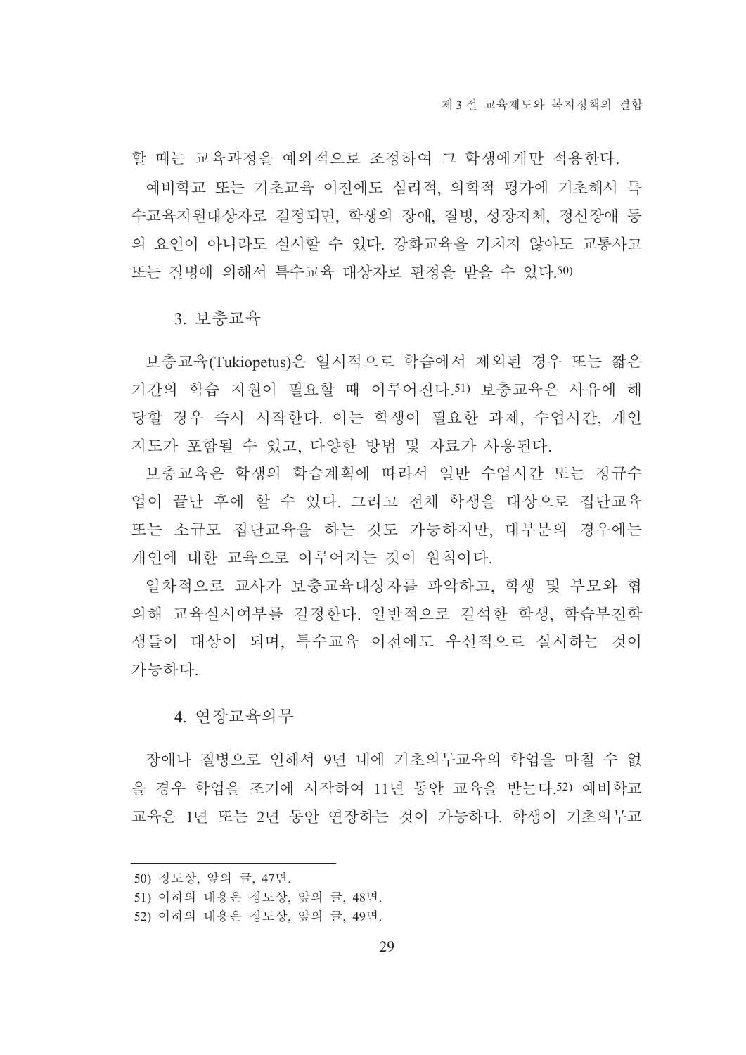할 때는 교육과정을 예외적으로 조정하여 그 학생에게만 적용한다.

예비학교 또는 기초교육 이전에도 심리적, 의학적 평가에 기초해서 특수교육지원대상자로 결정되면, 학생의 장애, 질병, 성장지체, 정신장애 등의 요인이 아니라도 실시할 수 있다. 강화교육을 거치지 않아도 교통사고 또는 질병에 의해서 특수교육 대상자로 판정을 받을 수 있다.[50)]

### 3. 보충교육

보충교육(Tukiopetus)은 일시적으로 학습에서 제외된 경우 또는 짧은 기간의 학습 지원이 필요할 때 이루어진다.[51)] 보충교육은 사유에 해당할 경우 즉시 시작한다. 이는 학생이 필요한 과제, 수업시간, 개인지도가 포함될 수 있고, 다양한 방법 및 자료가 사용된다.

보충교육은 학생의 학습계획에 따라서 일반 수업시간 또는 정규수업이 끝난 후에 할 수 있다. 그리고 전체 학생을 대상으로 집단교육 또는 소규모 집단교육을 하는 것도 가능하지만, 대부분의 경우에는 개인에 대한 교육으로 이루어지는 것이 원칙이다.

일차적으로 교사가 보충교육대상자를 파악하고, 학생 및 부모와 협의해 교육실시여부를 결정한다. 일반적으로 결석한 학생, 학습부진학생들이 대상이 되며, 특수교육 이전에도 우선적으로 실시하는 것이 가능하다.

### 4. 연장교육의무

장애나 질병으로 인해서 9년 내에 기초의무교육의 학업을 마칠 수 없을 경우 학업을 조기에 시작하여 11년 동안 교육을 받는다.[52)] 예비학교 교육은 1년 또는 2년 동안 연장하는 것이 가능하다. 학생이 기초의무교

---

50) 정도상, 앞의 글, 47면.

51) 이하의 내용은 정도상, 앞의 글, 48면.

52) 이하의 내용은 정도상, 앞의 글, 49면.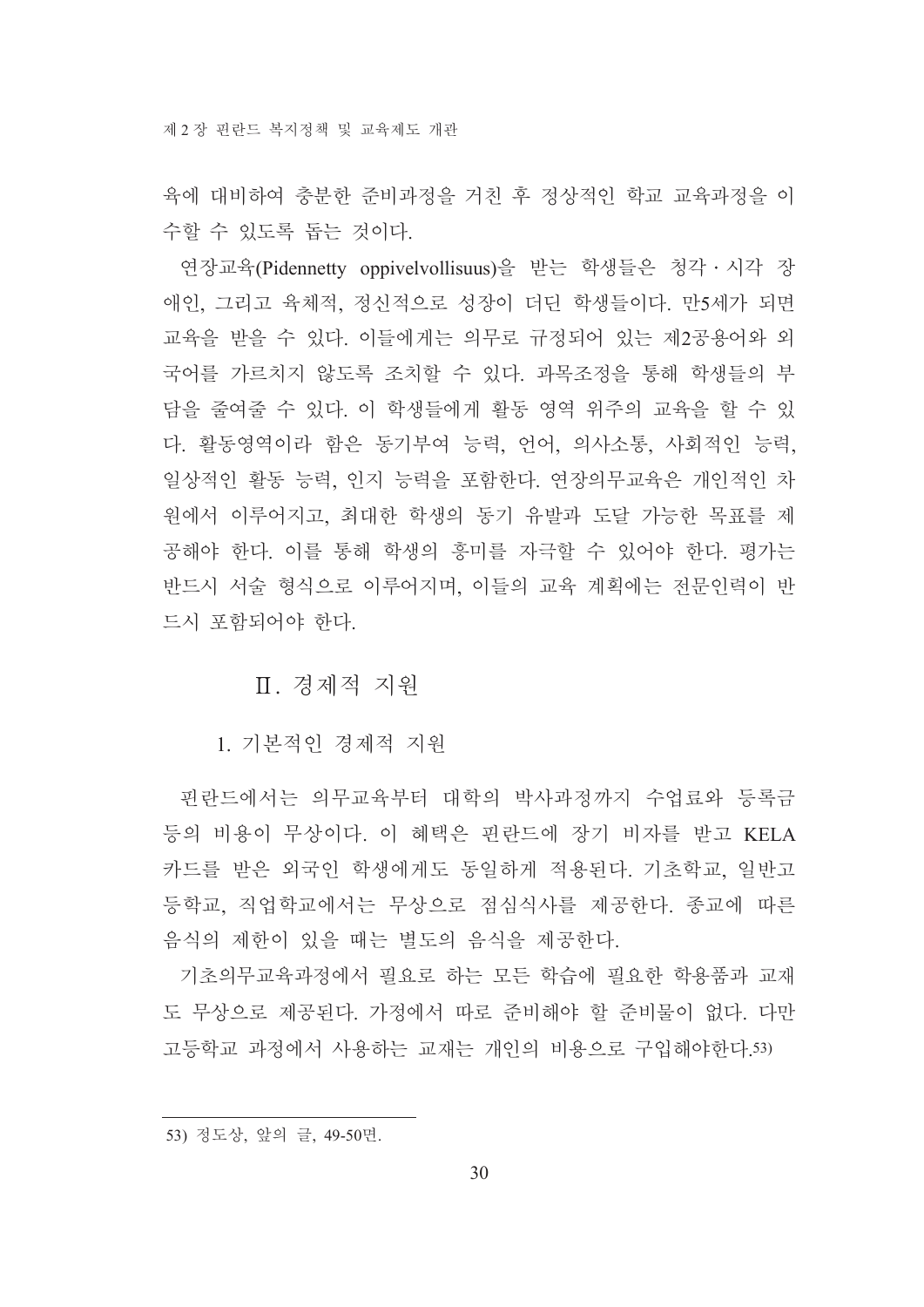육에 대비하여 충분한 준비과정을 거친 후 정상적인 학교 교육과정을 이수할 수 있도록 돕는 것이다.

연장교육(Pidennetty oppivelvollisuus)을 받는 학생들은 청각·시각 장애인, 그리고 육체적, 정신적으로 성장이 더딘 학생들이다. 만5세가 되면 교육을 받을 수 있다. 이들에게는 의무로 규정되어 있는 제2공용어와 외국어를 가르치지 않도록 조치할 수 있다. 과목조정을 통해 학생들의 부담을 줄여줄 수 있다. 이 학생들에게 활동 영역 위주의 교육을 할 수 있다. 활동영역이라 함은 동기부여 능력, 언어, 의사소통, 사회적인 능력, 일상적인 활동 능력, 인지 능력을 포함한다. 연장의무교육은 개인적인 차원에서 이루어지고, 최대한 학생의 동기 유발과 도달 가능한 목표를 제공해야 한다. 이를 통해 학생의 흥미를 자극할 수 있어야 한다. 평가는 반드시 서술 형식으로 이루어지며, 이들의 교육 계획에는 전문인력이 반드시 포함되어야 한다.

## Ⅱ. 경제적 지원

### 1. 기본적인 경제적 지원

핀란드에서는 의무교육부터 대학의 박사과정까지 수업료와 등록금 등의 비용이 무상이다. 이 혜택은 핀란드에 장기 비자를 받고 KELA 카드를 받은 외국인 학생에게도 동일하게 적용된다. 기초학교, 일반고등학교, 직업학교에서는 무상으로 점심식사를 제공한다. 종교에 따른 음식의 제한이 있을 때는 별도의 음식을 제공한다.

기초의무교육과정에서 필요로 하는 모든 학습에 필요한 학용품과 교재도 무상으로 제공된다. 가정에서 따로 준비해야 할 준비물이 없다. 다만 고등학교 과정에서 사용하는 교재는 개인의 비용으로 구입해야한다.[53]

---

53) 정도상, 앞의 글, 49-50면.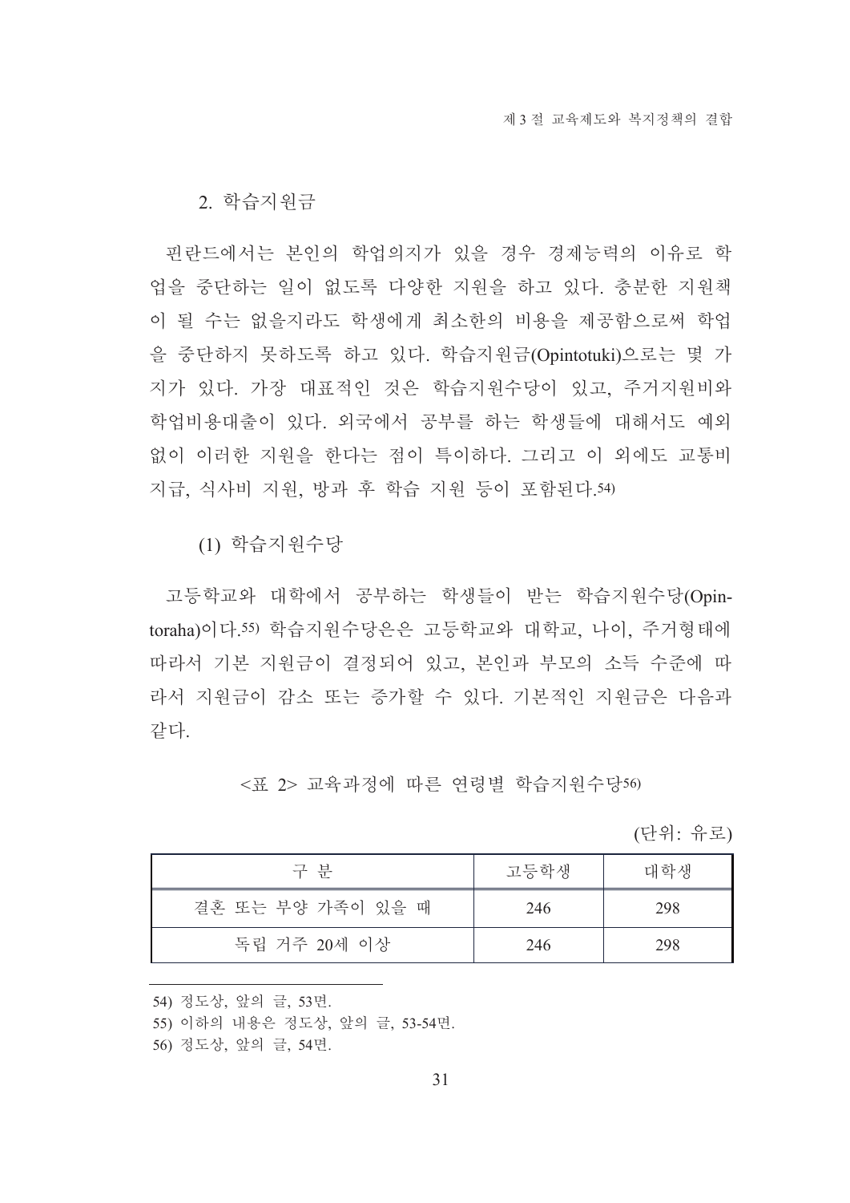### 2. 학습지원금

핀란드에서는 본인의 학업의지가 있을 경우 경제능력의 이유로 학업을 중단하는 일이 없도록 다양한 지원을 하고 있다. 충분한 지원책이 될 수는 없을지라도 학생에게 최소한의 비용을 제공함으로써 학업을 중단하지 못하도록 하고 있다. 학습지원금(Opintotuki)으로는 몇 가지가 있다. 가장 대표적인 것은 학습지원수당이 있고, 주거지원비와 학업비용대출이 있다. 외국에서 공부를 하는 학생들에 대해서도 예외 없이 이러한 지원을 한다는 점이 특이하다. 그리고 이 외에도 교통비 지급, 식사비 지원, 방과 후 학습 지원 등이 포함된다.[54]

#### (1) 학습지원수당

고등학교와 대학에서 공부하는 학생들이 받는 학습지원수당(Opintoraha)이다.[55] 학습지원수당은은 고등학교와 대학교, 나이, 주거형태에 따라서 기본 지원금이 결정되어 있고, 본인과 부모의 소득 수준에 따라서 지원금이 감소 또는 증가할 수 있다. 기본적인 지원금은 다음과 같다.

<표 2> 교육과정에 따른 연령별 학습지원수당[56]

(단위: 유로)

| 구 분 | 고등학생 | 대학생 |
|---|---|---|
| 결혼 또는 부양 가족이 있을 때 | 246 | 298 |
| 독립 거주 20세 이상 | 246 | 298 |

---

54) 정도상, 앞의 글, 53면.

55) 이하의 내용은 정도상, 앞의 글, 53-54면.

56) 정도상, 앞의 글, 54면.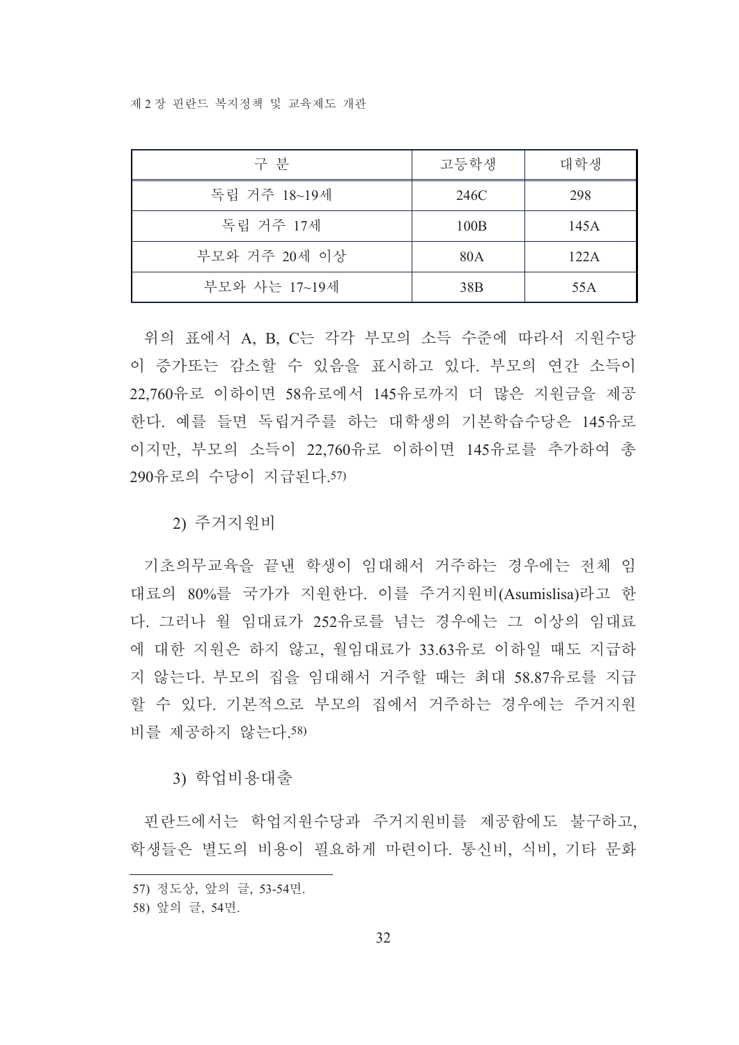| 구 분 | 고등학생 | 대학생 |
|---|---|---|
| 독립 거주 18~19세 | 246C | 298 |
| 독립 거주 17세 | 100B | 145A |
| 부모와 거주 20세 이상 | 80A | 122A |
| 부모와 사는 17~19세 | 38B | 55A |

위의 표에서 A, B, C는 각각 부모의 소득 수준에 따라서 지원수당이 증가또는 감소할 수 있음을 표시하고 있다. 부모의 연간 소득이 22,760유로 이하이면 58유로에서 145유로까지 더 많은 지원금을 제공한다. 예를 들면 독립거주를 하는 대학생의 기본학습수당은 145유로이지만, 부모의 소득이 22,760유로 이하이면 145유로를 추가하여 총 290유로의 수당이 지급된다.[57]

2) 주거지원비

기초의무교육을 끝낸 학생이 임대해서 거주하는 경우에는 전체 임대료의 80%를 국가가 지원한다. 이를 주거지원비(Asumislisa)라고 한다. 그러나 월 임대료가 252유로를 넘는 경우에는 그 이상의 임대료에 대한 지원은 하지 않고, 월임대료가 33.63유로 이하일 때도 지급하지 않는다. 부모의 집을 임대해서 거주할 때는 최대 58.87유로를 지급할 수 있다. 기본적으로 부모의 집에서 거주하는 경우에는 주거지원비를 제공하지 않는다.[58]

3) 학업비용대출

핀란드에서는 학업지원수당과 주거지원비를 제공함에도 불구하고, 학생들은 별도의 비용이 필요하게 마련이다. 통신비, 식비, 기타 문화

57) 정도상, 앞의 글, 53-54면.

58) 앞의 글, 54면.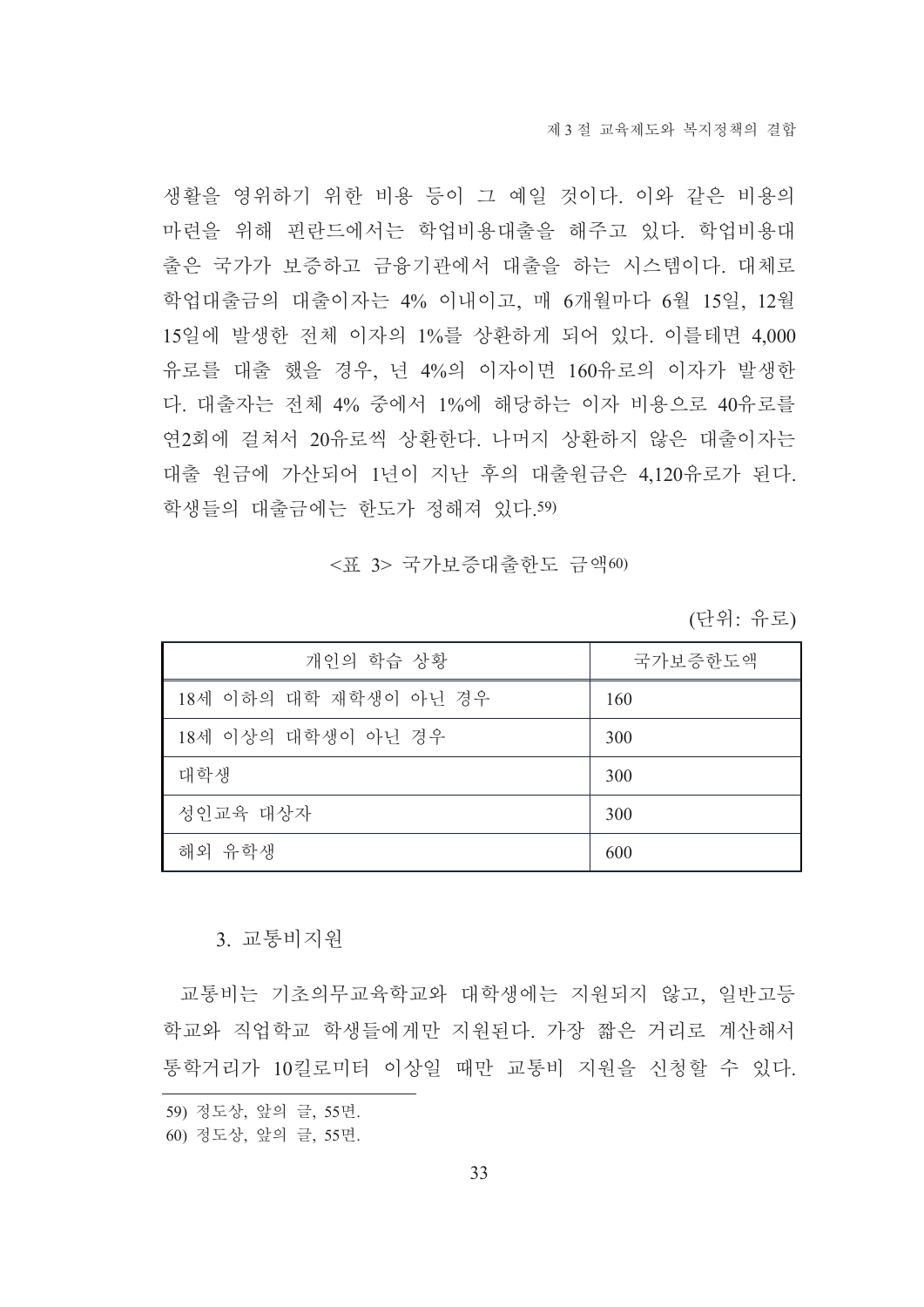생활을 영위하기 위한 비용 등이 그 예일 것이다. 이와 같은 비용의 마련을 위해 핀란드에서는 학업비용대출을 해주고 있다. 학업비용대출은 국가가 보증하고 금융기관에서 대출을 하는 시스템이다. 대체로 학업대출금의 대출이자는 4% 이내이고, 매 6개월마다 6월 15일, 12월 15일에 발생한 전체 이자의 1%를 상환하게 되어 있다. 이를테면 4,000유로를 대출 했을 경우, 년 4%의 이자이면 160유로의 이자가 발생한다. 대출자는 전체 4% 중에서 1%에 해당하는 이자 비용으로 40유로를 연2회에 걸쳐서 20유로씩 상환한다. 나머지 상환하지 않은 대출이자는 대출 원금에 가산되어 1년이 지난 후의 대출원금은 4,120유로가 된다. 학생들의 대출금에는 한도가 정해져 있다.[59]

<표 3> 국가보증대출한도 금액[60]

(단위: 유로)

| 개인의 학습 상황 | 국가보증한도액 |
|---|---|
| 18세 이하의 대학 재학생이 아닌 경우 | 160 |
| 18세 이상의 대학생이 아닌 경우 | 300 |
| 대학생 | 300 |
| 성인교육 대상자 | 300 |
| 해외 유학생 | 600 |

### 3. 교통비지원

교통비는 기초의무교육학교와 대학생에는 지원되지 않고, 일반고등학교와 직업학교 학생들에게만 지원된다. 가장 짧은 거리로 계산해서 통학거리가 10킬로미터 이상일 때만 교통비 지원을 신청할 수 있다.

---

59) 정도상, 앞의 글, 55면.

60) 정도상, 앞의 글, 55면.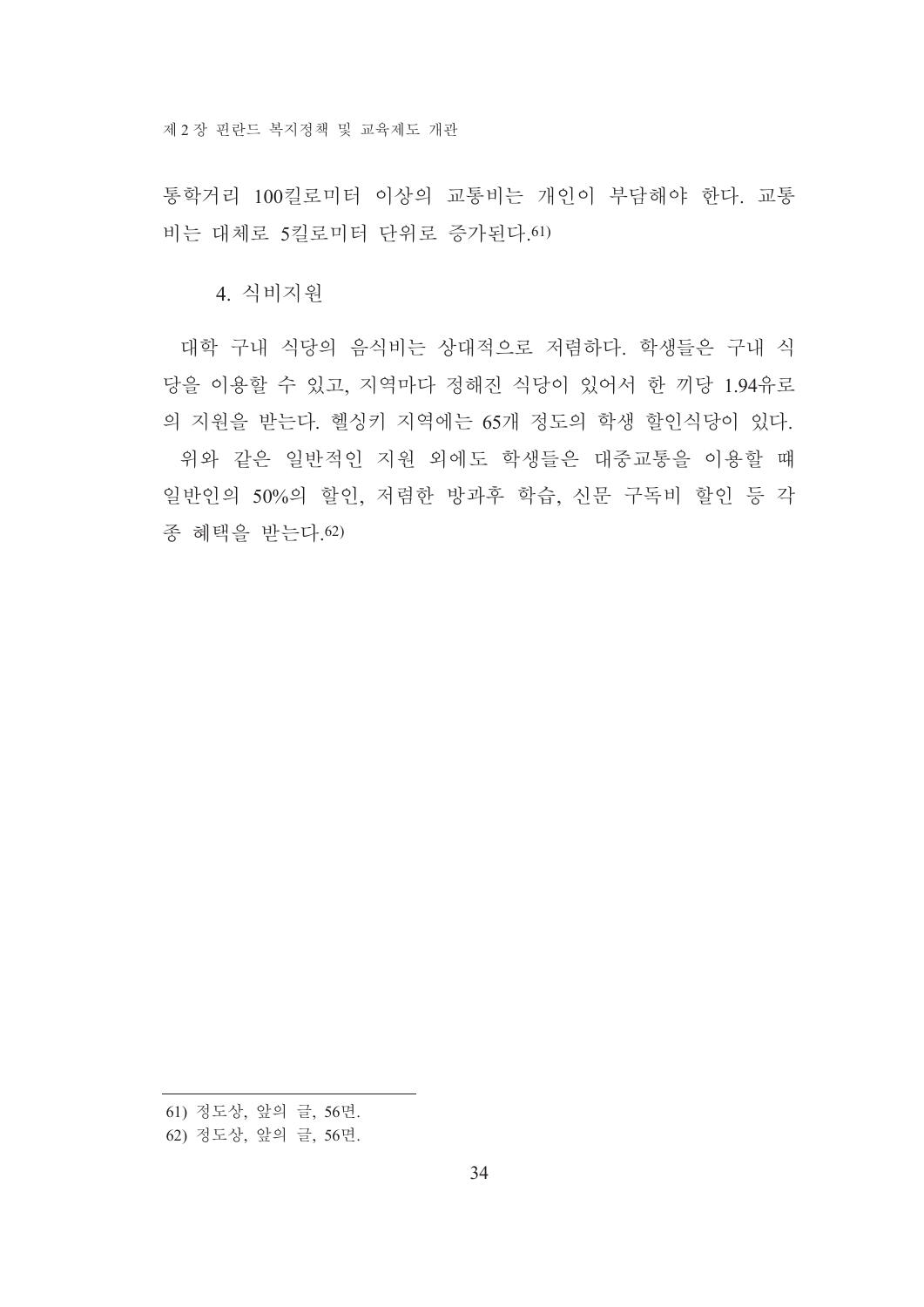통학거리 100킬로미터 이상의 교통비는 개인이 부담해야 한다. 교통비는 대체로 5킬로미터 단위로 증가된다.[61)]

### 4. 식비지원

대학 구내 식당의 음식비는 상대적으로 저렴하다. 학생들은 구내 식당을 이용할 수 있고, 지역마다 정해진 식당이 있어서 한 끼당 1.94유로의 지원을 받는다. 헬싱키 지역에는 65개 정도의 학생 할인식당이 있다.

위와 같은 일반적인 지원 외에도 학생들은 대중교통을 이용할 때 일반인의 50%의 할인, 저렴한 방과후 학습, 신문 구독비 할인 등 각종 혜택을 받는다.[62)]

---

61) 정도상, 앞의 글, 56면.

62) 정도상, 앞의 글, 56면.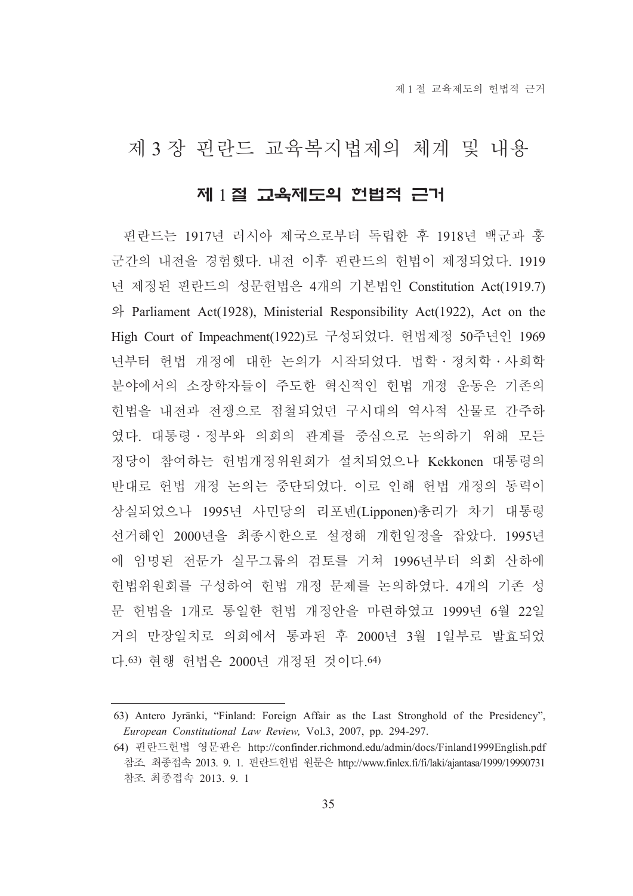# 제 3 장 핀란드 교육복지법제의 체계 및 내용

## 제 1 절 교육제도의 헌법적 근거

핀란드는 1917년 러시아 제국으로부터 독립한 후 1918년 백군과 홍군간의 내전을 경험했다. 내전 이후 핀란드의 헌법이 제정되었다. 1919년 제정된 핀란드의 성문헌법은 4개의 기본법인 Constitution Act(1919.7)와 Parliament Act(1928), Ministerial Responsibility Act(1922), Act on the High Court of Impeachment(1922)로 구성되었다. 헌법제정 50주년인 1969년부터 헌법 개정에 대한 논의가 시작되었다. 법학 · 정치학 · 사회학 분야에서의 소장학자들이 주도한 혁신적인 헌법 개정 운동은 기존의 헌법을 내전과 전쟁으로 점철되었던 구시대의 역사적 산물로 간주하였다. 대통령 · 정부와 의회의 관계를 중심으로 논의하기 위해 모든 정당이 참여하는 헌법개정위원회가 설치되었으나 Kekkonen 대통령의 반대로 헌법 개정 논의는 중단되었다. 이로 인해 헌법 개정의 동력이 상실되었으나 1995년 사민당의 리포넨(Lipponen)총리가 차기 대통령 선거해인 2000년을 최종시한으로 설정해 개헌일정을 잡았다. 1995년에 임명된 전문가 실무그룹의 검토를 거쳐 1996년부터 의회 산하에 헌법위원회를 구성하여 헌법 개정 문제를 논의하였다. 4개의 기존 성문 헌법을 1개로 통일한 헌법 개정안을 마련하였고 1999년 6월 22일 거의 만장일치로 의회에서 통과된 후 2000년 3월 1일부로 발효되었다.[63] 현행 헌법은 2000년 개정된 것이다.[64]

---

63) Antero Jyränki, "Finland: Foreign Affair as the Last Stronghold of the Presidency", *European Constitutional Law Review,* Vol.3, 2007, pp. 294-297.

64) 핀란드헌법 영문판은 http://confinder.richmond.edu/admin/docs/Finland1999English.pdf 참조, 최종접속 2013. 9. 1. 핀란드헌법 원문은 http://www.finlex.fi/fi/laki/ajantasa/1999/19990731 참조, 최종접속 2013. 9. 1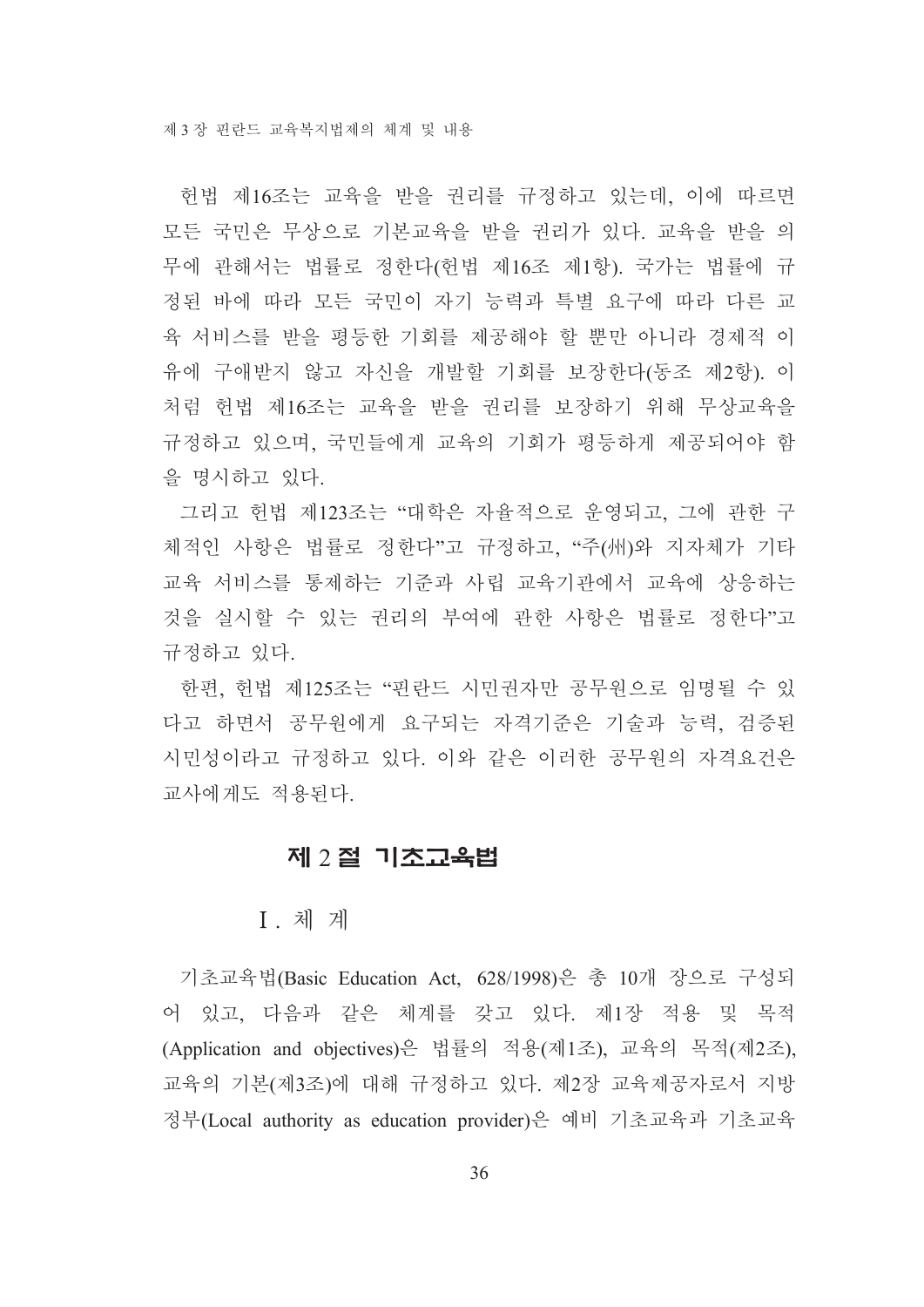헌법 제16조는 교육을 받을 권리를 규정하고 있는데, 이에 따르면 모든 국민은 무상으로 기본교육을 받을 권리가 있다. 교육을 받을 의무에 관해서는 법률로 정한다(헌법 제16조 제1항). 국가는 법률에 규정된 바에 따라 모든 국민이 자기 능력과 특별 요구에 따라 다른 교육 서비스를 받을 평등한 기회를 제공해야 할 뿐만 아니라 경제적 이유에 구애받지 않고 자신을 개발할 기회를 보장한다(동조 제2항). 이처럼 헌법 제16조는 교육을 받을 권리를 보장하기 위해 무상교육을 규정하고 있으며, 국민들에게 교육의 기회가 평등하게 제공되어야 함을 명시하고 있다.

그리고 헌법 제123조는 "대학은 자율적으로 운영되고, 그에 관한 구체적인 사항은 법률로 정한다"고 규정하고, "주(州)와 지자체가 기타 교육 서비스를 통제하는 기준과 사립 교육기관에서 교육에 상응하는 것을 실시할 수 있는 권리의 부여에 관한 사항은 법률로 정한다"고 규정하고 있다.

한편, 헌법 제125조는 "핀란드 시민권자만 공무원으로 임명될 수 있다고 하면서 공무원에게 요구되는 자격기준은 기술과 능력, 검증된 시민성이라고 규정하고 있다. 이와 같은 이러한 공무원의 자격요건은 교사에게도 적용된다.

## 제 2 절 기초교육법

### Ⅰ. 체 계

기초교육법(Basic Education Act, 628/1998)은 총 10개 장으로 구성되어 있고, 다음과 같은 체계를 갖고 있다. 제1장 적용 및 목적(Application and objectives)은 법률의 적용(제1조), 교육의 목적(제2조), 교육의 기본(제3조)에 대해 규정하고 있다. 제2장 교육제공자로서 지방정부(Local authority as education provider)은 예비 기초교육과 기초교육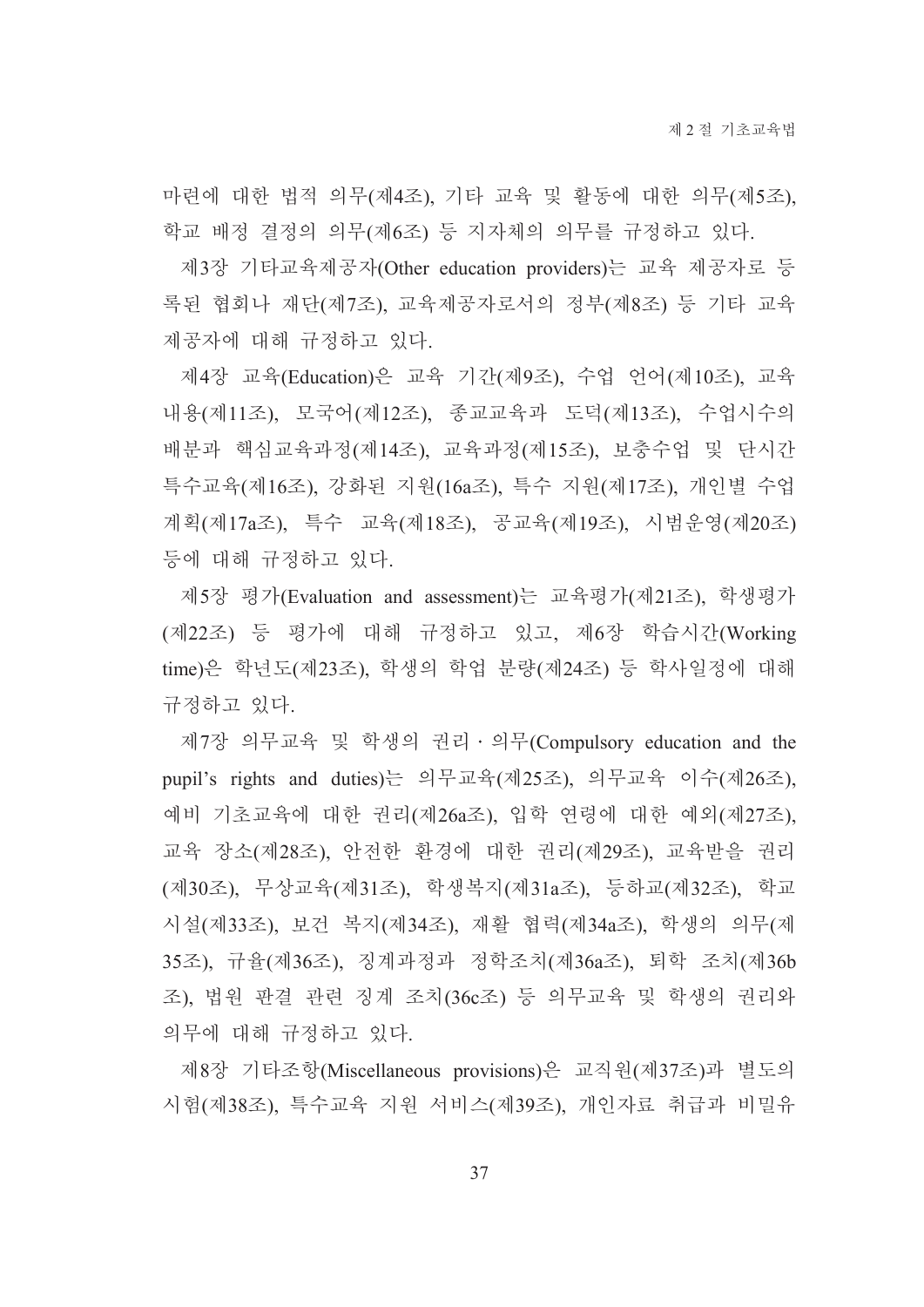마련에 대한 법적 의무(제4조), 기타 교육 및 활동에 대한 의무(제5조), 학교 배정 결정의 의무(제6조) 등 지자체의 의무를 규정하고 있다.

제3장 기타교육제공자(Other education providers)는 교육 제공자로 등록된 협회나 재단(제7조), 교육제공자로서의 정부(제8조) 등 기타 교육 제공자에 대해 규정하고 있다.

제4장 교육(Education)은 교육 기간(제9조), 수업 언어(제10조), 교육 내용(제11조), 모국어(제12조), 종교교육과 도덕(제13조), 수업시수의 배분과 핵심교육과정(제14조), 교육과정(제15조), 보충수업 및 단시간 특수교육(제16조), 강화된 지원(16a조), 특수 지원(제17조), 개인별 수업 계획(제17a조), 특수 교육(제18조), 공교육(제19조), 시범운영(제20조) 등에 대해 규정하고 있다.

제5장 평가(Evaluation and assessment)는 교육평가(제21조), 학생평가(제22조) 등 평가에 대해 규정하고 있고, 제6장 학습시간(Working time)은 학년도(제23조), 학생의 학업 분량(제24조) 등 학사일정에 대해 규정하고 있다.

제7장 의무교육 및 학생의 권리·의무(Compulsory education and the pupil's rights and duties)는 의무교육(제25조), 의무교육 이수(제26조), 예비 기초교육에 대한 권리(제26a조), 입학 연령에 대한 예외(제27조), 교육 장소(제28조), 안전한 환경에 대한 권리(제29조), 교육받을 권리(제30조), 무상교육(제31조), 학생복지(제31a조), 등하교(제32조), 학교 시설(제33조), 보건 복지(제34조), 재활 협력(제34a조), 학생의 의무(제35조), 규율(제36조), 징계과정과 정학조치(제36a조), 퇴학 조치(제36b조), 법원 판결 관련 징계 조치(36c조) 등 의무교육 및 학생의 권리와 의무에 대해 규정하고 있다.

제8장 기타조항(Miscellaneous provisions)은 교직원(제37조)과 별도의 시험(제38조), 특수교육 지원 서비스(제39조), 개인자료 취급과 비밀유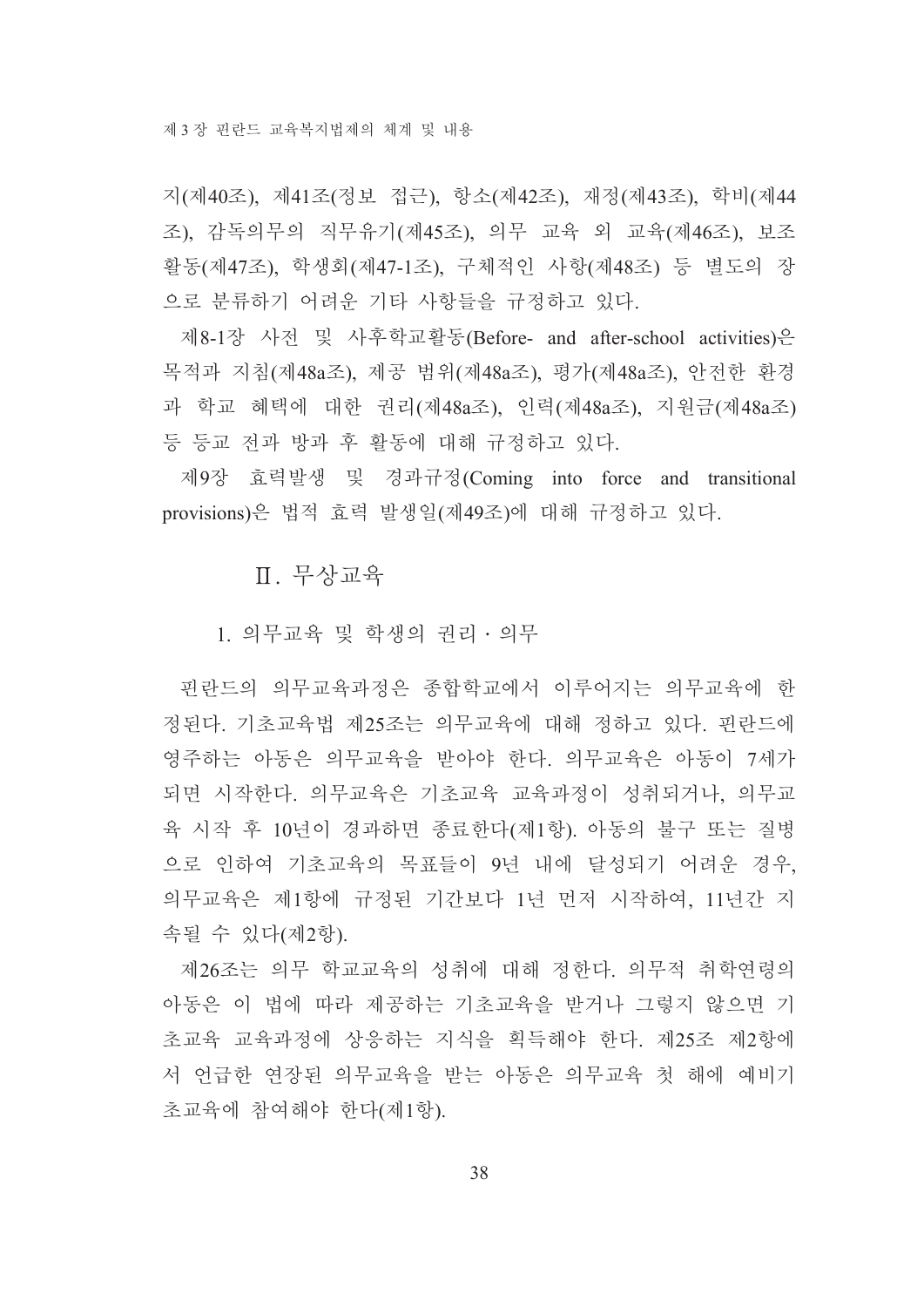지(제40조), 제41조(정보 접근), 항소(제42조), 재정(제43조), 학비(제44조), 감독의무의 직무유기(제45조), 의무 교육 외 교육(제46조), 보조활동(제47조), 학생회(제47-1조), 구체적인 사항(제48조) 등 별도의 장으로 분류하기 어려운 기타 사항들을 규정하고 있다.

제8-1장 사전 및 사후학교활동(Before- and after-school activities)은 목적과 지침(제48a조), 제공 범위(제48a조), 평가(제48a조), 안전한 환경과 학교 혜택에 대한 권리(제48a조), 인력(제48a조), 지원금(제48a조) 등 등교 전과 방과 후 활동에 대해 규정하고 있다.

제9장 효력발생 및 경과규정(Coming into force and transitional provisions)은 법적 효력 발생일(제49조)에 대해 규정하고 있다.

## Ⅱ. 무상교육

### 1. 의무교육 및 학생의 권리 · 의무

핀란드의 의무교육과정은 종합학교에서 이루어지는 의무교육에 한정된다. 기초교육법 제25조는 의무교육에 대해 정하고 있다. 핀란드에 영주하는 아동은 의무교육을 받아야 한다. 의무교육은 아동이 7세가 되면 시작한다. 의무교육은 기초교육 교육과정이 성취되거나, 의무교육 시작 후 10년이 경과하면 종료한다(제1항). 아동의 불구 또는 질병으로 인하여 기초교육의 목표들이 9년 내에 달성되기 어려운 경우, 의무교육은 제1항에 규정된 기간보다 1년 먼저 시작하여, 11년간 지속될 수 있다(제2항).

제26조는 의무 학교교육의 성취에 대해 정한다. 의무적 취학연령의 아동은 이 법에 따라 제공하는 기초교육을 받거나 그렇지 않으면 기초교육 교육과정에 상응하는 지식을 획득해야 한다. 제25조 제2항에서 언급한 연장된 의무교육을 받는 아동은 의무교육 첫 해에 예비기초교육에 참여해야 한다(제1항).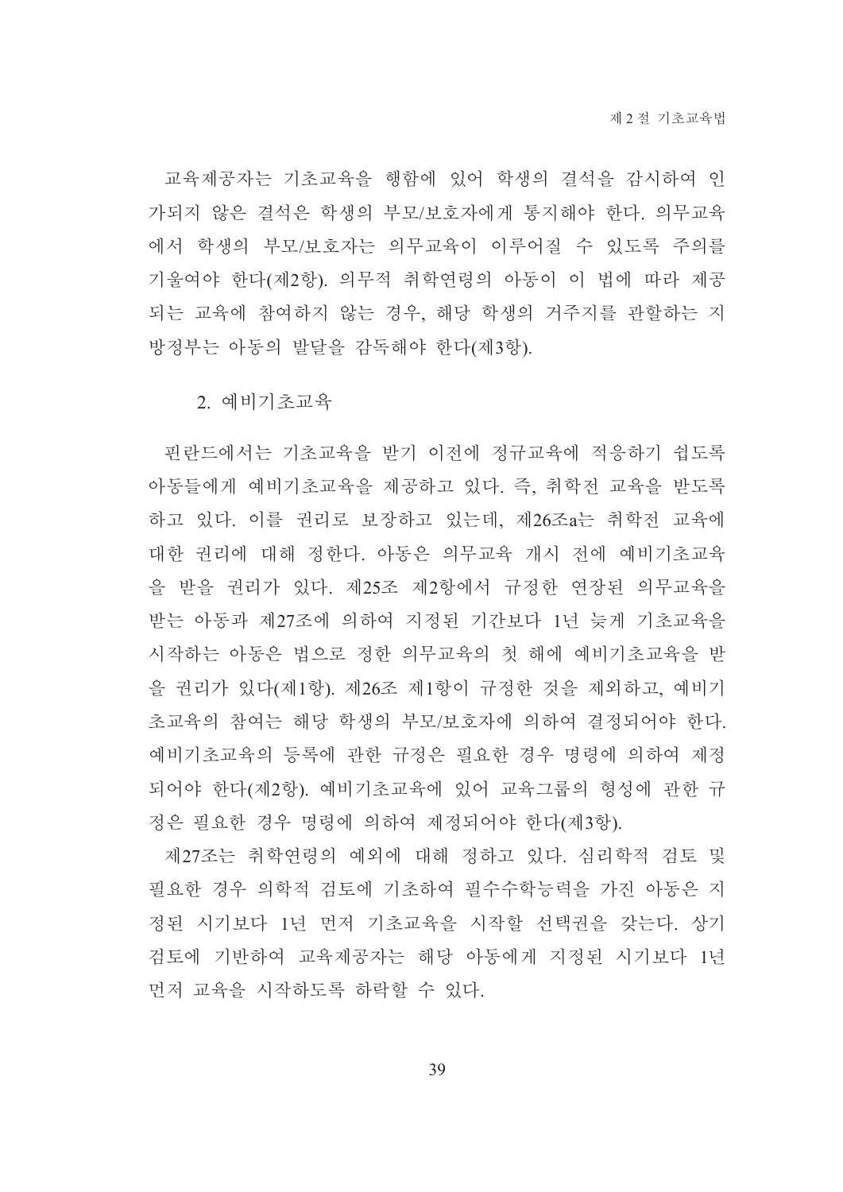교육제공자는 기초교육을 행함에 있어 학생의 결석을 감시하여 인가되지 않은 결석은 학생의 부모/보호자에게 통지해야 한다. 의무교육에서 학생의 부모/보호자는 의무교육이 이루어질 수 있도록 주의를 기울여야 한다(제2항). 의무적 취학연령의 아동이 이 법에 따라 제공되는 교육에 참여하지 않는 경우, 해당 학생의 거주지를 관할하는 지방정부는 아동의 발달을 감독해야 한다(제3항).

### 2. 예비기초교육

핀란드에서는 기초교육을 받기 이전에 정규교육에 적응하기 쉽도록 아동들에게 예비기초교육을 제공하고 있다. 즉, 취학전 교육을 받도록 하고 있다. 이를 권리로 보장하고 있는데, 제26조a는 취학전 교육에 대한 권리에 대해 정한다. 아동은 의무교육 개시 전에 예비기초교육을 받을 권리가 있다. 제25조 제2항에서 규정한 연장된 의무교육을 받는 아동과 제27조에 의하여 지정된 기간보다 1년 늦게 기초교육을 시작하는 아동은 법으로 정한 의무교육의 첫 해에 예비기초교육을 받을 권리가 있다(제1항). 제26조 제1항이 규정한 것을 제외하고, 예비기초교육의 참여는 해당 학생의 부모/보호자에 의하여 결정되어야 한다. 예비기초교육의 등록에 관한 규정은 필요한 경우 명령에 의하여 제정되어야 한다(제2항). 예비기초교육에 있어 교육그룹의 형성에 관한 규정은 필요한 경우 명령에 의하여 제정되어야 한다(제3항).

제27조는 취학연령의 예외에 대해 정하고 있다. 심리학적 검토 및 필요한 경우 의학적 검토에 기초하여 필수수학능력을 가진 아동은 지정된 시기보다 1년 먼저 기초교육을 시작할 선택권을 갖는다. 상기 검토에 기반하여 교육제공자는 해당 아동에게 지정된 시기보다 1년 먼저 교육을 시작하도록 하락할 수 있다.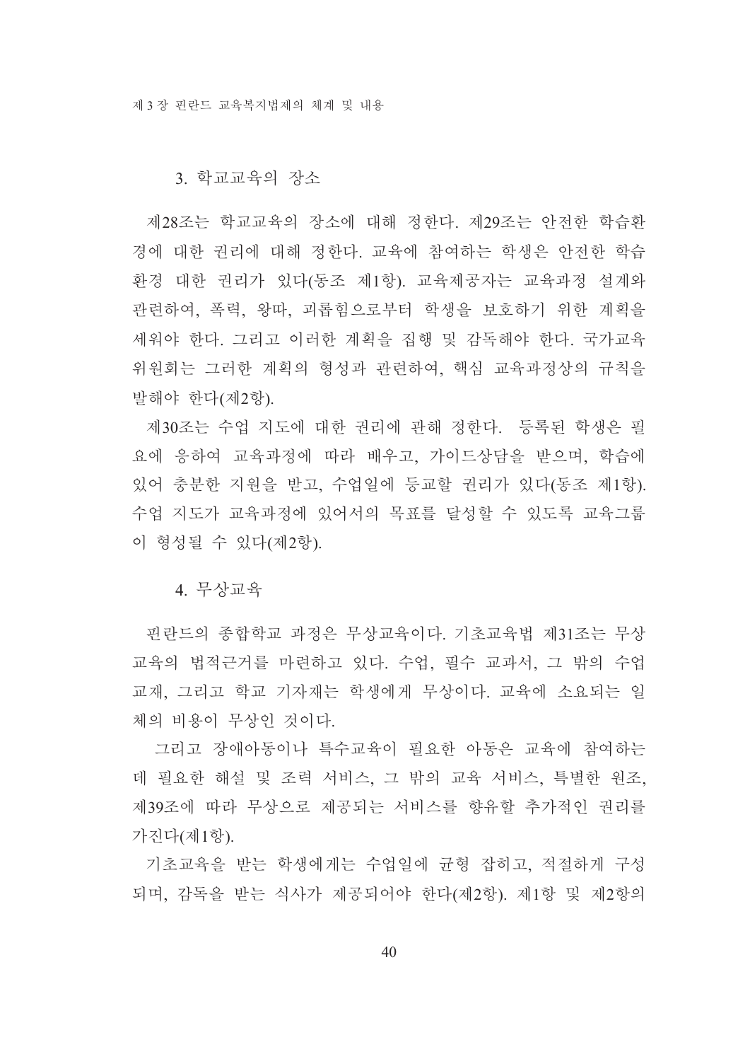### 3. 학교교육의 장소

제28조는 학교교육의 장소에 대해 정한다. 제29조는 안전한 학습환경에 대한 권리에 대해 정한다. 교육에 참여하는 학생은 안전한 학습환경 대한 권리가 있다(동조 제1항). 교육제공자는 교육과정 설계와 관련하여, 폭력, 왕따, 괴롭힘으로부터 학생을 보호하기 위한 계획을 세워야 한다. 그리고 이러한 계획을 집행 및 감독해야 한다. 국가교육위원회는 그러한 계획의 형성과 관련하여, 핵심 교육과정상의 규칙을 발해야 한다(제2항).

제30조는 수업 지도에 대한 권리에 관해 정한다. 등록된 학생은 필요에 응하여 교육과정에 따라 배우고, 가이드상담을 받으며, 학습에 있어 충분한 지원을 받고, 수업일에 등교할 권리가 있다(동조 제1항). 수업 지도가 교육과정에 있어서의 목표를 달성할 수 있도록 교육그룹이 형성될 수 있다(제2항).

### 4. 무상교육

핀란드의 종합학교 과정은 무상교육이다. 기초교육법 제31조는 무상교육의 법적근거를 마련하고 있다. 수업, 필수 교과서, 그 밖의 수업교재, 그리고 학교 기자재는 학생에게 무상이다. 교육에 소요되는 일체의 비용이 무상인 것이다.

그리고 장애아동이나 특수교육이 필요한 아동은 교육에 참여하는데 필요한 해설 및 조력 서비스, 그 밖의 교육 서비스, 특별한 원조, 제39조에 따라 무상으로 제공되는 서비스를 향유할 추가적인 권리를 가진다(제1항).

기초교육을 받는 학생에게는 수업일에 균형 잡히고, 적절하게 구성되며, 감독을 받는 식사가 제공되어야 한다(제2항). 제1항 및 제2항의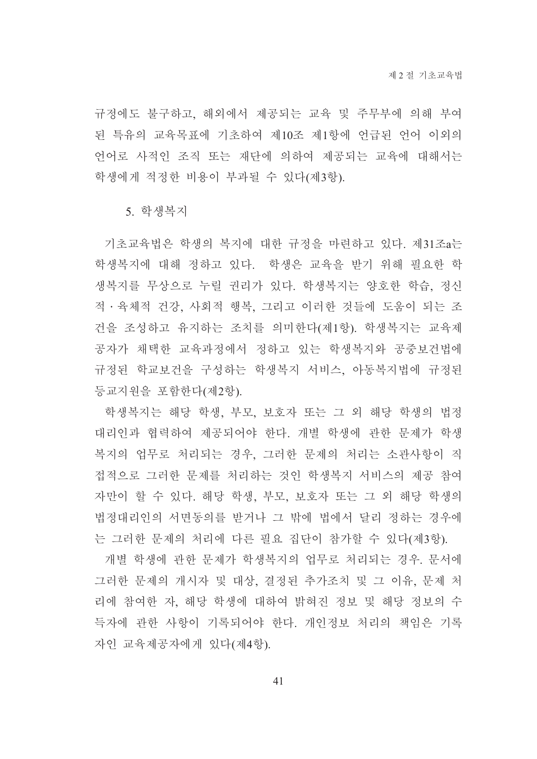규정에도 불구하고, 해외에서 제공되는 교육 및 주무부에 의해 부여된 특유의 교육목표에 기초하여 제10조 제1항에 언급된 언어 이외의 언어로 사적인 조직 또는 재단에 의하여 제공되는 교육에 대해서는 학생에게 적정한 비용이 부과될 수 있다(제3항).

### 5. 학생복지

기초교육법은 학생의 복지에 대한 규정을 마련하고 있다. 제31조a는 학생복지에 대해 정하고 있다.  학생은 교육을 받기 위해 필요한 학생복지를 무상으로 누릴 권리가 있다. 학생복지는 양호한 학습, 정신적 · 육체적 건강, 사회적 행복, 그리고 이러한 것들에 도움이 되는 조건을 조성하고 유지하는 조치를 의미한다(제1항). 학생복지는 교육제공자가 채택한 교육과정에서 정하고 있는 학생복지와 공중보건법에 규정된 학교보건을 구성하는 학생복지 서비스, 아동복지법에 규정된 등교지원을 포함한다(제2항).

학생복지는 해당 학생, 부모, 보호자 또는 그 외 해당 학생의 법정대리인과 협력하여 제공되어야 한다. 개별 학생에 관한 문제가 학생복지의 업무로 처리되는 경우, 그러한 문제의 처리는 소관사항이 직접적으로 그러한 문제를 처리하는 것인 학생복지 서비스의 제공 참여자만이 할 수 있다. 해당 학생, 부모, 보호자 또는 그 외 해당 학생의 법정대리인의 서면동의를 받거나 그 밖에 법에서 달리 정하는 경우에는 그러한 문제의 처리에 다른 필요 집단이 참가할 수 있다(제3항).

개별 학생에 관한 문제가 학생복지의 업무로 처리되는 경우. 문서에 그러한 문제의 개시자 및 대상, 결정된 추가조치 및 그 이유, 문제 처리에 참여한 자, 해당 학생에 대하여 밝혀진 정보 및 해당 정보의 수득자에 관한 사항이 기록되어야 한다. 개인정보 처리의 책임은 기록자인 교육제공자에게 있다(제4항).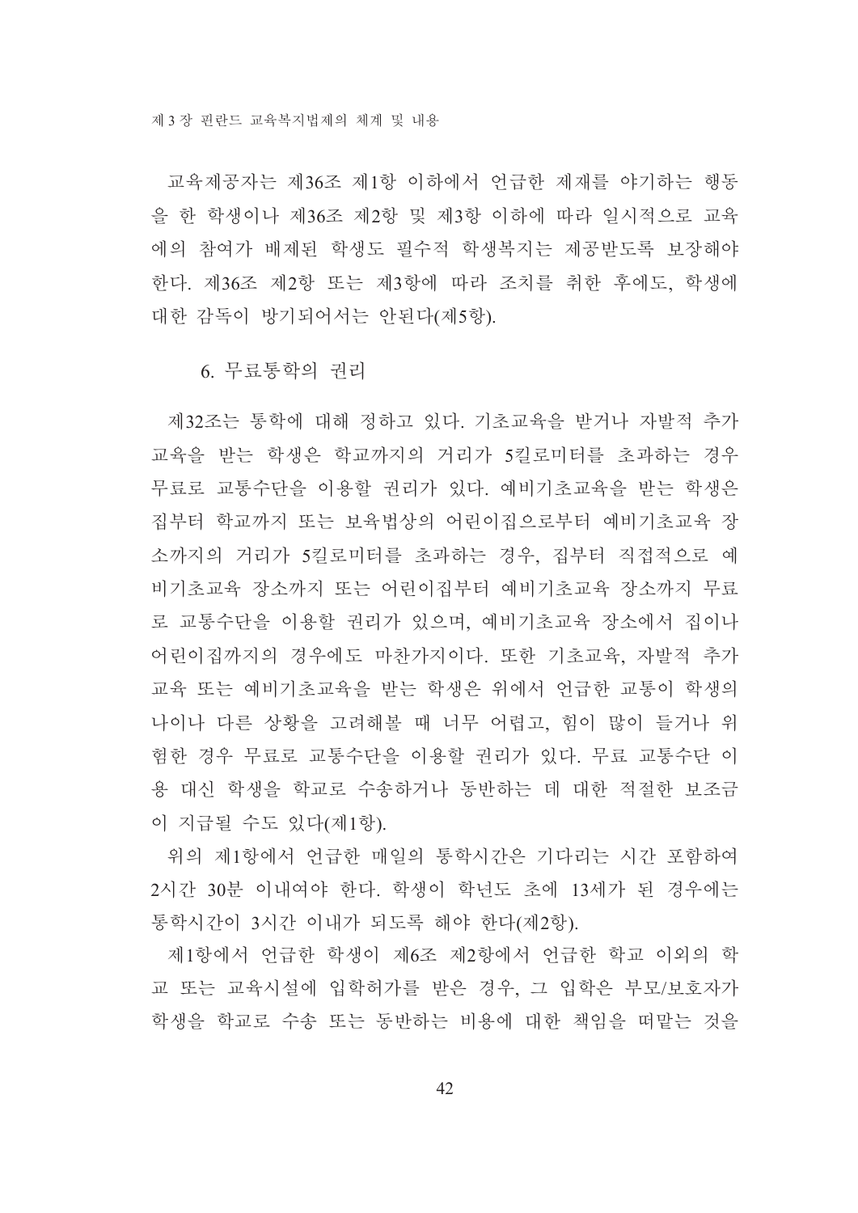교육제공자는 제36조 제1항 이하에서 언급한 제재를 야기하는 행동을 한 학생이나 제36조 제2항 및 제3항 이하에 따라 일시적으로 교육에의 참여가 배제된 학생도 필수적 학생복지는 제공받도록 보장해야 한다. 제36조 제2항 또는 제3항에 따라 조치를 취한 후에도, 학생에 대한 감독이 방기되어서는 안된다(제5항).

### 6. 무료통학의 권리

제32조는 통학에 대해 정하고 있다. 기초교육을 받거나 자발적 추가교육을 받는 학생은 학교까지의 거리가 5킬로미터를 초과하는 경우 무료로 교통수단을 이용할 권리가 있다. 예비기초교육을 받는 학생은 집부터 학교까지 또는 보육법상의 어린이집으로부터 예비기초교육 장소까지의 거리가 5킬로미터를 초과하는 경우, 집부터 직접적으로 예비기초교육 장소까지 또는 어린이집부터 예비기초교육 장소까지 무료로 교통수단을 이용할 권리가 있으며, 예비기초교육 장소에서 집이나 어린이집까지의 경우에도 마찬가지이다. 또한 기초교육, 자발적 추가교육 또는 예비기초교육을 받는 학생은 위에서 언급한 교통이 학생의 나이나 다른 상황을 고려해볼 때 너무 어렵고, 힘이 많이 들거나 위험한 경우 무료로 교통수단을 이용할 권리가 있다. 무료 교통수단 이용 대신 학생을 학교로 수송하거나 동반하는 데 대한 적절한 보조금이 지급될 수도 있다(제1항).

위의 제1항에서 언급한 매일의 통학시간은 기다리는 시간 포함하여 2시간 30분 이내여야 한다. 학생이 학년도 초에 13세가 된 경우에는 통학시간이 3시간 이내가 되도록 해야 한다(제2항).

제1항에서 언급한 학생이 제6조 제2항에서 언급한 학교 이외의 학교 또는 교육시설에 입학허가를 받은 경우, 그 입학은 부모/보호자가 학생을 학교로 수송 또는 동반하는 비용에 대한 책임을 떠맡는 것을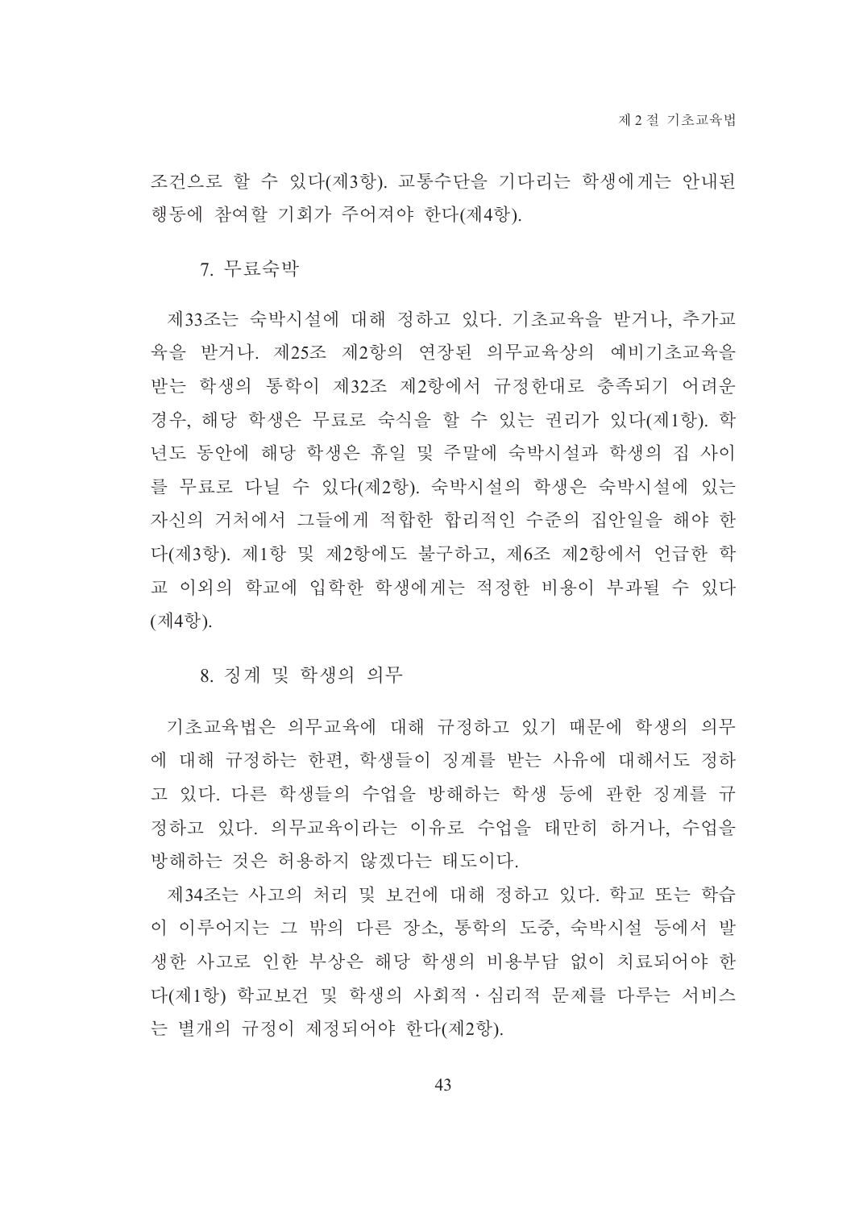조건으로 할 수 있다(제3항). 교통수단을 기다리는 학생에게는 안내된 행동에 참여할 기회가 주어져야 한다(제4항).

### 7. 무료숙박

제33조는 숙박시설에 대해 정하고 있다. 기초교육을 받거나, 추가교육을 받거나. 제25조 제2항의 연장된 의무교육상의 예비기초교육을 받는 학생의 통학이 제32조 제2항에서 규정한대로 충족되기 어려운 경우, 해당 학생은 무료로 숙식을 할 수 있는 권리가 있다(제1항). 학년도 동안에 해당 학생은 휴일 및 주말에 숙박시설과 학생의 집 사이를 무료로 다닐 수 있다(제2항). 숙박시설의 학생은 숙박시설에 있는 자신의 거처에서 그들에게 적합한 합리적인 수준의 집안일을 해야 한다(제3항). 제1항 및 제2항에도 불구하고, 제6조 제2항에서 언급한 학교 이외의 학교에 입학한 학생에게는 적정한 비용이 부과될 수 있다(제4항).

### 8. 징계 및 학생의 의무

기초교육법은 의무교육에 대해 규정하고 있기 때문에 학생의 의무에 대해 규정하는 한편, 학생들이 징계를 받는 사유에 대해서도 정하고 있다. 다른 학생들의 수업을 방해하는 학생 등에 관한 징계를 규정하고 있다. 의무교육이라는 이유로 수업을 태만히 하거나, 수업을 방해하는 것은 허용하지 않겠다는 태도이다.

제34조는 사고의 처리 및 보건에 대해 정하고 있다. 학교 또는 학습이 이루어지는 그 밖의 다른 장소, 통학의 도중, 숙박시설 등에서 발생한 사고로 인한 부상은 해당 학생의 비용부담 없이 치료되어야 한다(제1항) 학교보건 및 학생의 사회적 · 심리적 문제를 다루는 서비스는 별개의 규정이 제정되어야 한다(제2항).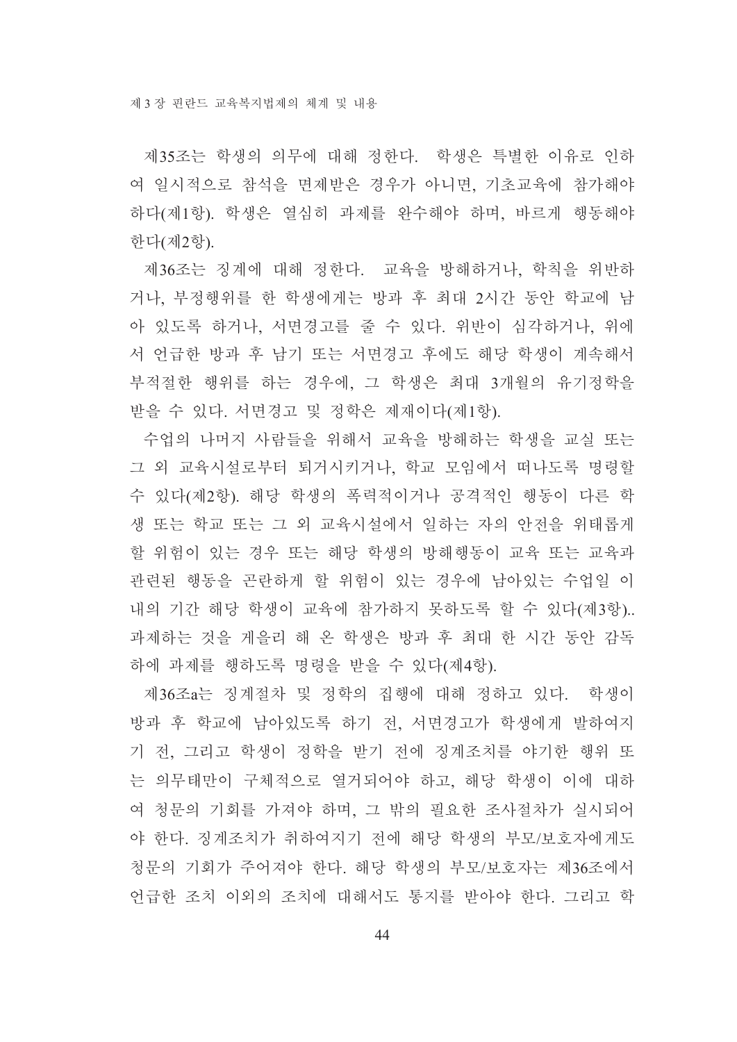제35조는 학생의 의무에 대해 정한다. 학생은 특별한 이유로 인하여 일시적으로 참석을 면제받은 경우가 아니면, 기초교육에 참가해야 하다(제1항). 학생은 열심히 과제를 완수해야 하며, 바르게 행동해야 한다(제2항).

제36조는 징계에 대해 정한다. 교육을 방해하거나, 학칙을 위반하거나, 부정행위를 한 학생에게는 방과 후 최대 2시간 동안 학교에 남아 있도록 하거나, 서면경고를 줄 수 있다. 위반이 심각하거나, 위에서 언급한 방과 후 남기 또는 서면경고 후에도 해당 학생이 계속해서 부적절한 행위를 하는 경우에, 그 학생은 최대 3개월의 유기정학을 받을 수 있다. 서면경고 및 정학은 제재이다(제1항).

수업의 나머지 사람들을 위해서 교육을 방해하는 학생을 교실 또는 그 외 교육시설로부터 퇴거시키거나, 학교 모임에서 떠나도록 명령할 수 있다(제2항). 해당 학생의 폭력적이거나 공격적인 행동이 다른 학생 또는 학교 또는 그 외 교육시설에서 일하는 자의 안전을 위태롭게 할 위험이 있는 경우 또는 해당 학생의 방해행동이 교육 또는 교육과 관련된 행동을 곤란하게 할 위험이 있는 경우에 남아있는 수업일 이내의 기간 해당 학생이 교육에 참가하지 못하도록 할 수 있다(제3항).. 과제하는 것을 게을리 해 온 학생은 방과 후 최대 한 시간 동안 감독하에 과제를 행하도록 명령을 받을 수 있다(제4항).

제36조a는 징계절차 및 정학의 집행에 대해 정하고 있다. 학생이 방과 후 학교에 남아있도록 하기 전, 서면경고가 학생에게 발하여지기 전, 그리고 학생이 정학을 받기 전에 징계조치를 야기한 행위 또는 의무태만이 구체적으로 열거되어야 하고, 해당 학생이 이에 대하여 청문의 기회를 가져야 하며, 그 밖의 필요한 조사절차가 실시되어야 한다. 징계조치가 취하여지기 전에 해당 학생의 부모/보호자에게도 청문의 기회가 주어져야 한다. 해당 학생의 부모/보호자는 제36조에서 언급한 조치 이외의 조치에 대해서도 통지를 받아야 한다. 그리고 학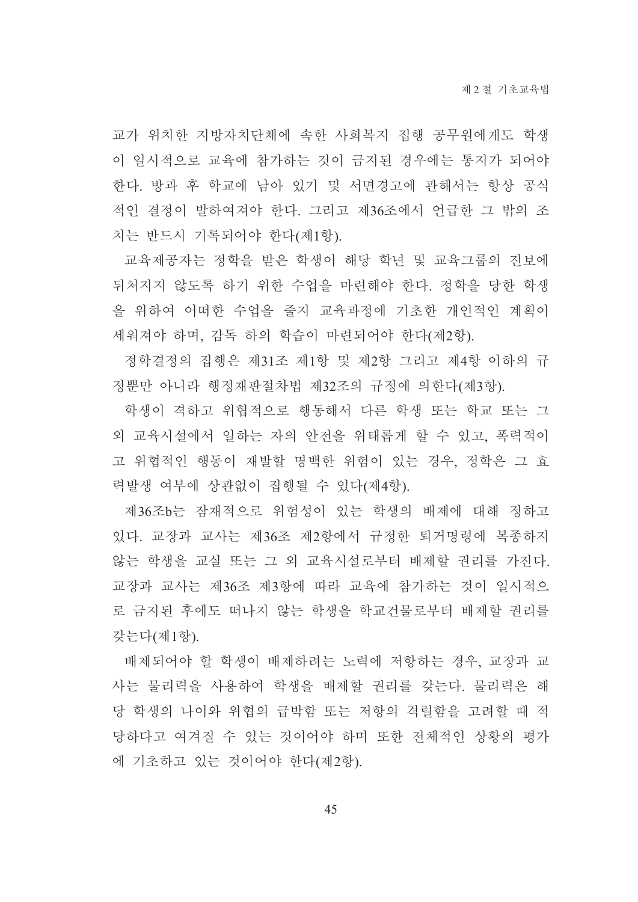교가 위치한 지방자치단체에 속한 사회복지 집행 공무원에게도 학생이 일시적으로 교육에 참가하는 것이 금지된 경우에는 통지가 되어야 한다. 방과 후 학교에 남아 있기 및 서면경고에 관해서는 항상 공식적인 결정이 발하여져야 한다. 그리고 제36조에서 언급한 그 밖의 조치는 반드시 기록되어야 한다(제1항).

교육제공자는 정학을 받은 학생이 해당 학년 및 교육그룹의 진보에 뒤처지지 않도록 하기 위한 수업을 마련해야 한다. 정학을 당한 학생을 위하여 어떠한 수업을 줄지 교육과정에 기초한 개인적인 계획이 세워져야 하며, 감독 하의 학습이 마련되어야 한다(제2항).

정학결정의 집행은 제31조 제1항 및 제2항 그리고 제4항 이하의 규정뿐만 아니라 행정재판절차법 제32조의 규정에 의한다(제3항).

학생이 격하고 위협적으로 행동해서 다른 학생 또는 학교 또는 그 외 교육시설에서 일하는 자의 안전을 위태롭게 할 수 있고, 폭력적이고 위협적인 행동이 재발할 명백한 위험이 있는 경우, 정학은 그 효력발생 여부에 상관없이 집행될 수 있다(제4항).

제36조b는 잠재적으로 위험성이 있는 학생의 배제에 대해 정하고 있다. 교장과 교사는 제36조 제2항에서 규정한 퇴거명령에 복종하지 않는 학생을 교실 또는 그 외 교육시설로부터 배제할 권리를 가진다. 교장과 교사는 제36조 제3항에 따라 교육에 참가하는 것이 일시적으로 금지된 후에도 떠나지 않는 학생을 학교건물로부터 배제할 권리를 갖는다(제1항).

배제되어야 할 학생이 배제하려는 노력에 저항하는 경우, 교장과 교사는 물리력을 사용하여 학생을 배제할 권리를 갖는다. 물리력은 해당 학생의 나이와 위협의 급박함 또는 저항의 격렬함을 고려할 때 적당하다고 여겨질 수 있는 것이어야 하며 또한 전체적인 상황의 평가에 기초하고 있는 것이어야 한다(제2항).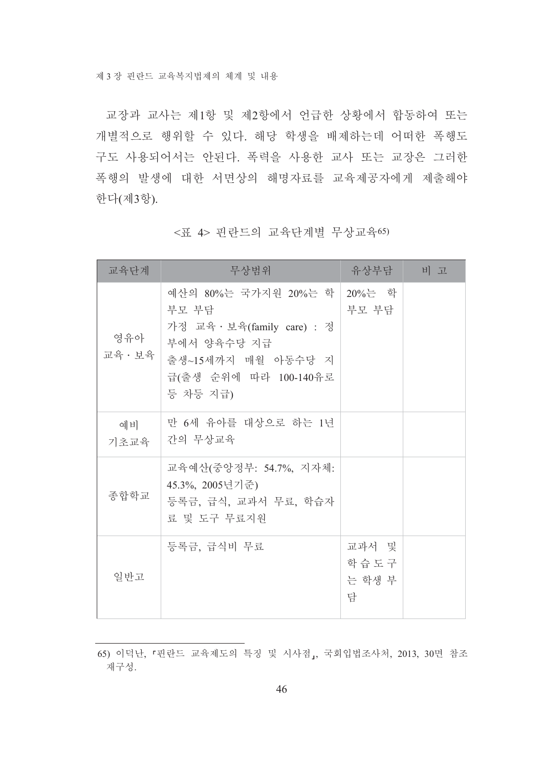교장과 교사는 제1항 및 제2항에서 언급한 상황에서 합동하여 또는 개별적으로 행위할 수 있다. 해당 학생을 배제하는데 어떠한 폭행도구도 사용되어서는 안된다. 폭력을 사용한 교사 또는 교장은 그러한 폭행의 발생에 대한 서면상의 해명자료를 교육제공자에게 제출해야 한다(제3항).

<표 4> 핀란드의 교육단계별 무상교육[65)]

| 교육단계 | 무상범위 | 유상부담 | 비 고 |
| --- | --- | --- | --- |
| 영유아 교육・보육 | 예산의 80%는 국가지원 20%는 학부모 부담<br>가정 교육・보육(family care) : 정부에서 양육수당 지급<br>출생~15세까지 매월 아동수당 지급(출생 순위에 따라 100-140유로 등 차등 지급) | 20%는 학부모 부담 | |
| 예비 기초교육 | 만 6세 유아를 대상으로 하는 1년간의 무상교육 | | |
| 종합학교 | 교육예산(중앙정부: 54.7%, 지자체: 45.3%, 2005년기준)<br>등록금, 급식, 교과서 무료, 학습자료 및 도구 무료지원 | | |
| 일반고 | 등록금, 급식비 무료 | 교과서 및 학습도구는 학생 부담 | |

65) 이덕난, 「핀란드 교육제도의 특징 및 시사점」, 국회입법조사처, 2013, 30면 참조 재구성.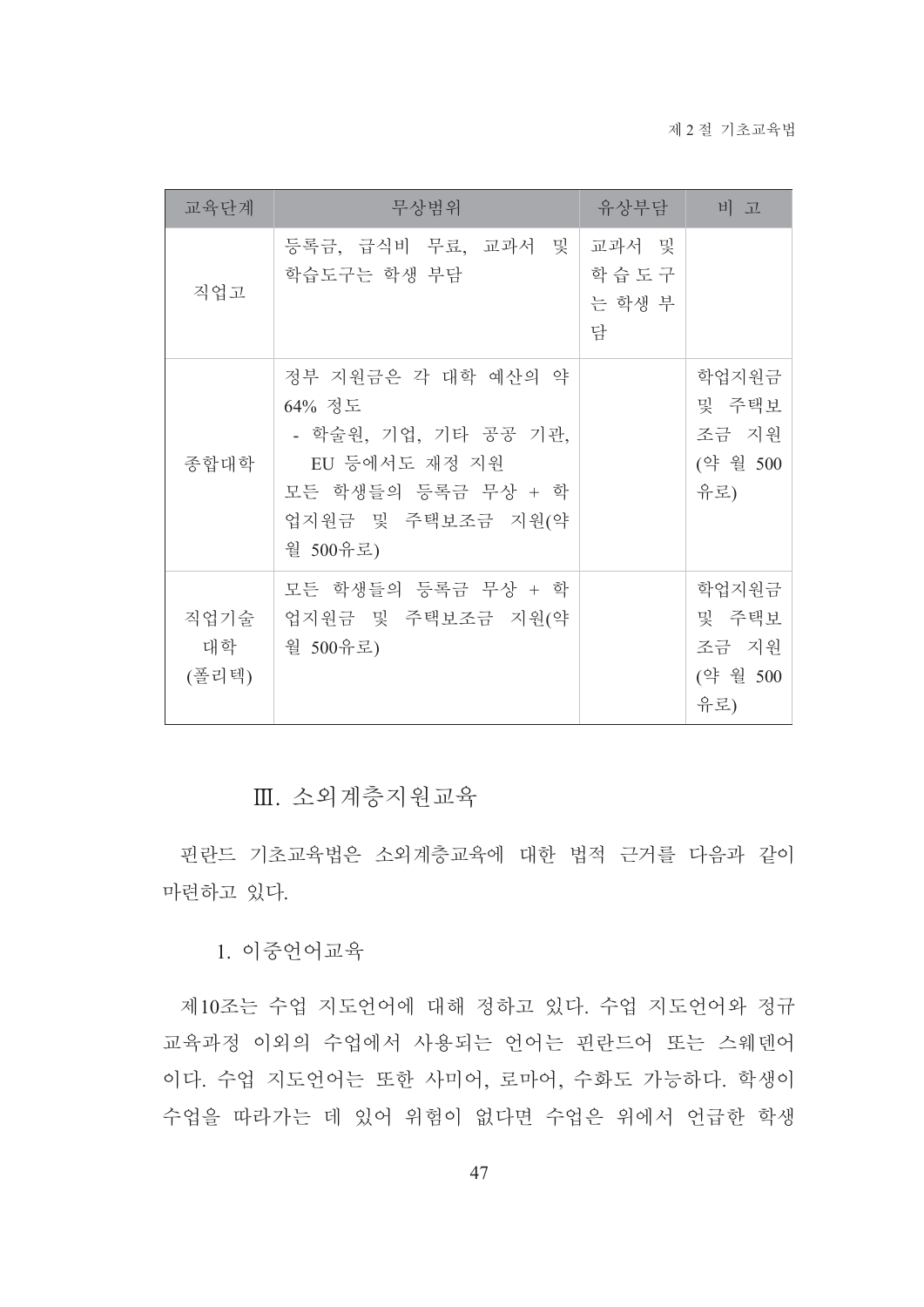| 교육단계 | 무상범위 | 유상부담 | 비 고 |
| --- | --- | --- | --- |
| 직업고 | 등록금, 급식비 무료, 교과서 및 학습도구는 학생 부담 | 교과서 및 학습도구는 학생 부담 | |
| 종합대학 | 정부 지원금은 각 대학 예산의 약 64% 정도<br>- 학술원, 기업, 기타 공공 기관, EU 등에서도 재정 지원<br>모든 학생들의 등록금 무상 + 학업지원금 및 주택보조금 지원(약 월 500유로) | | 학업지원금 및 주택보조금 지원 (약 월 500 유로) |
| 직업기술대학 (폴리텍) | 모든 학생들의 등록금 무상 + 학업지원금 및 주택보조금 지원(약 월 500유로) | | 학업지원금 및 주택보조금 지원 (약 월 500 유로) |

## Ⅲ. 소외계층지원교육

핀란드 기초교육법은 소외계층교육에 대한 법적 근거를 다음과 같이 마련하고 있다.

### 1. 이중언어교육

제10조는 수업 지도언어에 대해 정하고 있다. 수업 지도언어와 정규 교육과정 이외의 수업에서 사용되는 언어는 핀란드어 또는 스웨덴어이다. 수업 지도언어는 또한 사미어, 로마어, 수화도 가능하다. 학생이 수업을 따라가는 데 있어 위험이 없다면 수업은 위에서 언급한 학생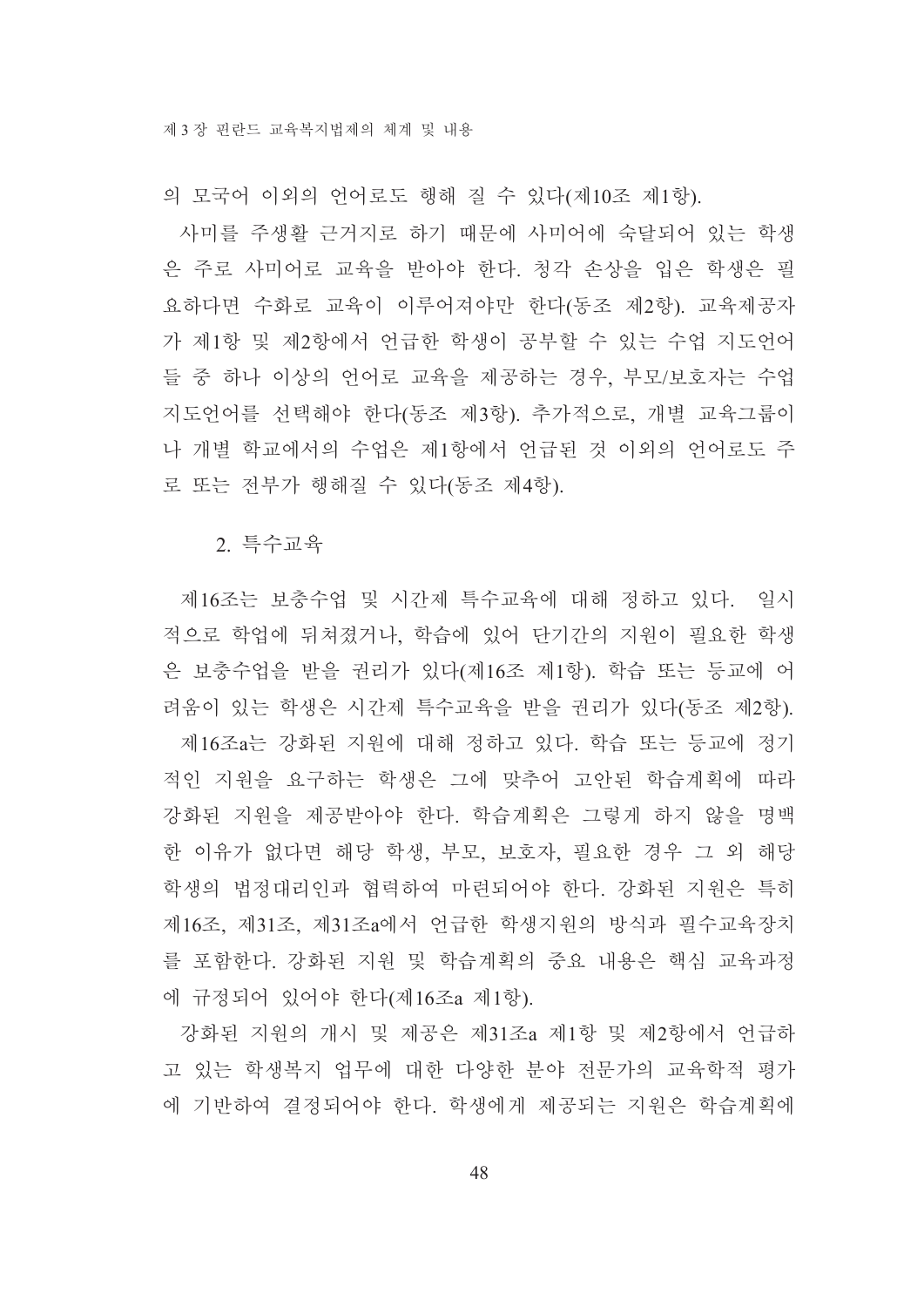의 모국어 이외의 언어로도 행해 질 수 있다(제10조 제1항).

사미를 주생활 근거지로 하기 때문에 사미어에 숙달되어 있는 학생은 주로 사미어로 교육을 받아야 한다. 청각 손상을 입은 학생은 필요하다면 수화로 교육이 이루어져야만 한다(동조 제2항). 교육제공자가 제1항 및 제2항에서 언급한 학생이 공부할 수 있는 수업 지도언어들 중 하나 이상의 언어로 교육을 제공하는 경우, 부모/보호자는 수업 지도언어를 선택해야 한다(동조 제3항). 추가적으로, 개별 교육그룹이나 개별 학교에서의 수업은 제1항에서 언급된 것 이외의 언어로도 주로 또는 전부가 행해질 수 있다(동조 제4항).

### 2. 특수교육

제16조는 보충수업 및 시간제 특수교육에 대해 정하고 있다. 일시적으로 학업에 뒤쳐졌거나, 학습에 있어 단기간의 지원이 필요한 학생은 보충수업을 받을 권리가 있다(제16조 제1항). 학습 또는 등교에 어려움이 있는 학생은 시간제 특수교육을 받을 권리가 있다(동조 제2항).

제16조a는 강화된 지원에 대해 정하고 있다. 학습 또는 등교에 정기적인 지원을 요구하는 학생은 그에 맞추어 고안된 학습계획에 따라 강화된 지원을 제공받아야 한다. 학습계획은 그렇게 하지 않을 명백한 이유가 없다면 해당 학생, 부모, 보호자, 필요한 경우 그 외 해당 학생의 법정대리인과 협력하여 마련되어야 한다. 강화된 지원은 특히 제16조, 제31조, 제31조a에서 언급한 학생지원의 방식과 필수교육장치를 포함한다. 강화된 지원 및 학습계획의 중요 내용은 핵심 교육과정에 규정되어 있어야 한다(제16조a 제1항).

강화된 지원의 개시 및 제공은 제31조a 제1항 및 제2항에서 언급하고 있는 학생복지 업무에 대한 다양한 분야 전문가의 교육학적 평가에 기반하여 결정되어야 한다. 학생에게 제공되는 지원은 학습계획에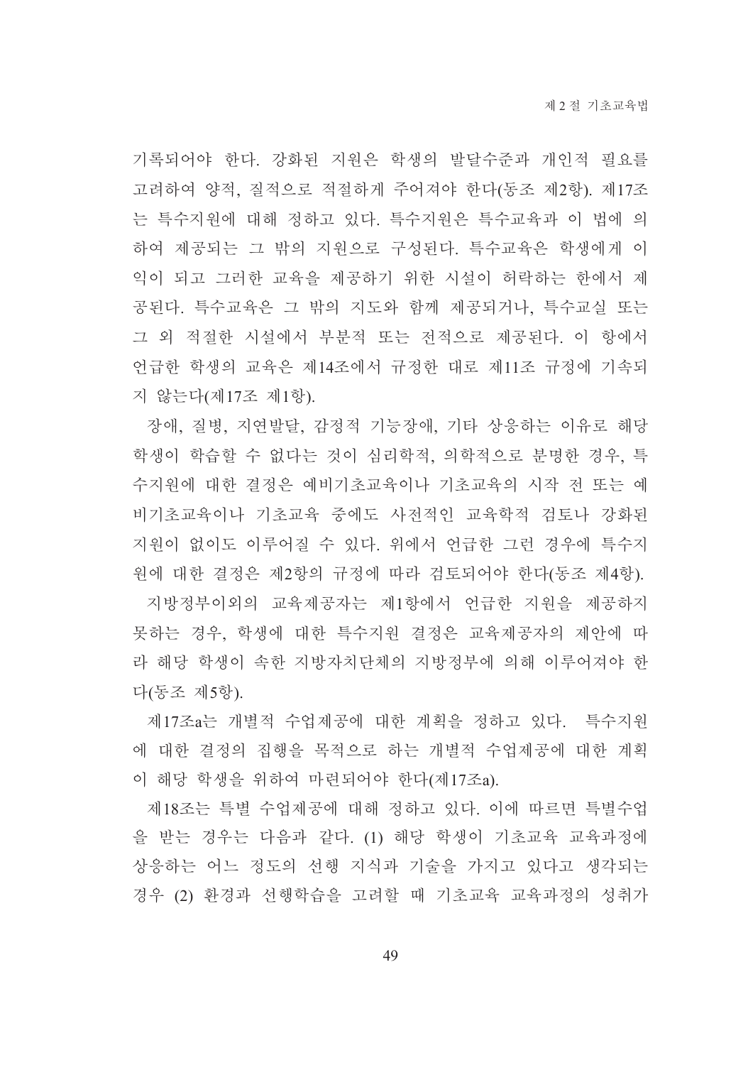기록되어야 한다. 강화된 지원은 학생의 발달수준과 개인적 필요를 고려하여 양적, 질적으로 적절하게 주어져야 한다(동조 제2항). 제17조는 특수지원에 대해 정하고 있다. 특수지원은 특수교육과 이 법에 의하여 제공되는 그 밖의 지원으로 구성된다. 특수교육은 학생에게 이익이 되고 그러한 교육을 제공하기 위한 시설이 허락하는 한에서 제공된다. 특수교육은 그 밖의 지도와 함께 제공되거나, 특수교실 또는 그 외 적절한 시설에서 부분적 또는 전적으로 제공된다. 이 항에서 언급한 학생의 교육은 제14조에서 규정한 대로 제11조 규정에 기속되지 않는다(제17조 제1항).

장애, 질병, 지연발달, 감정적 기능장애, 기타 상응하는 이유로 해당 학생이 학습할 수 없다는 것이 심리학적, 의학적으로 분명한 경우, 특수지원에 대한 결정은 예비기초교육이나 기초교육의 시작 전 또는 예비기초교육이나 기초교육 중에도 사전적인 교육학적 검토나 강화된 지원이 없이도 이루어질 수 있다. 위에서 언급한 그런 경우에 특수지원에 대한 결정은 제2항의 규정에 따라 검토되어야 한다(동조 제4항).

지방정부이외의 교육제공자는 제1항에서 언급한 지원을 제공하지 못하는 경우, 학생에 대한 특수지원 결정은 교육제공자의 제안에 따라 해당 학생이 속한 지방자치단체의 지방정부에 의해 이루어져야 한다(동조 제5항).

제17조a는 개별적 수업제공에 대한 계획을 정하고 있다. 특수지원에 대한 결정의 집행을 목적으로 하는 개별적 수업제공에 대한 계획이 해당 학생을 위하여 마련되어야 한다(제17조a).

제18조는 특별 수업제공에 대해 정하고 있다. 이에 따르면 특별수업을 받는 경우는 다음과 같다. (1) 해당 학생이 기초교육 교육과정에 상응하는 어느 정도의 선행 지식과 기술을 가지고 있다고 생각되는 경우 (2) 환경과 선행학습을 고려할 때 기초교육 교육과정의 성취가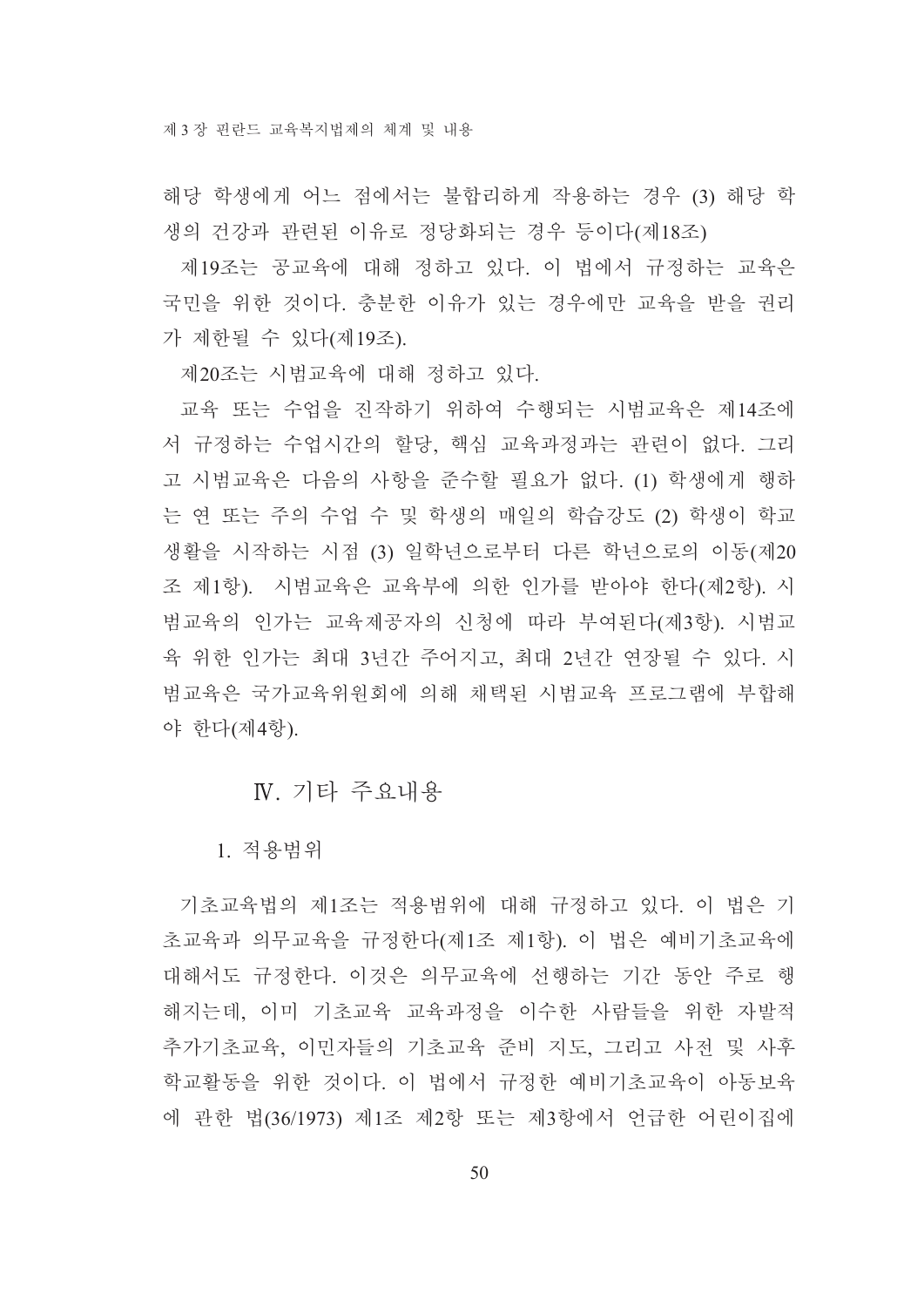해당 학생에게 어느 점에서는 불합리하게 작용하는 경우 (3) 해당 학생의 건강과 관련된 이유로 정당화되는 경우 등이다(제18조)

제19조는 공교육에 대해 정하고 있다. 이 법에서 규정하는 교육은 국민을 위한 것이다. 충분한 이유가 있는 경우에만 교육을 받을 권리가 제한될 수 있다(제19조).

제20조는 시범교육에 대해 정하고 있다.

교육 또는 수업을 진작하기 위하여 수행되는 시범교육은 제14조에서 규정하는 수업시간의 할당, 핵심 교육과정과는 관련이 없다. 그리고 시범교육은 다음의 사항을 준수할 필요가 없다. (1) 학생에게 행하는 연 또는 주의 수업 수 및 학생의 매일의 학습강도 (2) 학생이 학교생활을 시작하는 시점 (3) 일학년으로부터 다른 학년으로의 이동(제20조 제1항). 시범교육은 교육부에 의한 인가를 받아야 한다(제2항). 시범교육의 인가는 교육제공자의 신청에 따라 부여된다(제3항). 시범교육 위한 인가는 최대 3년간 주어지고, 최대 2년간 연장될 수 있다. 시범교육은 국가교육위원회에 의해 채택된 시범교육 프로그램에 부합해야 한다(제4항).

## Ⅳ. 기타 주요내용

### 1. 적용범위

기초교육법의 제1조는 적용범위에 대해 규정하고 있다. 이 법은 기초교육과 의무교육을 규정한다(제1조 제1항). 이 법은 예비기초교육에 대해서도 규정한다. 이것은 의무교육에 선행하는 기간 동안 주로 행해지는데, 이미 기초교육 교육과정을 이수한 사람들을 위한 자발적 추가기초교육, 이민자들의 기초교육 준비 지도, 그리고 사전 및 사후 학교활동을 위한 것이다. 이 법에서 규정한 예비기초교육이 아동보육에 관한 법(36/1973) 제1조 제2항 또는 제3항에서 언급한 어린이집에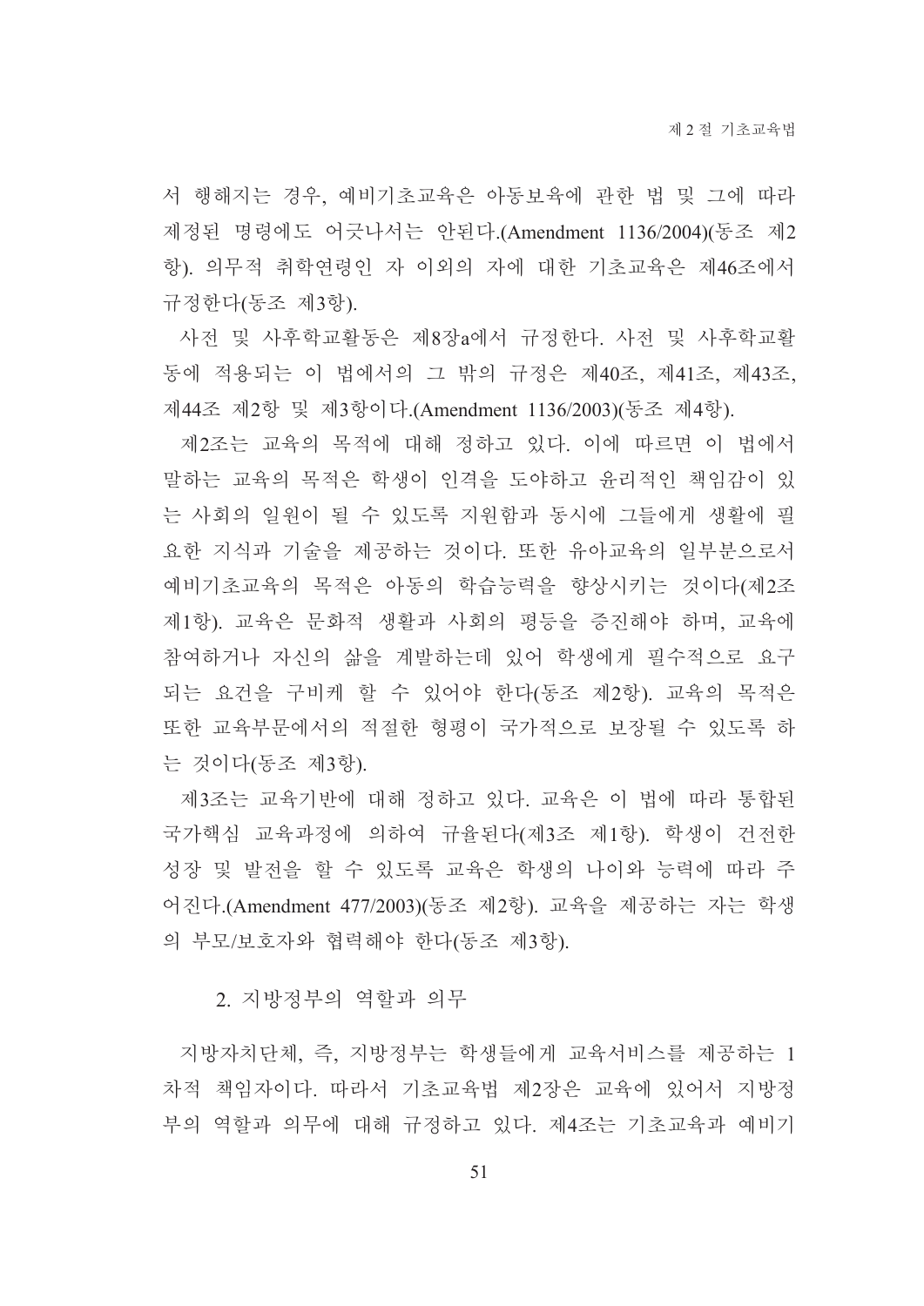서 행해지는 경우, 예비기초교육은 아동보육에 관한 법 및 그에 따라 제정된 명령에도 어긋나서는 안된다.(Amendment 1136/2004)(동조 제2항). 의무적 취학연령인 자 이외의 자에 대한 기초교육은 제46조에서 규정한다(동조 제3항).

사전 및 사후학교활동은 제8장a에서 규정한다. 사전 및 사후학교활동에 적용되는 이 법에서의 그 밖의 규정은 제40조, 제41조, 제43조, 제44조 제2항 및 제3항이다.(Amendment 1136/2003)(동조 제4항).

제2조는 교육의 목적에 대해 정하고 있다. 이에 따르면 이 법에서 말하는 교육의 목적은 학생이 인격을 도야하고 윤리적인 책임감이 있는 사회의 일원이 될 수 있도록 지원함과 동시에 그들에게 생활에 필요한 지식과 기술을 제공하는 것이다. 또한 유아교육의 일부분으로서 예비기초교육의 목적은 아동의 학습능력을 향상시키는 것이다(제2조 제1항). 교육은 문화적 생활과 사회의 평등을 증진해야 하며, 교육에 참여하거나 자신의 삶을 계발하는데 있어 학생에게 필수적으로 요구되는 요건을 구비케 할 수 있어야 한다(동조 제2항). 교육의 목적은 또한 교육부문에서의 적절한 형평이 국가적으로 보장될 수 있도록 하는 것이다(동조 제3항).

제3조는 교육기반에 대해 정하고 있다. 교육은 이 법에 따라 통합된 국가핵심 교육과정에 의하여 규율된다(제3조 제1항). 학생이 건전한 성장 및 발전을 할 수 있도록 교육은 학생의 나이와 능력에 따라 주어진다.(Amendment 477/2003)(동조 제2항). 교육을 제공하는 자는 학생의 부모/보호자와 협력해야 한다(동조 제3항).

### 2. 지방정부의 역할과 의무

지방자치단체, 즉, 지방정부는 학생들에게 교육서비스를 제공하는 1차적 책임자이다. 따라서 기초교육법 제2장은 교육에 있어서 지방정부의 역할과 의무에 대해 규정하고 있다. 제4조는 기초교육과 예비기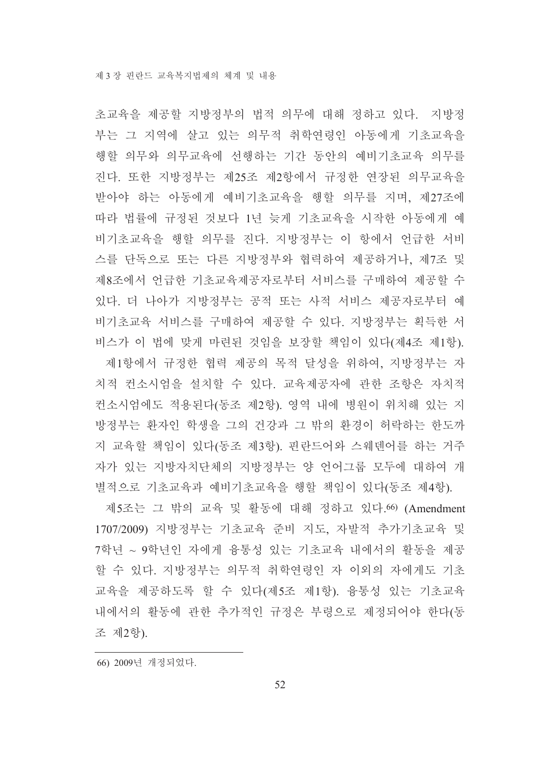초교육을 제공할 지방정부의 법적 의무에 대해 정하고 있다. 지방정부는 그 지역에 살고 있는 의무적 취학연령인 아동에게 기초교육을 행할 의무와 의무교육에 선행하는 기간 동안의 예비기초교육 의무를 진다. 또한 지방정부는 제25조 제2항에서 규정한 연장된 의무교육을 받아야 하는 아동에게 예비기초교육을 행할 의무를 지며, 제27조에 따라 법률에 규정된 것보다 1년 늦게 기초교육을 시작한 아동에게 예비기초교육을 행할 의무를 진다. 지방정부는 이 항에서 언급한 서비스를 단독으로 또는 다른 지방정부와 협력하여 제공하거나, 제7조 및 제8조에서 언급한 기초교육제공자로부터 서비스를 구매하여 제공할 수 있다. 더 나아가 지방정부는 공적 또는 사적 서비스 제공자로부터 예비기초교육 서비스를 구매하여 제공할 수 있다. 지방정부는 획득한 서비스가 이 법에 맞게 마련된 것임을 보장할 책임이 있다(제4조 제1항).

제1항에서 규정한 협력 제공의 목적 달성을 위하여, 지방정부는 자치적 컨소시엄을 설치할 수 있다. 교육제공자에 관한 조항은 자치적 컨소시엄에도 적용된다(동조 제2항). 영역 내에 병원이 위치해 있는 지방정부는 환자인 학생을 그의 건강과 그 밖의 환경이 허락하는 한도까지 교육할 책임이 있다(동조 제3항). 핀란드어와 스웨덴어를 하는 거주자가 있는 지방자치단체의 지방정부는 양 언어그룹 모두에 대하여 개별적으로 기초교육과 예비기초교육을 행할 책임이 있다(동조 제4항).

제5조는 그 밖의 교육 및 활동에 대해 정하고 있다.[66] (Amendment 1707/2009) 지방정부는 기초교육 준비 지도, 자발적 추가기초교육 및 7학년 ~ 9학년인 자에게 융통성 있는 기초교육 내에서의 활동을 제공할 수 있다. 지방정부는 의무적 취학연령인 자 이외의 자에게도 기초교육을 제공하도록 할 수 있다(제5조 제1항). 융통성 있는 기초교육 내에서의 활동에 관한 추가적인 규정은 부령으로 제정되어야 한다(동조 제2항).

---

66) 2009년 개정되었다.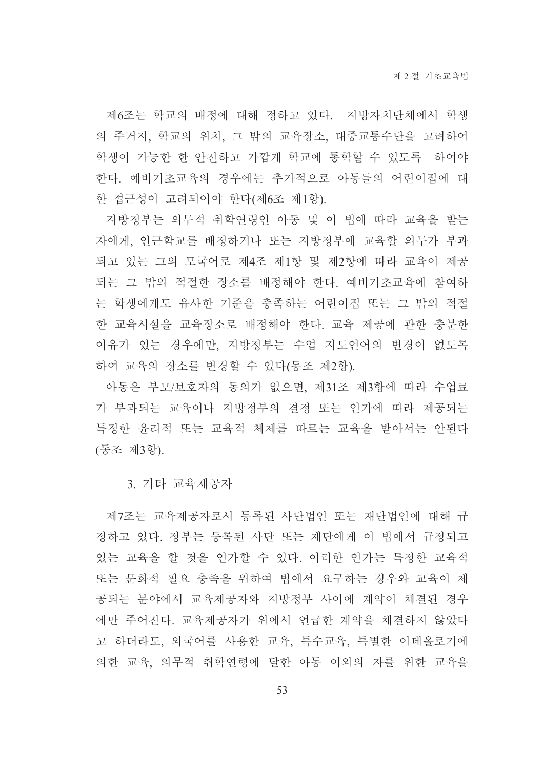제6조는 학교의 배정에 대해 정하고 있다. 지방자치단체에서 학생의 주거지, 학교의 위치, 그 밖의 교육장소, 대중교통수단을 고려하여 학생이 가능한 한 안전하고 가깝게 학교에 통학할 수 있도록 하여야 한다. 예비기초교육의 경우에는 추가적으로 아동들의 어린이집에 대한 접근성이 고려되어야 한다(제6조 제1항).

지방정부는 의무적 취학연령인 아동 및 이 법에 따라 교육을 받는 자에게, 인근학교를 배정하거나 또는 지방정부에 교육할 의무가 부과되고 있는 그의 모국어로 제4조 제1항 및 제2항에 따라 교육이 제공되는 그 밖의 적절한 장소를 배정해야 한다. 예비기초교육에 참여하는 학생에게도 유사한 기준을 충족하는 어린이집 또는 그 밖의 적절한 교육시설을 교육장소로 배정해야 한다. 교육 제공에 관한 충분한 이유가 있는 경우에만, 지방정부는 수업 지도언어의 변경이 없도록 하여 교육의 장소를 변경할 수 있다(동조 제2항).

아동은 부모/보호자의 동의가 없으면, 제31조 제3항에 따라 수업료가 부과되는 교육이나 지방정부의 결정 또는 인가에 따라 제공되는 특정한 윤리적 또는 교육적 체제를 따르는 교육을 받아서는 안된다(동조 제3항).

### 3. 기타 교육제공자

제7조는 교육제공자로서 등록된 사단법인 또는 재단법인에 대해 규정하고 있다. 정부는 등록된 사단 또는 재단에게 이 법에서 규정되고 있는 교육을 할 것을 인가할 수 있다. 이러한 인가는 특정한 교육적 또는 문화적 필요 충족을 위하여 법에서 요구하는 경우와 교육이 제공되는 분야에서 교육제공자와 지방정부 사이에 계약이 체결된 경우에만 주어진다. 교육제공자가 위에서 언급한 계약을 체결하지 않았다고 하더라도, 외국어를 사용한 교육, 특수교육, 특별한 이데올로기에 의한 교육, 의무적 취학연령에 달한 아동 이외의 자를 위한 교육을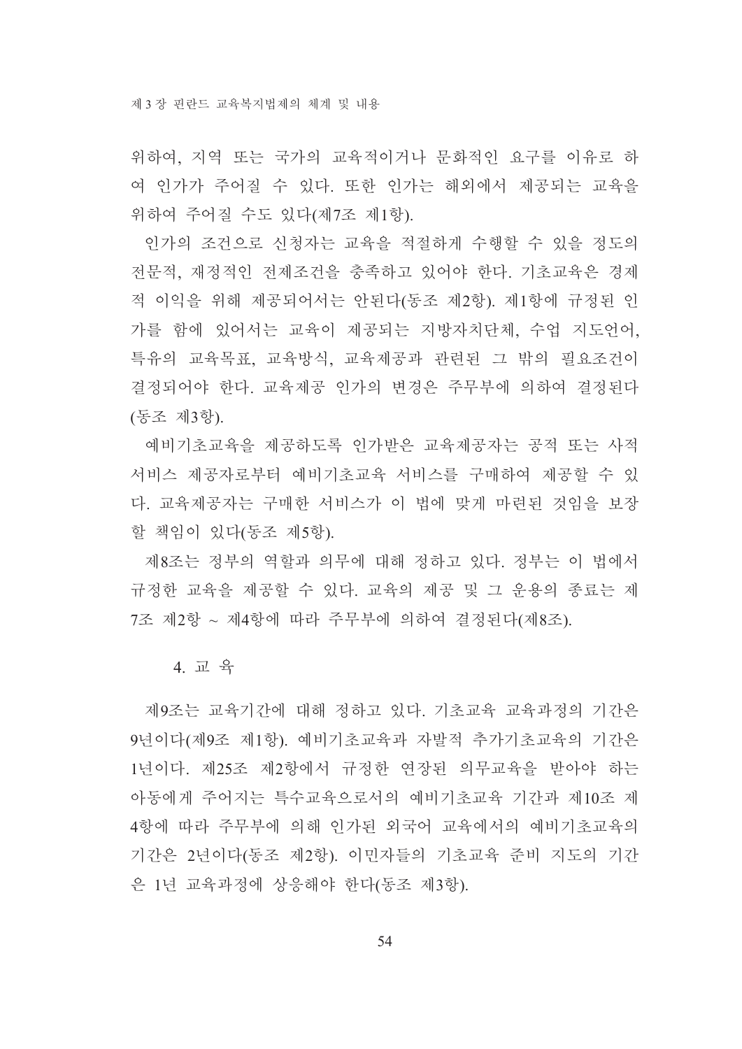위하여, 지역 또는 국가의 교육적이거나 문화적인 요구를 이유로 하여 인가가 주어질 수 있다. 또한 인가는 해외에서 제공되는 교육을 위하여 주어질 수도 있다(제7조 제1항).

인가의 조건으로 신청자는 교육을 적절하게 수행할 수 있을 정도의 전문적, 재정적인 전제조건을 충족하고 있어야 한다. 기초교육은 경제적 이익을 위해 제공되어서는 안된다(동조 제2항). 제1항에 규정된 인가를 함에 있어서는 교육이 제공되는 지방자치단체, 수업 지도언어, 특유의 교육목표, 교육방식, 교육제공과 관련된 그 밖의 필요조건이 결정되어야 한다. 교육제공 인가의 변경은 주무부에 의하여 결정된다(동조 제3항).

예비기초교육을 제공하도록 인가받은 교육제공자는 공적 또는 사적 서비스 제공자로부터 예비기초교육 서비스를 구매하여 제공할 수 있다. 교육제공자는 구매한 서비스가 이 법에 맞게 마련된 것임을 보장할 책임이 있다(동조 제5항).

제8조는 정부의 역할과 의무에 대해 정하고 있다. 정부는 이 법에서 규정한 교육을 제공할 수 있다. 교육의 제공 및 그 운용의 종료는 제7조 제2항 ~ 제4항에 따라 주무부에 의하여 결정된다(제8조).

### 4. 교 육

제9조는 교육기간에 대해 정하고 있다. 기초교육 교육과정의 기간은 9년이다(제9조 제1항). 예비기초교육과 자발적 추가기초교육의 기간은 1년이다. 제25조 제2항에서 규정한 연장된 의무교육을 받아야 하는 아동에게 주어지는 특수교육으로서의 예비기초교육 기간과 제10조 제4항에 따라 주무부에 의해 인가된 외국어 교육에서의 예비기초교육의 기간은 2년이다(동조 제2항). 이민자들의 기초교육 준비 지도의 기간은 1년 교육과정에 상응해야 한다(동조 제3항).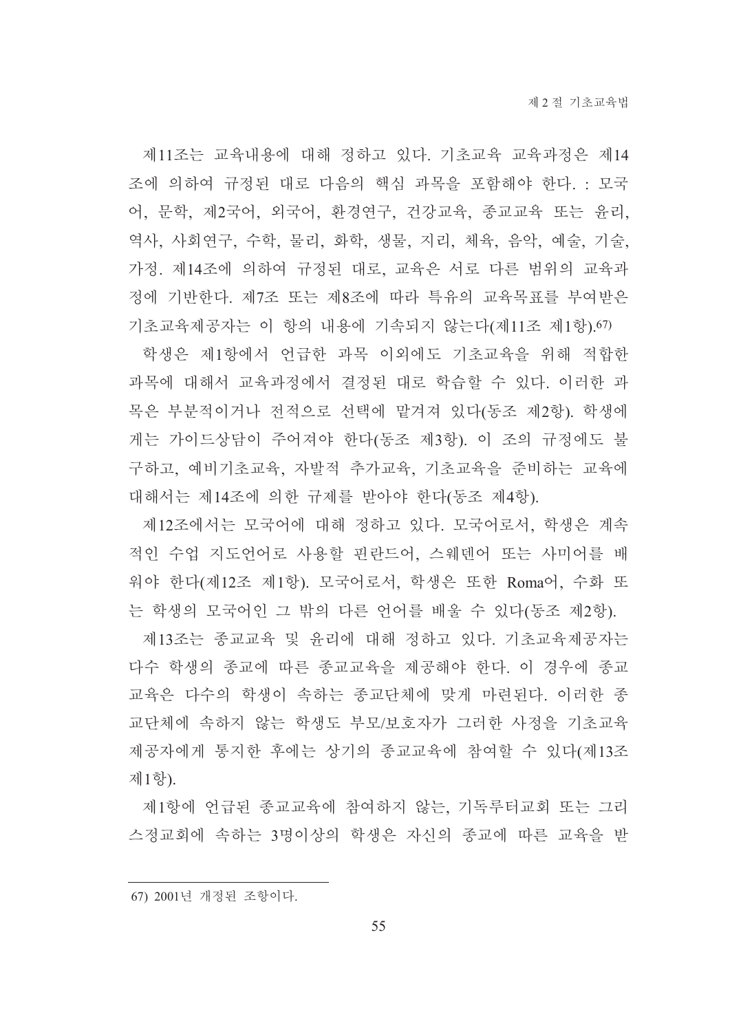제11조는 교육내용에 대해 정하고 있다. 기초교육 교육과정은 제14조에 의하여 규정된 대로 다음의 핵심 과목을 포함해야 한다. : 모국어, 문학, 제2국어, 외국어, 환경연구, 건강교육, 종교교육 또는 윤리, 역사, 사회연구, 수학, 물리, 화학, 생물, 지리, 체육, 음악, 예술, 기술, 가정. 제14조에 의하여 규정된 대로, 교육은 서로 다른 범위의 교육과정에 기반한다. 제7조 또는 제8조에 따라 특유의 교육목표를 부여받은 기초교육제공자는 이 항의 내용에 기속되지 않는다(제11조 제1항).[67]

학생은 제1항에서 언급한 과목 이외에도 기초교육을 위해 적합한 과목에 대해서 교육과정에서 결정된 대로 학습할 수 있다. 이러한 과목은 부분적이거나 전적으로 선택에 맡겨져 있다(동조 제2항). 학생에게는 가이드상담이 주어져야 한다(동조 제3항). 이 조의 규정에도 불구하고, 예비기초교육, 자발적 추가교육, 기초교육을 준비하는 교육에 대해서는 제14조에 의한 규제를 받아야 한다(동조 제4항).

제12조에서는 모국어에 대해 정하고 있다. 모국어로서, 학생은 계속적인 수업 지도언어로 사용할 핀란드어, 스웨덴어 또는 사미어를 배워야 한다(제12조 제1항). 모국어로서, 학생은 또한 Roma어, 수화 또는 학생의 모국어인 그 밖의 다른 언어를 배울 수 있다(동조 제2항).

제13조는 종교교육 및 윤리에 대해 정하고 있다. 기초교육제공자는 다수 학생의 종교에 따른 종교교육을 제공해야 한다. 이 경우에 종교교육은 다수의 학생이 속하는 종교단체에 맞게 마련된다. 이러한 종교단체에 속하지 않는 학생도 부모/보호자가 그러한 사정을 기초교육제공자에게 통지한 후에는 상기의 종교교육에 참여할 수 있다(제13조 제1항).

제1항에 언급된 종교교육에 참여하지 않는, 기독루터교회 또는 그리스정교회에 속하는 3명이상의 학생은 자신의 종교에 따른 교육을 받

---

67) 2001년 개정된 조항이다.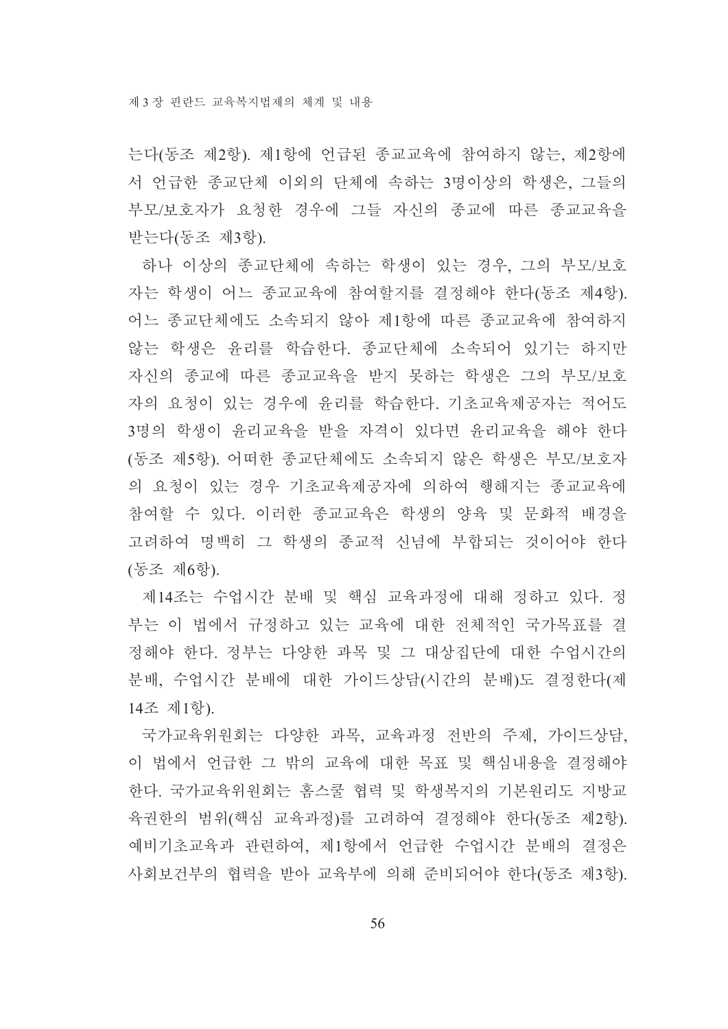는다(동조 제2항). 제1항에 언급된 종교교육에 참여하지 않는, 제2항에서 언급한 종교단체 이외의 단체에 속하는 3명이상의 학생은, 그들의 부모/보호자가 요청한 경우에 그들 자신의 종교에 따른 종교교육을 받는다(동조 제3항).

하나 이상의 종교단체에 속하는 학생이 있는 경우, 그의 부모/보호자는 학생이 어느 종교교육에 참여할지를 결정해야 한다(동조 제4항). 어느 종교단체에도 소속되지 않아 제1항에 따른 종교교육에 참여하지 않는 학생은 윤리를 학습한다. 종교단체에 소속되어 있기는 하지만 자신의 종교에 따른 종교교육을 받지 못하는 학생은 그의 부모/보호자의 요청이 있는 경우에 윤리를 학습한다. 기초교육제공자는 적어도 3명의 학생이 윤리교육을 받을 자격이 있다면 윤리교육을 해야 한다(동조 제5항). 어떠한 종교단체에도 소속되지 않은 학생은 부모/보호자의 요청이 있는 경우 기초교육제공자에 의하여 행해지는 종교교육에 참여할 수 있다. 이러한 종교교육은 학생의 양육 및 문화적 배경을 고려하여 명백히 그 학생의 종교적 신념에 부합되는 것이어야 한다(동조 제6항).

제14조는 수업시간 분배 및 핵심 교육과정에 대해 정하고 있다. 정부는 이 법에서 규정하고 있는 교육에 대한 전체적인 국가목표를 결정해야 한다. 정부는 다양한 과목 및 그 대상집단에 대한 수업시간의 분배, 수업시간 분배에 대한 가이드상담(시간의 분배)도 결정한다(제14조 제1항).

국가교육위원회는 다양한 과목, 교육과정 전반의 주제, 가이드상담, 이 법에서 언급한 그 밖의 교육에 대한 목표 및 핵심내용을 결정해야 한다. 국가교육위원회는 홈스쿨 협력 및 학생복지의 기본원리도 지방교육권한의 범위(핵심 교육과정)를 고려하여 결정해야 한다(동조 제2항). 예비기초교육과 관련하여, 제1항에서 언급한 수업시간 분배의 결정은 사회보건부의 협력을 받아 교육부에 의해 준비되어야 한다(동조 제3항).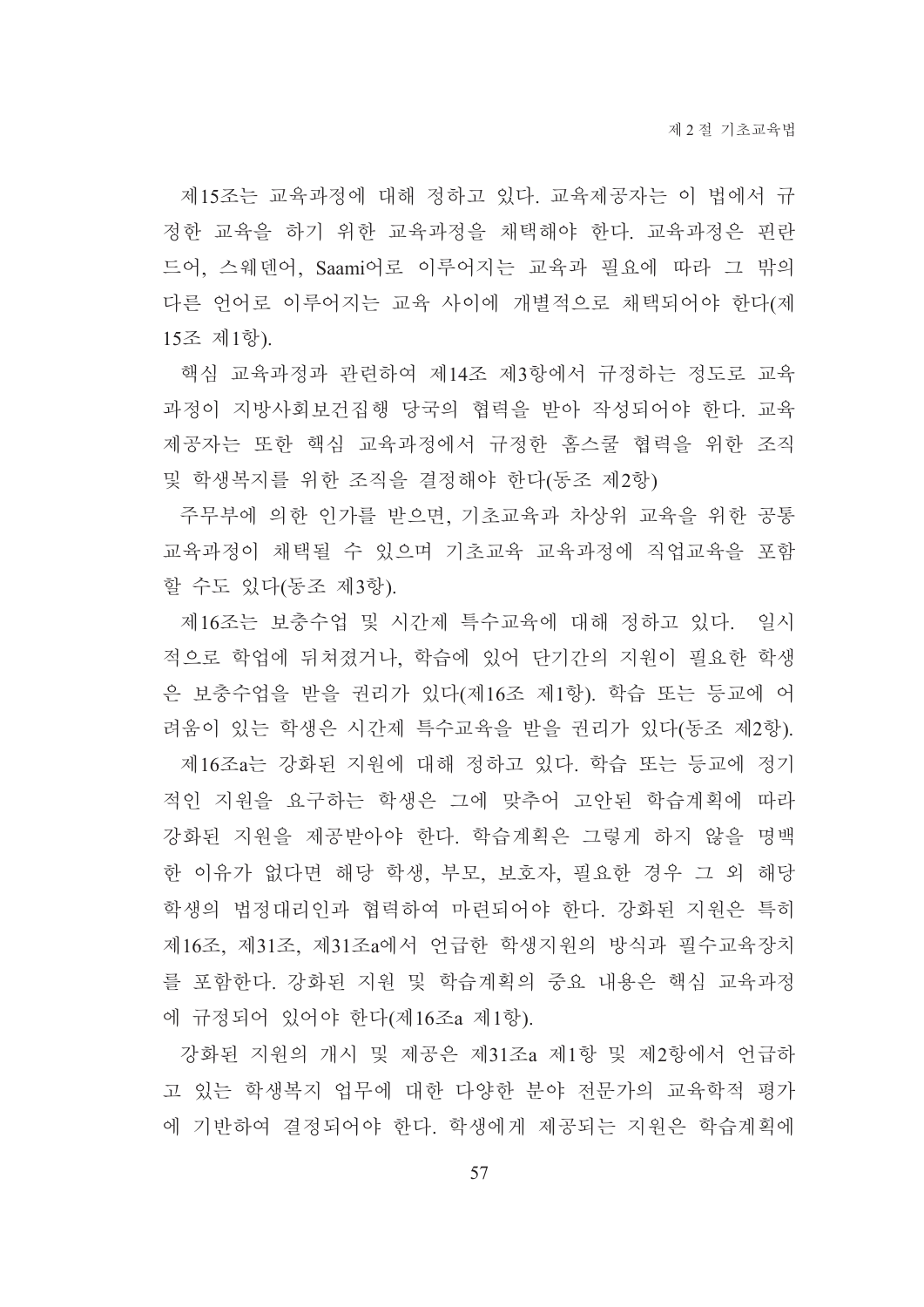제15조는 교육과정에 대해 정하고 있다. 교육제공자는 이 법에서 규정한 교육을 하기 위한 교육과정을 채택해야 한다. 교육과정은 핀란드어, 스웨덴어, Saami어로 이루어지는 교육과 필요에 따라 그 밖의 다른 언어로 이루어지는 교육 사이에 개별적으로 채택되어야 한다(제15조 제1항).

핵심 교육과정과 관련하여 제14조 제3항에서 규정하는 정도로 교육과정이 지방사회보건집행 당국의 협력을 받아 작성되어야 한다. 교육제공자는 또한 핵심 교육과정에서 규정한 홈스쿨 협력을 위한 조직 및 학생복지를 위한 조직을 결정해야 한다(동조 제2항)

주무부에 의한 인가를 받으면, 기초교육과 차상위 교육을 위한 공통 교육과정이 채택될 수 있으며 기초교육 교육과정에 직업교육을 포함할 수도 있다(동조 제3항).

제16조는 보충수업 및 시간제 특수교육에 대해 정하고 있다. 일시적으로 학업에 뒤쳐졌거나, 학습에 있어 단기간의 지원이 필요한 학생은 보충수업을 받을 권리가 있다(제16조 제1항). 학습 또는 등교에 어려움이 있는 학생은 시간제 특수교육을 받을 권리가 있다(동조 제2항).

제16조a는 강화된 지원에 대해 정하고 있다. 학습 또는 등교에 정기적인 지원을 요구하는 학생은 그에 맞추어 고안된 학습계획에 따라 강화된 지원을 제공받아야 한다. 학습계획은 그렇게 하지 않을 명백한 이유가 없다면 해당 학생, 부모, 보호자, 필요한 경우 그 외 해당 학생의 법정대리인과 협력하여 마련되어야 한다. 강화된 지원은 특히 제16조, 제31조, 제31조a에서 언급한 학생지원의 방식과 필수교육장치를 포함한다. 강화된 지원 및 학습계획의 중요 내용은 핵심 교육과정에 규정되어 있어야 한다(제16조a 제1항).

강화된 지원의 개시 및 제공은 제31조a 제1항 및 제2항에서 언급하고 있는 학생복지 업무에 대한 다양한 분야 전문가의 교육학적 평가에 기반하여 결정되어야 한다. 학생에게 제공되는 지원은 학습계획에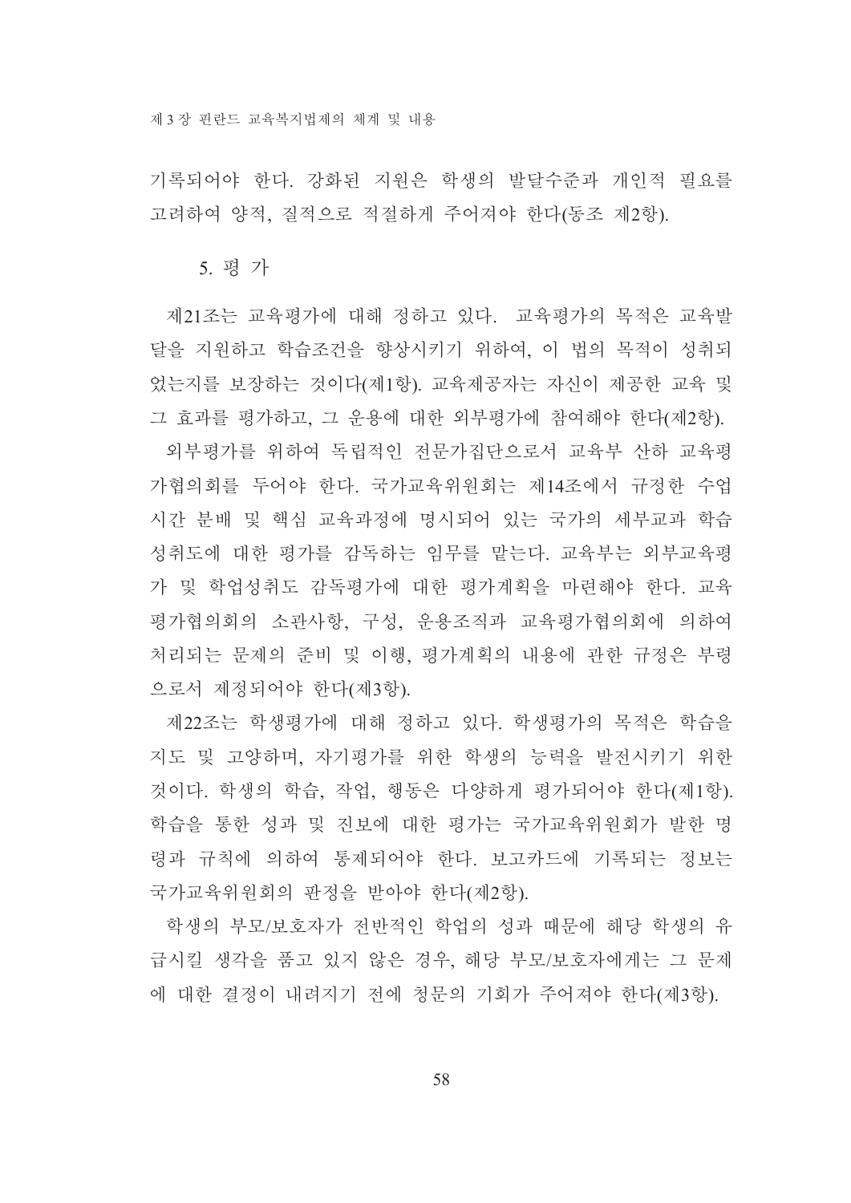기록되어야 한다. 강화된 지원은 학생의 발달수준과 개인적 필요를 고려하여 양적, 질적으로 적절하게 주어져야 한다(동조 제2항).

### 5. 평 가

제21조는 교육평가에 대해 정하고 있다. 교육평가의 목적은 교육발달을 지원하고 학습조건을 향상시키기 위하여, 이 법의 목적이 성취되었는지를 보장하는 것이다(제1항). 교육제공자는 자신이 제공한 교육 및 그 효과를 평가하고, 그 운용에 대한 외부평가에 참여해야 한다(제2항).

외부평가를 위하여 독립적인 전문가집단으로서 교육부 산하 교육평가협의회를 두어야 한다. 국가교육위원회는 제14조에서 규정한 수업시간 분배 및 핵심 교육과정에 명시되어 있는 국가의 세부교과 학습성취도에 대한 평가를 감독하는 임무를 맡는다. 교육부는 외부교육평가 및 학업성취도 감독평가에 대한 평가계획을 마련해야 한다. 교육평가협의회의 소관사항, 구성, 운용조직과 교육평가협의회에 의하여 처리되는 문제의 준비 및 이행, 평가계획의 내용에 관한 규정은 부령으로서 제정되어야 한다(제3항).

제22조는 학생평가에 대해 정하고 있다. 학생평가의 목적은 학습을 지도 및 고양하며, 자기평가를 위한 학생의 능력을 발전시키기 위한 것이다. 학생의 학습, 작업, 행동은 다양하게 평가되어야 한다(제1항). 학습을 통한 성과 및 진보에 대한 평가는 국가교육위원회가 발한 명령과 규칙에 의하여 통제되어야 한다. 보고카드에 기록되는 정보는 국가교육위원회의 판정을 받아야 한다(제2항).

학생의 부모/보호자가 전반적인 학업의 성과 때문에 해당 학생의 유급시킬 생각을 품고 있지 않은 경우, 해당 부모/보호자에게는 그 문제에 대한 결정이 내려지기 전에 청문의 기회가 주어져야 한다(제3항).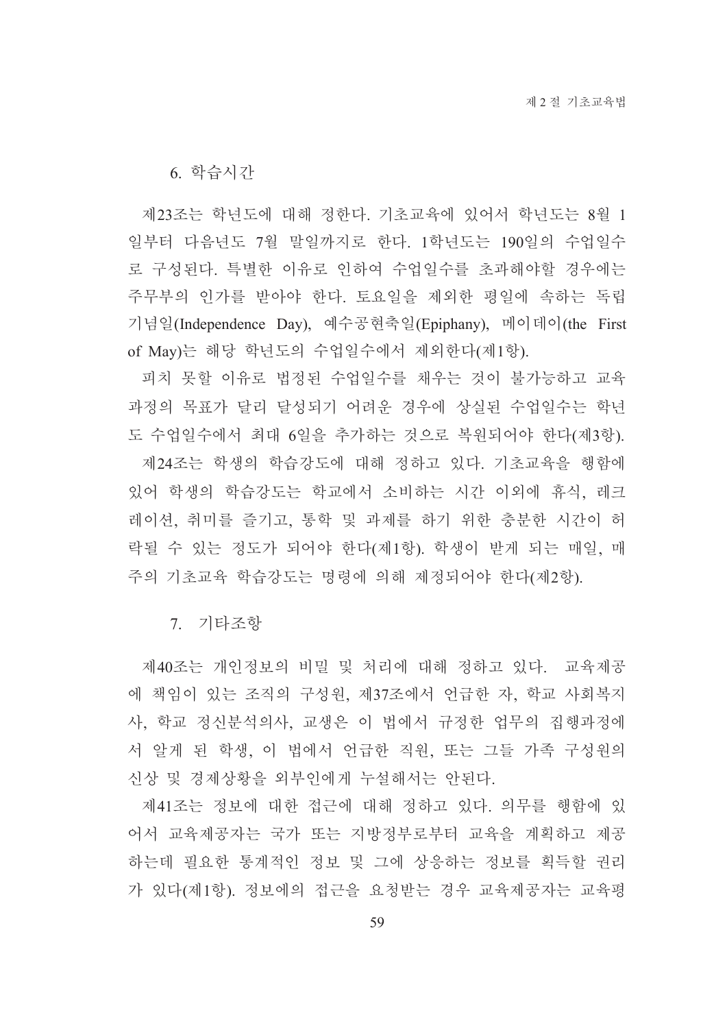### 6. 학습시간

제23조는 학년도에 대해 정한다. 기초교육에 있어서 학년도는 8월 1일부터 다음년도 7월 말일까지로 한다. 1학년도는 190일의 수업일수로 구성된다. 특별한 이유로 인하여 수업일수를 초과해야할 경우에는 주무부의 인가를 받아야 한다. 토요일을 제외한 평일에 속하는 독립기념일(Independence Day), 예수공현축일(Epiphany), 메이데이(the First of May)는 해당 학년도의 수업일수에서 제외한다(제1항).

피치 못할 이유로 법정된 수업일수를 채우는 것이 불가능하고 교육과정의 목표가 달리 달성되기 어려운 경우에 상실된 수업일수는 학년도 수업일수에서 최대 6일을 추가하는 것으로 복원되어야 한다(제3항).

제24조는 학생의 학습강도에 대해 정하고 있다. 기초교육을 행함에 있어 학생의 학습강도는 학교에서 소비하는 시간 이외에 휴식, 레크레이션, 취미를 즐기고, 통학 및 과제를 하기 위한 충분한 시간이 허락될 수 있는 정도가 되어야 한다(제1항). 학생이 받게 되는 매일, 매주의 기초교육 학습강도는 명령에 의해 제정되어야 한다(제2항).

### 7. 기타조항

제40조는 개인정보의 비밀 및 처리에 대해 정하고 있다. 교육제공에 책임이 있는 조직의 구성원, 제37조에서 언급한 자, 학교 사회복지사, 학교 정신분석의사, 교생은 이 법에서 규정한 업무의 집행과정에서 알게 된 학생, 이 법에서 언급한 직원, 또는 그들 가족 구성원의 신상 및 경제상황을 외부인에게 누설해서는 안된다.

제41조는 정보에 대한 접근에 대해 정하고 있다. 의무를 행함에 있어서 교육제공자는 국가 또는 지방정부로부터 교육을 계획하고 제공하는데 필요한 통계적인 정보 및 그에 상응하는 정보를 획득할 권리가 있다(제1항). 정보에의 접근을 요청받는 경우 교육제공자는 교육평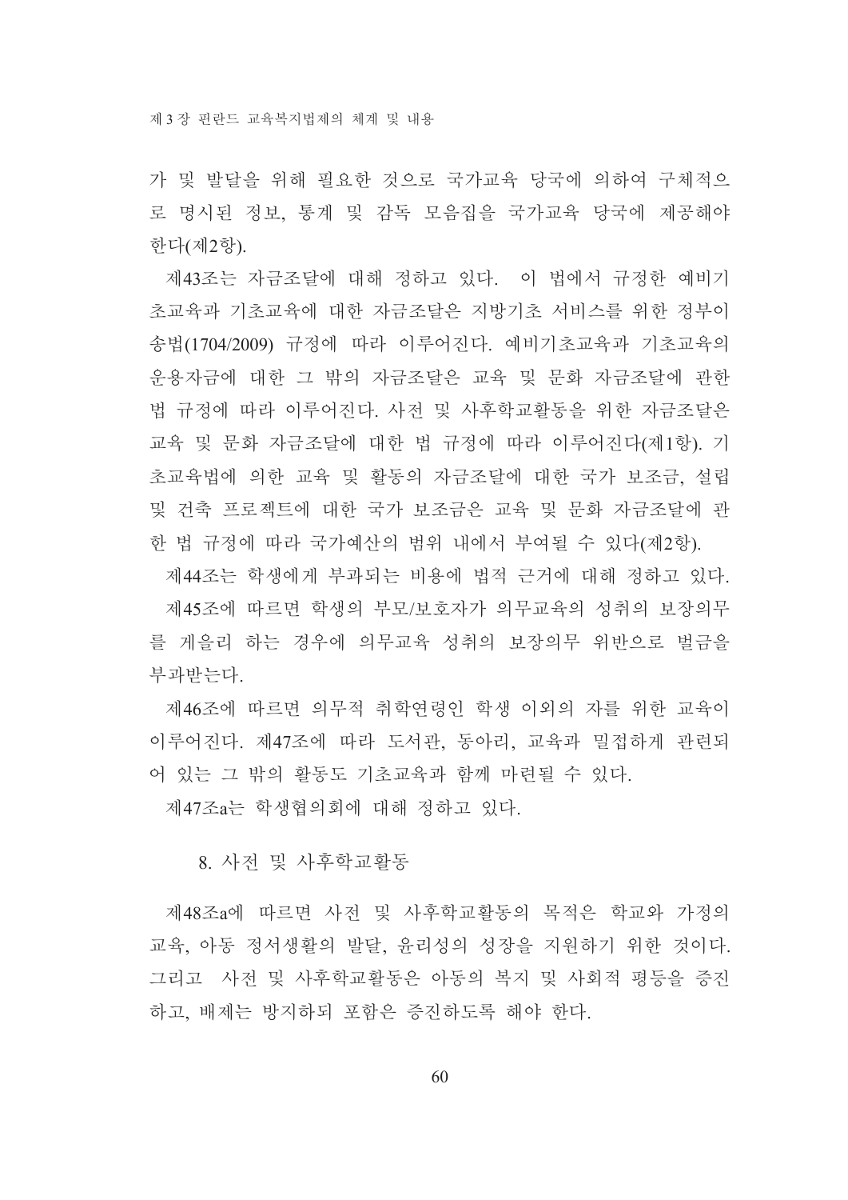가 및 발달을 위해 필요한 것으로 국가교육 당국에 의하여 구체적으로 명시된 정보, 통계 및 감독 모음집을 국가교육 당국에 제공해야 한다(제2항).

제43조는 자금조달에 대해 정하고 있다. 이 법에서 규정한 예비기초교육과 기초교육에 대한 자금조달은 지방기초 서비스를 위한 정부이송법(1704/2009) 규정에 따라 이루어진다. 예비기초교육과 기초교육의 운용자금에 대한 그 밖의 자금조달은 교육 및 문화 자금조달에 관한 법 규정에 따라 이루어진다. 사전 및 사후학교활동을 위한 자금조달은 교육 및 문화 자금조달에 대한 법 규정에 따라 이루어진다(제1항). 기초교육법에 의한 교육 및 활동의 자금조달에 대한 국가 보조금, 설립 및 건축 프로젝트에 대한 국가 보조금은 교육 및 문화 자금조달에 관한 법 규정에 따라 국가예산의 범위 내에서 부여될 수 있다(제2항).

제44조는 학생에게 부과되는 비용에 법적 근거에 대해 정하고 있다.

제45조에 따르면 학생의 부모/보호자가 의무교육의 성취의 보장의무를 게을리 하는 경우에 의무교육 성취의 보장의무 위반으로 벌금을 부과받는다.

제46조에 따르면 의무적 취학연령인 학생 이외의 자를 위한 교육이 이루어진다. 제47조에 따라 도서관, 동아리, 교육과 밀접하게 관련되어 있는 그 밖의 활동도 기초교육과 함께 마련될 수 있다.

제47조a는 학생협의회에 대해 정하고 있다.

## 8. 사전 및 사후학교활동

제48조a에 따르면 사전 및 사후학교활동의 목적은 학교와 가정의 교육, 아동 정서생활의 발달, 윤리성의 성장을 지원하기 위한 것이다. 그리고 사전 및 사후학교활동은 아동의 복지 및 사회적 평등을 증진하고, 배제는 방지하되 포함은 증진하도록 해야 한다.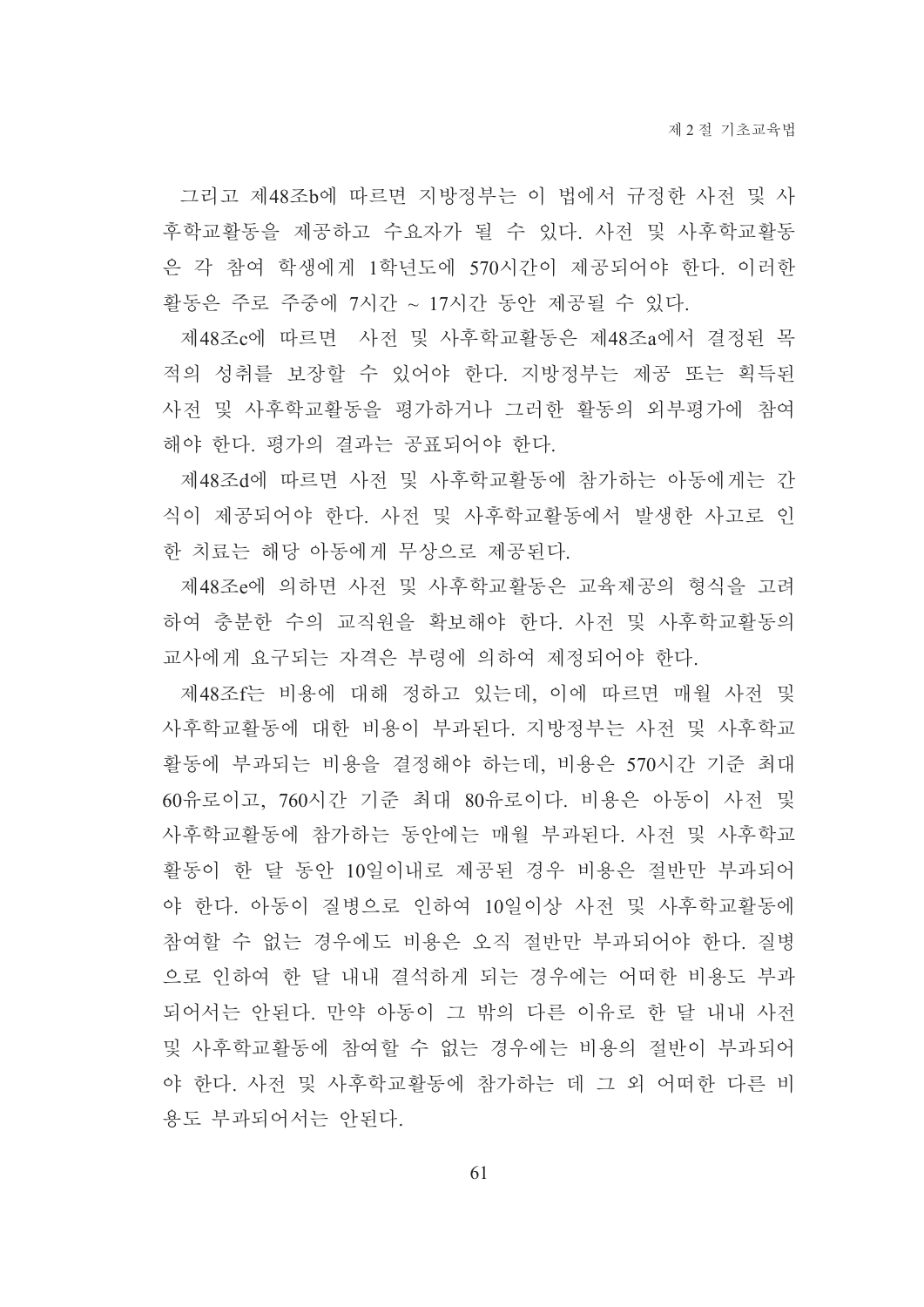그리고 제48조b에 따르면 지방정부는 이 법에서 규정한 사전 및 사후학교활동을 제공하고 수요자가 될 수 있다. 사전 및 사후학교활동은 각 참여 학생에게 1학년도에 570시간이 제공되어야 한다. 이러한 활동은 주로 주중에 7시간 ~ 17시간 동안 제공될 수 있다.

제48조c에 따르면  사전 및 사후학교활동은 제48조a에서 결정된 목적의 성취를 보장할 수 있어야 한다. 지방정부는 제공 또는 획득된 사전 및 사후학교활동을 평가하거나 그러한 활동의 외부평가에 참여해야 한다. 평가의 결과는 공표되어야 한다.

제48조d에 따르면 사전 및 사후학교활동에 참가하는 아동에게는 간식이 제공되어야 한다. 사전 및 사후학교활동에서 발생한 사고로 인한 치료는 해당 아동에게 무상으로 제공된다.

제48조e에 의하면 사전 및 사후학교활동은 교육제공의 형식을 고려하여 충분한 수의 교직원을 확보해야 한다. 사전 및 사후학교활동의 교사에게 요구되는 자격은 부령에 의하여 제정되어야 한다.

제48조f는 비용에 대해 정하고 있는데, 이에 따르면 매월 사전 및 사후학교활동에 대한 비용이 부과된다. 지방정부는 사전 및 사후학교활동에 부과되는 비용을 결정해야 하는데, 비용은 570시간 기준 최대 60유로이고, 760시간 기준 최대 80유로이다. 비용은 아동이 사전 및 사후학교활동에 참가하는 동안에는 매월 부과된다. 사전 및 사후학교활동이 한 달 동안 10일이내로 제공된 경우 비용은 절반만 부과되어야 한다. 아동이 질병으로 인하여 10일이상 사전 및 사후학교활동에 참여할 수 없는 경우에도 비용은 오직 절반만 부과되어야 한다. 질병으로 인하여 한 달 내내 결석하게 되는 경우에는 어떠한 비용도 부과되어서는 안된다. 만약 아동이 그 밖의 다른 이유로 한 달 내내 사전 및 사후학교활동에 참여할 수 없는 경우에는 비용의 절반이 부과되어야 한다. 사전 및 사후학교활동에 참가하는 데 그 외 어떠한 다른 비용도 부과되어서는 안된다.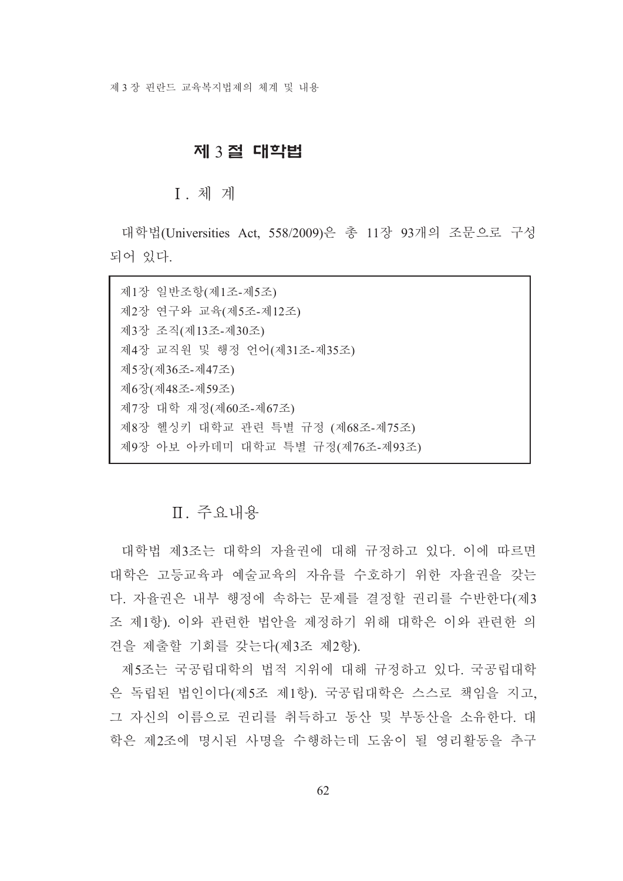## 제 3 절 대학법

### Ⅰ. 체 계

대학법(Universities Act, 558/2009)은 총 11장 93개의 조문으로 구성되어 있다.

> 제1장 일반조항(제1조-제5조)
> 제2장 연구와 교육(제5조-제12조)
> 제3장 조직(제13조-제30조)
> 제4장 교직원 및 행정 언어(제31조-제35조)
> 제5장(제36조-제47조)
> 제6장(제48조-제59조)
> 제7장 대학 재정(제60조-제67조)
> 제8장 헬싱키 대학교 관련 특별 규정 (제68조-제75조)
> 제9장 아보 아카데미 대학교 특별 규정(제76조-제93조)

### Ⅱ. 주요내용

대학법 제3조는 대학의 자율권에 대해 규정하고 있다. 이에 따르면 대학은 고등교육과 예술교육의 자유를 수호하기 위한 자율권을 갖는다. 자율권은 내부 행정에 속하는 문제를 결정할 권리를 수반한다(제3조 제1항). 이와 관련한 법안을 제정하기 위해 대학은 이와 관련한 의견을 제출할 기회를 갖는다(제3조 제2항).

제5조는 국공립대학의 법적 지위에 대해 규정하고 있다. 국공립대학은 독립된 법인이다(제5조 제1항). 국공립대학은 스스로 책임을 지고, 그 자신의 이름으로 권리를 취득하고 동산 및 부동산을 소유한다. 대학은 제2조에 명시된 사명을 수행하는데 도움이 될 영리활동을 추구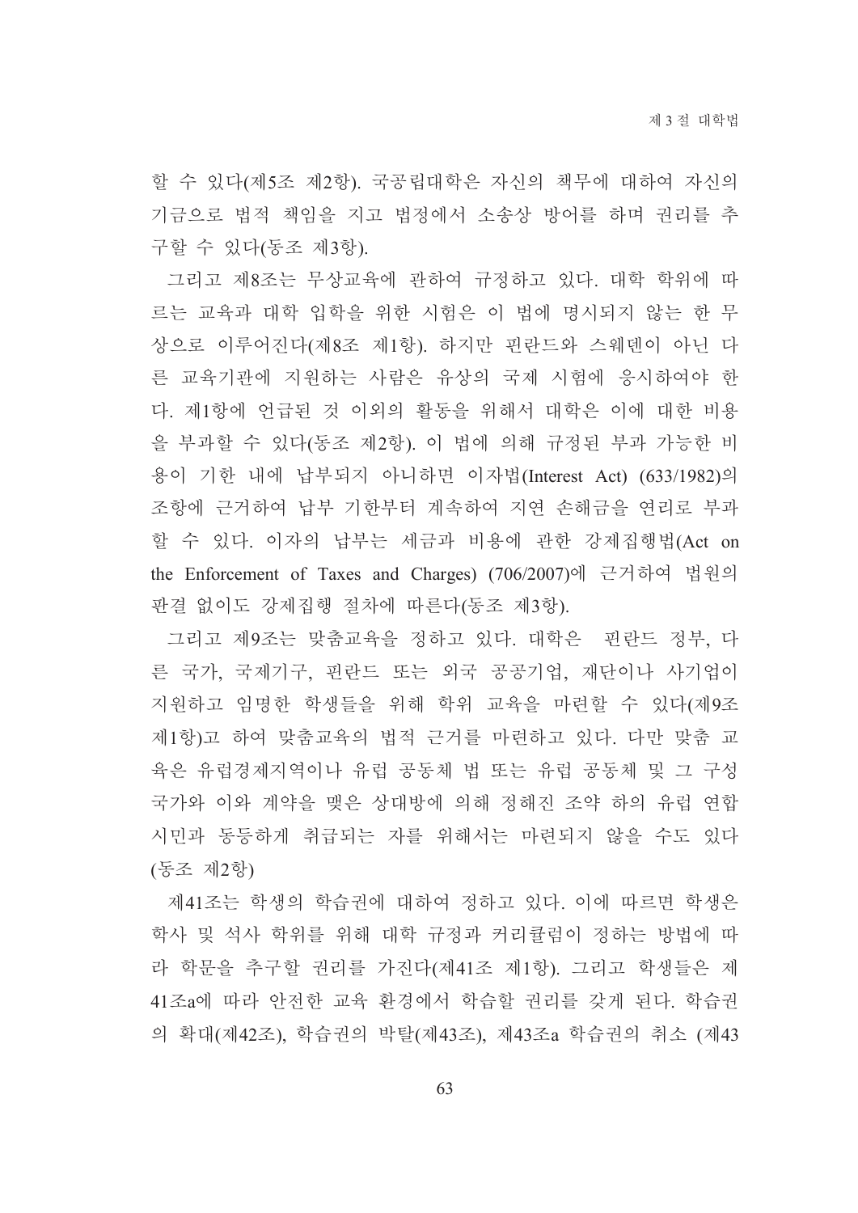할 수 있다(제5조 제2항). 국공립대학은 자신의 책무에 대하여 자신의 기금으로 법적 책임을 지고 법정에서 소송상 방어를 하며 권리를 추구할 수 있다(동조 제3항).

그리고 제8조는 무상교육에 관하여 규정하고 있다. 대학 학위에 따르는 교육과 대학 입학을 위한 시험은 이 법에 명시되지 않는 한 무상으로 이루어진다(제8조 제1항). 하지만 핀란드와 스웨덴이 아닌 다른 교육기관에 지원하는 사람은 유상의 국제 시험에 응시하여야 한다. 제1항에 언급된 것 이외의 활동을 위해서 대학은 이에 대한 비용을 부과할 수 있다(동조 제2항). 이 법에 의해 규정된 부과 가능한 비용이 기한 내에 납부되지 아니하면 이자법(Interest Act) (633/1982)의 조항에 근거하여 납부 기한부터 계속하여 지연 손해금을 연리로 부과할 수 있다. 이자의 납부는 세금과 비용에 관한 강제집행법(Act on the Enforcement of Taxes and Charges) (706/2007)에 근거하여 법원의 판결 없이도 강제집행 절차에 따른다(동조 제3항).

그리고 제9조는 맞춤교육을 정하고 있다. 대학은 핀란드 정부, 다른 국가, 국제기구, 핀란드 또는 외국 공공기업, 재단이나 사기업이 지원하고 임명한 학생들을 위해 학위 교육을 마련할 수 있다(제9조 제1항)고 하여 맞춤교육의 법적 근거를 마련하고 있다. 다만 맞춤 교육은 유럽경제지역이나 유럽 공동체 법 또는 유럽 공동체 및 그 구성 국가와 이와 계약을 맺은 상대방에 의해 정해진 조약 하의 유럽 연합 시민과 동등하게 취급되는 자를 위해서는 마련되지 않을 수도 있다(동조 제2항)

제41조는 학생의 학습권에 대하여 정하고 있다. 이에 따르면 학생은 학사 및 석사 학위를 위해 대학 규정과 커리큘럼이 정하는 방법에 따라 학문을 추구할 권리를 가진다(제41조 제1항). 그리고 학생들은 제41조a에 따라 안전한 교육 환경에서 학습할 권리를 갖게 된다. 학습권의 확대(제42조), 학습권의 박탈(제43조), 제43조a 학습권의 취소 (제43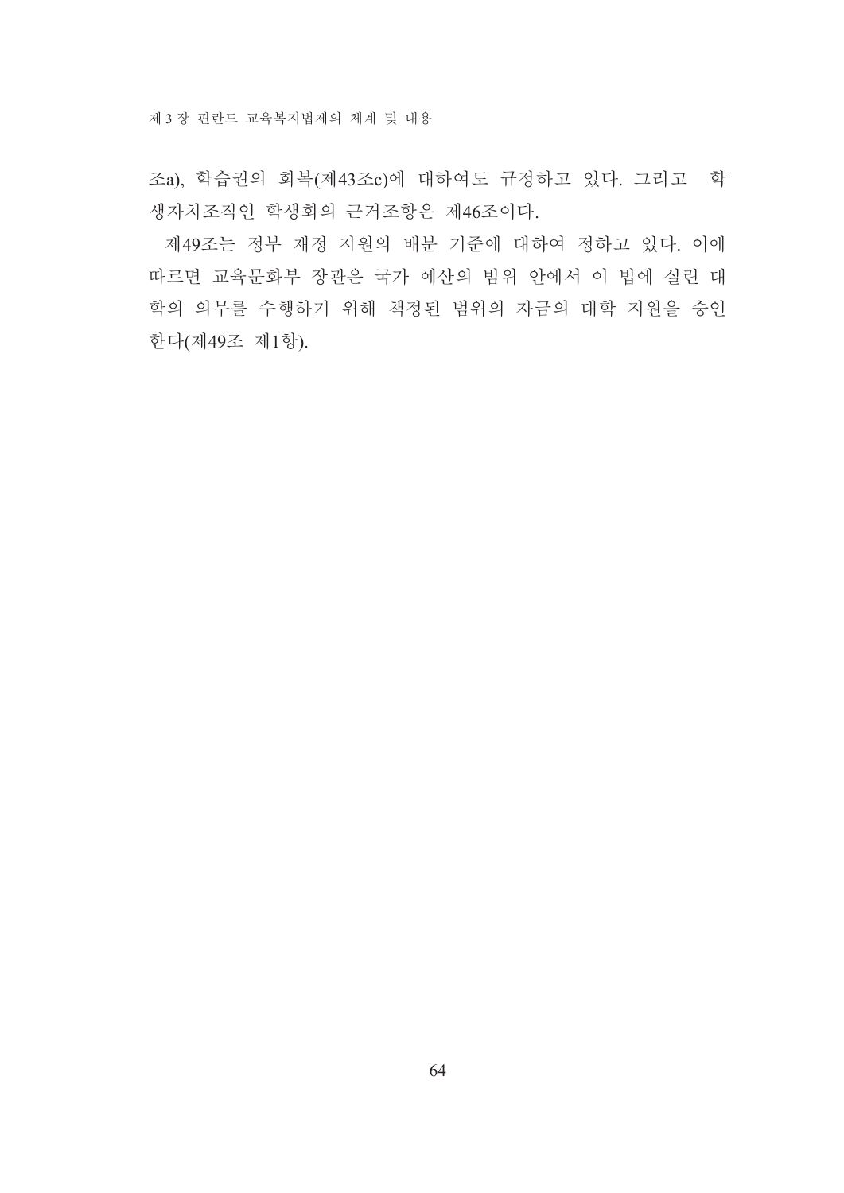조a), 학습권의 회복(제43조c)에 대하여도 규정하고 있다. 그리고 학생자치조직인 학생회의 근거조항은 제46조이다.

제49조는 정부 재정 지원의 배분 기준에 대하여 정하고 있다. 이에 따르면 교육문화부 장관은 국가 예산의 범위 안에서 이 법에 실린 대학의 의무를 수행하기 위해 책정된 범위의 자금의 대학 지원을 승인한다(제49조 제1항).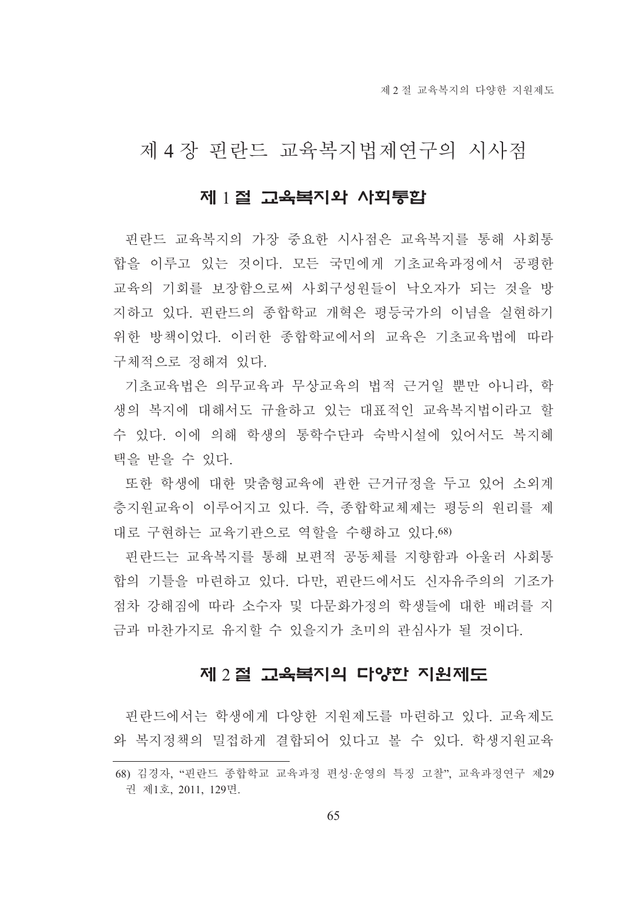# 제 4 장 핀란드 교육복지법제연구의 시사점

## 제 1 절 교육복지와 사회통합

핀란드 교육복지의 가장 중요한 시사점은 교육복지를 통해 사회통합을 이루고 있는 것이다. 모든 국민에게 기초교육과정에서 공평한 교육의 기회를 보장함으로써 사회구성원들이 낙오자가 되는 것을 방지하고 있다. 핀란드의 종합학교 개혁은 평등국가의 이념을 실현하기 위한 방책이었다. 이러한 종합학교에서의 교육은 기초교육법에 따라 구체적으로 정해져 있다.

기초교육법은 의무교육과 무상교육의 법적 근거일 뿐만 아니라, 학생의 복지에 대해서도 규율하고 있는 대표적인 교육복지법이라고 할 수 있다. 이에 의해 학생의 통학수단과 숙박시설에 있어서도 복지혜택을 받을 수 있다.

또한 학생에 대한 맞춤형교육에 관한 근거규정을 두고 있어 소외계층지원교육이 이루어지고 있다. 즉, 종합학교체제는 평등의 원리를 제대로 구현하는 교육기관으로 역할을 수행하고 있다.[68]

핀란드는 교육복지를 통해 보편적 공동체를 지향함과 아울러 사회통합의 기틀을 마련하고 있다. 다만, 핀란드에서도 신자유주의의 기조가 점차 강해짐에 따라 소수자 및 다문화가정의 학생들에 대한 배려를 지금과 마찬가지로 유지할 수 있을지가 초미의 관심사가 될 것이다.

## 제 2 절 교육복지의 다양한 지원제도

핀란드에서는 학생에게 다양한 지원제도를 마련하고 있다. 교육제도와 복지정책의 밀접하게 결합되어 있다고 볼 수 있다. 학생지원교육

---

68) 김경자, "핀란드 종합학교 교육과정 편성·운영의 특징 고찰", 교육과정연구 제29권 제1호, 2011, 129면.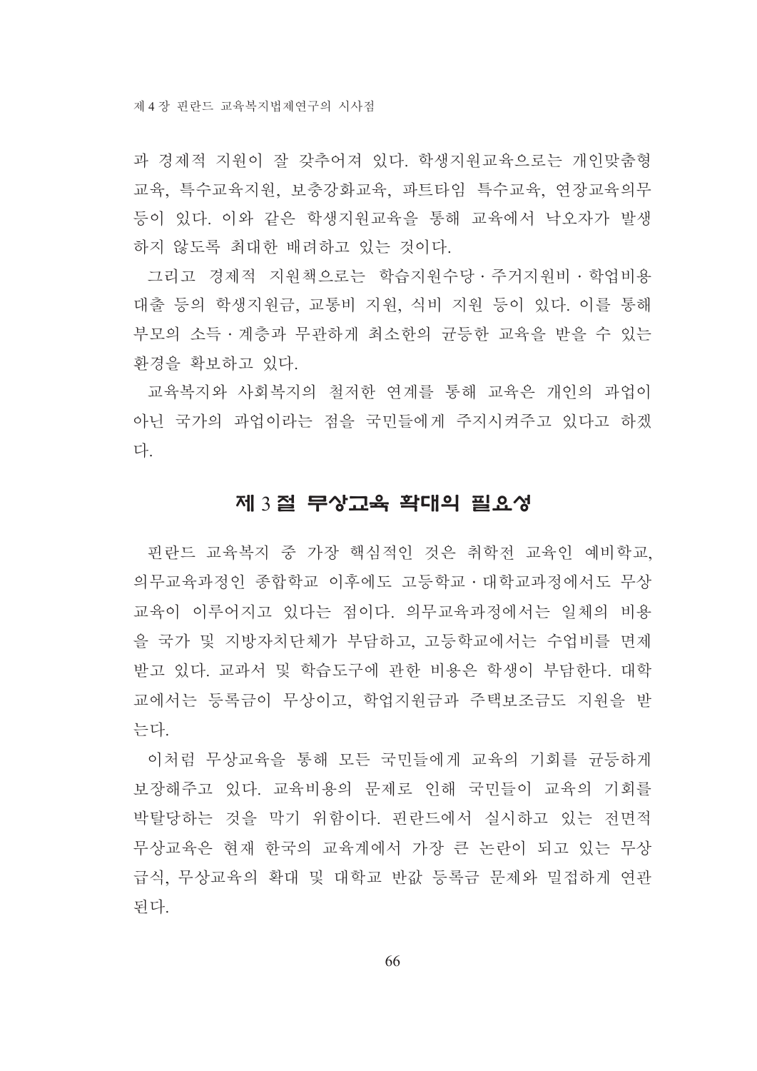과 경제적 지원이 잘 갖추어져 있다. 학생지원교육으로는 개인맞춤형 교육, 특수교육지원, 보충강화교육, 파트타임 특수교육, 연장교육의무 등이 있다. 이와 같은 학생지원교육을 통해 교육에서 낙오자가 발생하지 않도록 최대한 배려하고 있는 것이다.

그리고 경제적 지원책으로는 학습지원수당 · 주거지원비 · 학업비용 대출 등의 학생지원금, 교통비 지원, 식비 지원 등이 있다. 이를 통해 부모의 소득 · 계층과 무관하게 최소한의 균등한 교육을 받을 수 있는 환경을 확보하고 있다.

교육복지와 사회복지의 철저한 연계를 통해 교육은 개인의 과업이 아닌 국가의 과업이라는 점을 국민들에게 주지시켜주고 있다고 하겠다.

## 제 3 절 무상교육 확대의 필요성

핀란드 교육복지 중 가장 핵심적인 것은 취학전 교육인 예비학교, 의무교육과정인 종합학교 이후에도 고등학교 · 대학교과정에서도 무상교육이 이루어지고 있다는 점이다. 의무교육과정에서는 일체의 비용을 국가 및 지방자치단체가 부담하고, 고등학교에서는 수업비를 면제받고 있다. 교과서 및 학습도구에 관한 비용은 학생이 부담한다. 대학교에서는 등록금이 무상이고, 학업지원금과 주택보조금도 지원을 받는다.

이처럼 무상교육을 통해 모든 국민들에게 교육의 기회를 균등하게 보장해주고 있다. 교육비용의 문제로 인해 국민들이 교육의 기회를 박탈당하는 것을 막기 위함이다. 핀란드에서 실시하고 있는 전면적 무상교육은 현재 한국의 교육계에서 가장 큰 논란이 되고 있는 무상급식, 무상교육의 확대 및 대학교 반값 등록금 문제와 밀접하게 연관된다.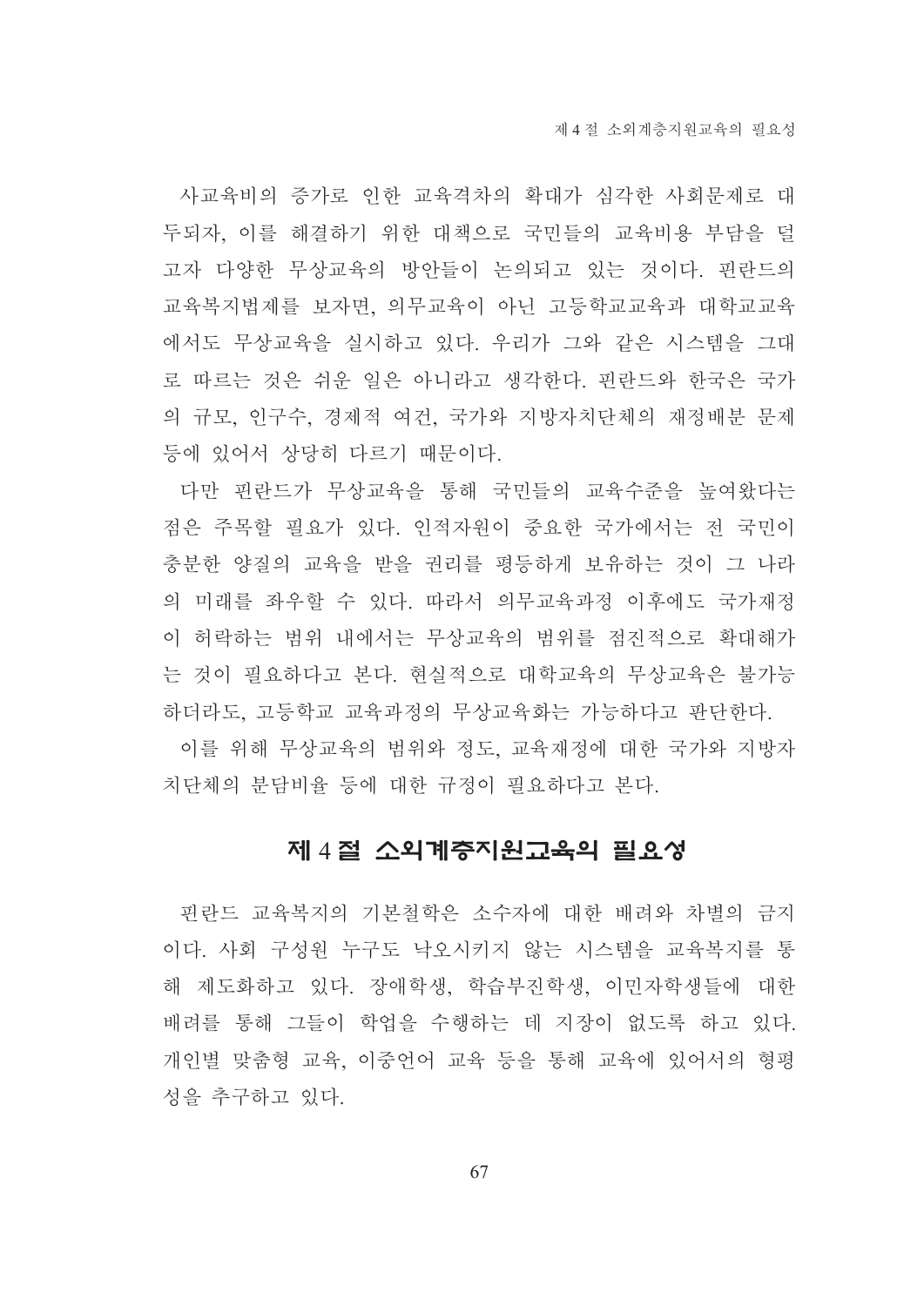사교육비의 증가로 인한 교육격차의 확대가 심각한 사회문제로 대두되자, 이를 해결하기 위한 대책으로 국민들의 교육비용 부담을 덜고자 다양한 무상교육의 방안들이 논의되고 있는 것이다. 핀란드의 교육복지법제를 보자면, 의무교육이 아닌 고등학교교육과 대학교교육에서도 무상교육을 실시하고 있다. 우리가 그와 같은 시스템을 그대로 따르는 것은 쉬운 일은 아니라고 생각한다. 핀란드와 한국은 국가의 규모, 인구수, 경제적 여건, 국가와 지방자치단체의 재정배분 문제 등에 있어서 상당히 다르기 때문이다.

다만 핀란드가 무상교육을 통해 국민들의 교육수준을 높여왔다는 점은 주목할 필요가 있다. 인적자원이 중요한 국가에서는 전 국민이 충분한 양질의 교육을 받을 권리를 평등하게 보유하는 것이 그 나라의 미래를 좌우할 수 있다. 따라서 의무교육과정 이후에도 국가재정이 허락하는 범위 내에서는 무상교육의 범위를 점진적으로 확대해가는 것이 필요하다고 본다. 현실적으로 대학교육의 무상교육은 불가능하더라도, 고등학교 교육과정의 무상교육화는 가능하다고 판단한다.

이를 위해 무상교육의 범위와 정도, 교육재정에 대한 국가와 지방자치단체의 분담비율 등에 대한 규정이 필요하다고 본다.

## 제 4 절 소외계층지원교육의 필요성

핀란드 교육복지의 기본철학은 소수자에 대한 배려와 차별의 금지이다. 사회 구성원 누구도 낙오시키지 않는 시스템을 교육복지를 통해 제도화하고 있다. 장애학생, 학습부진학생, 이민자학생들에 대한 배려를 통해 그들이 학업을 수행하는 데 지장이 없도록 하고 있다. 개인별 맞춤형 교육, 이중언어 교육 등을 통해 교육에 있어서의 형평성을 추구하고 있다.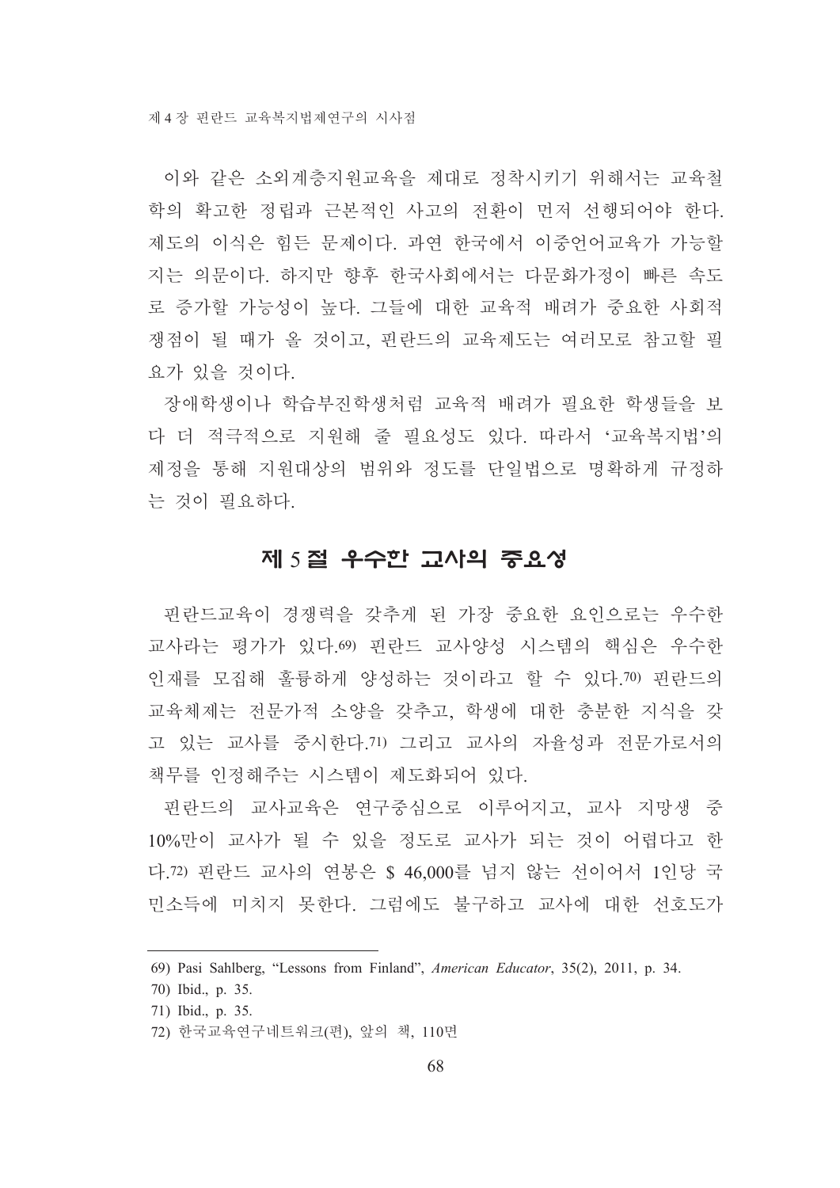이와 같은 소외계층지원교육을 제대로 정착시키기 위해서는 교육철학의 확고한 정립과 근본적인 사고의 전환이 먼저 선행되어야 한다. 제도의 이식은 힘든 문제이다. 과연 한국에서 이중언어교육가 가능할지는 의문이다. 하지만 향후 한국사회에서는 다문화가정이 빠른 속도로 증가할 가능성이 높다. 그들에 대한 교육적 배려가 중요한 사회적 쟁점이 될 때가 올 것이고, 핀란드의 교육제도는 여러모로 참고할 필요가 있을 것이다.

장애학생이나 학습부진학생처럼 교육적 배려가 필요한 학생들을 보다 더 적극적으로 지원해 줄 필요성도 있다. 따라서 '교육복지법'의 제정을 통해 지원대상의 범위와 정도를 단일법으로 명확하게 규정하는 것이 필요하다.

## 제 5 절 우수한 교사의 중요성

핀란드교육이 경쟁력을 갖추게 된 가장 중요한 요인으로는 우수한 교사라는 평가가 있다.[69] 핀란드 교사양성 시스템의 핵심은 우수한 인재를 모집해 훌륭하게 양성하는 것이라고 할 수 있다.[70] 핀란드의 교육체제는 전문가적 소양을 갖추고, 학생에 대한 충분한 지식을 갖고 있는 교사를 중시한다.[71] 그리고 교사의 자율성과 전문가로서의 책무를 인정해주는 시스템이 제도화되어 있다.

핀란드의 교사교육은 연구중심으로 이루어지고, 교사 지망생 중 10%만이 교사가 될 수 있을 정도로 교사가 되는 것이 어렵다고 한다.[72] 핀란드 교사의 연봉은 $ 46,000를 넘지 않는 선이어서 1인당 국민소득에 미치지 못한다. 그럼에도 불구하고 교사에 대한 선호도가

---

69) Pasi Sahlberg, "Lessons from Finland", *American Educator*, 35(2), 2011, p. 34.

70) Ibid., p. 35.

71) Ibid., p. 35.

72) 한국교육연구네트워크(편), 앞의 책, 110면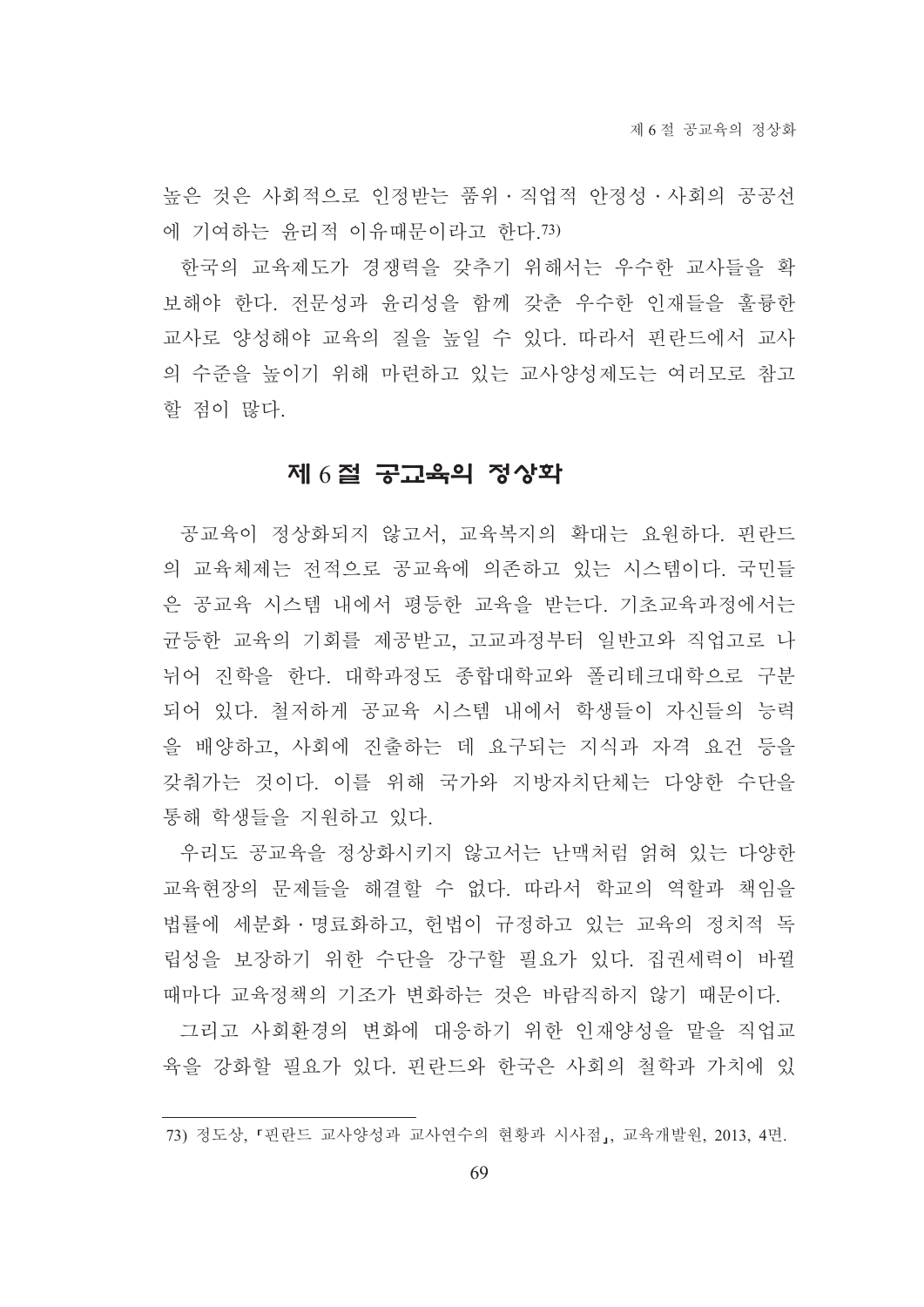높은 것은 사회적으로 인정받는 품위 · 직업적 안정성 · 사회의 공공선에 기여하는 윤리적 이유때문이라고 한다.[73)]

한국의 교육제도가 경쟁력을 갖추기 위해서는 우수한 교사들을 확보해야 한다. 전문성과 윤리성을 함께 갖춘 우수한 인재들을 훌륭한 교사로 양성해야 교육의 질을 높일 수 있다. 따라서 핀란드에서 교사의 수준을 높이기 위해 마련하고 있는 교사양성제도는 여러모로 참고할 점이 많다.

## 제 6 절 공교육의 정상화

공교육이 정상화되지 않고서, 교육복지의 확대는 요원하다. 핀란드의 교육체제는 전적으로 공교육에 의존하고 있는 시스템이다. 국민들은 공교육 시스템 내에서 평등한 교육을 받는다. 기초교육과정에서는 균등한 교육의 기회를 제공받고, 고교과정부터 일반고와 직업고로 나뉘어 진학을 한다. 대학과정도 종합대학교와 폴리테크대학으로 구분되어 있다. 철저하게 공교육 시스템 내에서 학생들이 자신들의 능력을 배양하고, 사회에 진출하는 데 요구되는 지식과 자격 요건 등을 갖춰가는 것이다. 이를 위해 국가와 지방자치단체는 다양한 수단을 통해 학생들을 지원하고 있다.

우리도 공교육을 정상화시키지 않고서는 난맥처럼 얽혀 있는 다양한 교육현장의 문제들을 해결할 수 없다. 따라서 학교의 역할과 책임을 법률에 세분화 · 명료화하고, 헌법이 규정하고 있는 교육의 정치적 독립성을 보장하기 위한 수단을 강구할 필요가 있다. 집권세력이 바뀔 때마다 교육정책의 기조가 변화하는 것은 바람직하지 않기 때문이다.

그리고 사회환경의 변화에 대응하기 위한 인재양성을 맡을 직업교육을 강화할 필요가 있다. 핀란드와 한국은 사회의 철학과 가치에 있

---

73) 정도상, 「핀란드 교사양성과 교사연수의 현황과 시사점」, 교육개발원, 2013, 4면.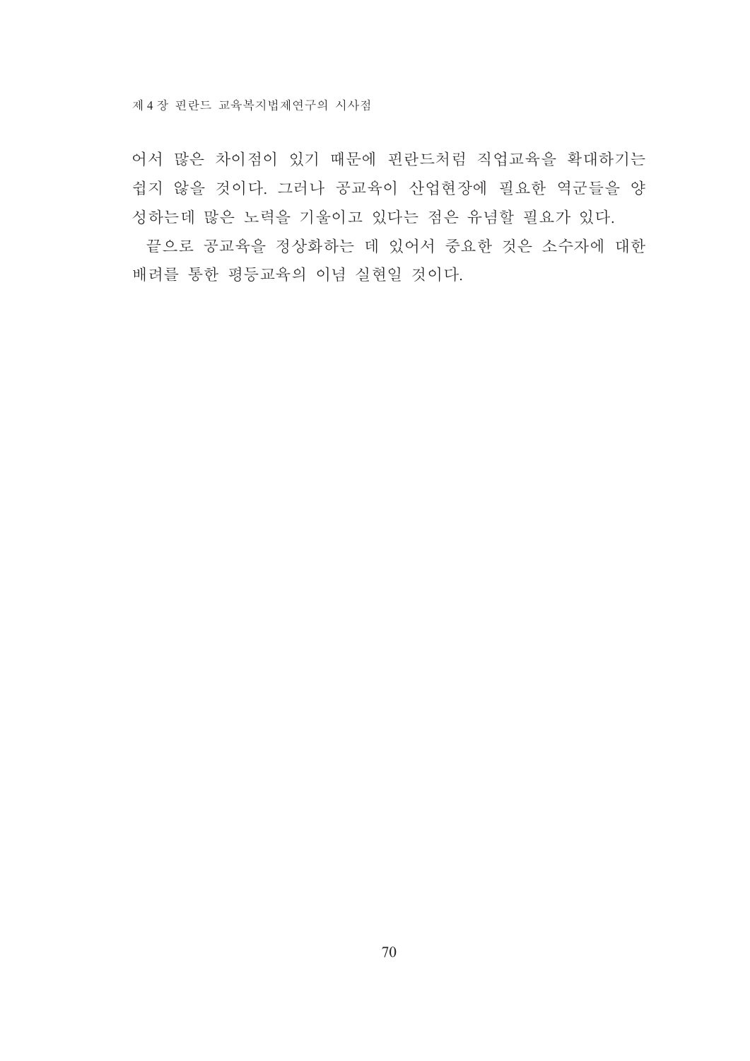어서 많은 차이점이 있기 때문에 핀란드처럼 직업교육을 확대하기는 쉽지 않을 것이다. 그러나 공교육이 산업현장에 필요한 역군들을 양성하는데 많은 노력을 기울이고 있다는 점은 유념할 필요가 있다.

끝으로 공교육을 정상화하는 데 있어서 중요한 것은 소수자에 대한 배려를 통한 평등교육의 이념 실현일 것이다.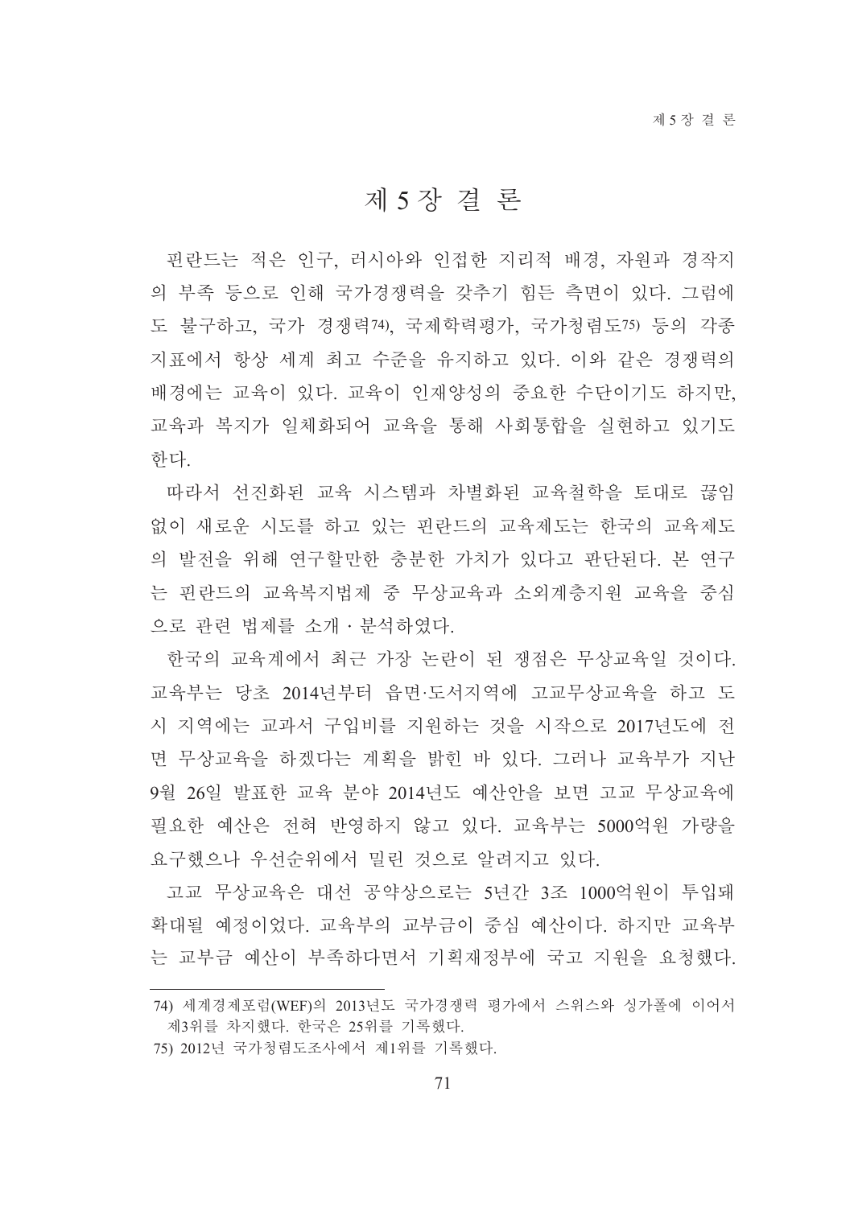# 제 5 장 결 론

핀란드는 적은 인구, 러시아와 인접한 지리적 배경, 자원과 경작지의 부족 등으로 인해 국가경쟁력을 갖추기 힘든 측면이 있다. 그럼에도 불구하고, 국가 경쟁력[74], 국제학력평가, 국가청렴도[75] 등의 각종 지표에서 항상 세계 최고 수준을 유지하고 있다. 이와 같은 경쟁력의 배경에는 교육이 있다. 교육이 인재양성의 중요한 수단이기도 하지만, 교육과 복지가 일체화되어 교육을 통해 사회통합을 실현하고 있기도 한다.

따라서 선진화된 교육 시스템과 차별화된 교육철학을 토대로 끊임없이 새로운 시도를 하고 있는 핀란드의 교육제도는 한국의 교육제도의 발전을 위해 연구할만한 충분한 가치가 있다고 판단된다. 본 연구는 핀란드의 교육복지법제 중 무상교육과 소외계층지원 교육을 중심으로 관련 법제를 소개 · 분석하였다.

한국의 교육계에서 최근 가장 논란이 된 쟁점은 무상교육일 것이다. 교육부는 당초 2014년부터 읍면·도서지역에 고교무상교육을 하고 도시 지역에는 교과서 구입비를 지원하는 것을 시작으로 2017년도에 전면 무상교육을 하겠다는 계획을 밝힌 바 있다. 그러나 교육부가 지난 9월 26일 발표한 교육 분야 2014년도 예산안을 보면 고교 무상교육에 필요한 예산은 전혀 반영하지 않고 있다. 교육부는 5000억원 가량을 요구했으나 우선순위에서 밀린 것으로 알려지고 있다.

고교 무상교육은 대선 공약상으로는 5년간 3조 1000억원이 투입돼 확대될 예정이었다. 교육부의 교부금이 중심 예산이다. 하지만 교육부는 교부금 예산이 부족하다면서 기획재정부에 국고 지원을 요청했다.

---

74) 세계경제포럼(WEF)의 2013년도 국가경쟁력 평가에서 스위스와 싱가폴에 이어서 제3위를 차지했다. 한국은 25위를 기록했다.

75) 2012년 국가청렴도조사에서 제1위를 기록했다.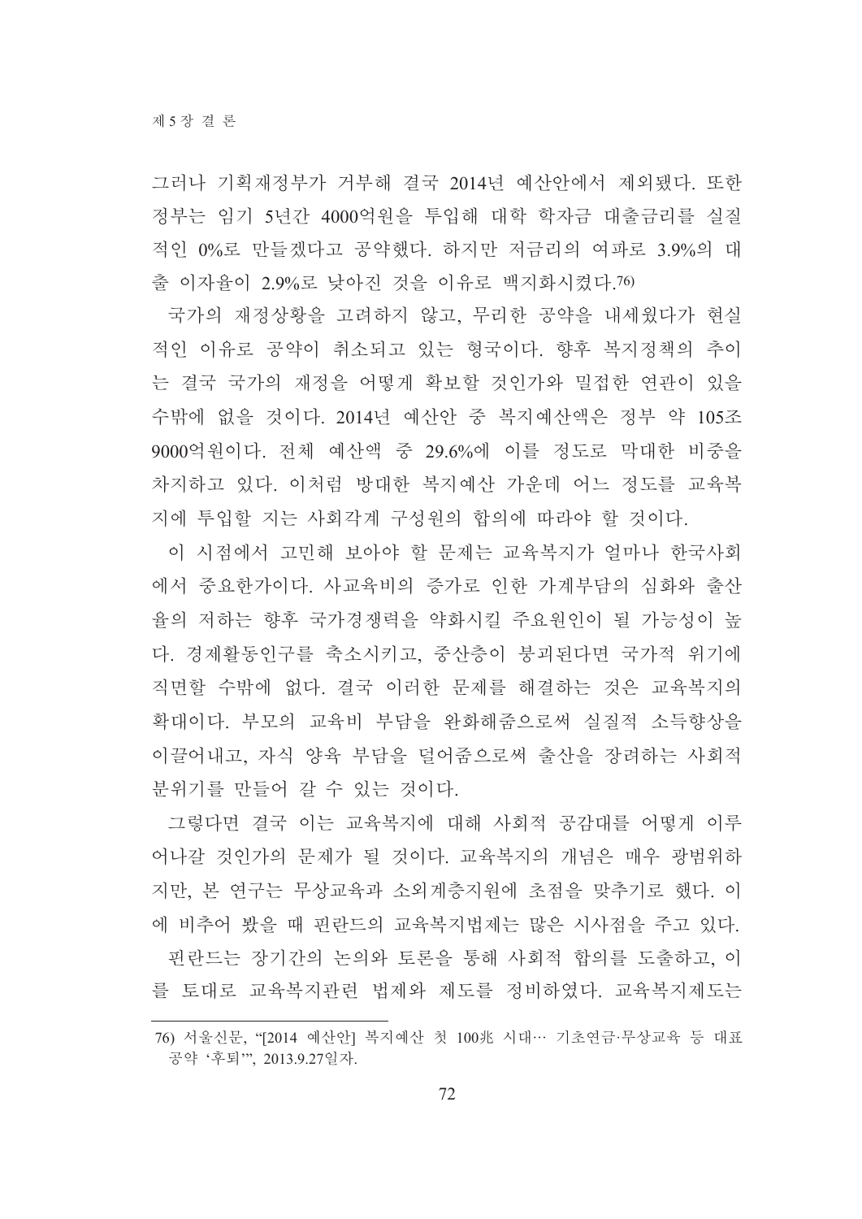그러나 기획재정부가 거부해 결국 2014년 예산안에서 제외됐다. 또한 정부는 임기 5년간 4000억원을 투입해 대학 학자금 대출금리를 실질적인 0%로 만들겠다고 공약했다. 하지만 저금리의 여파로 3.9%의 대출 이자율이 2.9%로 낮아진 것을 이유로 백지화시켰다.[76]

국가의 재정상황을 고려하지 않고, 무리한 공약을 내세웠다가 현실적인 이유로 공약이 취소되고 있는 형국이다. 향후 복지정책의 추이는 결국 국가의 재정을 어떻게 확보할 것인가와 밀접한 연관이 있을 수밖에 없을 것이다. 2014년 예산안 중 복지예산액은 정부 약 105조 9000억원이다. 전체 예산액 중 29.6%에 이를 정도로 막대한 비중을 차지하고 있다. 이처럼 방대한 복지예산 가운데 어느 정도를 교육복지에 투입할 지는 사회각계 구성원의 합의에 따라야 할 것이다.

이 시점에서 고민해 보아야 할 문제는 교육복지가 얼마나 한국사회에서 중요한가이다. 사교육비의 증가로 인한 가계부담의 심화와 출산율의 저하는 향후 국가경쟁력을 약화시킬 주요원인이 될 가능성이 높다. 경제활동인구를 축소시키고, 중산층이 붕괴된다면 국가적 위기에 직면할 수밖에 없다. 결국 이러한 문제를 해결하는 것은 교육복지의 확대이다. 부모의 교육비 부담을 완화해줌으로써 실질적 소득향상을 이끌어내고, 자식 양육 부담을 덜어줌으로써 출산을 장려하는 사회적 분위기를 만들어 갈 수 있는 것이다.

그렇다면 결국 이는 교육복지에 대해 사회적 공감대를 어떻게 이루어나갈 것인가의 문제가 될 것이다. 교육복지의 개념은 매우 광범위하지만, 본 연구는 무상교육과 소외계층지원에 초점을 맞추기로 했다. 이에 비추어 봤을 때 핀란드의 교육복지법제는 많은 시사점을 주고 있다.

핀란드는 장기간의 논의와 토론을 통해 사회적 합의를 도출하고, 이를 토대로 교육복지관련 법제와 제도를 정비하였다. 교육복지제도는

---

76) 서울신문, “[2014 예산안] 복지예산 첫 100兆 시대… 기초연금·무상교육 등 대표 공약 ‘후퇴’”, 2013.9.27일자.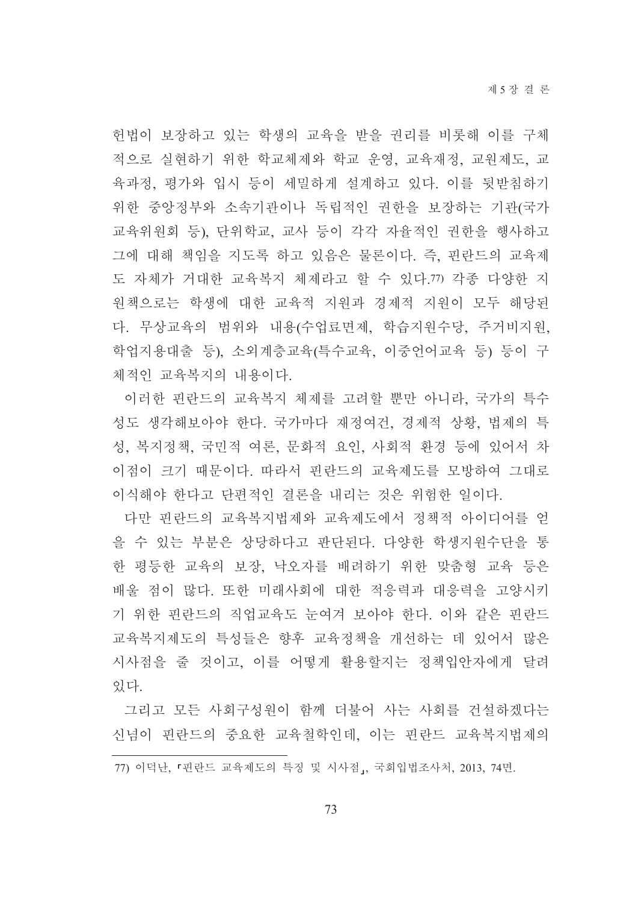헌법이 보장하고 있는 학생의 교육을 받을 권리를 비롯해 이를 구체적으로 실현하기 위한 학교체제와 학교 운영, 교육재정, 교원제도, 교육과정, 평가와 입시 등이 세밀하게 설계하고 있다. 이를 뒷받침하기 위한 중앙정부와 소속기관이나 독립적인 권한을 보장하는 기관(국가교육위원회 등), 단위학교, 교사 등이 각각 자율적인 권한을 행사하고 그에 대해 책임을 지도록 하고 있음은 물론이다. 즉, 핀란드의 교육제도 자체가 거대한 교육복지 체제라고 할 수 있다.[77] 각종 다양한 지원책으로는 학생에 대한 교육적 지원과 경제적 지원이 모두 해당된다. 무상교육의 범위와 내용(수업료면제, 학습지원수당, 주거비지원, 학업지용대출 등), 소외계층교육(특수교육, 이중언어교육 등) 등이 구체적인 교육복지의 내용이다.

이러한 핀란드의 교육복지 체제를 고려할 뿐만 아니라, 국가의 특수성도 생각해보아야 한다. 국가마다 재정여건, 경제적 상황, 법제의 특성, 복지정책, 국민적 여론, 문화적 요인, 사회적 환경 등에 있어서 차이점이 크기 때문이다. 따라서 핀란드의 교육제도를 모방하여 그대로 이식해야 한다고 단편적인 결론을 내리는 것은 위험한 일이다.

다만 핀란드의 교육복지법제와 교육제도에서 정책적 아이디어를 얻을 수 있는 부분은 상당하다고 판단된다. 다양한 학생지원수단을 통한 평등한 교육의 보장, 낙오자를 배려하기 위한 맞춤형 교육 등은 배울 점이 많다. 또한 미래사회에 대한 적응력과 대응력을 고양시키기 위한 핀란드의 직업교육도 눈여겨 보아야 한다. 이와 같은 핀란드 교육복지제도의 특성들은 향후 교육정책을 개선하는 데 있어서 많은 시사점을 줄 것이고, 이를 어떻게 활용할지는 정책입안자에게 달려 있다.

그리고 모든 사회구성원이 함께 더불어 사는 사회를 건설하겠다는 신념이 핀란드의 중요한 교육철학인데, 이는 핀란드 교육복지법제의

---

77) 이덕난, 「핀란드 교육제도의 특징 및 시사점」, 국회입법조사처, 2013, 74면.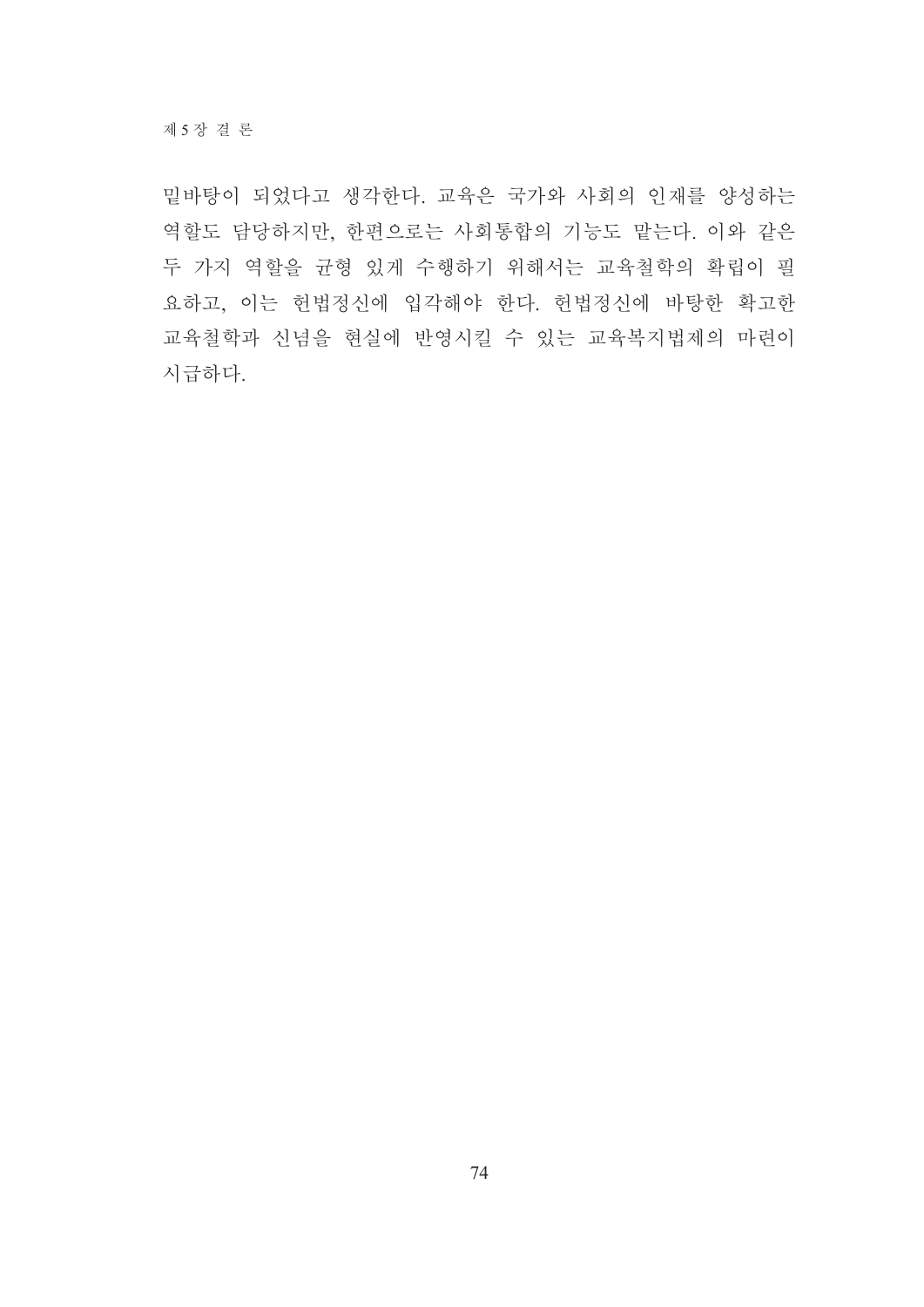밑바탕이 되었다고 생각한다. 교육은 국가와 사회의 인재를 양성하는 역할도 담당하지만, 한편으로는 사회통합의 기능도 맡는다. 이와 같은 두 가지 역할을 균형 있게 수행하기 위해서는 교육철학의 확립이 필요하고, 이는 헌법정신에 입각해야 한다. 헌법정신에 바탕한 확고한 교육철학과 신념을 현실에 반영시킬 수 있는 교육복지법제의 마련이 시급하다.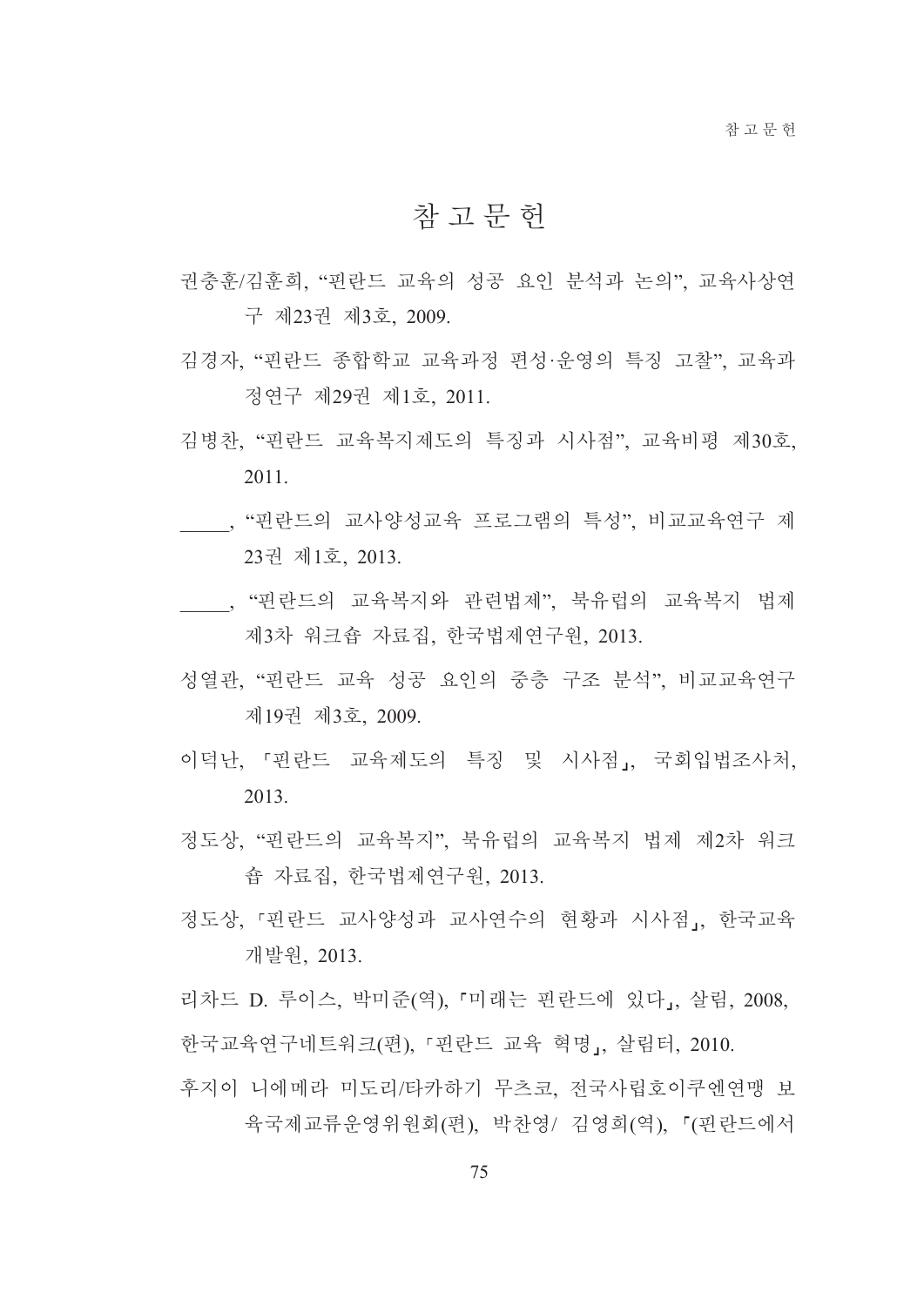# 참 고 문 헌

권충훈/김훈희, "핀란드 교육의 성공 요인 분석과 논의", 교육사상연구 제23권 제3호, 2009.

김경자, "핀란드 종합학교 교육과정 편성·운영의 특징 고찰", 교육과정연구 제29권 제1호, 2011.

김병찬, "핀란드 교육복지제도의 특징과 시사점", 교육비평 제30호, 2011.

_____, "핀란드의 교사양성교육 프로그램의 특성", 비교교육연구 제23권 제1호, 2013.

_____, "핀란드의 교육복지와 관련법제", 북유럽의 교육복지 법제 제3차 워크숍 자료집, 한국법제연구원, 2013.

성열관, "핀란드 교육 성공 요인의 중층 구조 분석", 비교교육연구 제19권 제3호, 2009.

이덕난, 「핀란드 교육제도의 특징 및 시사점」, 국회입법조사처, 2013.

정도상, "핀란드의 교육복지", 북유럽의 교육복지 법제 제2차 워크숍 자료집, 한국법제연구원, 2013.

정도상, 「핀란드 교사양성과 교사연수의 현황과 시사점」, 한국교육개발원, 2013.

리차드 D. 루이스, 박미준(역), 「미래는 핀란드에 있다」, 살림, 2008,

한국교육연구네트워크(편), 「핀란드 교육 혁명」, 살림터, 2010.

후지이 니에메라 미도리/타카하기 무츠코, 전국사립호이쿠엔연맹 보육국제교류운영위원회(편), 박찬영/ 김영희(역), 「(핀란드에서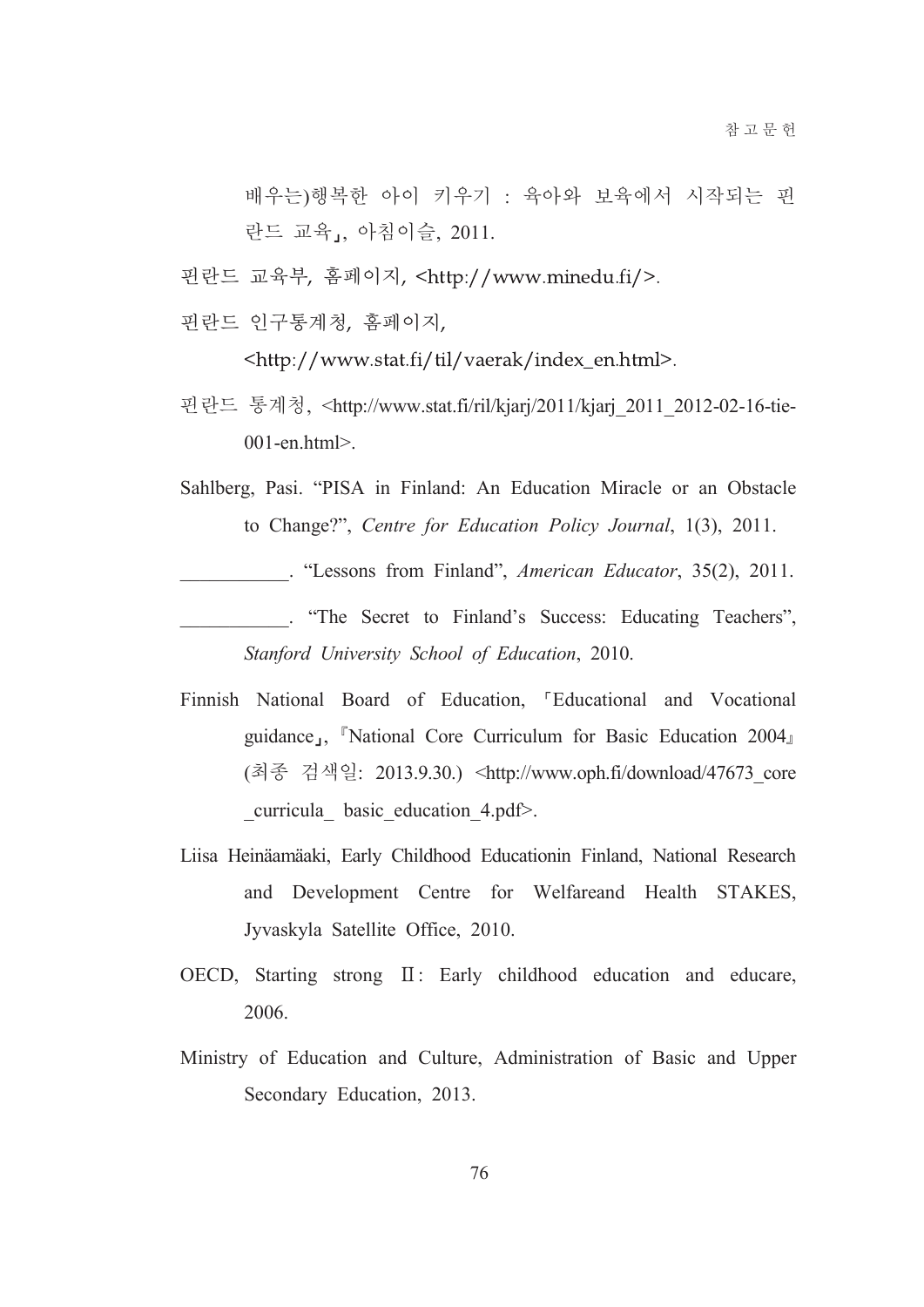배우는)행복한 아이 키우기 : 육아와 보육에서 시작되는 핀란드 교육」, 아침이슬, 2011.

핀란드 교육부, 홈페이지, <http://www.minedu.fi/>.

핀란드 인구통계청, 홈페이지, <http://www.stat.fi/til/vaerak/index_en.html>.

핀란드 통계청, <http://www.stat.fi/ril/kjarj/2011/kjarj_2011_2012-02-16-tie-001-en.html>.

Sahlberg, Pasi. "PISA in Finland: An Education Miracle or an Obstacle to Change?", *Centre for Education Policy Journal*, 1(3), 2011.

___________. "Lessons from Finland", *American Educator*, 35(2), 2011.

___________. "The Secret to Finland's Success: Educating Teachers", *Stanford University School of Education*, 2010.

Finnish National Board of Education, 「Educational and Vocational guidance」, 『National Core Curriculum for Basic Education 2004』 (최종 검색일: 2013.9.30.) <http://www.oph.fi/download/47673_core_curricula_ basic_education_4.pdf>.

Liisa Heinäamäaki, Early Childhood Educationin Finland, National Research and Development Centre for Welfareand Health STAKES, Jyvaskyla Satellite Office, 2010.

OECD, Starting strong Ⅱ: Early childhood education and educare, 2006.

Ministry of Education and Culture, Administration of Basic and Upper Secondary Education, 2013.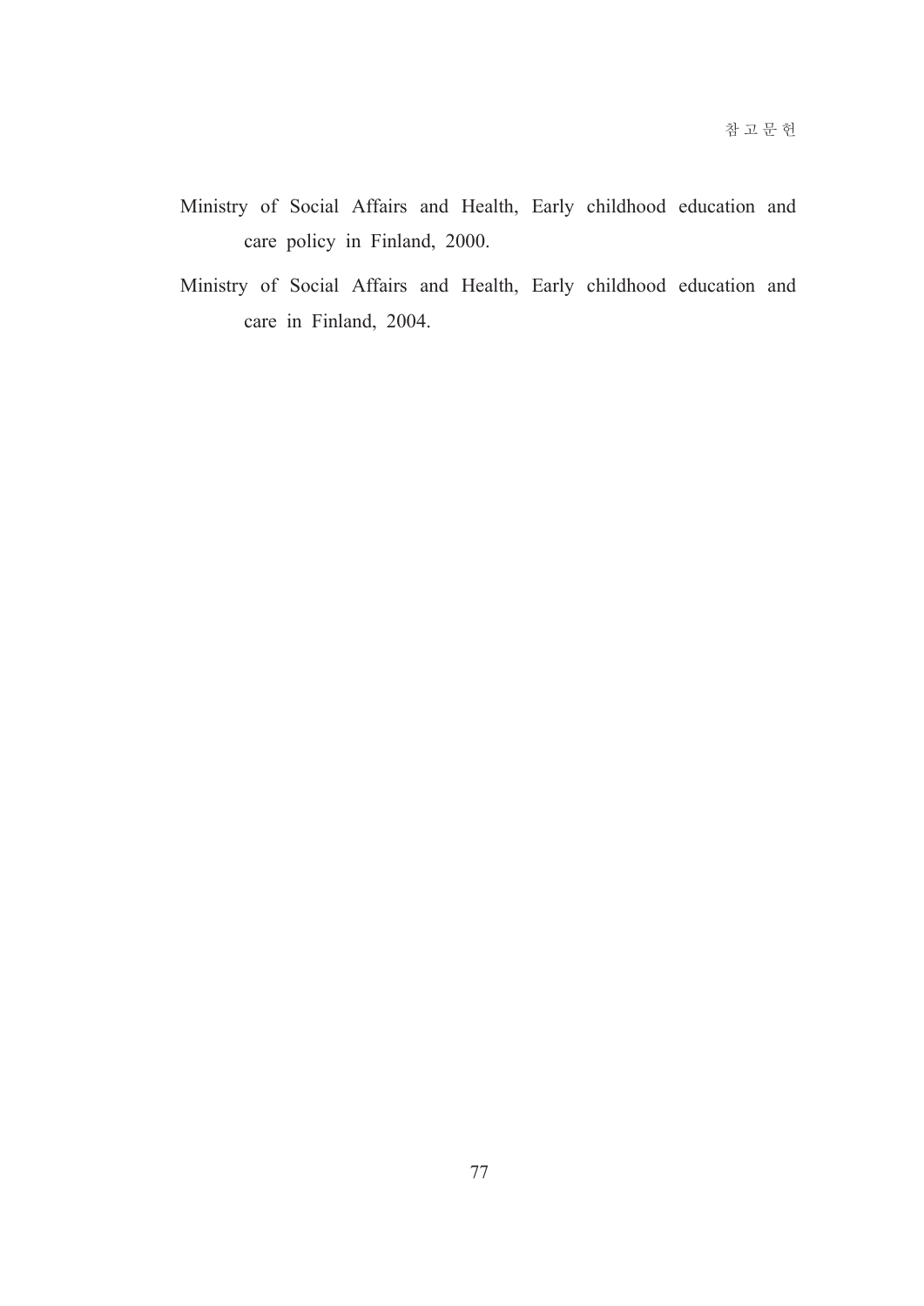Ministry of Social Affairs and Health, Early childhood education and care policy in Finland, 2000.

Ministry of Social Affairs and Health, Early childhood education and care in Finland, 2004.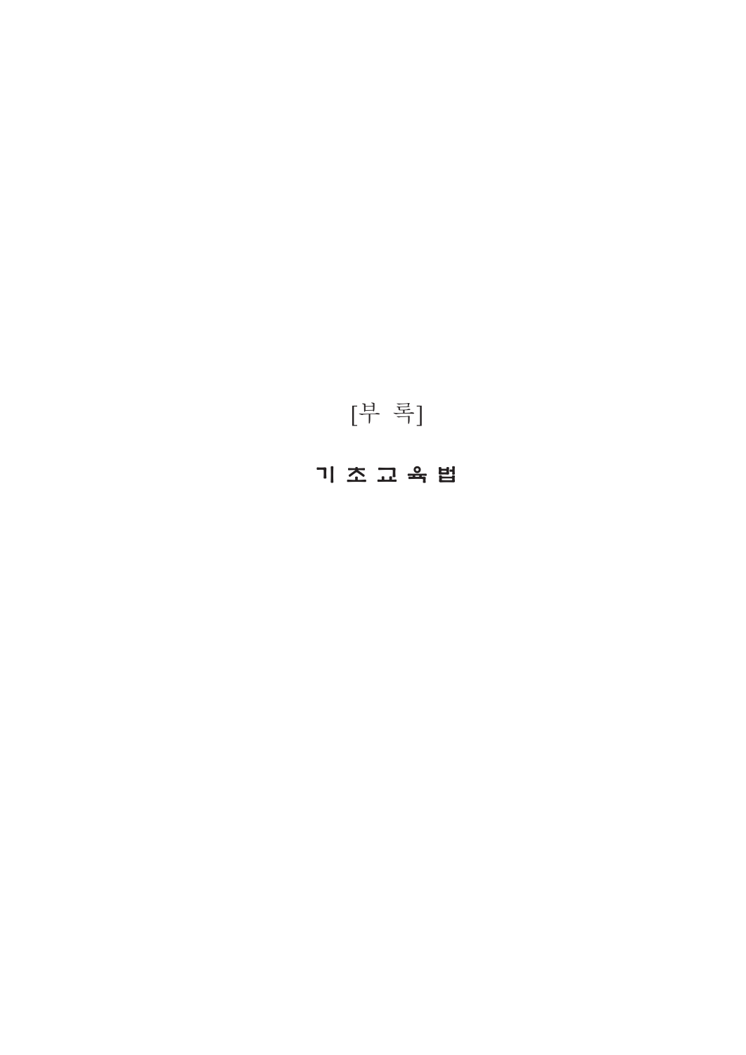[부 록]

# 기 초 교 육 법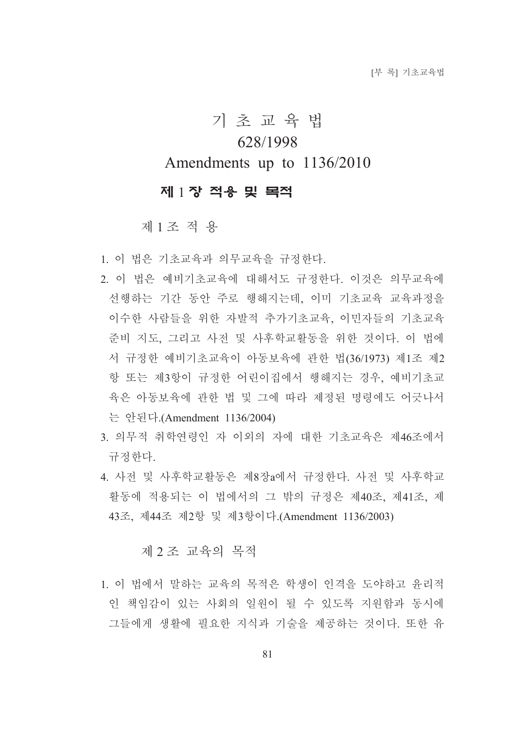# 기 초 교 육 법

## 628/1998

## Amendments up to 1136/2010

## 제 1 장 적용 및 목적

### 제 1 조 적 용

1. 이 법은 기초교육과 의무교육을 규정한다.
2. 이 법은 예비기초교육에 대해서도 규정한다. 이것은 의무교육에 선행하는 기간 동안 주로 행해지는데, 이미 기초교육 교육과정을 이수한 사람들을 위한 자발적 추가기초교육, 이민자들의 기초교육 준비 지도, 그리고 사전 및 사후학교활동을 위한 것이다. 이 법에서 규정한 예비기초교육이 아동보육에 관한 법(36/1973) 제1조 제2항 또는 제3항이 규정한 어린이집에서 행해지는 경우, 예비기초교육은 아동보육에 관한 법 및 그에 따라 제정된 명령에도 어긋나서는 안된다.(Amendment 1136/2004)
3. 의무적 취학연령인 자 이외의 자에 대한 기초교육은 제46조에서 규정한다.
4. 사전 및 사후학교활동은 제8장a에서 규정한다. 사전 및 사후학교활동에 적용되는 이 법에서의 그 밖의 규정은 제40조, 제41조, 제43조, 제44조 제2항 및 제3항이다.(Amendment 1136/2003)

### 제 2 조 교육의 목적

1. 이 법에서 말하는 교육의 목적은 학생이 인격을 도야하고 윤리적인 책임감이 있는 사회의 일원이 될 수 있도록 지원함과 동시에 그들에게 생활에 필요한 지식과 기술을 제공하는 것이다. 또한 유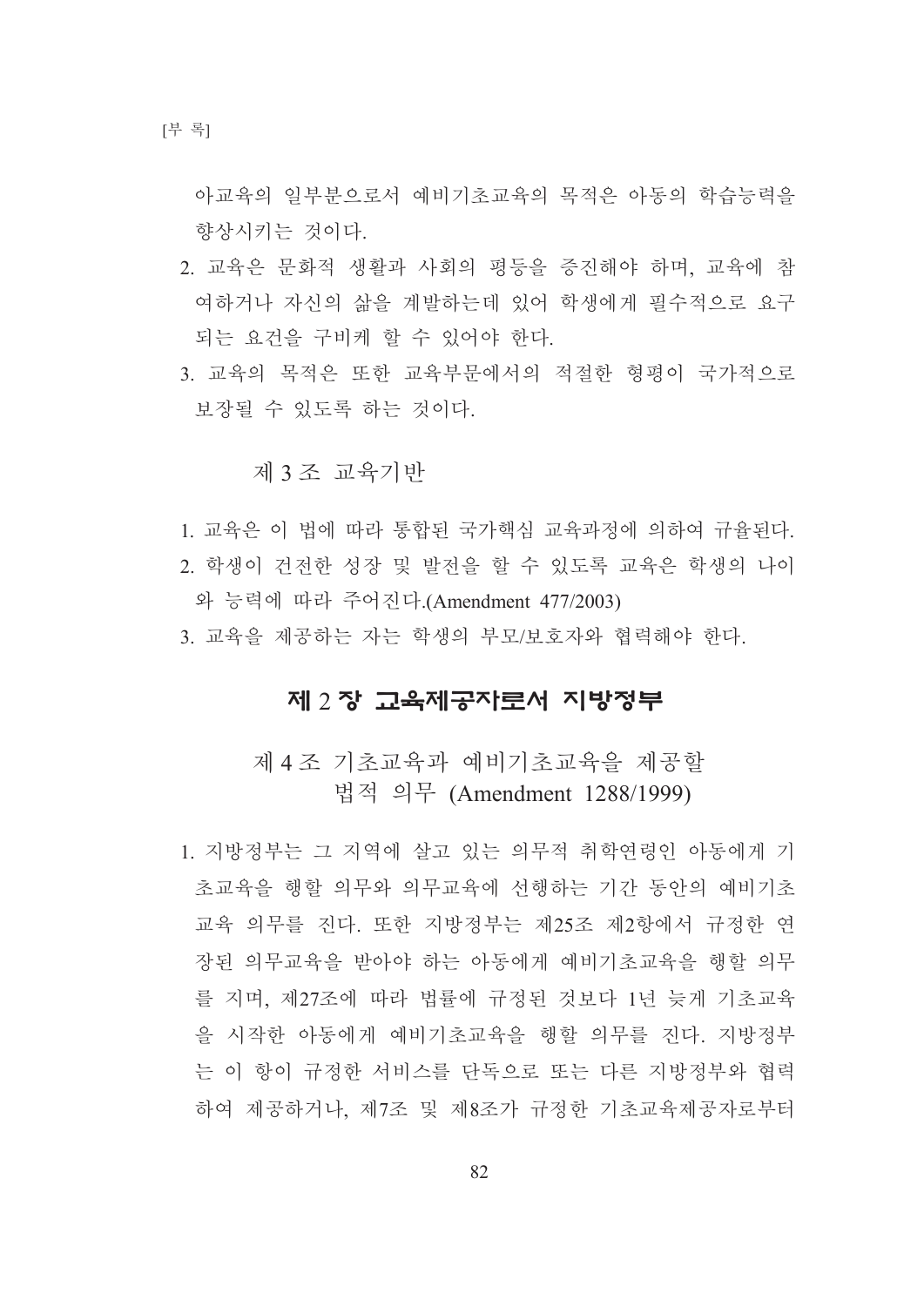아교육의 일부분으로서 예비기초교육의 목적은 아동의 학습능력을 향상시키는 것이다.

2. 교육은 문화적 생활과 사회의 평등을 증진해야 하며, 교육에 참여하거나 자신의 삶을 계발하는데 있어 학생에게 필수적으로 요구되는 요건을 구비케 할 수 있어야 한다.
3. 교육의 목적은 또한 교육부문에서의 적절한 형평이 국가적으로 보장될 수 있도록 하는 것이다.

### 제 3 조 교육기반

1. 교육은 이 법에 따라 통합된 국가핵심 교육과정에 의하여 규율된다.
2. 학생이 건전한 성장 및 발전을 할 수 있도록 교육은 학생의 나이와 능력에 따라 주어진다.(Amendment 477/2003)
3. 교육을 제공하는 자는 학생의 부모/보호자와 협력해야 한다.

## 제 2 장 교육제공자로서 지방정부

### 제 4 조 기초교육과 예비기초교육을 제공할 법적 의무 (Amendment 1288/1999)

1. 지방정부는 그 지역에 살고 있는 의무적 취학연령인 아동에게 기초교육을 행할 의무와 의무교육에 선행하는 기간 동안의 예비기초교육 의무를 진다. 또한 지방정부는 제25조 제2항에서 규정한 연장된 의무교육을 받아야 하는 아동에게 예비기초교육을 행할 의무를 지며, 제27조에 따라 법률에 규정된 것보다 1년 늦게 기초교육을 시작한 아동에게 예비기초교육을 행할 의무를 진다. 지방정부는 이 항이 규정한 서비스를 단독으로 또는 다른 지방정부와 협력하여 제공하거나, 제7조 및 제8조가 규정한 기초교육제공자로부터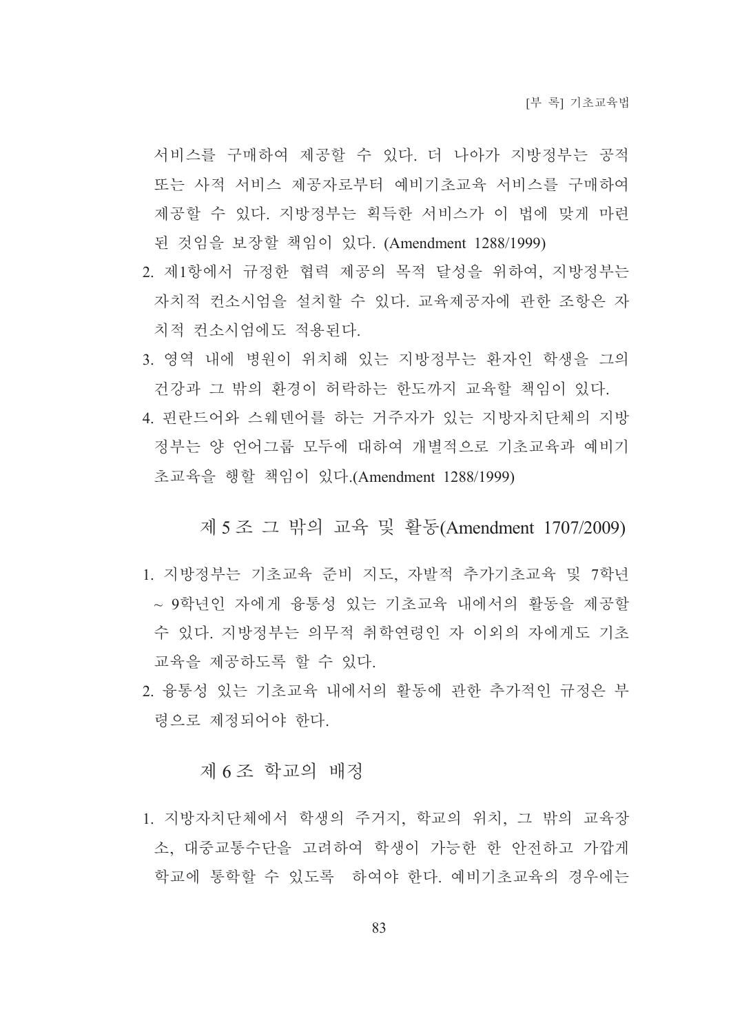서비스를 구매하여 제공할 수 있다. 더 나아가 지방정부는 공적 또는 사적 서비스 제공자로부터 예비기초교육 서비스를 구매하여 제공할 수 있다. 지방정부는 획득한 서비스가 이 법에 맞게 마련된 것임을 보장할 책임이 있다. (Amendment 1288/1999)

2. 제1항에서 규정한 협력 제공의 목적 달성을 위하여, 지방정부는 자치적 컨소시엄을 설치할 수 있다. 교육제공자에 관한 조항은 자치적 컨소시엄에도 적용된다.
3. 영역 내에 병원이 위치해 있는 지방정부는 환자인 학생을 그의 건강과 그 밖의 환경이 허락하는 한도까지 교육할 책임이 있다.
4. 핀란드어와 스웨덴어를 하는 거주자가 있는 지방자치단체의 지방정부는 양 언어그룹 모두에 대하여 개별적으로 기초교육과 예비기초교육을 행할 책임이 있다.(Amendment 1288/1999)

## 제 5 조 그 밖의 교육 및 활동(Amendment 1707/2009)

1. 지방정부는 기초교육 준비 지도, 자발적 추가기초교육 및 7학년 ~ 9학년인 자에게 융통성 있는 기초교육 내에서의 활동을 제공할 수 있다. 지방정부는 의무적 취학연령인 자 이외의 자에게도 기초교육을 제공하도록 할 수 있다.
2. 융통성 있는 기초교육 내에서의 활동에 관한 추가적인 규정은 부령으로 제정되어야 한다.

## 제 6 조 학교의 배정

1. 지방자치단체에서 학생의 주거지, 학교의 위치, 그 밖의 교육장소, 대중교통수단을 고려하여 학생이 가능한 한 안전하고 가깝게 학교에 통학할 수 있도록 하여야 한다. 예비기초교육의 경우에는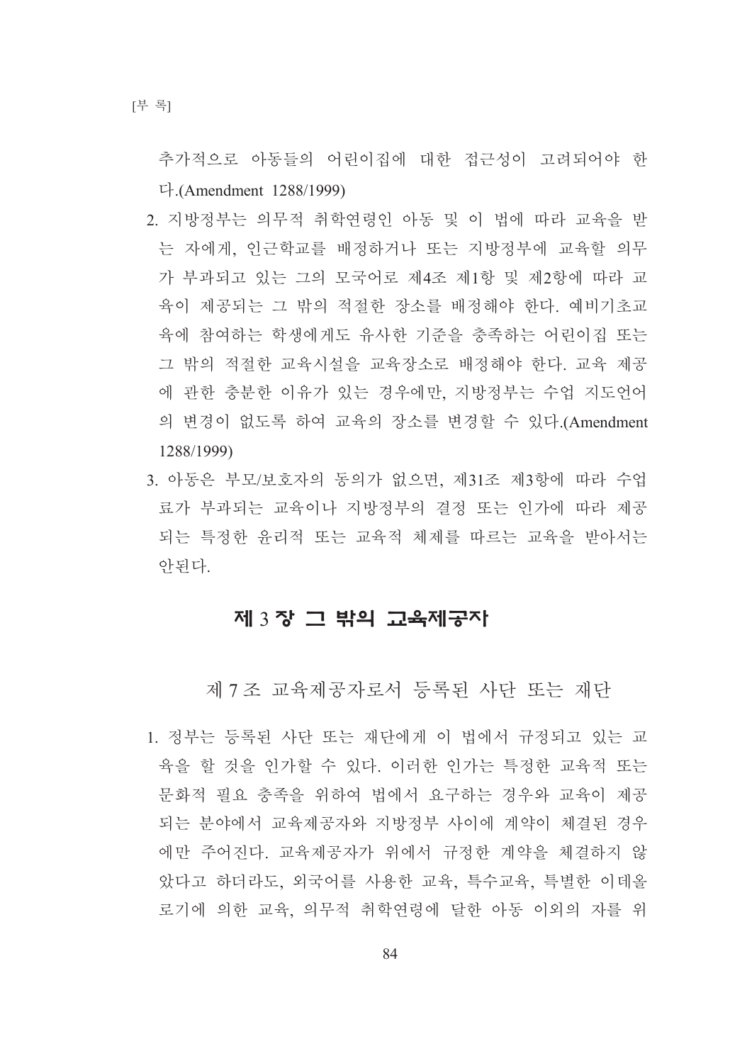추가적으로 아동들의 어린이집에 대한 접근성이 고려되어야 한다.(Amendment 1288/1999)

2. 지방정부는 의무적 취학연령인 아동 및 이 법에 따라 교육을 받는 자에게, 인근학교를 배정하거나 또는 지방정부에 교육할 의무가 부과되고 있는 그의 모국어로 제4조 제1항 및 제2항에 따라 교육이 제공되는 그 밖의 적절한 장소를 배정해야 한다. 예비기초교육에 참여하는 학생에게도 유사한 기준을 충족하는 어린이집 또는 그 밖의 적절한 교육시설을 교육장소로 배정해야 한다. 교육 제공에 관한 충분한 이유가 있는 경우에만, 지방정부는 수업 지도언어의 변경이 없도록 하여 교육의 장소를 변경할 수 있다.(Amendment 1288/1999)
3. 아동은 부모/보호자의 동의가 없으면, 제31조 제3항에 따라 수업료가 부과되는 교육이나 지방정부의 결정 또는 인가에 따라 제공되는 특정한 윤리적 또는 교육적 체제를 따르는 교육을 받아서는 안된다.

## 제 3 장 그 밖의 교육제공자

### 제 7 조 교육제공자로서 등록된 사단 또는 재단

1. 정부는 등록된 사단 또는 재단에게 이 법에서 규정되고 있는 교육을 할 것을 인가할 수 있다. 이러한 인가는 특정한 교육적 또는 문화적 필요 충족을 위하여 법에서 요구하는 경우와 교육이 제공되는 분야에서 교육제공자와 지방정부 사이에 계약이 체결된 경우에만 주어진다. 교육제공자가 위에서 규정한 계약을 체결하지 않았다고 하더라도, 외국어를 사용한 교육, 특수교육, 특별한 이데올로기에 의한 교육, 의무적 취학연령에 달한 아동 이외의 자를 위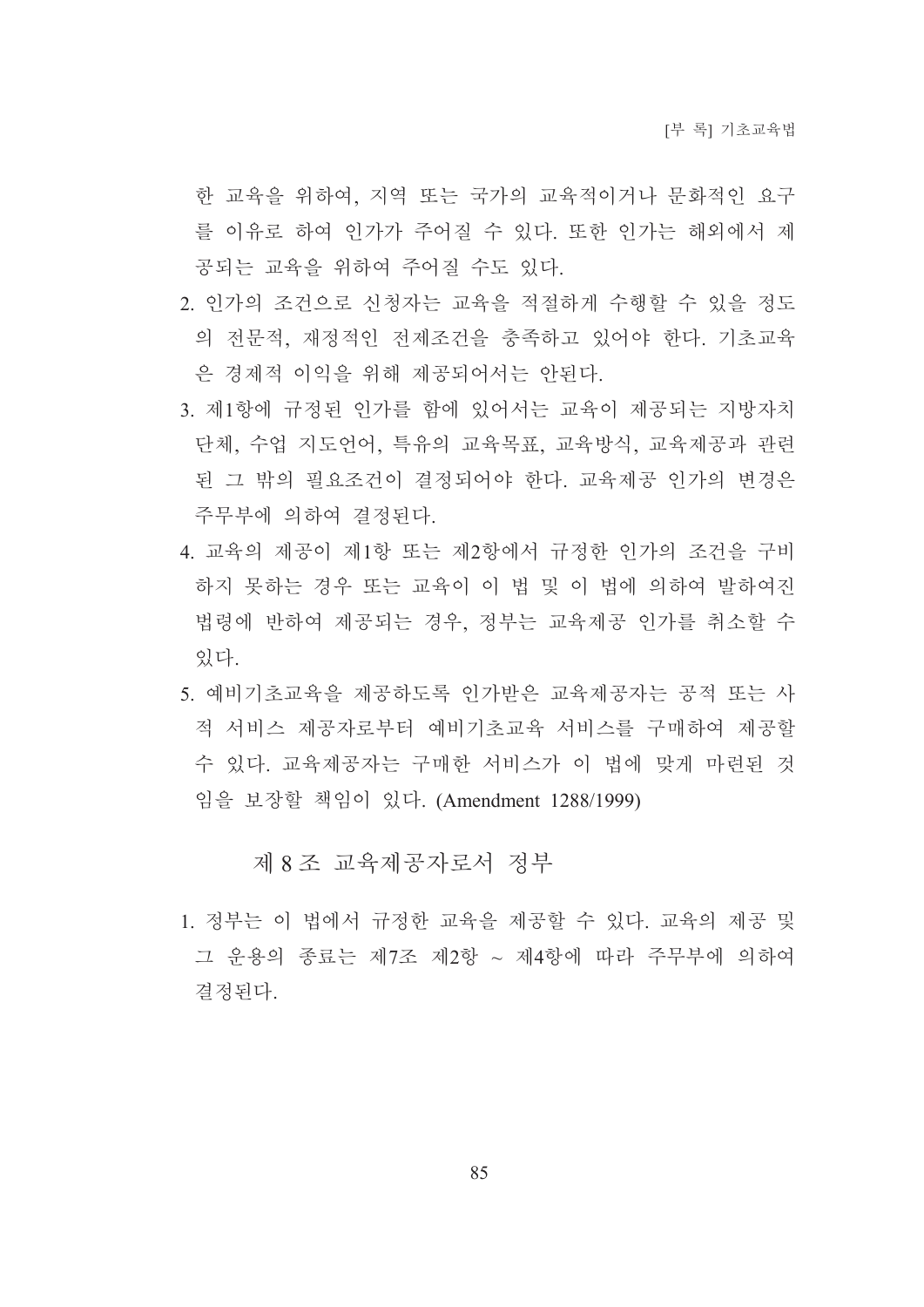한 교육을 위하여, 지역 또는 국가의 교육적이거나 문화적인 요구를 이유로 하여 인가가 주어질 수 있다. 또한 인가는 해외에서 제공되는 교육을 위하여 주어질 수도 있다.

2. 인가의 조건으로 신청자는 교육을 적절하게 수행할 수 있을 정도의 전문적, 재정적인 전제조건을 충족하고 있어야 한다. 기초교육은 경제적 이익을 위해 제공되어서는 안된다.
3. 제1항에 규정된 인가를 함에 있어서는 교육이 제공되는 지방자치단체, 수업 지도언어, 특유의 교육목표, 교육방식, 교육제공과 관련된 그 밖의 필요조건이 결정되어야 한다. 교육제공 인가의 변경은 주무부에 의하여 결정된다.
4. 교육의 제공이 제1항 또는 제2항에서 규정한 인가의 조건을 구비하지 못하는 경우 또는 교육이 이 법 및 이 법에 의하여 발하여진 법령에 반하여 제공되는 경우, 정부는 교육제공 인가를 취소할 수 있다.
5. 예비기초교육을 제공하도록 인가받은 교육제공자는 공적 또는 사적 서비스 제공자로부터 예비기초교육 서비스를 구매하여 제공할 수 있다. 교육제공자는 구매한 서비스가 이 법에 맞게 마련된 것임을 보장할 책임이 있다. (Amendment 1288/1999)

## 제 8 조 교육제공자로서 정부

1. 정부는 이 법에서 규정한 교육을 제공할 수 있다. 교육의 제공 및 그 운용의 종료는 제7조 제2항 ~ 제4항에 따라 주무부에 의하여 결정된다.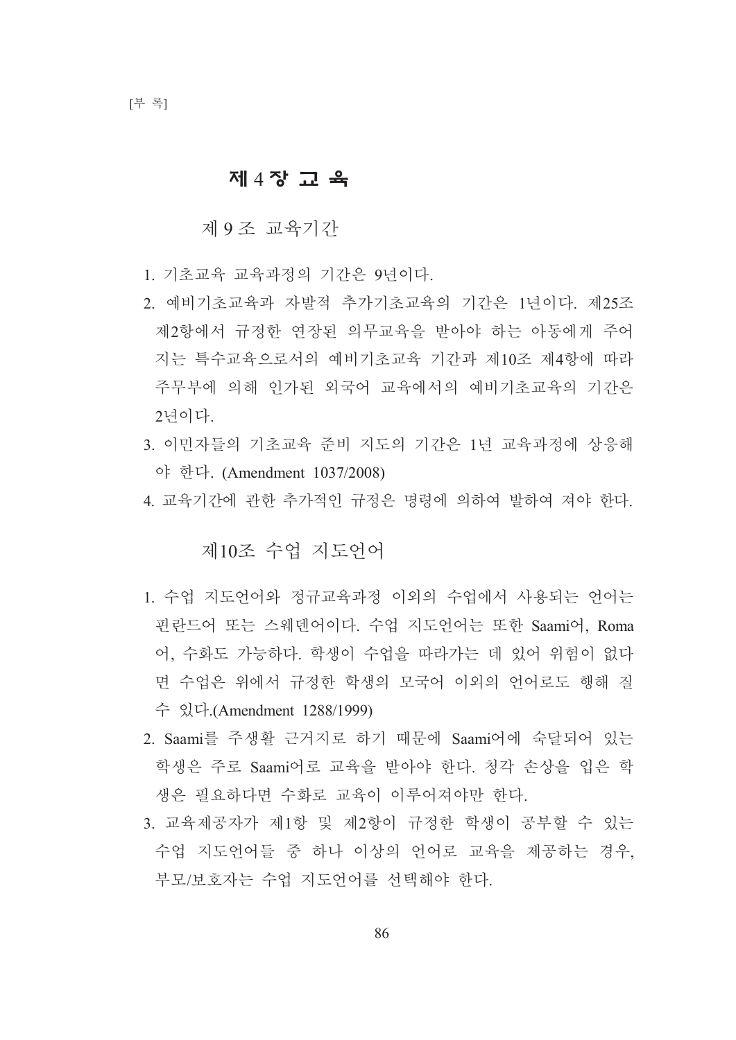## 제 4 장 교 육

### 제 9 조 교육기간

1. 기초교육 교육과정의 기간은 9년이다.
2. 예비기초교육과 자발적 추가기초교육의 기간은 1년이다. 제25조 제2항에서 규정한 연장된 의무교육을 받아야 하는 아동에게 주어지는 특수교육으로서의 예비기초교육 기간과 제10조 제4항에 따라 주무부에 의해 인가된 외국어 교육에서의 예비기초교육의 기간은 2년이다.
3. 이민자들의 기초교육 준비 지도의 기간은 1년 교육과정에 상응해야 한다. (Amendment 1037/2008)
4. 교육기간에 관한 추가적인 규정은 명령에 의하여 발하여 져야 한다.

### 제10조 수업 지도언어

1. 수업 지도언어와 정규교육과정 이외의 수업에서 사용되는 언어는 핀란드어 또는 스웨덴어이다. 수업 지도언어는 또한 Saami어, Roma어, 수화도 가능하다. 학생이 수업을 따라가는 데 있어 위험이 없다면 수업은 위에서 규정한 학생의 모국어 이외의 언어로도 행해 질 수 있다.(Amendment 1288/1999)
2. Saami를 주생활 근거지로 하기 때문에 Saami어에 숙달되어 있는 학생은 주로 Saami어로 교육을 받아야 한다. 청각 손상을 입은 학생은 필요하다면 수화로 교육이 이루어져야만 한다.
3. 교육제공자가 제1항 및 제2항이 규정한 학생이 공부할 수 있는 수업 지도언어들 중 하나 이상의 언어로 교육을 제공하는 경우, 부모/보호자는 수업 지도언어를 선택해야 한다.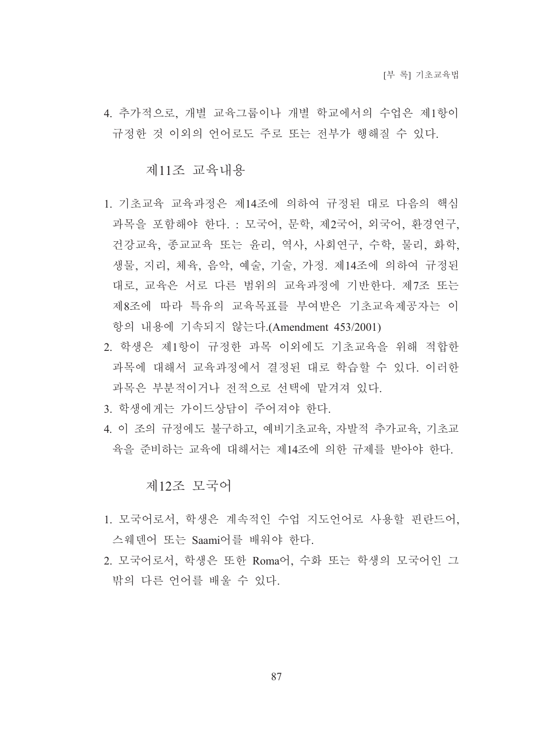4. 추가적으로, 개별 교육그룹이나 개별 학교에서의 수업은 제1항이 규정한 것 이외의 언어로도 주로 또는 전부가 행해질 수 있다.

## 제11조 교육내용

1. 기초교육 교육과정은 제14조에 의하여 규정된 대로 다음의 핵심 과목을 포함해야 한다. : 모국어, 문학, 제2국어, 외국어, 환경연구, 건강교육, 종교교육 또는 윤리, 역사, 사회연구, 수학, 물리, 화학, 생물, 지리, 체육, 음악, 예술, 기술, 가정. 제14조에 의하여 규정된 대로, 교육은 서로 다른 범위의 교육과정에 기반한다. 제7조 또는 제8조에 따라 특유의 교육목표를 부여받은 기초교육제공자는 이 항의 내용에 기속되지 않는다.(Amendment 453/2001)
2. 학생은 제1항이 규정한 과목 이외에도 기초교육을 위해 적합한 과목에 대해서 교육과정에서 결정된 대로 학습할 수 있다. 이러한 과목은 부분적이거나 전적으로 선택에 맡겨져 있다.
3. 학생에게는 가이드상담이 주어져야 한다.
4. 이 조의 규정에도 불구하고, 예비기초교육, 자발적 추가교육, 기초교육을 준비하는 교육에 대해서는 제14조에 의한 규제를 받아야 한다.

## 제12조 모국어

1. 모국어로서, 학생은 계속적인 수업 지도언어로 사용할 핀란드어, 스웨덴어 또는 Saami어를 배워야 한다.
2. 모국어로서, 학생은 또한 Roma어, 수화 또는 학생의 모국어인 그 밖의 다른 언어를 배울 수 있다.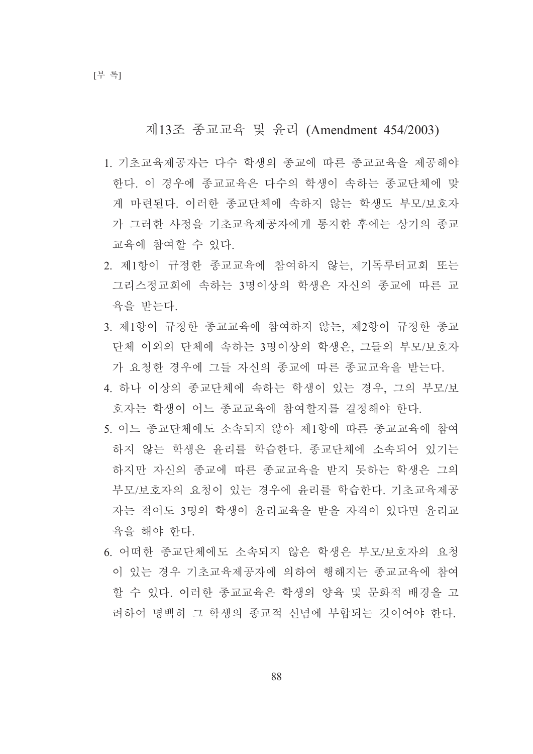## 제13조 종교교육 및 윤리 (Amendment 454/2003)

1. 기초교육제공자는 다수 학생의 종교에 따른 종교교육을 제공해야 한다. 이 경우에 종교교육은 다수의 학생이 속하는 종교단체에 맞게 마련된다. 이러한 종교단체에 속하지 않는 학생도 부모/보호자가 그러한 사정을 기초교육제공자에게 통지한 후에는 상기의 종교교육에 참여할 수 있다.
2. 제1항이 규정한 종교교육에 참여하지 않는, 기독루터교회 또는 그리스정교회에 속하는 3명이상의 학생은 자신의 종교에 따른 교육을 받는다.
3. 제1항이 규정한 종교교육에 참여하지 않는, 제2항이 규정한 종교단체 이외의 단체에 속하는 3명이상의 학생은, 그들의 부모/보호자가 요청한 경우에 그들 자신의 종교에 따른 종교교육을 받는다.
4. 하나 이상의 종교단체에 속하는 학생이 있는 경우, 그의 부모/보호자는 학생이 어느 종교교육에 참여할지를 결정해야 한다.
5. 어느 종교단체에도 소속되지 않아 제1항에 따른 종교교육에 참여하지 않는 학생은 윤리를 학습한다. 종교단체에 소속되어 있기는 하지만 자신의 종교에 따른 종교교육을 받지 못하는 학생은 그의 부모/보호자의 요청이 있는 경우에 윤리를 학습한다. 기초교육제공자는 적어도 3명의 학생이 윤리교육을 받을 자격이 있다면 윤리교육을 해야 한다.
6. 어떠한 종교단체에도 소속되지 않은 학생은 부모/보호자의 요청이 있는 경우 기초교육제공자에 의하여 행해지는 종교교육에 참여할 수 있다. 이러한 종교교육은 학생의 양육 및 문화적 배경을 고려하여 명백히 그 학생의 종교적 신념에 부합되는 것이어야 한다.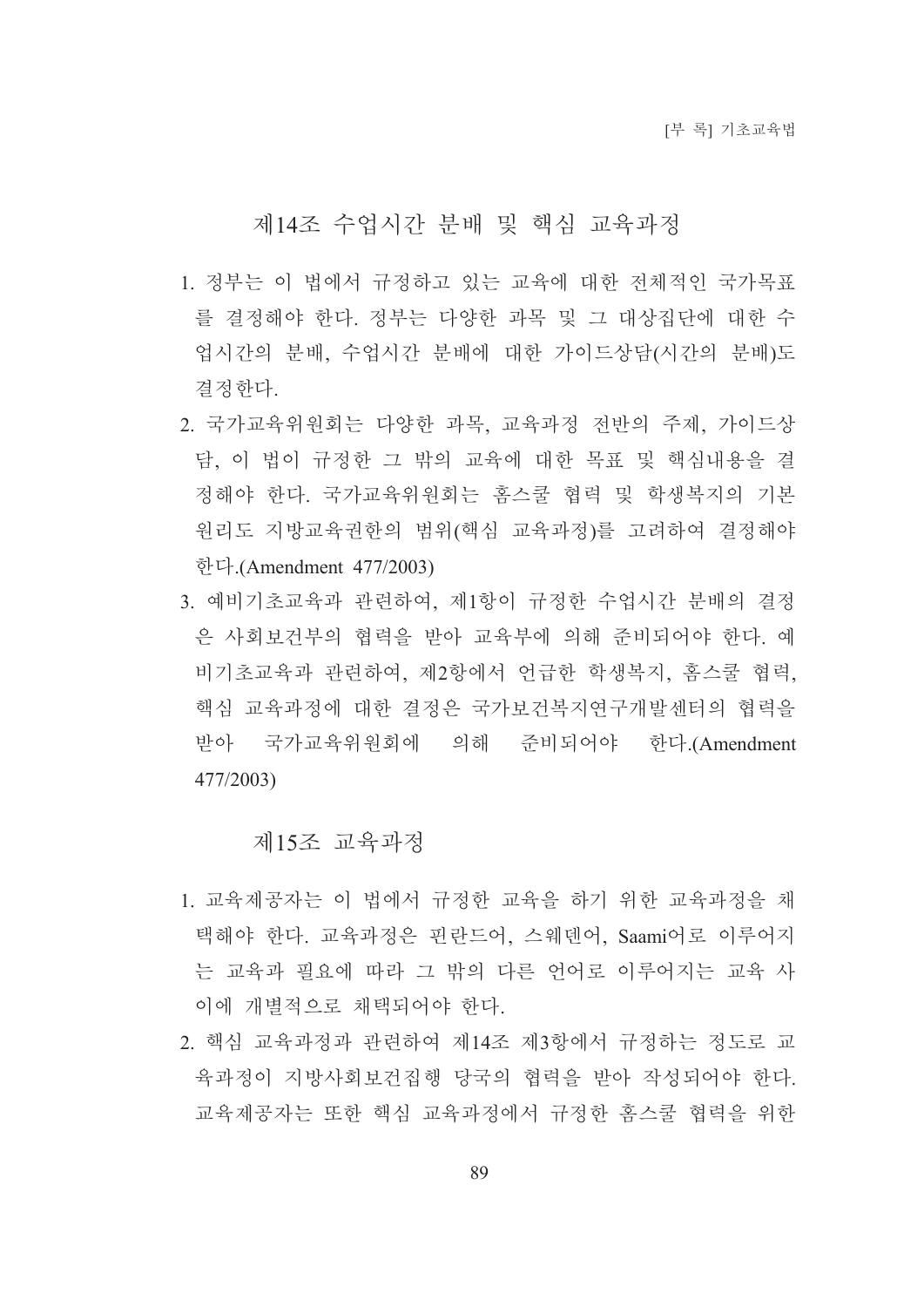## 제14조 수업시간 분배 및 핵심 교육과정

1. 정부는 이 법에서 규정하고 있는 교육에 대한 전체적인 국가목표를 결정해야 한다. 정부는 다양한 과목 및 그 대상집단에 대한 수업시간의 분배, 수업시간 분배에 대한 가이드상담(시간의 분배)도 결정한다.
2. 국가교육위원회는 다양한 과목, 교육과정 전반의 주제, 가이드상담, 이 법이 규정한 그 밖의 교육에 대한 목표 및 핵심내용을 결정해야 한다. 국가교육위원회는 홈스쿨 협력 및 학생복지의 기본원리도 지방교육권한의 범위(핵심 교육과정)를 고려하여 결정해야 한다.(Amendment 477/2003)
3. 예비기초교육과 관련하여, 제1항이 규정한 수업시간 분배의 결정은 사회보건부의 협력을 받아 교육부에 의해 준비되어야 한다. 예비기초교육과 관련하여, 제2항에서 언급한 학생복지, 홈스쿨 협력, 핵심 교육과정에 대한 결정은 국가보건복지연구개발센터의 협력을 받아 국가교육위원회에 의해 준비되어야 한다.(Amendment 477/2003)

## 제15조 교육과정

1. 교육제공자는 이 법에서 규정한 교육을 하기 위한 교육과정을 채택해야 한다. 교육과정은 핀란드어, 스웨덴어, Saami어로 이루어지는 교육과 필요에 따라 그 밖의 다른 언어로 이루어지는 교육 사이에 개별적으로 채택되어야 한다.
2. 핵심 교육과정과 관련하여 제14조 제3항에서 규정하는 정도로 교육과정이 지방사회보건집행 당국의 협력을 받아 작성되어야 한다. 교육제공자는 또한 핵심 교육과정에서 규정한 홈스쿨 협력을 위한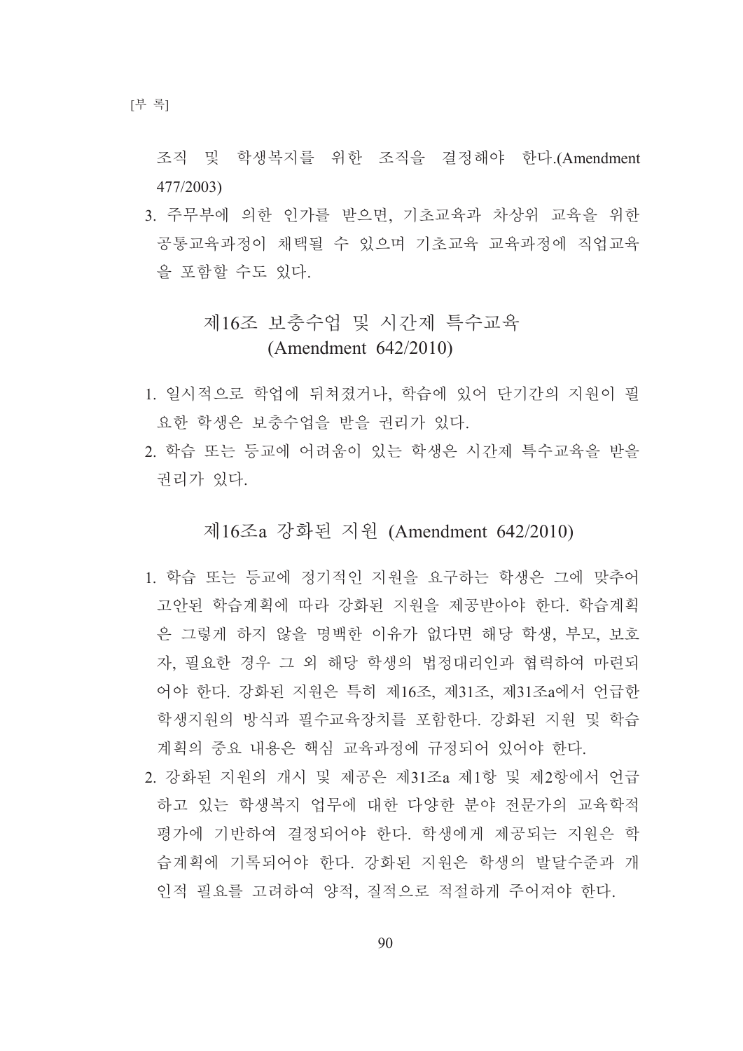조직 및 학생복지를 위한 조직을 결정해야 한다.(Amendment 477/2003)

3. 주무부에 의한 인가를 받으면, 기초교육과 차상위 교육을 위한 공통교육과정이 채택될 수 있으며 기초교육 교육과정에 직업교육을 포함할 수도 있다.

## 제16조 보충수업 및 시간제 특수교육 (Amendment 642/2010)

1. 일시적으로 학업에 뒤쳐졌거나, 학습에 있어 단기간의 지원이 필요한 학생은 보충수업을 받을 권리가 있다.
2. 학습 또는 등교에 어려움이 있는 학생은 시간제 특수교육을 받을 권리가 있다.

## 제16조a 강화된 지원 (Amendment 642/2010)

1. 학습 또는 등교에 정기적인 지원을 요구하는 학생은 그에 맞추어 고안된 학습계획에 따라 강화된 지원을 제공받아야 한다. 학습계획은 그렇게 하지 않을 명백한 이유가 없다면 해당 학생, 부모, 보호자, 필요한 경우 그 외 해당 학생의 법정대리인과 협력하여 마련되어야 한다. 강화된 지원은 특히 제16조, 제31조, 제31조a에서 언급한 학생지원의 방식과 필수교육장치를 포함한다. 강화된 지원 및 학습계획의 중요 내용은 핵심 교육과정에 규정되어 있어야 한다.
2. 강화된 지원의 개시 및 제공은 제31조a 제1항 및 제2항에서 언급하고 있는 학생복지 업무에 대한 다양한 분야 전문가의 교육학적 평가에 기반하여 결정되어야 한다. 학생에게 제공되는 지원은 학습계획에 기록되어야 한다. 강화된 지원은 학생의 발달수준과 개인적 필요를 고려하여 양적, 질적으로 적절하게 주어져야 한다.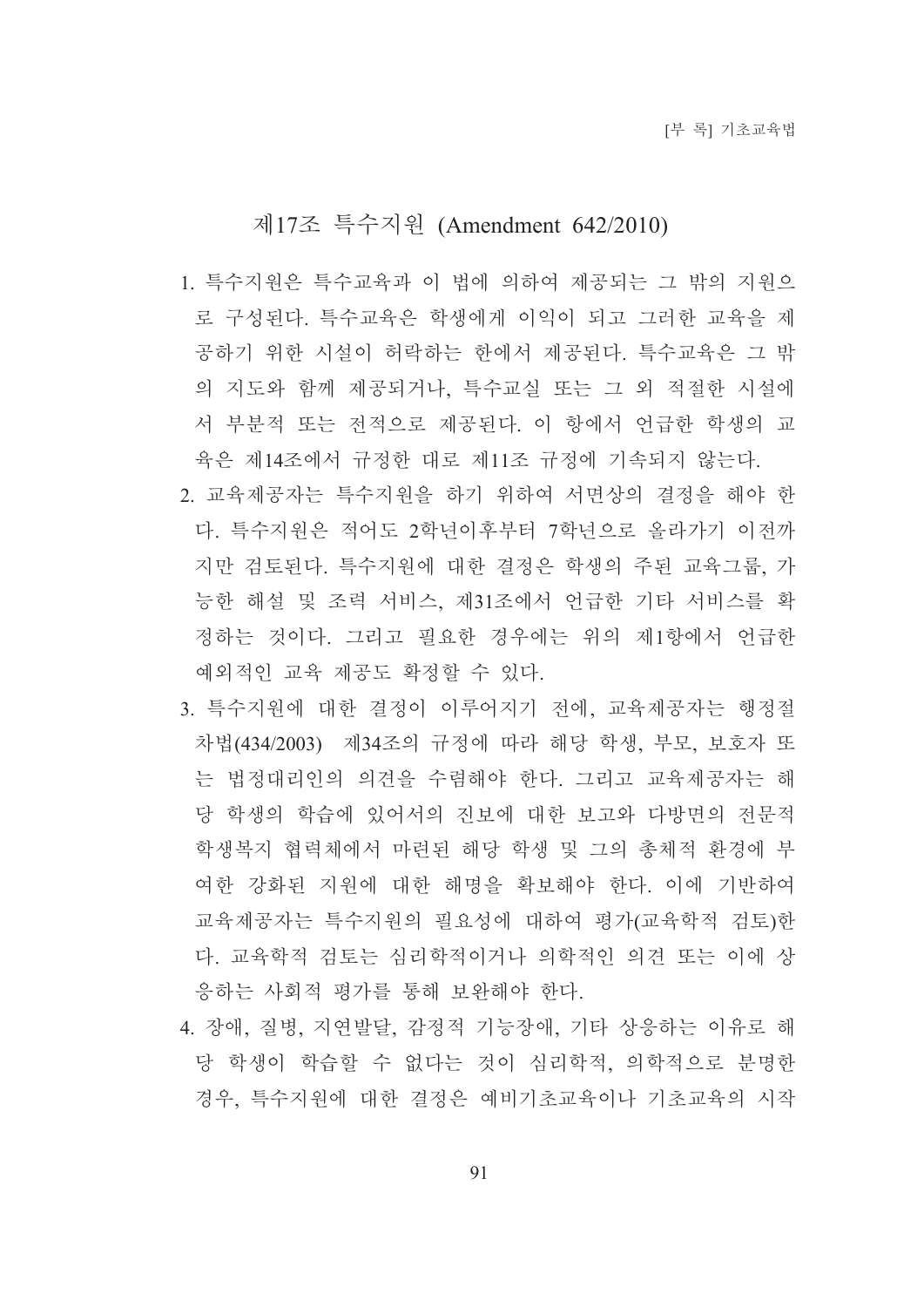## 제17조 특수지원 (Amendment 642/2010)

1. 특수지원은 특수교육과 이 법에 의하여 제공되는 그 밖의 지원으로 구성된다. 특수교육은 학생에게 이익이 되고 그러한 교육을 제공하기 위한 시설이 허락하는 한에서 제공된다. 특수교육은 그 밖의 지도와 함께 제공되거나, 특수교실 또는 그 외 적절한 시설에서 부분적 또는 전적으로 제공된다. 이 항에서 언급한 학생의 교육은 제14조에서 규정한 대로 제11조 규정에 기속되지 않는다.
2. 교육제공자는 특수지원을 하기 위하여 서면상의 결정을 해야 한다. 특수지원은 적어도 2학년이후부터 7학년으로 올라가기 이전까지만 검토된다. 특수지원에 대한 결정은 학생의 주된 교육그룹, 가능한 해설 및 조력 서비스, 제31조에서 언급한 기타 서비스를 확정하는 것이다. 그리고 필요한 경우에는 위의 제1항에서 언급한 예외적인 교육 제공도 확정할 수 있다.
3. 특수지원에 대한 결정이 이루어지기 전에, 교육제공자는 행정절차법(434/2003) 제34조의 규정에 따라 해당 학생, 부모, 보호자 또는 법정대리인의 의견을 수렴해야 한다. 그리고 교육제공자는 해당 학생의 학습에 있어서의 진보에 대한 보고와 다방면의 전문적 학생복지 협력체에서 마련된 해당 학생 및 그의 총체적 환경에 부여한 강화된 지원에 대한 해명을 확보해야 한다. 이에 기반하여 교육제공자는 특수지원의 필요성에 대하여 평가(교육학적 검토)한다. 교육학적 검토는 심리학적이거나 의학적인 의견 또는 이에 상응하는 사회적 평가를 통해 보완해야 한다.
4. 장애, 질병, 지연발달, 감정적 기능장애, 기타 상응하는 이유로 해당 학생이 학습할 수 없다는 것이 심리학적, 의학적으로 분명한 경우, 특수지원에 대한 결정은 예비기초교육이나 기초교육의 시작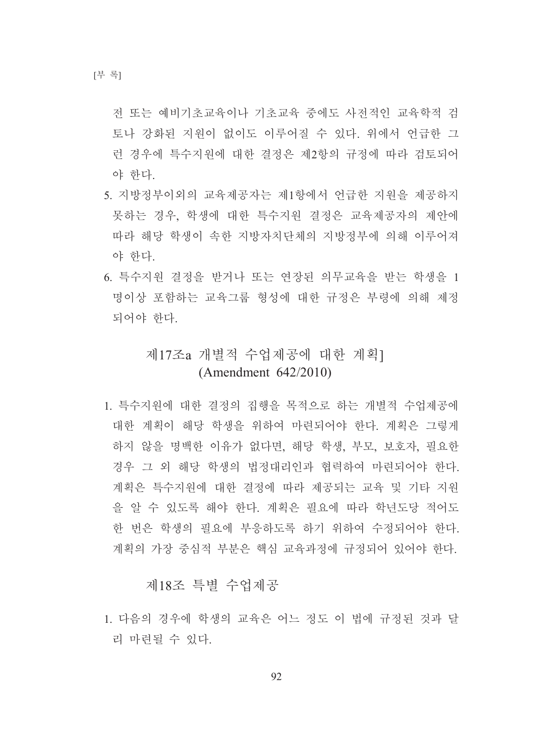전 또는 예비기초교육이나 기초교육 중에도 사전적인 교육학적 검토나 강화된 지원이 없이도 이루어질 수 있다. 위에서 언급한 그런 경우에 특수지원에 대한 결정은 제2항의 규정에 따라 검토되어야 한다.

5. 지방정부이외의 교육제공자는 제1항에서 언급한 지원을 제공하지 못하는 경우, 학생에 대한 특수지원 결정은 교육제공자의 제안에 따라 해당 학생이 속한 지방자치단체의 지방정부에 의해 이루어져야 한다.
6. 특수지원 결정을 받거나 또는 연장된 의무교육을 받는 학생을 1명이상 포함하는 교육그룹 형성에 대한 규정은 부령에 의해 제정되어야 한다.

## 제17조a 개별적 수업제공에 대한 계획] (Amendment 642/2010)

1. 특수지원에 대한 결정의 집행을 목적으로 하는 개별적 수업제공에 대한 계획이 해당 학생을 위하여 마련되어야 한다. 계획은 그렇게 하지 않을 명백한 이유가 없다면, 해당 학생, 부모, 보호자, 필요한 경우 그 외 해당 학생의 법정대리인과 협력하여 마련되어야 한다. 계획은 특수지원에 대한 결정에 따라 제공되는 교육 및 기타 지원을 알 수 있도록 해야 한다. 계획은 필요에 따라 학년도당 적어도 한 번은 학생의 필요에 부응하도록 하기 위하여 수정되어야 한다. 계획의 가장 중심적 부분은 핵심 교육과정에 규정되어 있어야 한다.

## 제18조 특별 수업제공

1. 다음의 경우에 학생의 교육은 어느 정도 이 법에 규정된 것과 달리 마련될 수 있다.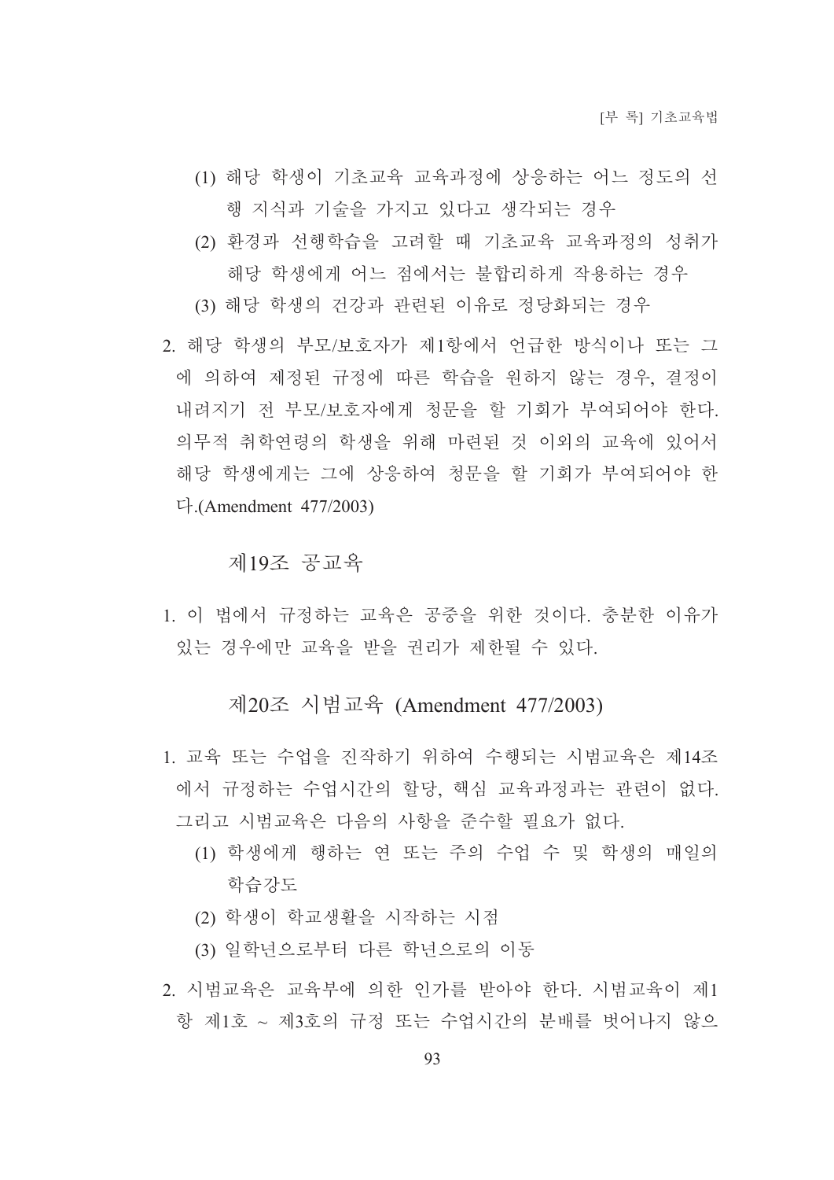(1) 해당 학생이 기초교육 교육과정에 상응하는 어느 정도의 선행 지식과 기술을 가지고 있다고 생각되는 경우

(2) 환경과 선행학습을 고려할 때 기초교육 교육과정의 성취가 해당 학생에게 어느 점에서는 불합리하게 작용하는 경우

(3) 해당 학생의 건강과 관련된 이유로 정당화되는 경우

2. 해당 학생의 부모/보호자가 제1항에서 언급한 방식이나 또는 그에 의하여 제정된 규정에 따른 학습을 원하지 않는 경우, 결정이 내려지기 전 부모/보호자에게 청문을 할 기회가 부여되어야 한다. 의무적 취학연령의 학생을 위해 마련된 것 이외의 교육에 있어서 해당 학생에게는 그에 상응하여 청문을 할 기회가 부여되어야 한다.(Amendment 477/2003)

## 제19조 공교육

1. 이 법에서 규정하는 교육은 공중을 위한 것이다. 충분한 이유가 있는 경우에만 교육을 받을 권리가 제한될 수 있다.

## 제20조 시범교육 (Amendment 477/2003)

1. 교육 또는 수업을 진작하기 위하여 수행되는 시범교육은 제14조에서 규정하는 수업시간의 할당, 핵심 교육과정과는 관련이 없다. 그리고 시범교육은 다음의 사항을 준수할 필요가 없다.

   (1) 학생에게 행하는 연 또는 주의 수업 수 및 학생의 매일의 학습강도

   (2) 학생이 학교생활을 시작하는 시점

   (3) 일학년으로부터 다른 학년으로의 이동

2. 시범교육은 교육부에 의한 인가를 받아야 한다. 시범교육이 제1항 제1호 ~ 제3호의 규정 또는 수업시간의 분배를 벗어나지 않으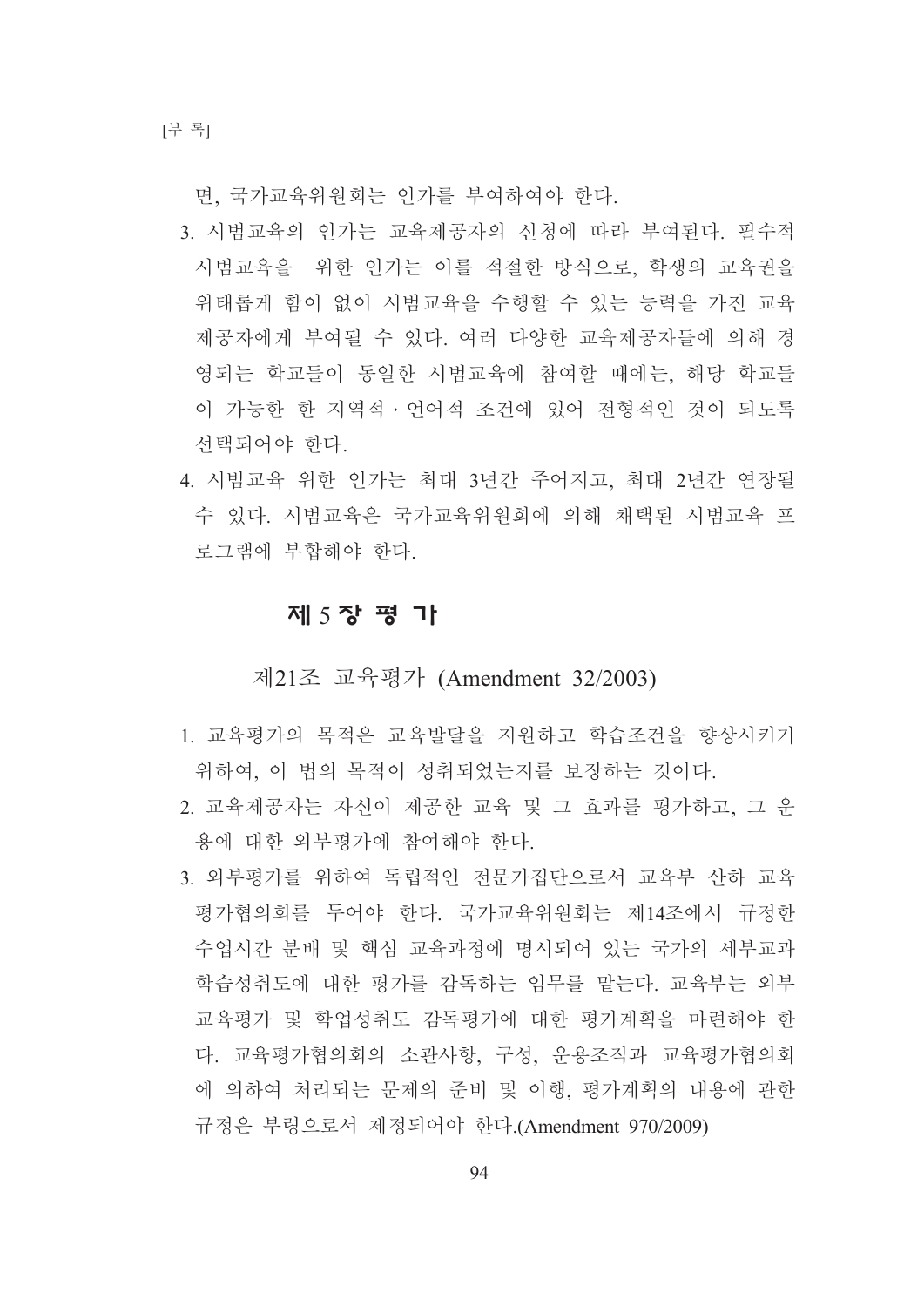면, 국가교육위원회는 인가를 부여하여야 한다.

3. 시범교육의 인가는 교육제공자의 신청에 따라 부여된다. 필수적 시범교육을  위한 인가는 이를 적절한 방식으로, 학생의 교육권을 위태롭게 함이 없이 시범교육을 수행할 수 있는 능력을 가진 교육제공자에게 부여될 수 있다. 여러 다양한 교육제공자들에 의해 경영되는 학교들이 동일한 시범교육에 참여할 때에는, 해당 학교들이 가능한 한 지역적·언어적 조건에 있어 전형적인 것이 되도록 선택되어야 한다.
4. 시범교육 위한 인가는 최대 3년간 주어지고, 최대 2년간 연장될 수 있다. 시범교육은 국가교육위원회에 의해 채택된 시범교육 프로그램에 부합해야 한다.

## 제 5 장 평 가

### 제21조 교육평가 (Amendment 32/2003)

1. 교육평가의 목적은 교육발달을 지원하고 학습조건을 향상시키기 위하여, 이 법의 목적이 성취되었는지를 보장하는 것이다.
2. 교육제공자는 자신이 제공한 교육 및 그 효과를 평가하고, 그 운용에 대한 외부평가에 참여해야 한다.
3. 외부평가를 위하여 독립적인 전문가집단으로서 교육부 산하 교육평가협의회를 두어야 한다. 국가교육위원회는 제14조에서 규정한 수업시간 분배 및 핵심 교육과정에 명시되어 있는 국가의 세부교과 학습성취도에 대한 평가를 감독하는 임무를 맡는다. 교육부는 외부교육평가 및 학업성취도 감독평가에 대한 평가계획을 마련해야 한다. 교육평가협의회의 소관사항, 구성, 운용조직과 교육평가협의회에 의하여 처리되는 문제의 준비 및 이행, 평가계획의 내용에 관한 규정은 부령으로서 제정되어야 한다.(Amendment 970/2009)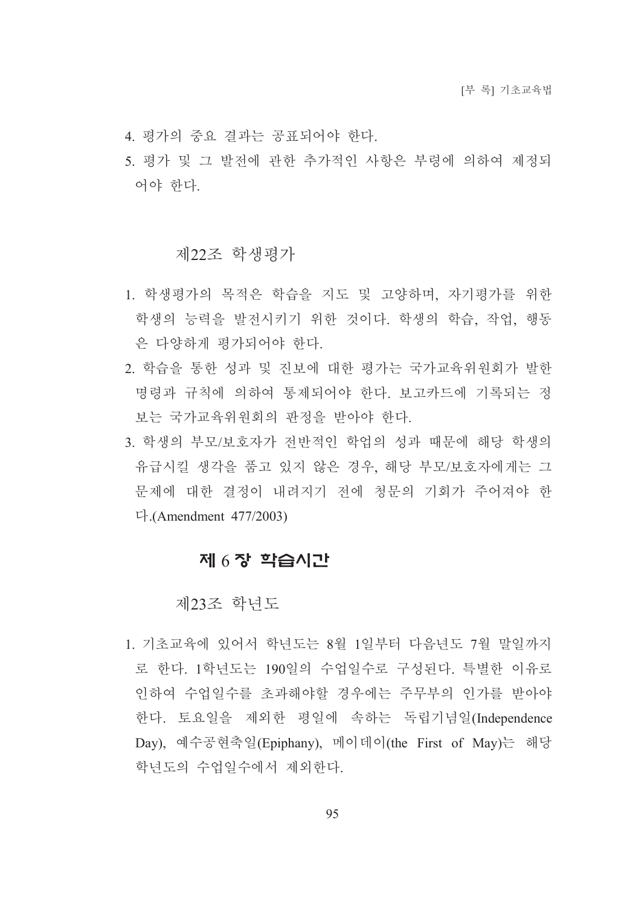4. 평가의 중요 결과는 공표되어야 한다.
5. 평가 및 그 발전에 관한 추가적인 사항은 부령에 의하여 제정되어야 한다.

### 제22조 학생평가

1. 학생평가의 목적은 학습을 지도 및 고양하며, 자기평가를 위한 학생의 능력을 발전시키기 위한 것이다. 학생의 학습, 작업, 행동은 다양하게 평가되어야 한다.
2. 학습을 통한 성과 및 진보에 대한 평가는 국가교육위원회가 발한 명령과 규칙에 의하여 통제되어야 한다. 보고카드에 기록되는 정보는 국가교육위원회의 판정을 받아야 한다.
3. 학생의 부모/보호자가 전반적인 학업의 성과 때문에 해당 학생의 유급시킬 생각을 품고 있지 않은 경우, 해당 부모/보호자에게는 그 문제에 대한 결정이 내려지기 전에 청문의 기회가 주어져야 한다.(Amendment 477/2003)

## 제 6 장 학습시간

### 제23조 학년도

1. 기초교육에 있어서 학년도는 8월 1일부터 다음년도 7월 말일까지로 한다. 1학년도는 190일의 수업일수로 구성된다. 특별한 이유로 인하여 수업일수를 초과해야할 경우에는 주무부의 인가를 받아야 한다. 토요일을 제외한 평일에 속하는 독립기념일(Independence Day), 예수공현축일(Epiphany), 메이데이(the First of May)는 해당 학년도의 수업일수에서 제외한다.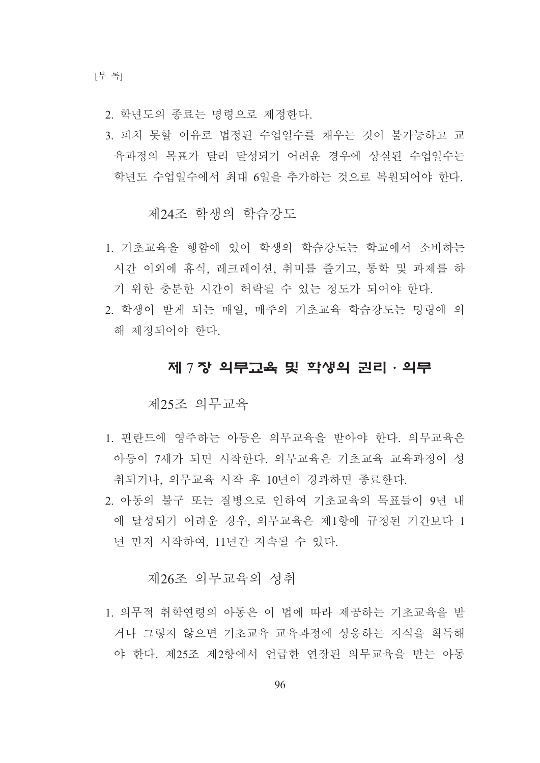2. 학년도의 종료는 명령으로 제정한다.
3. 피치 못할 이유로 법정된 수업일수를 채우는 것이 불가능하고 교육과정의 목표가 달리 달성되기 어려운 경우에 상실된 수업일수는 학년도 수업일수에서 최대 6일을 추가하는 것으로 복원되어야 한다.

### 제24조 학생의 학습강도

1. 기초교육을 행함에 있어 학생의 학습강도는 학교에서 소비하는 시간 이외에 휴식, 레크레이션, 취미를 즐기고, 통학 및 과제를 하기 위한 충분한 시간이 허락될 수 있는 정도가 되어야 한다.
2. 학생이 받게 되는 매일, 매주의 기초교육 학습강도는 명령에 의해 제정되어야 한다.

## 제 7 장 의무교육 및 학생의 권리 · 의무

### 제25조 의무교육

1. 핀란드에 영주하는 아동은 의무교육을 받아야 한다. 의무교육은 아동이 7세가 되면 시작한다. 의무교육은 기초교육 교육과정이 성취되거나, 의무교육 시작 후 10년이 경과하면 종료한다.
2. 아동의 불구 또는 질병으로 인하여 기초교육의 목표들이 9년 내에 달성되기 어려운 경우, 의무교육은 제1항에 규정된 기간보다 1년 먼저 시작하여, 11년간 지속될 수 있다.

### 제26조 의무교육의 성취

1. 의무적 취학연령의 아동은 이 법에 따라 제공하는 기초교육을 받거나 그렇지 않으면 기초교육 교육과정에 상응하는 지식을 획득해야 한다. 제25조 제2항에서 언급한 연장된 의무교육을 받는 아동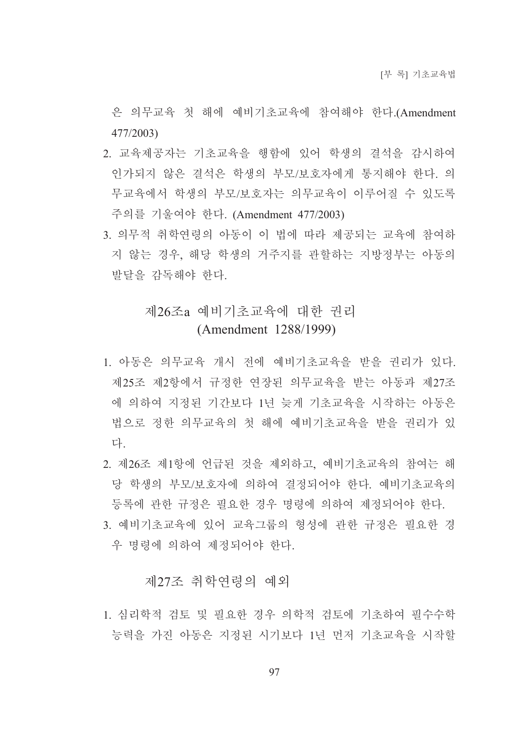은 의무교육 첫 해에 예비기초교육에 참여해야 한다.(Amendment 477/2003)

2. 교육제공자는 기초교육을 행함에 있어 학생의 결석을 감시하여 인가되지 않은 결석은 학생의 부모/보호자에게 통지해야 한다. 의무교육에서 학생의 부모/보호자는 의무교육이 이루어질 수 있도록 주의를 기울여야 한다. (Amendment 477/2003)
3. 의무적 취학연령의 아동이 이 법에 따라 제공되는 교육에 참여하지 않는 경우, 해당 학생의 거주지를 관할하는 지방정부는 아동의 발달을 감독해야 한다.

## 제26조a 예비기초교육에 대한 권리 (Amendment 1288/1999)

1. 아동은 의무교육 개시 전에 예비기초교육을 받을 권리가 있다. 제25조 제2항에서 규정한 연장된 의무교육을 받는 아동과 제27조에 의하여 지정된 기간보다 1년 늦게 기초교육을 시작하는 아동은 법으로 정한 의무교육의 첫 해에 예비기초교육을 받을 권리가 있다.
2. 제26조 제1항에 언급된 것을 제외하고, 예비기초교육의 참여는 해당 학생의 부모/보호자에 의하여 결정되어야 한다. 예비기초교육의 등록에 관한 규정은 필요한 경우 명령에 의하여 제정되어야 한다.
3. 예비기초교육에 있어 교육그룹의 형성에 관한 규정은 필요한 경우 명령에 의하여 제정되어야 한다.

## 제27조 취학연령의 예외

1. 심리학적 검토 및 필요한 경우 의학적 검토에 기초하여 필수수학능력을 가진 아동은 지정된 시기보다 1년 먼저 기초교육을 시작할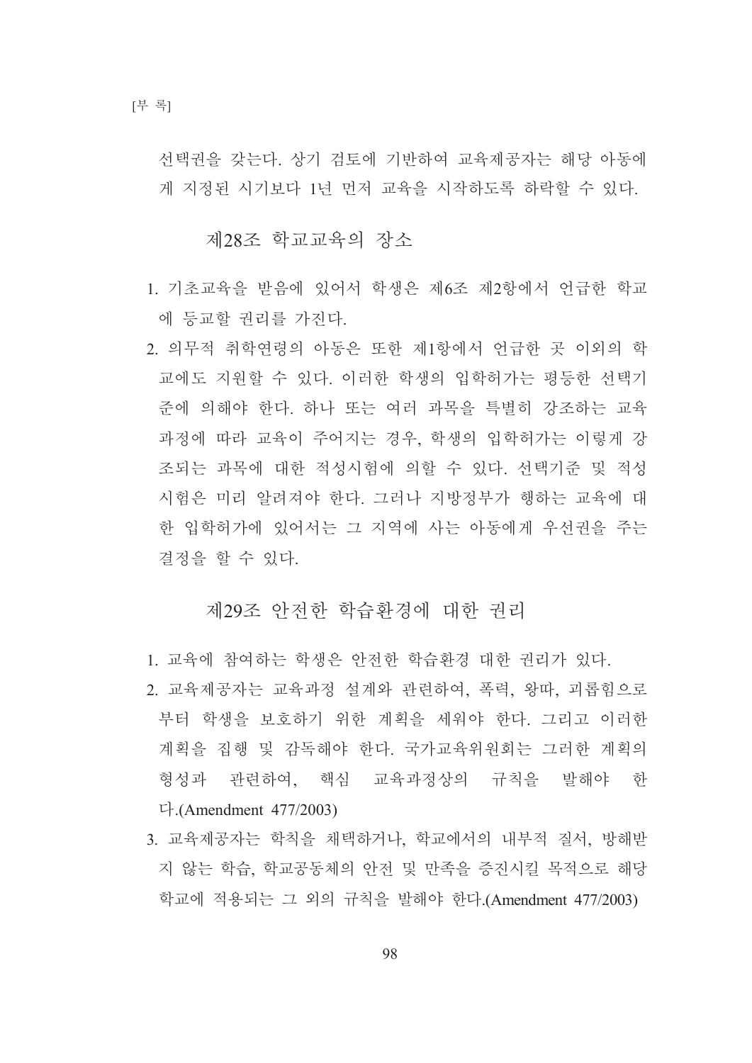선택권을 갖는다. 상기 검토에 기반하여 교육제공자는 해당 아동에게 지정된 시기보다 1년 먼저 교육을 시작하도록 하락할 수 있다.

### 제28조 학교교육의 장소

1. 기초교육을 받음에 있어서 학생은 제6조 제2항에서 언급한 학교에 등교할 권리를 가진다.
2. 의무적 취학연령의 아동은 또한 제1항에서 언급한 곳 이외의 학교에도 지원할 수 있다. 이러한 학생의 입학허가는 평등한 선택기준에 의해야 한다. 하나 또는 여러 과목을 특별히 강조하는 교육과정에 따라 교육이 주어지는 경우, 학생의 입학허가는 이렇게 강조되는 과목에 대한 적성시험에 의할 수 있다. 선택기준 및 적성시험은 미리 알려져야 한다. 그러나 지방정부가 행하는 교육에 대한 입학허가에 있어서는 그 지역에 사는 아동에게 우선권을 주는 결정을 할 수 있다.

### 제29조 안전한 학습환경에 대한 권리

1. 교육에 참여하는 학생은 안전한 학습환경 대한 권리가 있다.
2. 교육제공자는 교육과정 설계와 관련하여, 폭력, 왕따, 괴롭힘으로부터 학생을 보호하기 위한 계획을 세워야 한다. 그리고 이러한 계획을 집행 및 감독해야 한다. 국가교육위원회는 그러한 계획의 형성과 관련하여, 핵심 교육과정상의 규칙을 발해야 한다.(Amendment 477/2003)
3. 교육제공자는 학칙을 채택하거나, 학교에서의 내부적 질서, 방해받지 않는 학습, 학교공동체의 안전 및 만족을 증진시킬 목적으로 해당 학교에 적용되는 그 외의 규칙을 발해야 한다.(Amendment 477/2003)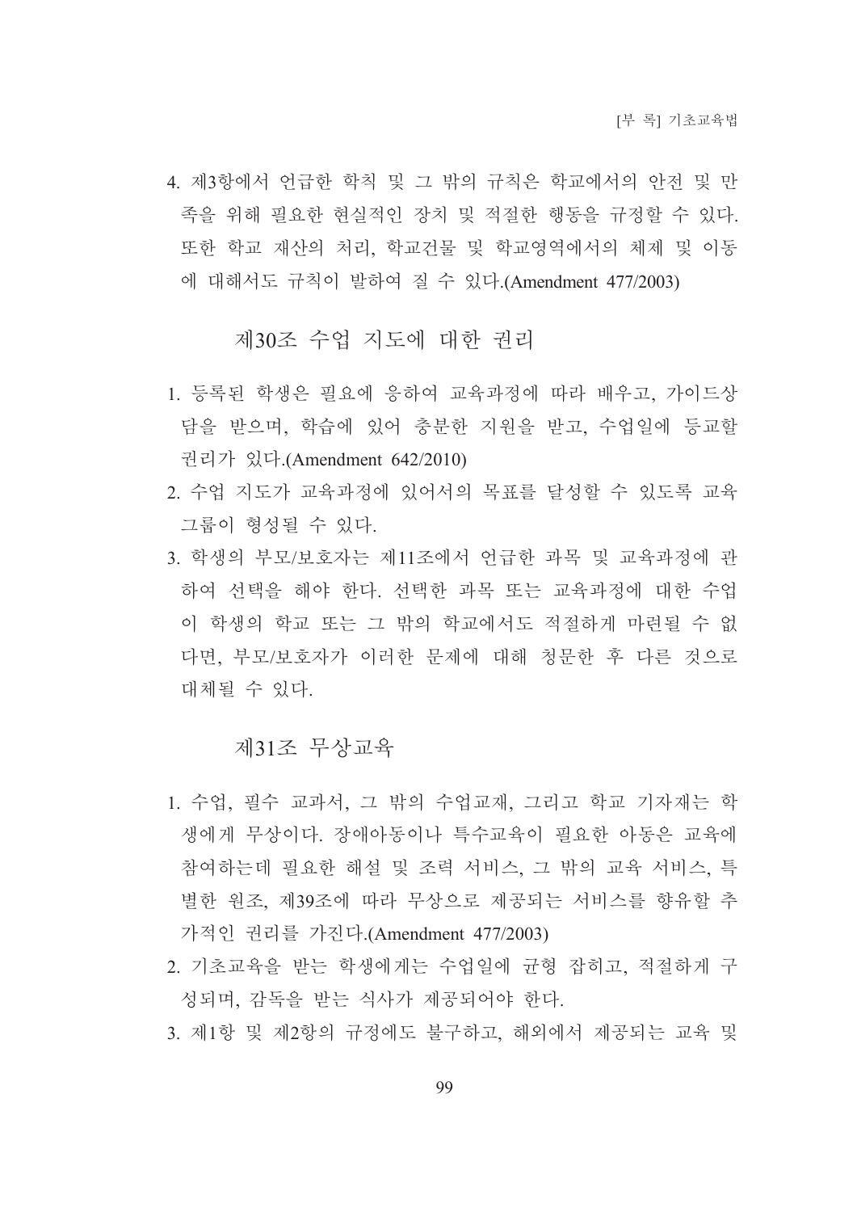4. 제3항에서 언급한 학칙 및 그 밖의 규칙은 학교에서의 안전 및 만족을 위해 필요한 현실적인 장치 및 적절한 행동을 규정할 수 있다. 또한 학교 재산의 처리, 학교건물 및 학교영역에서의 체재 및 이동에 대해서도 규칙이 발하여 질 수 있다.(Amendment 477/2003)

## 제30조 수업 지도에 대한 권리

1. 등록된 학생은 필요에 응하여 교육과정에 따라 배우고, 가이드상담을 받으며, 학습에 있어 충분한 지원을 받고, 수업일에 등교할 권리가 있다.(Amendment 642/2010)
2. 수업 지도가 교육과정에 있어서의 목표를 달성할 수 있도록 교육 그룹이 형성될 수 있다.
3. 학생의 부모/보호자는 제11조에서 언급한 과목 및 교육과정에 관하여 선택을 해야 한다. 선택한 과목 또는 교육과정에 대한 수업이 학생의 학교 또는 그 밖의 학교에서도 적절하게 마련될 수 없다면, 부모/보호자가 이러한 문제에 대해 청문한 후 다른 것으로 대체될 수 있다.

## 제31조 무상교육

1. 수업, 필수 교과서, 그 밖의 수업교재, 그리고 학교 기자재는 학생에게 무상이다. 장애아동이나 특수교육이 필요한 아동은 교육에 참여하는데 필요한 해설 및 조력 서비스, 그 밖의 교육 서비스, 특별한 원조, 제39조에 따라 무상으로 제공되는 서비스를 향유할 추가적인 권리를 가진다.(Amendment 477/2003)
2. 기초교육을 받는 학생에게는 수업일에 균형 잡히고, 적절하게 구성되며, 감독을 받는 식사가 제공되어야 한다.
3. 제1항 및 제2항의 규정에도 불구하고, 해외에서 제공되는 교육 및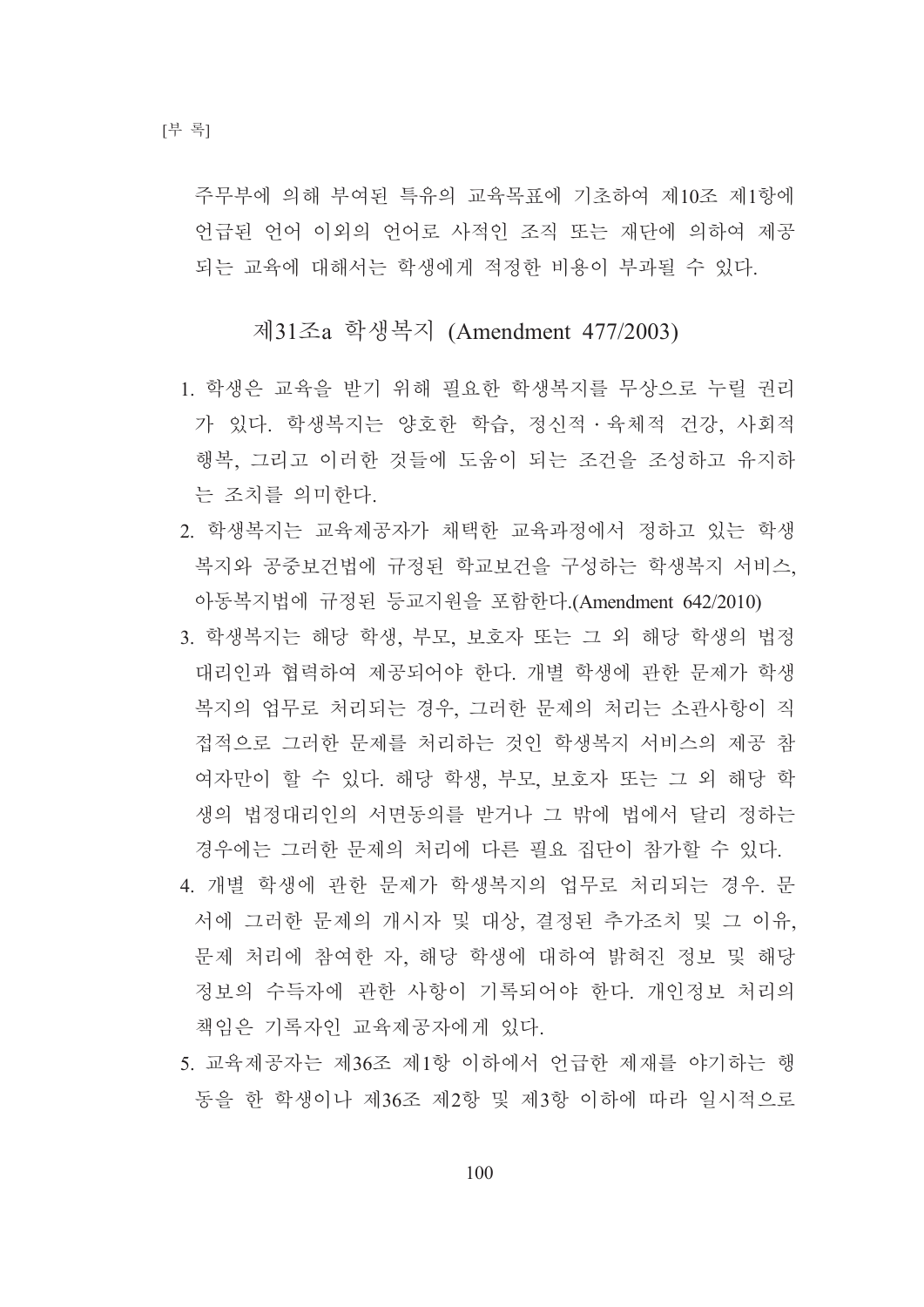주무부에 의해 부여된 특유의 교육목표에 기초하여 제10조 제1항에 언급된 언어 이외의 언어로 사적인 조직 또는 재단에 의하여 제공되는 교육에 대해서는 학생에게 적정한 비용이 부과될 수 있다.

### 제31조a 학생복지 (Amendment 477/2003)

1. 학생은 교육을 받기 위해 필요한 학생복지를 무상으로 누릴 권리가 있다. 학생복지는 양호한 학습, 정신적 · 육체적 건강, 사회적 행복, 그리고 이러한 것들에 도움이 되는 조건을 조성하고 유지하는 조치를 의미한다.
2. 학생복지는 교육제공자가 채택한 교육과정에서 정하고 있는 학생복지와 공중보건법에 규정된 학교보건을 구성하는 학생복지 서비스, 아동복지법에 규정된 등교지원을 포함한다.(Amendment 642/2010)
3. 학생복지는 해당 학생, 부모, 보호자 또는 그 외 해당 학생의 법정대리인과 협력하여 제공되어야 한다. 개별 학생에 관한 문제가 학생복지의 업무로 처리되는 경우, 그러한 문제의 처리는 소관사항이 직접적으로 그러한 문제를 처리하는 것인 학생복지 서비스의 제공 참여자만이 할 수 있다. 해당 학생, 부모, 보호자 또는 그 외 해당 학생의 법정대리인의 서면동의를 받거나 그 밖에 법에서 달리 정하는 경우에는 그러한 문제의 처리에 다른 필요 집단이 참가할 수 있다.
4. 개별 학생에 관한 문제가 학생복지의 업무로 처리되는 경우. 문서에 그러한 문제의 개시자 및 대상, 결정된 추가조치 및 그 이유, 문제 처리에 참여한 자, 해당 학생에 대하여 밝혀진 정보 및 해당 정보의 수득자에 관한 사항이 기록되어야 한다. 개인정보 처리의 책임은 기록자인 교육제공자에게 있다.
5. 교육제공자는 제36조 제1항 이하에서 언급한 제재를 야기하는 행동을 한 학생이나 제36조 제2항 및 제3항 이하에 따라 일시적으로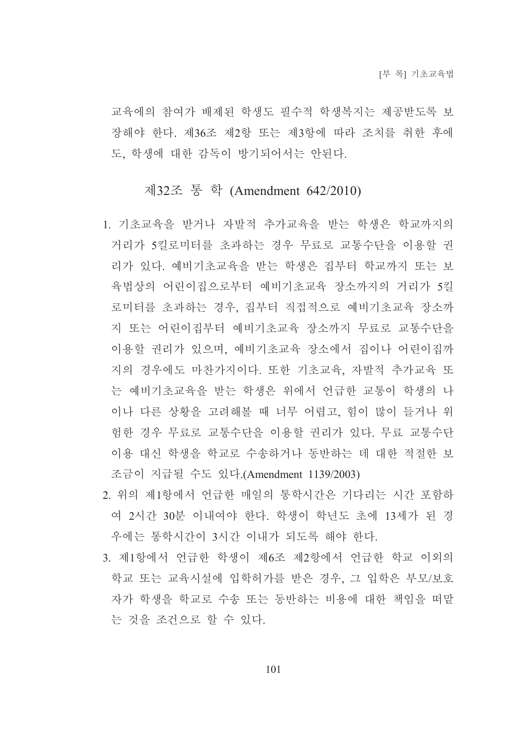교육에의 참여가 배제된 학생도 필수적 학생복지는 제공받도록 보장해야 한다. 제36조 제2항 또는 제3항에 따라 조치를 취한 후에도, 학생에 대한 감독이 방기되어서는 안된다.

## 제32조 통 학 (Amendment 642/2010)

1. 기초교육을 받거나 자발적 추가교육을 받는 학생은 학교까지의 거리가 5킬로미터를 초과하는 경우 무료로 교통수단을 이용할 권리가 있다. 예비기초교육을 받는 학생은 집부터 학교까지 또는 보육법상의 어린이집으로부터 예비기초교육 장소까지의 거리가 5킬로미터를 초과하는 경우, 집부터 직접적으로 예비기초교육 장소까지 또는 어린이집부터 예비기초교육 장소까지 무료로 교통수단을 이용할 권리가 있으며, 예비기초교육 장소에서 집이나 어린이집까지의 경우에도 마찬가지이다. 또한 기초교육, 자발적 추가교육 또는 예비기초교육을 받는 학생은 위에서 언급한 교통이 학생의 나이나 다른 상황을 고려해볼 때 너무 어렵고, 힘이 많이 들거나 위험한 경우 무료로 교통수단을 이용할 권리가 있다. 무료 교통수단 이용 대신 학생을 학교로 수송하거나 동반하는 데 대한 적절한 보조금이 지급될 수도 있다.(Amendment 1139/2003)
2. 위의 제1항에서 언급한 매일의 통학시간은 기다리는 시간 포함하여 2시간 30분 이내여야 한다. 학생이 학년도 초에 13세가 된 경우에는 통학시간이 3시간 이내가 되도록 해야 한다.
3. 제1항에서 언급한 학생이 제6조 제2항에서 언급한 학교 이외의 학교 또는 교육시설에 입학허가를 받은 경우, 그 입학은 부모/보호자가 학생을 학교로 수송 또는 동반하는 비용에 대한 책임을 떠맡는 것을 조건으로 할 수 있다.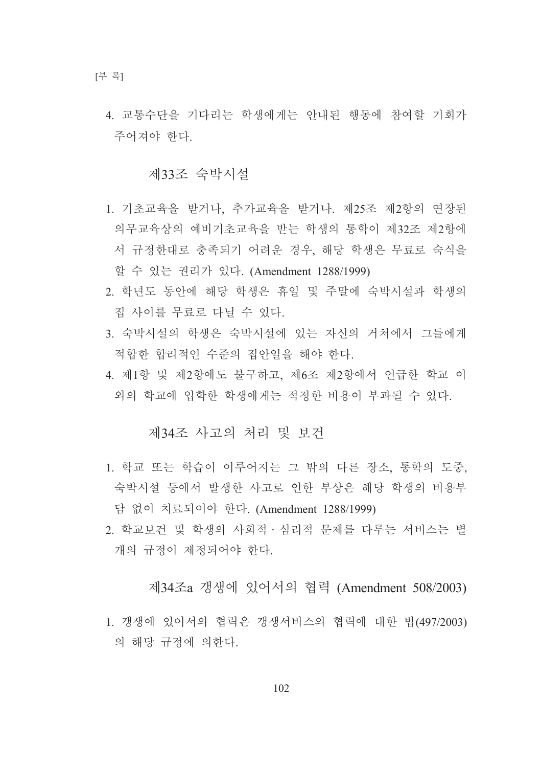4. 교통수단을 기다리는 학생에게는 안내된 행동에 참여할 기회가 주어져야 한다.

### 제33조 숙박시설

1. 기초교육을 받거나, 추가교육을 받거나. 제25조 제2항의 연장된 의무교육상의 예비기초교육을 받는 학생의 통학이 제32조 제2항에서 규정한대로 충족되기 어려운 경우, 해당 학생은 무료로 숙식을 할 수 있는 권리가 있다. (Amendment 1288/1999)
2. 학년도 동안에 해당 학생은 휴일 및 주말에 숙박시설과 학생의 집 사이를 무료로 다닐 수 있다.
3. 숙박시설의 학생은 숙박시설에 있는 자신의 거처에서 그들에게 적합한 합리적인 수준의 집안일을 해야 한다.
4. 제1항 및 제2항에도 불구하고, 제6조 제2항에서 언급한 학교 이외의 학교에 입학한 학생에게는 적정한 비용이 부과될 수 있다.

### 제34조 사고의 처리 및 보건

1. 학교 또는 학습이 이루어지는 그 밖의 다른 장소, 통학의 도중, 숙박시설 등에서 발생한 사고로 인한 부상은 해당 학생의 비용부담 없이 치료되어야 한다. (Amendment 1288/1999)
2. 학교보건 및 학생의 사회적·심리적 문제를 다루는 서비스는 별개의 규정이 제정되어야 한다.

### 제34조a 갱생에 있어서의 협력 (Amendment 508/2003)

1. 갱생에 있어서의 협력은 갱생서비스의 협력에 대한 법(497/2003)의 해당 규정에 의한다.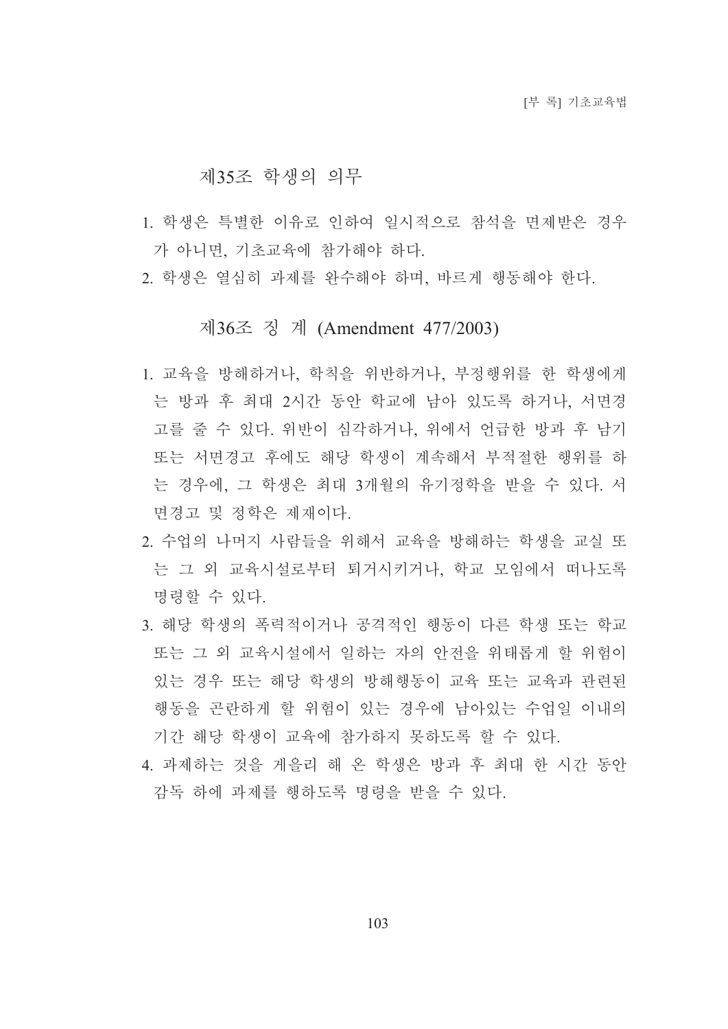## 제35조 학생의 의무

1. 학생은 특별한 이유로 인하여 일시적으로 참석을 면제받은 경우가 아니면, 기초교육에 참가해야 하다.
2. 학생은 열심히 과제를 완수해야 하며, 바르게 행동해야 한다.

## 제36조 징 계 (Amendment 477/2003)

1. 교육을 방해하거나, 학칙을 위반하거나, 부정행위를 한 학생에게는 방과 후 최대 2시간 동안 학교에 남아 있도록 하거나, 서면경고를 줄 수 있다. 위반이 심각하거나, 위에서 언급한 방과 후 남기 또는 서면경고 후에도 해당 학생이 계속해서 부적절한 행위를 하는 경우에, 그 학생은 최대 3개월의 유기정학을 받을 수 있다. 서면경고 및 정학은 제재이다.
2. 수업의 나머지 사람들을 위해서 교육을 방해하는 학생을 교실 또는 그 외 교육시설로부터 퇴거시키거나, 학교 모임에서 떠나도록 명령할 수 있다.
3. 해당 학생의 폭력적이거나 공격적인 행동이 다른 학생 또는 학교 또는 그 외 교육시설에서 일하는 자의 안전을 위태롭게 할 위험이 있는 경우 또는 해당 학생의 방해행동이 교육 또는 교육과 관련된 행동을 곤란하게 할 위험이 있는 경우에 남아있는 수업일 이내의 기간 해당 학생이 교육에 참가하지 못하도록 할 수 있다.
4. 과제하는 것을 게을리 해 온 학생은 방과 후 최대 한 시간 동안 감독 하에 과제를 행하도록 명령을 받을 수 있다.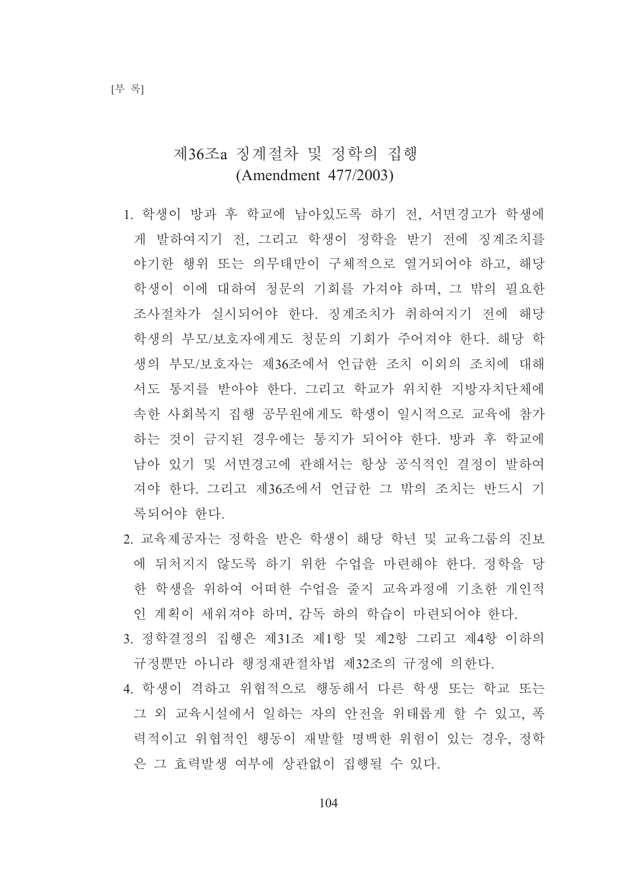## 제36조a 징계절차 및 정학의 집행 (Amendment 477/2003)

1. 학생이 방과 후 학교에 남아있도록 하기 전, 서면경고가 학생에게 발하여지기 전, 그리고 학생이 정학을 받기 전에 징계조치를 야기한 행위 또는 의무태만이 구체적으로 열거되어야 하고, 해당 학생이 이에 대하여 청문의 기회를 가져야 하며, 그 밖의 필요한 조사절차가 실시되어야 한다. 징계조치가 취하여지기 전에 해당 학생의 부모/보호자에게도 청문의 기회가 주어져야 한다. 해당 학생의 부모/보호자는 제36조에서 언급한 조치 이외의 조치에 대해서도 통지를 받아야 한다. 그리고 학교가 위치한 지방자치단체에 속한 사회복지 집행 공무원에게도 학생이 일시적으로 교육에 참가하는 것이 금지된 경우에는 통지가 되어야 한다. 방과 후 학교에 남아 있기 및 서면경고에 관해서는 항상 공식적인 결정이 발하여져야 한다. 그리고 제36조에서 언급한 그 밖의 조치는 반드시 기록되어야 한다.
2. 교육제공자는 정학을 받은 학생이 해당 학년 및 교육그룹의 진보에 뒤처지지 않도록 하기 위한 수업을 마련해야 한다. 정학을 당한 학생을 위하여 어떠한 수업을 줄지 교육과정에 기초한 개인적인 계획이 세워져야 하며, 감독 하의 학습이 마련되어야 한다.
3. 정학결정의 집행은 제31조 제1항 및 제2항 그리고 제4항 이하의 규정뿐만 아니라 행정재판절차법 제32조의 규정에 의한다.
4. 학생이 격하고 위협적으로 행동해서 다른 학생 또는 학교 또는 그 외 교육시설에서 일하는 자의 안전을 위태롭게 할 수 있고, 폭력적이고 위협적인 행동이 재발할 명백한 위험이 있는 경우, 정학은 그 효력발생 여부에 상관없이 집행될 수 있다.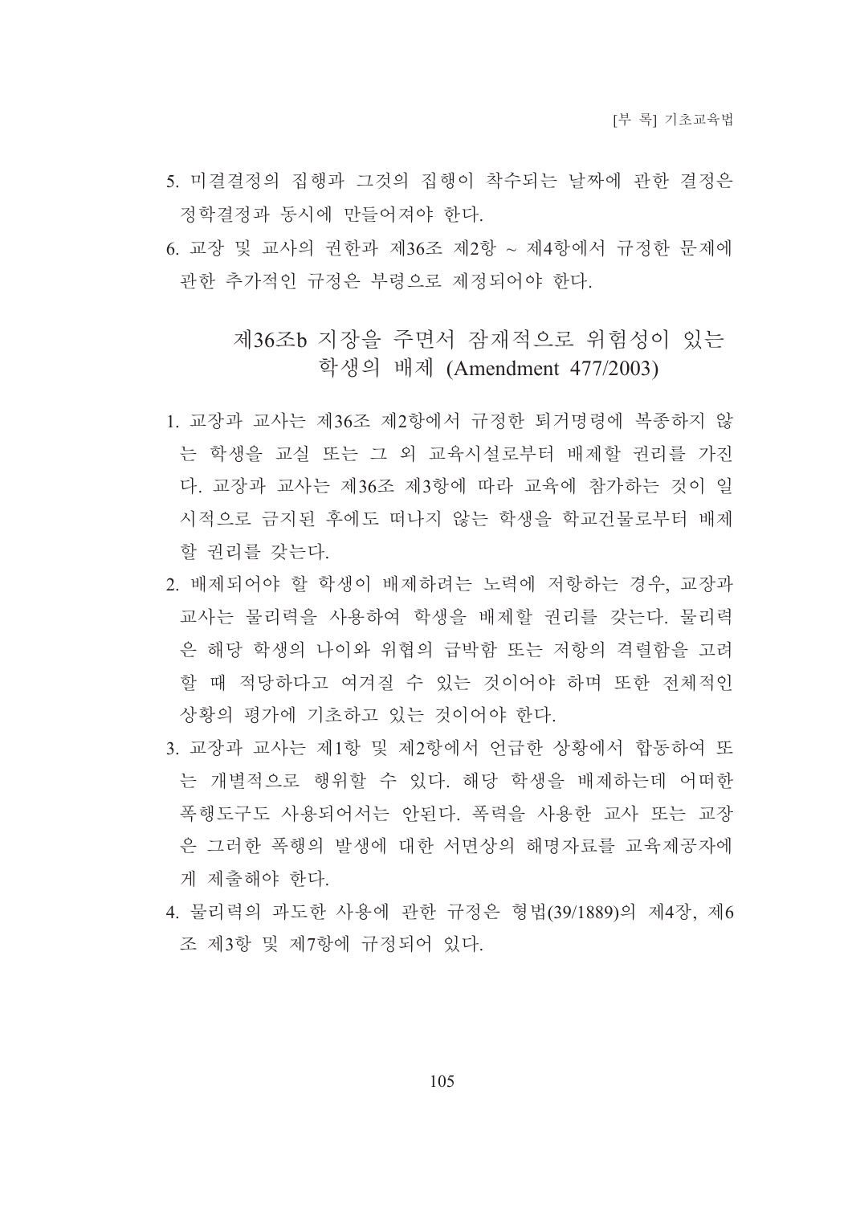5. 미결결정의 집행과 그것의 집행이 착수되는 날짜에 관한 결정은 정학결정과 동시에 만들어져야 한다.
6. 교장 및 교사의 권한과 제36조 제2항 ~ 제4항에서 규정한 문제에 관한 추가적인 규정은 부령으로 제정되어야 한다.

## 제36조b 지장을 주면서 잠재적으로 위험성이 있는 학생의 배제 (Amendment 477/2003)

1. 교장과 교사는 제36조 제2항에서 규정한 퇴거명령에 복종하지 않는 학생을 교실 또는 그 외 교육시설로부터 배제할 권리를 가진다. 교장과 교사는 제36조 제3항에 따라 교육에 참가하는 것이 일시적으로 금지된 후에도 떠나지 않는 학생을 학교건물로부터 배제할 권리를 갖는다.
2. 배제되어야 할 학생이 배제하려는 노력에 저항하는 경우, 교장과 교사는 물리력을 사용하여 학생을 배제할 권리를 갖는다. 물리력은 해당 학생의 나이와 위협의 급박함 또는 저항의 격렬함을 고려할 때 적당하다고 여겨질 수 있는 것이어야 하며 또한 전체적인 상황의 평가에 기초하고 있는 것이어야 한다.
3. 교장과 교사는 제1항 및 제2항에서 언급한 상황에서 합동하여 또는 개별적으로 행위할 수 있다. 해당 학생을 배제하는데 어떠한 폭행도구도 사용되어서는 안된다. 폭력을 사용한 교사 또는 교장은 그러한 폭행의 발생에 대한 서면상의 해명자료를 교육제공자에게 제출해야 한다.
4. 물리력의 과도한 사용에 관한 규정은 형법(39/1889)의 제4장, 제6조 제3항 및 제7항에 규정되어 있다.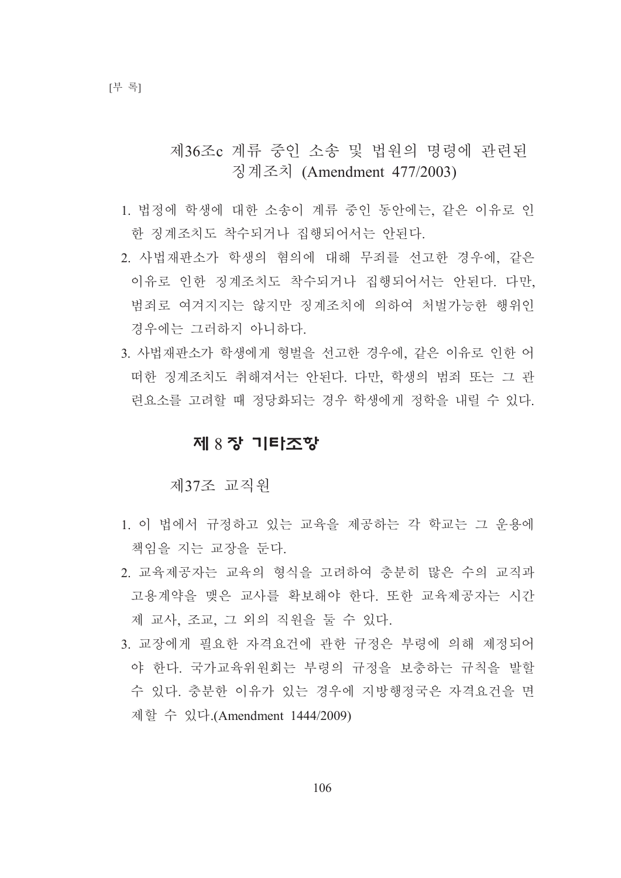### 제36조c 계류 중인 소송 및 법원의 명령에 관련된 징계조치 (Amendment 477/2003)

1. 법정에 학생에 대한 소송이 계류 중인 동안에는, 같은 이유로 인한 징계조치도 착수되거나 집행되어서는 안된다.
2. 사법재판소가 학생의 혐의에 대해 무죄를 선고한 경우에, 같은 이유로 인한 징계조치도 착수되거나 집행되어서는 안된다. 다만, 범죄로 여겨지지는 않지만 징계조치에 의하여 처벌가능한 행위인 경우에는 그러하지 아니하다.
3. 사법재판소가 학생에게 형벌을 선고한 경우에, 같은 이유로 인한 어떠한 징계조치도 취해져서는 안된다. 다만, 학생의 범죄 또는 그 관련요소를 고려할 때 정당화되는 경우 학생에게 정학을 내릴 수 있다.

## 제 8 장 기타조항

### 제37조 교직원

1. 이 법에서 규정하고 있는 교육을 제공하는 각 학교는 그 운용에 책임을 지는 교장을 둔다.
2. 교육제공자는 교육의 형식을 고려하여 충분히 많은 수의 교직과 고용계약을 맺은 교사를 확보해야 한다. 또한 교육제공자는 시간제 교사, 조교, 그 외의 직원을 둘 수 있다.
3. 교장에게 필요한 자격요건에 관한 규정은 부령에 의해 제정되어야 한다. 국가교육위원회는 부령의 규정을 보충하는 규칙을 발할 수 있다. 충분한 이유가 있는 경우에 지방행정국은 자격요건을 면제할 수 있다.(Amendment 1444/2009)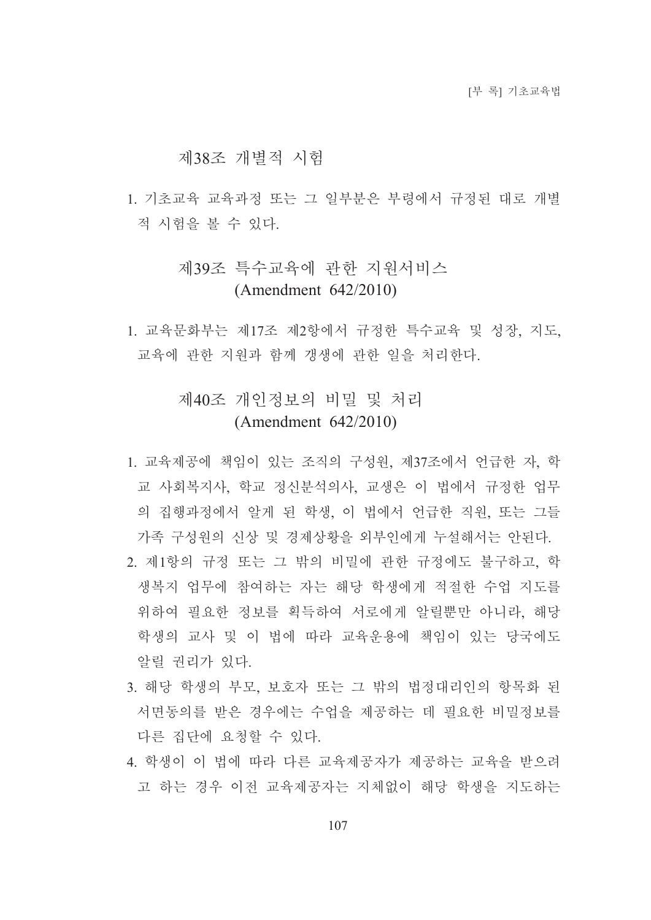## 제38조 개별적 시험

1. 기초교육 교육과정 또는 그 일부분은 부령에서 규정된 대로 개별적 시험을 볼 수 있다.

## 제39조 특수교육에 관한 지원서비스 (Amendment 642/2010)

1. 교육문화부는 제17조 제2항에서 규정한 특수교육 및 성장, 지도, 교육에 관한 지원과 함께 갱생에 관한 일을 처리한다.

## 제40조 개인정보의 비밀 및 처리 (Amendment 642/2010)

1. 교육제공에 책임이 있는 조직의 구성원, 제37조에서 언급한 자, 학교 사회복지사, 학교 정신분석의사, 교생은 이 법에서 규정한 업무의 집행과정에서 알게 된 학생, 이 법에서 언급한 직원, 또는 그들 가족 구성원의 신상 및 경제상황을 외부인에게 누설해서는 안된다.
2. 제1항의 규정 또는 그 밖의 비밀에 관한 규정에도 불구하고, 학생복지 업무에 참여하는 자는 해당 학생에게 적절한 수업 지도를 위하여 필요한 정보를 획득하여 서로에게 알릴뿐만 아니라, 해당 학생의 교사 및 이 법에 따라 교육운용에 책임이 있는 당국에도 알릴 권리가 있다.
3. 해당 학생의 부모, 보호자 또는 그 밖의 법정대리인의 항목화 된 서면동의를 받은 경우에는 수업을 제공하는 데 필요한 비밀정보를 다른 집단에 요청할 수 있다.
4. 학생이 이 법에 따라 다른 교육제공자가 제공하는 교육을 받으려고 하는 경우 이전 교육제공자는 지체없이 해당 학생을 지도하는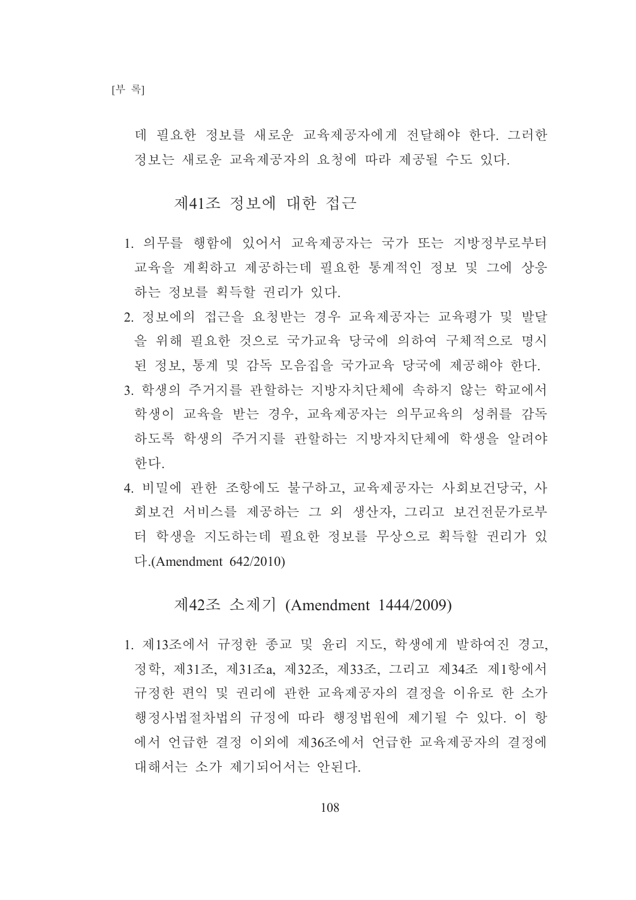데 필요한 정보를 새로운 교육제공자에게 전달해야 한다. 그러한 정보는 새로운 교육제공자의 요청에 따라 제공될 수도 있다.

### 제41조 정보에 대한 접근

1. 의무를 행함에 있어서 교육제공자는 국가 또는 지방정부로부터 교육을 계획하고 제공하는데 필요한 통계적인 정보 및 그에 상응하는 정보를 획득할 권리가 있다.
2. 정보에의 접근을 요청받는 경우 교육제공자는 교육평가 및 발달을 위해 필요한 것으로 국가교육 당국에 의하여 구체적으로 명시된 정보, 통계 및 감독 모음집을 국가교육 당국에 제공해야 한다.
3. 학생의 주거지를 관할하는 지방자치단체에 속하지 않는 학교에서 학생이 교육을 받는 경우, 교육제공자는 의무교육의 성취를 감독하도록 학생의 주거지를 관할하는 지방자치단체에 학생을 알려야 한다.
4. 비밀에 관한 조항에도 불구하고, 교육제공자는 사회보건당국, 사회보건 서비스를 제공하는 그 외 생산자, 그리고 보건전문가로부터 학생을 지도하는데 필요한 정보를 무상으로 획득할 권리가 있다.(Amendment 642/2010)

### 제42조 소제기 (Amendment 1444/2009)

1. 제13조에서 규정한 종교 및 윤리 지도, 학생에게 발하여진 경고, 정학, 제31조, 제31조a, 제32조, 제33조, 그리고 제34조 제1항에서 규정한 편익 및 권리에 관한 교육제공자의 결정을 이유로 한 소가 행정사법절차법의 규정에 따라 행정법원에 제기될 수 있다. 이 항에서 언급한 결정 이외에 제36조에서 언급한 교육제공자의 결정에 대해서는 소가 제기되어서는 안된다.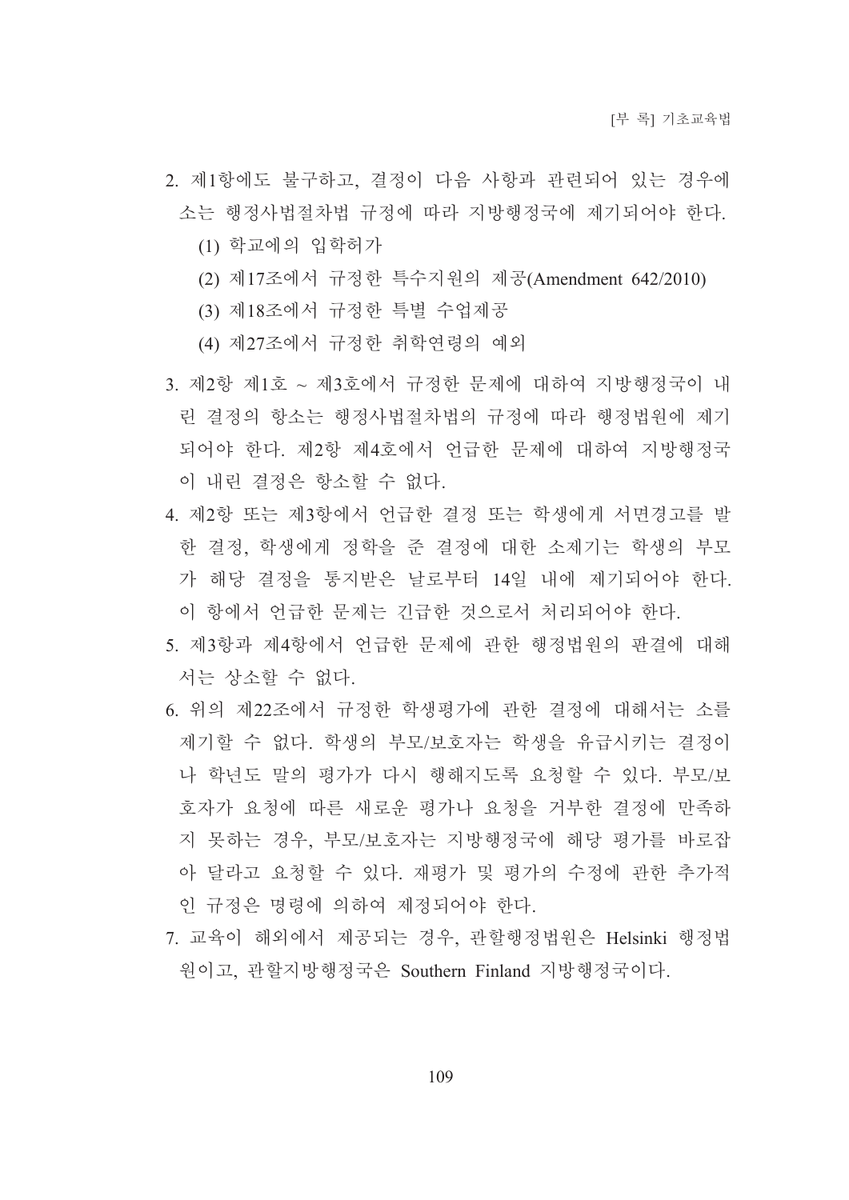2. 제1항에도 불구하고, 결정이 다음 사항과 관련되어 있는 경우에 소는 행정사법절차법 규정에 따라 지방행정국에 제기되어야 한다.
   (1) 학교에의 입학허가
   (2) 제17조에서 규정한 특수지원의 제공(Amendment 642/2010)
   (3) 제18조에서 규정한 특별 수업제공
   (4) 제27조에서 규정한 취학연령의 예외
3. 제2항 제1호 ~ 제3호에서 규정한 문제에 대하여 지방행정국이 내린 결정의 항소는 행정사법절차법의 규정에 따라 행정법원에 제기되어야 한다. 제2항 제4호에서 언급한 문제에 대하여 지방행정국이 내린 결정은 항소할 수 없다.
4. 제2항 또는 제3항에서 언급한 결정 또는 학생에게 서면경고를 발한 결정, 학생에게 정학을 준 결정에 대한 소제기는 학생의 부모가 해당 결정을 통지받은 날로부터 14일 내에 제기되어야 한다. 이 항에서 언급한 문제는 긴급한 것으로서 처리되어야 한다.
5. 제3항과 제4항에서 언급한 문제에 관한 행정법원의 판결에 대해서는 상소할 수 없다.
6. 위의 제22조에서 규정한 학생평가에 관한 결정에 대해서는 소를 제기할 수 없다. 학생의 부모/보호자는 학생을 유급시키는 결정이나 학년도 말의 평가가 다시 행해지도록 요청할 수 있다. 부모/보호자가 요청에 따른 새로운 평가나 요청을 거부한 결정에 만족하지 못하는 경우, 부모/보호자는 지방행정국에 해당 평가를 바로잡아 달라고 요청할 수 있다. 재평가 및 평가의 수정에 관한 추가적인 규정은 명령에 의하여 제정되어야 한다.
7. 교육이 해외에서 제공되는 경우, 관할행정법원은 Helsinki 행정법원이고, 관할지방행정국은 Southern Finland 지방행정국이다.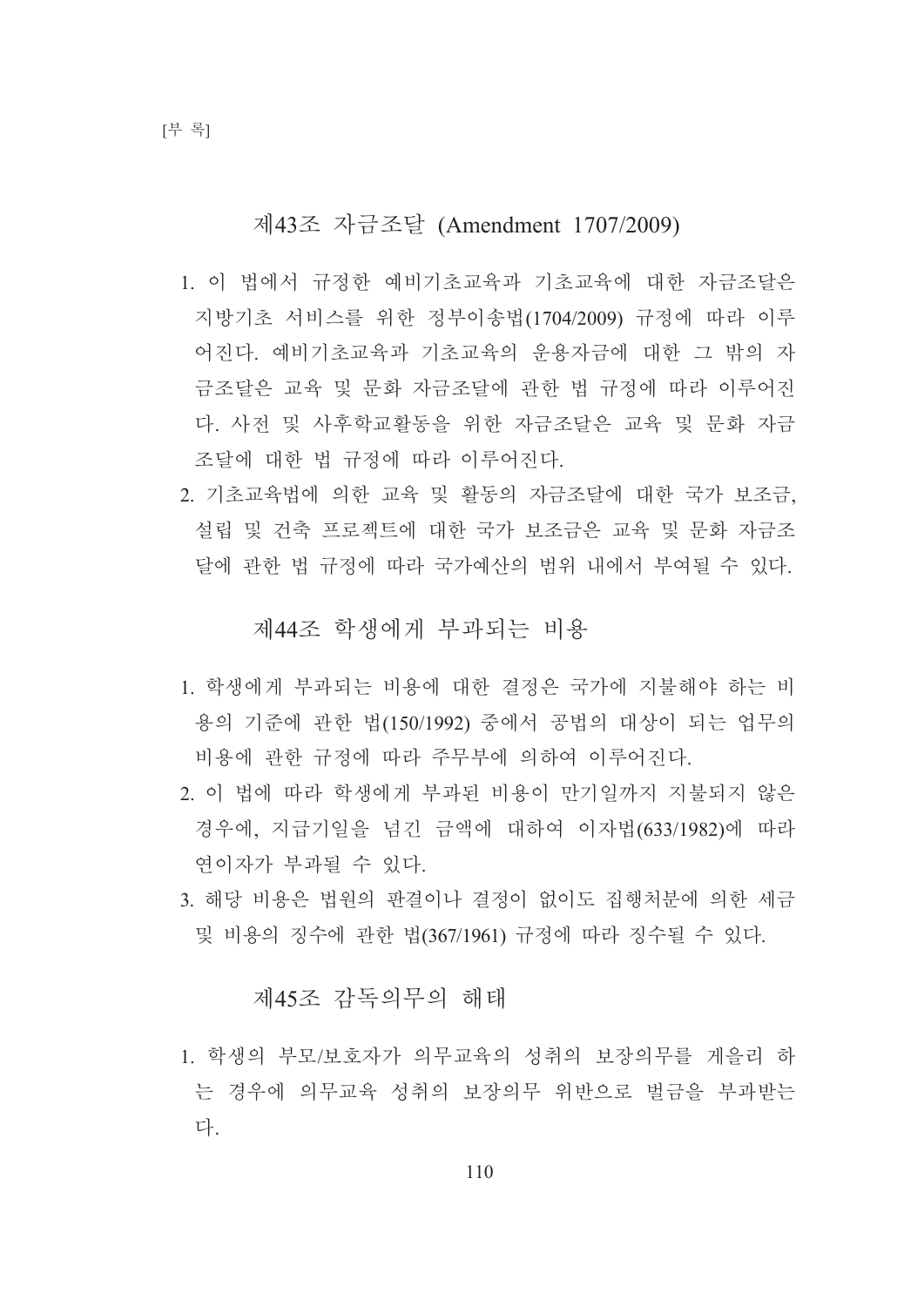### 제43조 자금조달 (Amendment 1707/2009)

1. 이 법에서 규정한 예비기초교육과 기초교육에 대한 자금조달은 지방기초 서비스를 위한 정부이송법(1704/2009) 규정에 따라 이루어진다. 예비기초교육과 기초교육의 운용자금에 대한 그 밖의 자금조달은 교육 및 문화 자금조달에 관한 법 규정에 따라 이루어진다. 사전 및 사후학교활동을 위한 자금조달은 교육 및 문화 자금조달에 대한 법 규정에 따라 이루어진다.
2. 기초교육법에 의한 교육 및 활동의 자금조달에 대한 국가 보조금, 설립 및 건축 프로젝트에 대한 국가 보조금은 교육 및 문화 자금조달에 관한 법 규정에 따라 국가예산의 범위 내에서 부여될 수 있다.

### 제44조 학생에게 부과되는 비용

1. 학생에게 부과되는 비용에 대한 결정은 국가에 지불해야 하는 비용의 기준에 관한 법(150/1992) 중에서 공법의 대상이 되는 업무의 비용에 관한 규정에 따라 주무부에 의하여 이루어진다.
2. 이 법에 따라 학생에게 부과된 비용이 만기일까지 지불되지 않은 경우에, 지급기일을 넘긴 금액에 대하여 이자법(633/1982)에 따라 연이자가 부과될 수 있다.
3. 해당 비용은 법원의 판결이나 결정이 없이도 집행처분에 의한 세금 및 비용의 징수에 관한 법(367/1961) 규정에 따라 징수될 수 있다.

### 제45조 감독의무의 해태

1. 학생의 부모/보호자가 의무교육의 성취의 보장의무를 게을리 하는 경우에 의무교육 성취의 보장의무 위반으로 벌금을 부과받는다.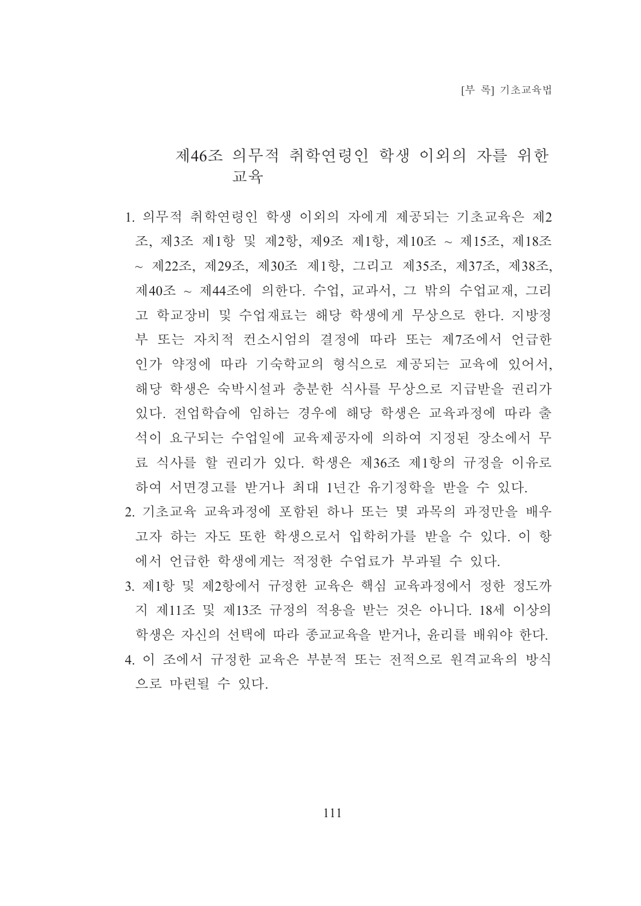## 第46条 의무적 취학연령인 학생 이외의 자를 위한 교육

1. 의무적 취학연령인 학생 이외의 자에게 제공되는 기초교육은 제2조, 제3조 제1항 및 제2항, 제9조 제1항, 제10조 ~ 제15조, 제18조 ~ 제22조, 제29조, 제30조 제1항, 그리고 제35조, 제37조, 제38조, 제40조 ~ 제44조에 의한다. 수업, 교과서, 그 밖의 수업교재, 그리고 학교장비 및 수업재료는 해당 학생에게 무상으로 한다. 지방정부 또는 자치적 컨소시엄의 결정에 따라 또는 제7조에서 언급한 인가 약정에 따라 기숙학교의 형식으로 제공되는 교육에 있어서, 해당 학생은 숙박시설과 충분한 식사를 무상으로 지급받을 권리가 있다. 전업학습에 임하는 경우에 해당 학생은 교육과정에 따라 출석이 요구되는 수업일에 교육제공자에 의하여 지정된 장소에서 무료 식사를 할 권리가 있다. 학생은 제36조 제1항의 규정을 이유로 하여 서면경고를 받거나 최대 1년간 유기정학을 받을 수 있다.
2. 기초교육 교육과정에 포함된 하나 또는 몇 과목의 과정만을 배우고자 하는 자도 또한 학생으로서 입학허가를 받을 수 있다. 이 항에서 언급한 학생에게는 적정한 수업료가 부과될 수 있다.
3. 제1항 및 제2항에서 규정한 교육은 핵심 교육과정에서 정한 정도까지 제11조 및 제13조 규정의 적용을 받는 것은 아니다. 18세 이상의 학생은 자신의 선택에 따라 종교교육을 받거나, 윤리를 배워야 한다.
4. 이 조에서 규정한 교육은 부분적 또는 전적으로 원격교육의 방식으로 마련될 수 있다.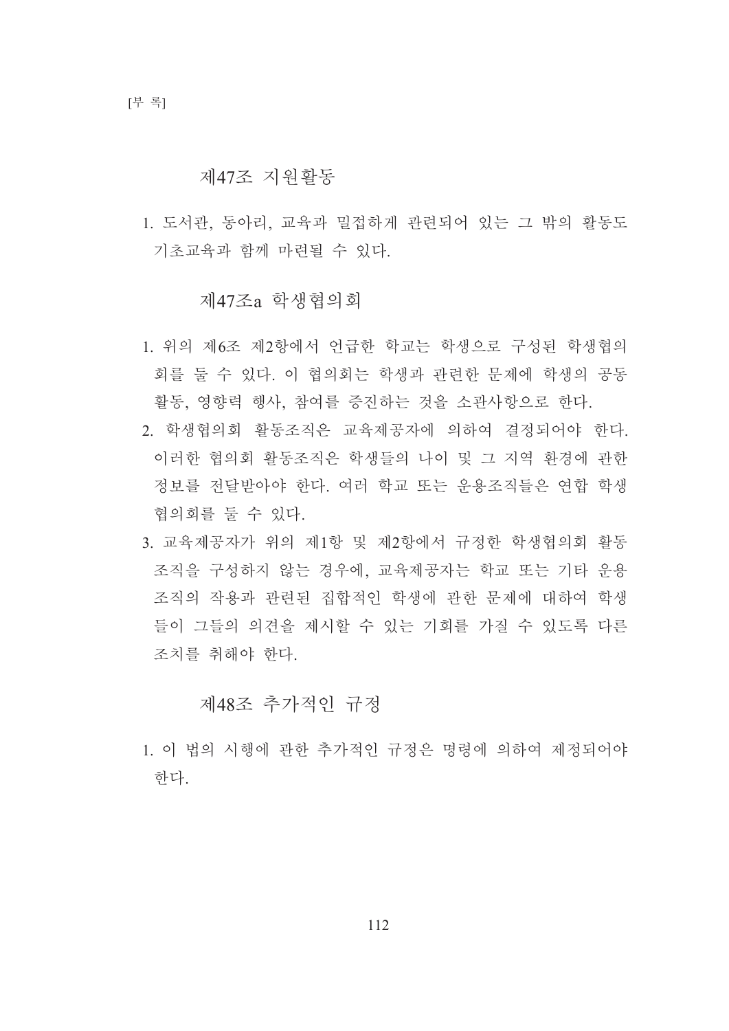### 제47조 지원활동

1. 도서관, 동아리, 교육과 밀접하게 관련되어 있는 그 밖의 활동도 기초교육과 함께 마련될 수 있다.

### 제47조a 학생협의회

1. 위의 제6조 제2항에서 언급한 학교는 학생으로 구성된 학생협의회를 둘 수 있다. 이 협의회는 학생과 관련한 문제에 학생의 공동활동, 영향력 행사, 참여를 증진하는 것을 소관사항으로 한다.
2. 학생협의회 활동조직은 교육제공자에 의하여 결정되어야 한다. 이러한 협의회 활동조직은 학생들의 나이 및 그 지역 환경에 관한 정보를 전달받아야 한다. 여러 학교 또는 운용조직들은 연합 학생협의회를 둘 수 있다.
3. 교육제공자가 위의 제1항 및 제2항에서 규정한 학생협의회 활동조직을 구성하지 않는 경우에, 교육제공자는 학교 또는 기타 운용조직의 작용과 관련된 집합적인 학생에 관한 문제에 대하여 학생들이 그들의 의견을 제시할 수 있는 기회를 가질 수 있도록 다른 조치를 취해야 한다.

### 제48조 추가적인 규정

1. 이 법의 시행에 관한 추가적인 규정은 명령에 의하여 제정되어야 한다.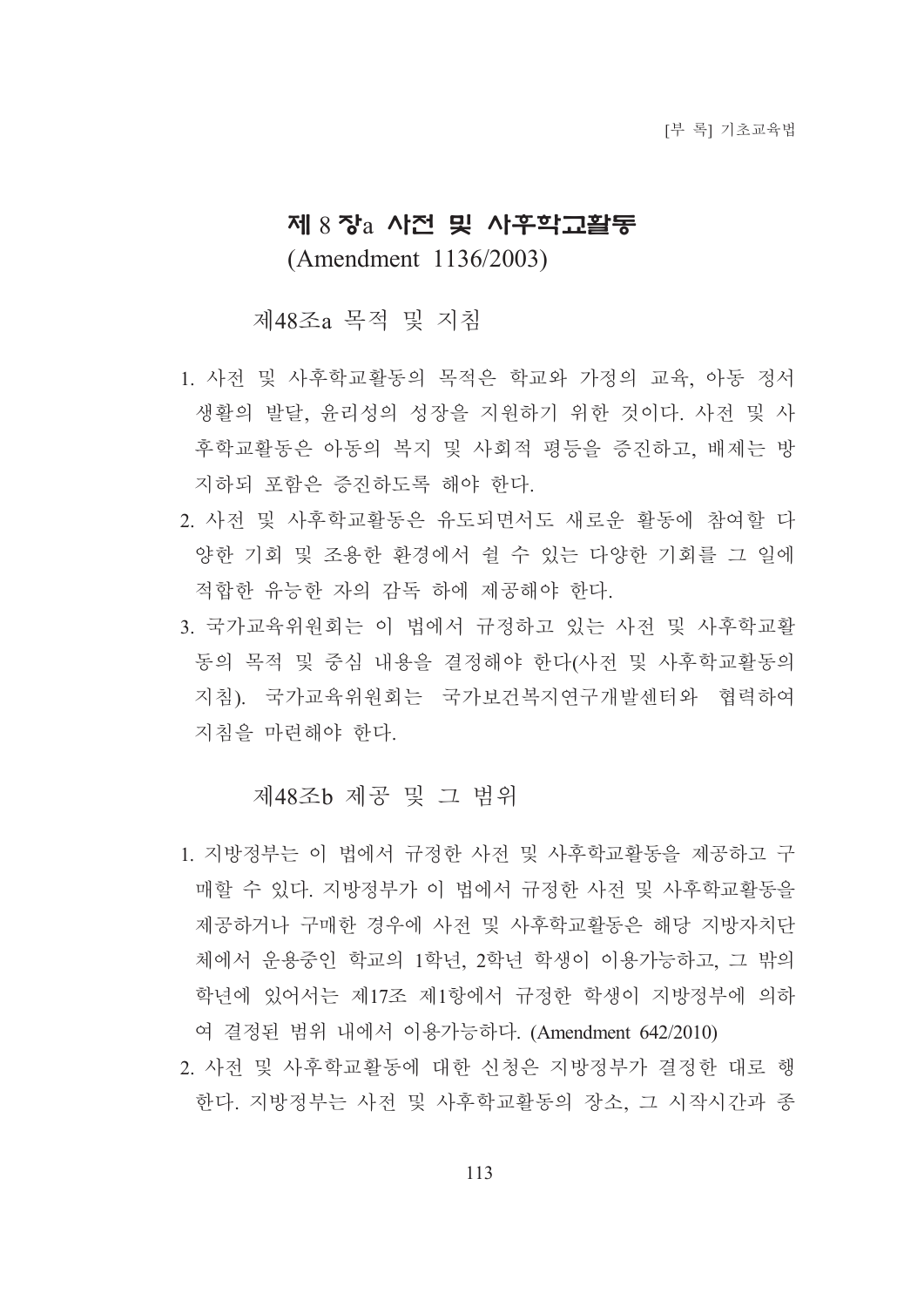## 제 8 장a 사전 및 사후학교활동

(Amendment 1136/2003)

### 제48조a 목적 및 지침

1. 사전 및 사후학교활동의 목적은 학교와 가정의 교육, 아동 정서 생활의 발달, 윤리성의 성장을 지원하기 위한 것이다. 사전 및 사후학교활동은 아동의 복지 및 사회적 평등을 증진하고, 배제는 방지하되 포함은 증진하도록 해야 한다.
2. 사전 및 사후학교활동은 유도되면서도 새로운 활동에 참여할 다양한 기회 및 조용한 환경에서 쉴 수 있는 다양한 기회를 그 일에 적합한 유능한 자의 감독 하에 제공해야 한다.
3. 국가교육위원회는 이 법에서 규정하고 있는 사전 및 사후학교활동의 목적 및 중심 내용을 결정해야 한다(사전 및 사후학교활동의 지침). 국가교육위원회는 국가보건복지연구개발센터와 협력하여 지침을 마련해야 한다.

### 제48조b 제공 및 그 범위

1. 지방정부는 이 법에서 규정한 사전 및 사후학교활동을 제공하고 구매할 수 있다. 지방정부가 이 법에서 규정한 사전 및 사후학교활동을 제공하거나 구매한 경우에 사전 및 사후학교활동은 해당 지방자치단체에서 운용중인 학교의 1학년, 2학년 학생이 이용가능하고, 그 밖의 학년에 있어서는 제17조 제1항에서 규정한 학생이 지방정부에 의하여 결정된 범위 내에서 이용가능하다. (Amendment 642/2010)
2. 사전 및 사후학교활동에 대한 신청은 지방정부가 결정한 대로 행한다. 지방정부는 사전 및 사후학교활동의 장소, 그 시작시간과 종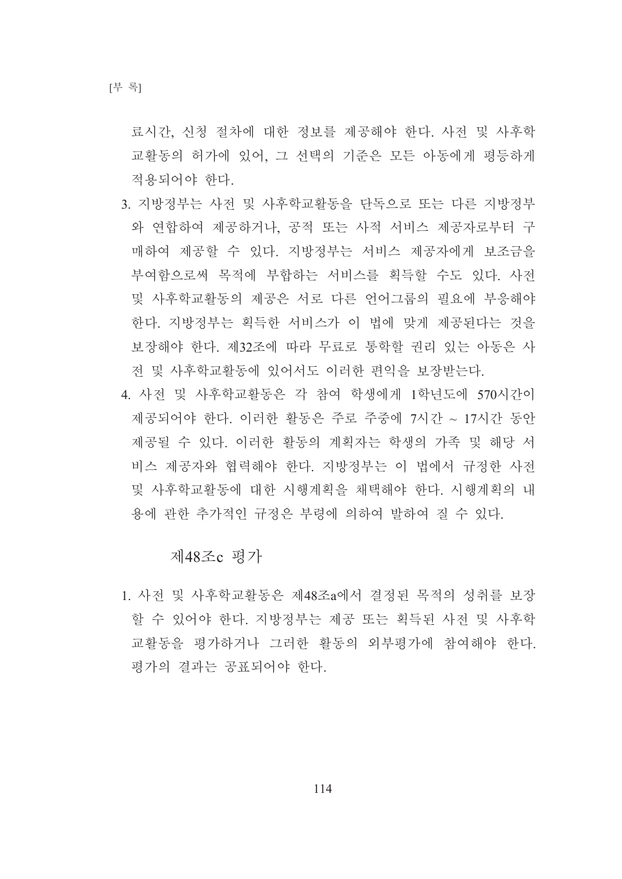료시간, 신청 절차에 대한 정보를 제공해야 한다. 사전 및 사후학교활동의 허가에 있어, 그 선택의 기준은 모든 아동에게 평등하게 적용되어야 한다.

3. 지방정부는 사전 및 사후학교활동을 단독으로 또는 다른 지방정부와 연합하여 제공하거나, 공적 또는 사적 서비스 제공자로부터 구매하여 제공할 수 있다. 지방정부는 서비스 제공자에게 보조금을 부여함으로써 목적에 부합하는 서비스를 획득할 수도 있다. 사전 및 사후학교활동의 제공은 서로 다른 언어그룹의 필요에 부응해야 한다. 지방정부는 획득한 서비스가 이 법에 맞게 제공된다는 것을 보장해야 한다. 제32조에 따라 무료로 통학할 권리 있는 아동은 사전 및 사후학교활동에 있어서도 이러한 편익을 보장받는다.
4. 사전 및 사후학교활동은 각 참여 학생에게 1학년도에 570시간이 제공되어야 한다. 이러한 활동은 주로 주중에 7시간 ~ 17시간 동안 제공될 수 있다. 이러한 활동의 계획자는 학생의 가족 및 해당 서비스 제공자와 협력해야 한다. 지방정부는 이 법에서 규정한 사전 및 사후학교활동에 대한 시행계획을 채택해야 한다. 시행계획의 내용에 관한 추가적인 규정은 부령에 의하여 발하여 질 수 있다.

### 제48조c 평가

1. 사전 및 사후학교활동은 제48조a에서 결정된 목적의 성취를 보장할 수 있어야 한다. 지방정부는 제공 또는 획득된 사전 및 사후학교활동을 평가하거나 그러한 활동의 외부평가에 참여해야 한다. 평가의 결과는 공표되어야 한다.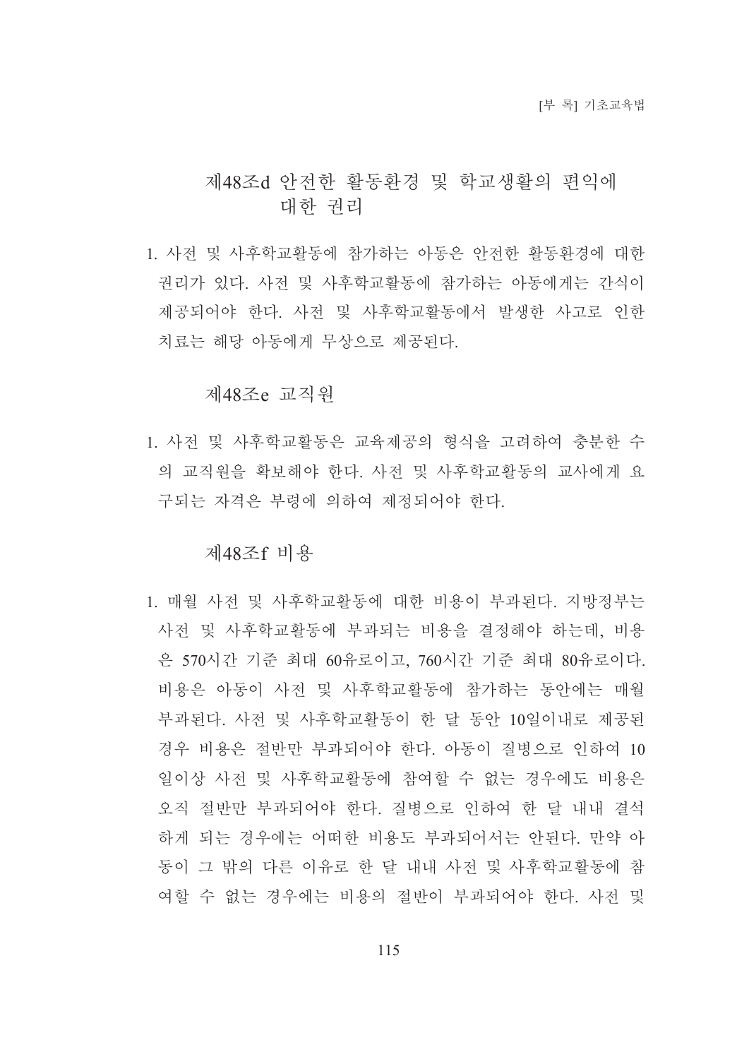### 제48조d 안전한 활동환경 및 학교생활의 편익에 대한 권리

1. 사전 및 사후학교활동에 참가하는 아동은 안전한 활동환경에 대한 권리가 있다. 사전 및 사후학교활동에 참가하는 아동에게는 간식이 제공되어야 한다. 사전 및 사후학교활동에서 발생한 사고로 인한 치료는 해당 아동에게 무상으로 제공된다.

### 제48조e 교직원

1. 사전 및 사후학교활동은 교육제공의 형식을 고려하여 충분한 수의 교직원을 확보해야 한다. 사전 및 사후학교활동의 교사에게 요구되는 자격은 부령에 의하여 제정되어야 한다.

### 제48조f 비용

1. 매월 사전 및 사후학교활동에 대한 비용이 부과된다. 지방정부는 사전 및 사후학교활동에 부과되는 비용을 결정해야 하는데, 비용은 570시간 기준 최대 60유로이고, 760시간 기준 최대 80유로이다. 비용은 아동이 사전 및 사후학교활동에 참가하는 동안에는 매월 부과된다. 사전 및 사후학교활동이 한 달 동안 10일이내로 제공된 경우 비용은 절반만 부과되어야 한다. 아동이 질병으로 인하여 10일이상 사전 및 사후학교활동에 참여할 수 없는 경우에도 비용은 오직 절반만 부과되어야 한다. 질병으로 인하여 한 달 내내 결석하게 되는 경우에는 어떠한 비용도 부과되어서는 안된다. 만약 아동이 그 밖의 다른 이유로 한 달 내내 사전 및 사후학교활동에 참여할 수 없는 경우에는 비용의 절반이 부과되어야 한다. 사전 및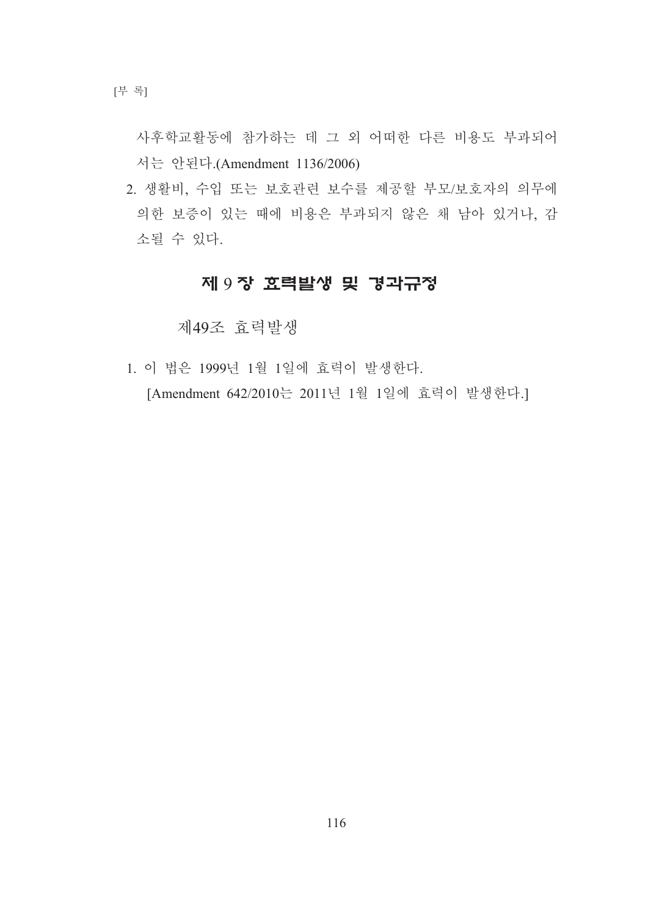사후학교활동에 참가하는 데 그 외 어떠한 다른 비용도 부과되어서는 안된다.(Amendment 1136/2006)

2. 생활비, 수입 또는 보호관련 보수를 제공할 부모/보호자의 의무에 의한 보증이 있는 때에 비용은 부과되지 않은 채 남아 있거나, 감소될 수 있다.

## 제 9 장 효력발생 및 경과규정

### 제49조 효력발생

1. 이 법은 1999년 1월 1일에 효력이 발생한다.

   [Amendment 642/2010는 2011년 1월 1일에 효력이 발생한다.]